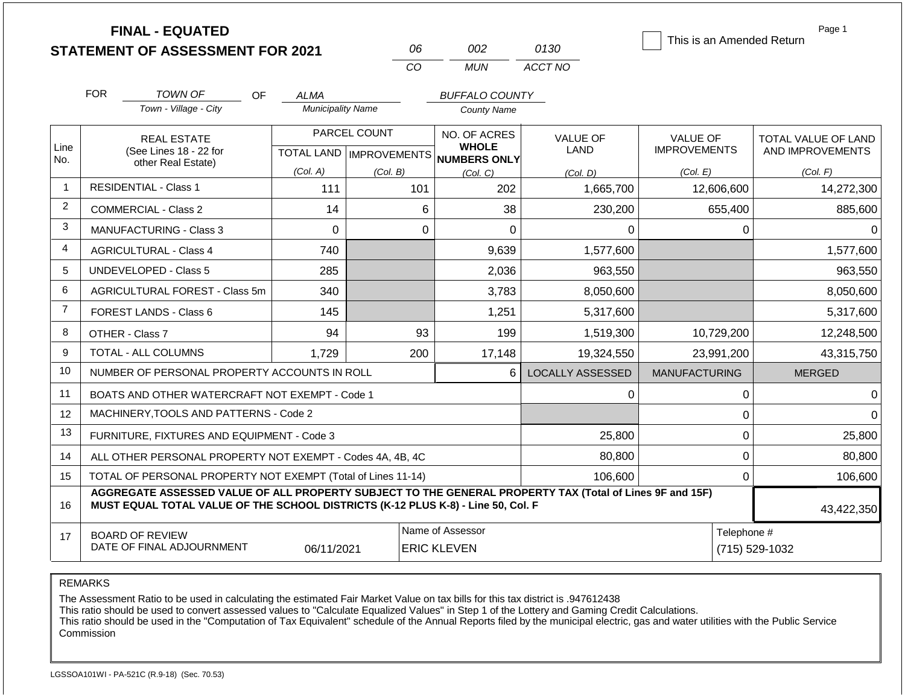# FINAL - EQUATED
## STATEMENT OF ASSESSMENT FOR 2021

| 06 | 002 | 0130 |
|---|---|---|
| CO | MUN | ACCT NO |

☐ This is an Amended Return

FOR *TOWN OF* (Town - Village - City) OF *ALMA* (Municipality Name) *BUFFALO COUNTY* (County Name)

| Line No. | REAL ESTATE (See Lines 18 - 22 for other Real Estate) | PARCEL COUNT TOTAL LAND (Col. A) | PARCEL COUNT IMPROVEMENTS (Col. B) | NO. OF ACRES WHOLE NUMBERS ONLY (Col. C) | VALUE OF LAND (Col. D) | VALUE OF IMPROVEMENTS (Col. E) | TOTAL VALUE OF LAND AND IMPROVEMENTS (Col. F) |
|---|---|---|---|---|---|---|---|
| 1 | RESIDENTIAL - Class 1 | 111 | 101 | 202 | 1,665,700 | 12,606,600 | 14,272,300 |
| 2 | COMMERCIAL - Class 2 | 14 | 6 | 38 | 230,200 | 655,400 | 885,600 |
| 3 | MANUFACTURING - Class 3 | 0 | 0 | 0 | 0 | 0 | 0 |
| 4 | AGRICULTURAL - Class 4 | 740 | | 9,639 | 1,577,600 | | 1,577,600 |
| 5 | UNDEVELOPED - Class 5 | 285 | | 2,036 | 963,550 | | 963,550 |
| 6 | AGRICULTURAL FOREST - Class 5m | 340 | | 3,783 | 8,050,600 | | 8,050,600 |
| 7 | FOREST LANDS - Class 6 | 145 | | 1,251 | 5,317,600 | | 5,317,600 |
| 8 | OTHER - Class 7 | 94 | 93 | 199 | 1,519,300 | 10,729,200 | 12,248,500 |
| 9 | TOTAL - ALL COLUMNS | 1,729 | 200 | 17,148 | 19,324,550 | 23,991,200 | 43,315,750 |
| 10 | NUMBER OF PERSONAL PROPERTY ACCOUNTS IN ROLL | | | 6 | LOCALLY ASSESSED | MANUFACTURING | MERGED |
| 11 | BOATS AND OTHER WATERCRAFT NOT EXEMPT - Code 1 | | | | 0 | 0 | 0 |
| 12 | MACHINERY,TOOLS AND PATTERNS - Code 2 | | | | | 0 | 0 |
| 13 | FURNITURE, FIXTURES AND EQUIPMENT - Code 3 | | | | 25,800 | 0 | 25,800 |
| 14 | ALL OTHER PERSONAL PROPERTY NOT EXEMPT - Codes 4A, 4B, 4C | | | | 80,800 | 0 | 80,800 |
| 15 | TOTAL OF PERSONAL PROPERTY NOT EXEMPT (Total of Lines 11-14) | | | | 106,600 | 0 | 106,600 |
| 16 | **AGGREGATE ASSESSED VALUE OF ALL PROPERTY SUBJECT TO THE GENERAL PROPERTY TAX (Total of Lines 9F and 15F) MUST EQUAL TOTAL VALUE OF THE SCHOOL DISTRICTS (K-12 PLUS K-8) - Line 50, Col. F** | | | | | | 43,422,350 |
| 17 | BOARD OF REVIEW DATE OF FINAL ADJOURNMENT | 06/11/2021 | | Name of Assessor: ERIC KLEVEN | | Telephone #: (715) 529-1032 | |

REMARKS

The Assessment Ratio to be used in calculating the estimated Fair Market Value on tax bills for this tax district is .947612438
This ratio should be used to convert assessed values to "Calculate Equalized Values" in Step 1 of the Lottery and Gaming Credit Calculations.
This ratio should be used in the "Computation of Tax Equivalent" schedule of the Annual Reports filed by the municipal electric, gas and water utilities with the Public Service Commission

LGSSOA101WI - PA-521C (R.9-18) (Sec. 70.53)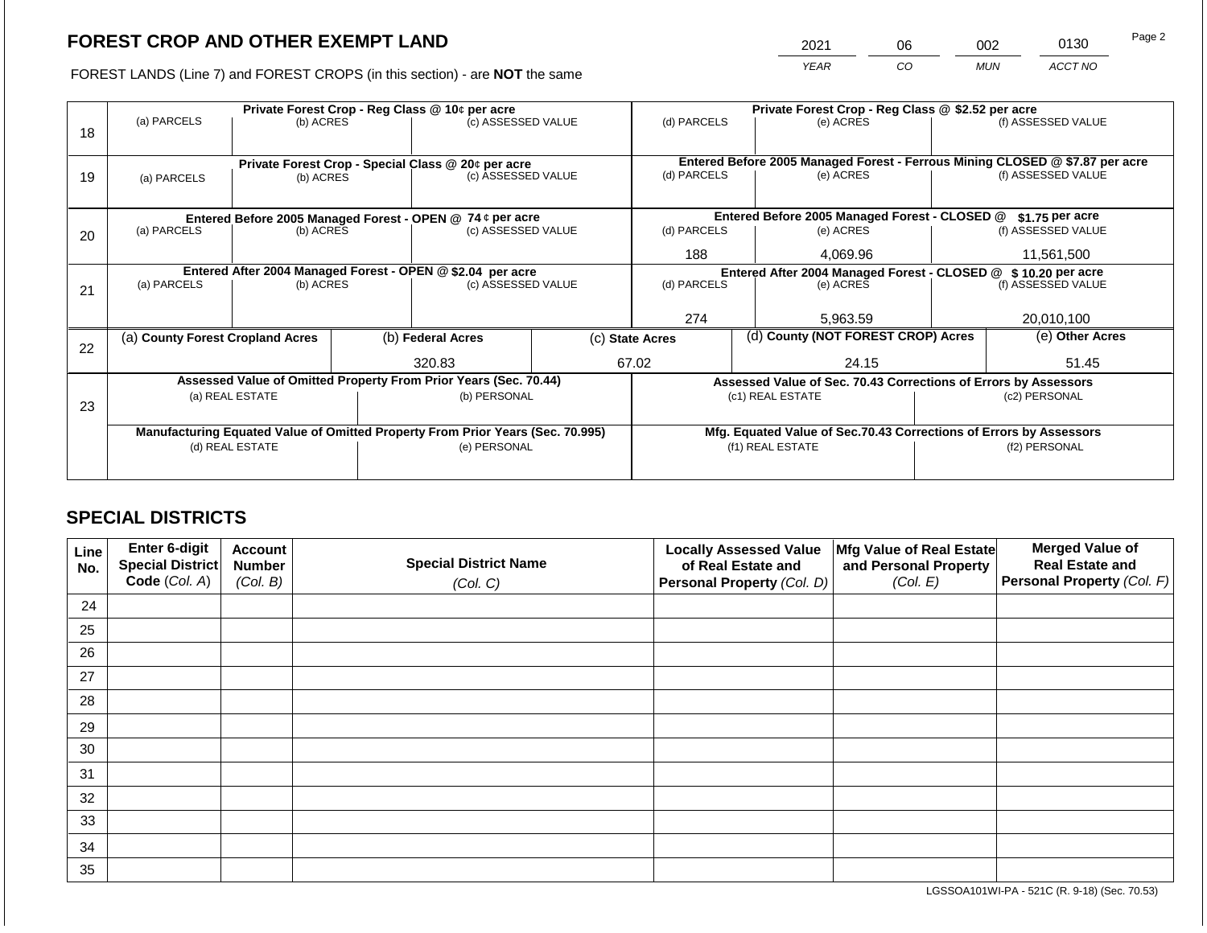# FOREST CROP AND OTHER EXEMPT LAND

| 2021 | 06 | 002 | 0130 |
|---|---|---|---|
| YEAR | CO | MUN | ACCT NO |

FOREST LANDS (Line 7) and FOREST CROPS (in this section) - are **NOT** the same

| Line | Private Forest Crop - Reg Class @ 10¢ per acre | | | Private Forest Crop - Reg Class @ $2.52 per acre | | |
|---|---|---|---|---|---|---|
| | (a) PARCELS | (b) ACRES | (c) ASSESSED VALUE | (d) PARCELS | (e) ACRES | (f) ASSESSED VALUE |
| 18 | | | | | | |
| | **Private Forest Crop - Special Class @ 20¢ per acre** | | | **Entered Before 2005 Managed Forest - Ferrous Mining CLOSED @ $7.87 per acre** | | |
| 19 | (a) PARCELS | (b) ACRES | (c) ASSESSED VALUE | (d) PARCELS | (e) ACRES | (f) ASSESSED VALUE |
| | | | | | | |
| | **Entered Before 2005 Managed Forest - OPEN @ 74 ¢ per acre** | | | **Entered Before 2005 Managed Forest - CLOSED @ $1.75 per acre** | | |
| 20 | (a) PARCELS | (b) ACRES | (c) ASSESSED VALUE | (d) PARCELS | (e) ACRES | (f) ASSESSED VALUE |
| | | | | 188 | 4,069.96 | 11,561,500 |
| | **Entered After 2004 Managed Forest - OPEN @ $2.04 per acre** | | | **Entered After 2004 Managed Forest - CLOSED @ $ 10.20 per acre** | | |
| 21 | (a) PARCELS | (b) ACRES | (c) ASSESSED VALUE | (d) PARCELS | (e) ACRES | (f) ASSESSED VALUE |
| | | | | 274 | 5,963.59 | 20,010,100 |

| Line | (a) County Forest Cropland Acres | (b) Federal Acres | (c) State Acres | (d) County (NOT FOREST CROP) Acres | (e) Other Acres |
|---|---|---|---|---|---|
| 22 | | 320.83 | 67.02 | 24.15 | 51.45 |

| Line | Assessed Value of Omitted Property From Prior Years (Sec. 70.44) | | Assessed Value of Sec. 70.43 Corrections of Errors by Assessors | |
|---|---|---|---|---|
| 23 | (a) REAL ESTATE | (b) PERSONAL | (c1) REAL ESTATE | (c2) PERSONAL |
| | | | | |
| | **Manufacturing Equated Value of Omitted Property From Prior Years (Sec. 70.995)** | | **Mfg. Equated Value of Sec.70.43 Corrections of Errors by Assessors** | |
| | (d) REAL ESTATE | (e) PERSONAL | (f1) REAL ESTATE | (f2) PERSONAL |
| | | | | |

## SPECIAL DISTRICTS

| Line No. | Enter 6-digit Special District Code (Col. A) | Account Number (Col. B) | Special District Name (Col. C) | Locally Assessed Value of Real Estate and Personal Property (Col. D) | Mfg Value of Real Estate and Personal Property (Col. E) | Merged Value of Real Estate and Personal Property (Col. F) |
|---|---|---|---|---|---|---|
| 24 | | | | | | |
| 25 | | | | | | |
| 26 | | | | | | |
| 27 | | | | | | |
| 28 | | | | | | |
| 29 | | | | | | |
| 30 | | | | | | |
| 31 | | | | | | |
| 32 | | | | | | |
| 33 | | | | | | |
| 34 | | | | | | |
| 35 | | | | | | |

LGSSOA101WI-PA - 521C (R. 9-18) (Sec. 70.53)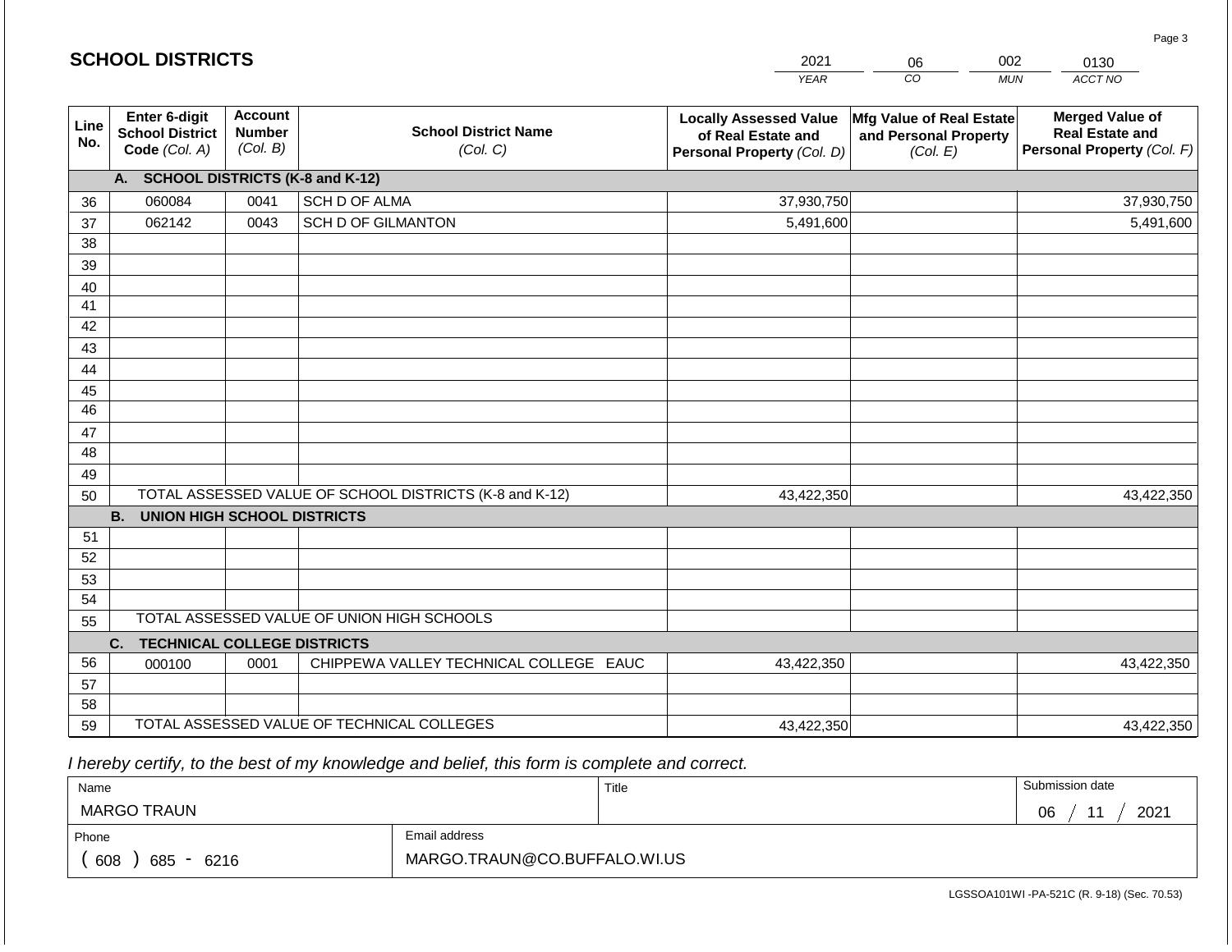# SCHOOL DISTRICTS

| 2021 | 06 | 002 | 0130 |
|---|---|---|---|
| *YEAR* | *CO* | *MUN* | *ACCT NO* |

| Line No. | Enter 6-digit School District Code *(Col. A)* | Account Number *(Col. B)* | School District Name *(Col. C)* | Locally Assessed Value of Real Estate and Personal Property *(Col. D)* | Mfg Value of Real Estate and Personal Property *(Col. E)* | Merged Value of Real Estate and Personal Property *(Col. F)* |
|---|---|---|---|---|---|---|
| | **A. SCHOOL DISTRICTS (K-8 and K-12)** | | | | | |
| 36 | 060084 | 0041 | SCH D OF ALMA | 37,930,750 | | 37,930,750 |
| 37 | 062142 | 0043 | SCH D OF GILMANTON | 5,491,600 | | 5,491,600 |
| 38 | | | | | | |
| 39 | | | | | | |
| 40 | | | | | | |
| 41 | | | | | | |
| 42 | | | | | | |
| 43 | | | | | | |
| 44 | | | | | | |
| 45 | | | | | | |
| 46 | | | | | | |
| 47 | | | | | | |
| 48 | | | | | | |
| 49 | | | | | | |
| 50 | TOTAL ASSESSED VALUE OF SCHOOL DISTRICTS (K-8 and K-12) | | | 43,422,350 | | 43,422,350 |
| | **B. UNION HIGH SCHOOL DISTRICTS** | | | | | |
| 51 | | | | | | |
| 52 | | | | | | |
| 53 | | | | | | |
| 54 | | | | | | |
| 55 | TOTAL ASSESSED VALUE OF UNION HIGH SCHOOLS | | | | | |
| | **C. TECHNICAL COLLEGE DISTRICTS** | | | | | |
| 56 | 000100 | 0001 | CHIPPEWA VALLEY TECHNICAL COLLEGE EAUC | 43,422,350 | | 43,422,350 |
| 57 | | | | | | |
| 58 | | | | | | |
| 59 | TOTAL ASSESSED VALUE OF TECHNICAL COLLEGES | | | 43,422,350 | | 43,422,350 |

*I hereby certify, to the best of my knowledge and belief, this form is complete and correct.*

| Name | | Title | Submission date |
|---|---|---|---|
| MARGO TRAUN | | | 06 / 11 / 2021 |
| Phone | Email address | | |
| ( 608 ) 685 - 6216 | MARGO.TRAUN@CO.BUFFALO.WI.US | | |

LGSSOA101WI -PA-521C (R. 9-18) (Sec. 70.53)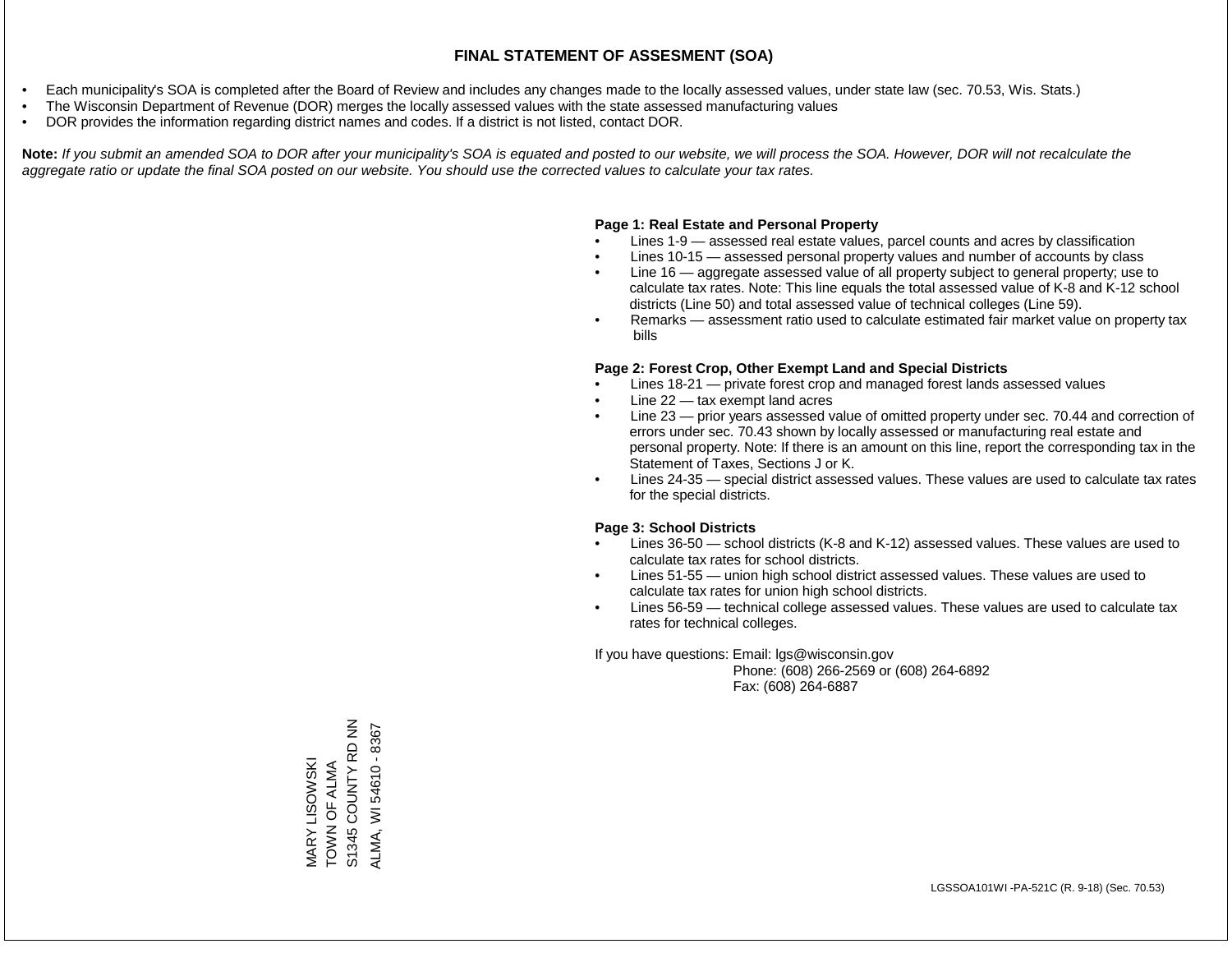# FINAL STATEMENT OF ASSESMENT (SOA)

- Each municipality's SOA is completed after the Board of Review and includes any changes made to the locally assessed values, under state law (sec. 70.53, Wis. Stats.)
- The Wisconsin Department of Revenue (DOR) merges the locally assessed values with the state assessed manufacturing values
- DOR provides the information regarding district names and codes. If a district is not listed, contact DOR.

**Note:** *If you submit an amended SOA to DOR after your municipality's SOA is equated and posted to our website, we will process the SOA. However, DOR will not recalculate the aggregate ratio or update the final SOA posted on our website. You should use the corrected values to calculate your tax rates.*

**Page 1: Real Estate and Personal Property**

- Lines 1-9 — assessed real estate values, parcel counts and acres by classification
- Lines 10-15 — assessed personal property values and number of accounts by class
- Line 16 — aggregate assessed value of all property subject to general property; use to calculate tax rates. Note: This line equals the total assessed value of K-8 and K-12 school districts (Line 50) and total assessed value of technical colleges (Line 59).
- Remarks — assessment ratio used to calculate estimated fair market value on property tax bills

**Page 2: Forest Crop, Other Exempt Land and Special Districts**

- Lines 18-21 — private forest crop and managed forest lands assessed values
- Line 22 — tax exempt land acres
- Line 23 — prior years assessed value of omitted property under sec. 70.44 and correction of errors under sec. 70.43 shown by locally assessed or manufacturing real estate and personal property. Note: If there is an amount on this line, report the corresponding tax in the Statement of Taxes, Sections J or K.
- Lines 24-35 — special district assessed values. These values are used to calculate tax rates for the special districts.

**Page 3: School Districts**

- Lines 36-50 — school districts (K-8 and K-12) assessed values. These values are used to calculate tax rates for school districts.
- Lines 51-55 — union high school district assessed values. These values are used to calculate tax rates for union high school districts.
- Lines 56-59 — technical college assessed values. These values are used to calculate tax rates for technical colleges.

If you have questions: Email: lgs@wisconsin.gov
Phone: (608) 266-2569 or (608) 264-6892
Fax: (608) 264-6887

MARY LISOWSKI
TOWN OF ALMA
S1345 COUNTY RD NN
ALMA, WI 54610 - 8367

LGSSOA101WI -PA-521C (R. 9-18) (Sec. 70.53)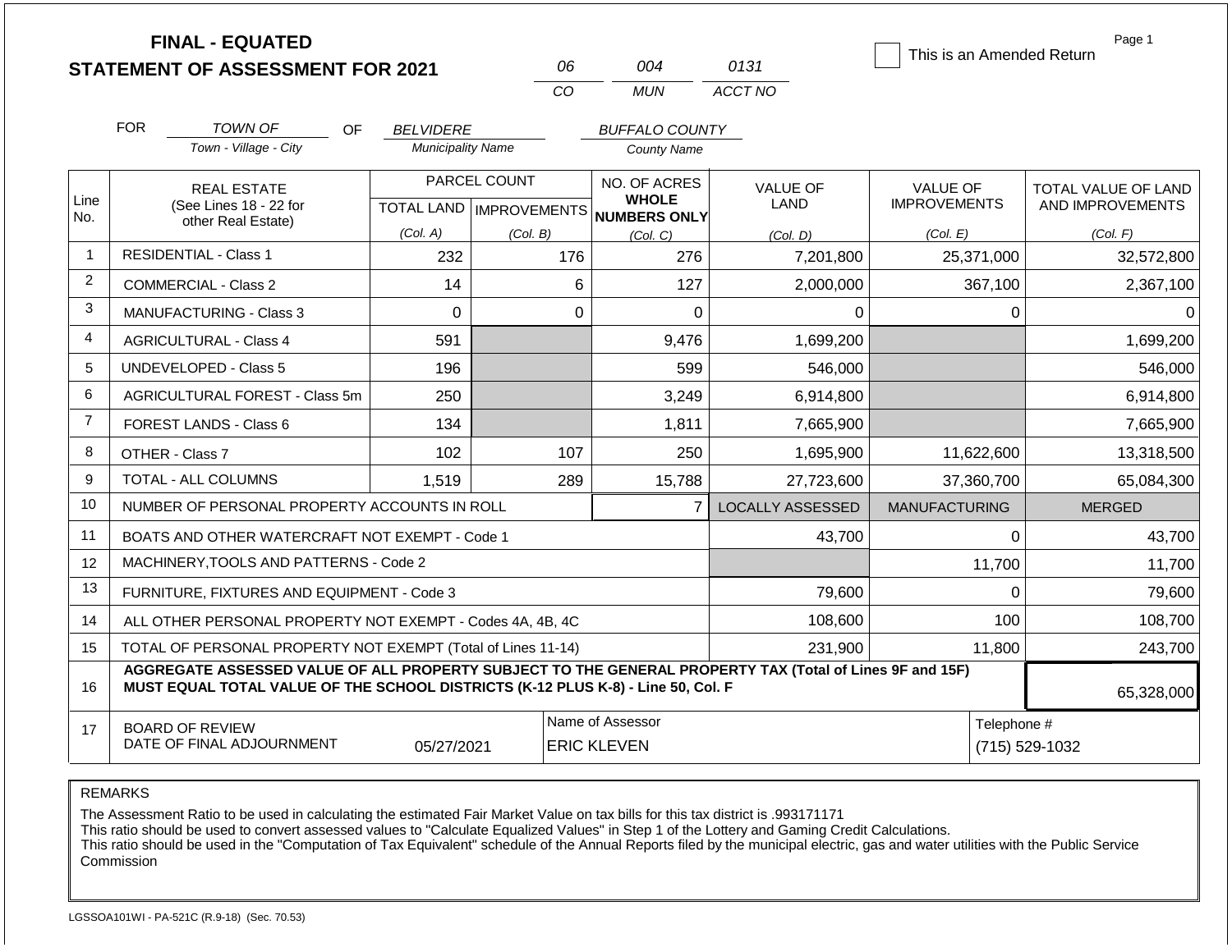# FINAL - EQUATED
# STATEMENT OF ASSESSMENT FOR 2021

| 06 | 004 | 0131 |
|---|---|---|
| CO | MUN | ACCT NO |

☐ This is an Amended Return

FOR *TOWN OF* (Town - Village - City) OF *BELVIDERE* (Municipality Name) *BUFFALO COUNTY* (County Name)

| Line No. | REAL ESTATE (See Lines 18 - 22 for other Real Estate) | PARCEL COUNT TOTAL LAND (Col. A) | PARCEL COUNT IMPROVEMENTS (Col. B) | NO. OF ACRES WHOLE NUMBERS ONLY (Col. C) | VALUE OF LAND (Col. D) | VALUE OF IMPROVEMENTS (Col. E) | TOTAL VALUE OF LAND AND IMPROVEMENTS (Col. F) |
|---|---|---|---|---|---|---|---|
| 1 | RESIDENTIAL - Class 1 | 232 | 176 | 276 | 7,201,800 | 25,371,000 | 32,572,800 |
| 2 | COMMERCIAL - Class 2 | 14 | 6 | 127 | 2,000,000 | 367,100 | 2,367,100 |
| 3 | MANUFACTURING - Class 3 | 0 | 0 | 0 | 0 | 0 | 0 |
| 4 | AGRICULTURAL - Class 4 | 591 | | 9,476 | 1,699,200 | | 1,699,200 |
| 5 | UNDEVELOPED - Class 5 | 196 | | 599 | 546,000 | | 546,000 |
| 6 | AGRICULTURAL FOREST - Class 5m | 250 | | 3,249 | 6,914,800 | | 6,914,800 |
| 7 | FOREST LANDS - Class 6 | 134 | | 1,811 | 7,665,900 | | 7,665,900 |
| 8 | OTHER - Class 7 | 102 | 107 | 250 | 1,695,900 | 11,622,600 | 13,318,500 |
| 9 | TOTAL - ALL COLUMNS | 1,519 | 289 | 15,788 | 27,723,600 | 37,360,700 | 65,084,300 |
| 10 | NUMBER OF PERSONAL PROPERTY ACCOUNTS IN ROLL | | | 7 | LOCALLY ASSESSED | MANUFACTURING | MERGED |
| 11 | BOATS AND OTHER WATERCRAFT NOT EXEMPT - Code 1 | | | | 43,700 | 0 | 43,700 |
| 12 | MACHINERY,TOOLS AND PATTERNS - Code 2 | | | | | 11,700 | 11,700 |
| 13 | FURNITURE, FIXTURES AND EQUIPMENT - Code 3 | | | | 79,600 | 0 | 79,600 |
| 14 | ALL OTHER PERSONAL PROPERTY NOT EXEMPT - Codes 4A, 4B, 4C | | | | 108,600 | 100 | 108,700 |
| 15 | TOTAL OF PERSONAL PROPERTY NOT EXEMPT (Total of Lines 11-14) | | | | 231,900 | 11,800 | 243,700 |
| 16 | **AGGREGATE ASSESSED VALUE OF ALL PROPERTY SUBJECT TO THE GENERAL PROPERTY TAX (Total of Lines 9F and 15F) MUST EQUAL TOTAL VALUE OF THE SCHOOL DISTRICTS (K-12 PLUS K-8) - Line 50, Col. F** | | | | | | 65,328,000 |
| 17 | BOARD OF REVIEW DATE OF FINAL ADJOURNMENT | 05/27/2021 | | Name of Assessor: ERIC KLEVEN | | Telephone #: (715) 529-1032 | |

REMARKS

The Assessment Ratio to be used in calculating the estimated Fair Market Value on tax bills for this tax district is .993171171
This ratio should be used to convert assessed values to "Calculate Equalized Values" in Step 1 of the Lottery and Gaming Credit Calculations.
This ratio should be used in the "Computation of Tax Equivalent" schedule of the Annual Reports filed by the municipal electric, gas and water utilities with the Public Service Commission

LGSSOA101WI - PA-521C (R.9-18) (Sec. 70.53)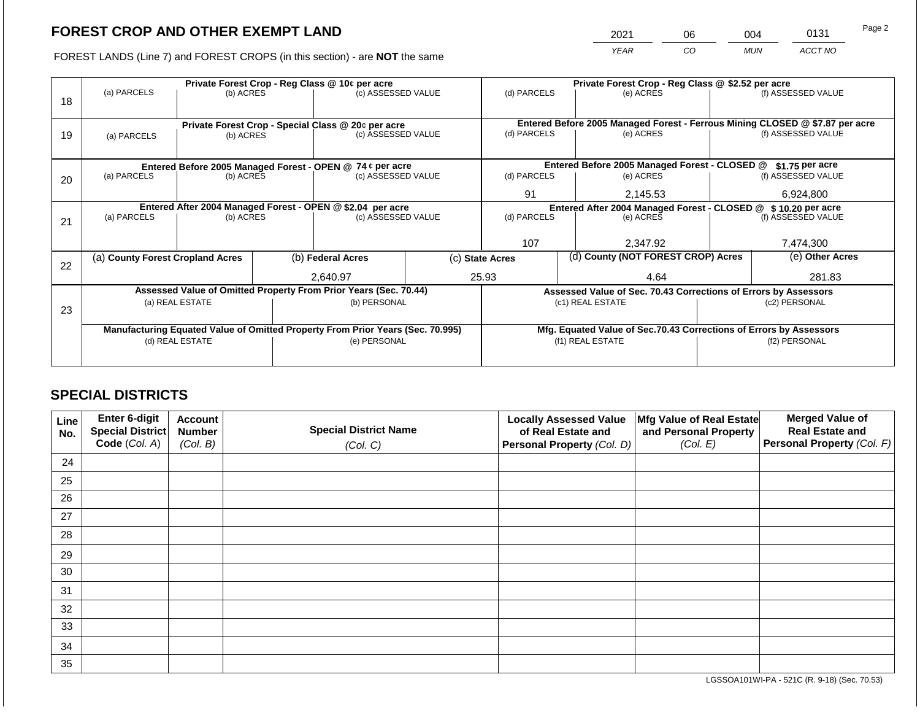## FOREST CROP AND OTHER EXEMPT LAND

FOREST LANDS (Line 7) and FOREST CROPS (in this section) - are **NOT** the same

| YEAR | CO | MUN | ACCT NO |
|---|---|---|---|
| 2021 | 06 | 004 | 0131 |

| Line | (a) PARCELS | (b) ACRES | (c) ASSESSED VALUE | (d) PARCELS | (e) ACRES | (f) ASSESSED VALUE |
|---|---|---|---|---|---|---|
| | Private Forest Crop - Reg Class @ 10¢ per acre | | | Private Forest Crop - Reg Class @ $2.52 per acre | | |
| 18 | | | | | | |
| | Private Forest Crop - Special Class @ 20¢ per acre | | | Entered Before 2005 Managed Forest - Ferrous Mining CLOSED @ $7.87 per acre | | |
| 19 | | | | | | |
| | Entered Before 2005 Managed Forest - OPEN @ 74 ¢ per acre | | | Entered Before 2005 Managed Forest - CLOSED @ $1.75 per acre | | |
| 20 | | | | 91 | 2,145.53 | 6,924,800 |
| | Entered After 2004 Managed Forest - OPEN @ $2.04 per acre | | | Entered After 2004 Managed Forest - CLOSED @ $ 10.20 per acre | | |
| 21 | | | | 107 | 2,347.92 | 7,474,300 |

| Line | (a) County Forest Cropland Acres | (b) Federal Acres | (c) State Acres | (d) County (NOT FOREST CROP) Acres | (e) Other Acres |
|---|---|---|---|---|---|
| 22 | | 2,640.97 | 25.93 | 4.64 | 281.83 |

| Line | Assessed Value of Omitted Property From Prior Years (Sec. 70.44) | | Assessed Value of Sec. 70.43 Corrections of Errors by Assessors | |
|---|---|---|---|---|
| | (a) REAL ESTATE | (b) PERSONAL | (c1) REAL ESTATE | (c2) PERSONAL |
| 23 | | | | |
| | **Manufacturing Equated Value of Omitted Property From Prior Years (Sec. 70.995)** | | **Mfg. Equated Value of Sec.70.43 Corrections of Errors by Assessors** | |
| | (d) REAL ESTATE | (e) PERSONAL | (f1) REAL ESTATE | (f2) PERSONAL |
| | | | | |

## SPECIAL DISTRICTS

| Line No. | Enter 6-digit Special District Code (Col. A) | Account Number (Col. B) | Special District Name (Col. C) | Locally Assessed Value of Real Estate and Personal Property (Col. D) | Mfg Value of Real Estate and Personal Property (Col. E) | Merged Value of Real Estate and Personal Property (Col. F) |
|---|---|---|---|---|---|---|
| 24 | | | | | | |
| 25 | | | | | | |
| 26 | | | | | | |
| 27 | | | | | | |
| 28 | | | | | | |
| 29 | | | | | | |
| 30 | | | | | | |
| 31 | | | | | | |
| 32 | | | | | | |
| 33 | | | | | | |
| 34 | | | | | | |
| 35 | | | | | | |

LGSSOA101WI-PA - 521C (R. 9-18) (Sec. 70.53)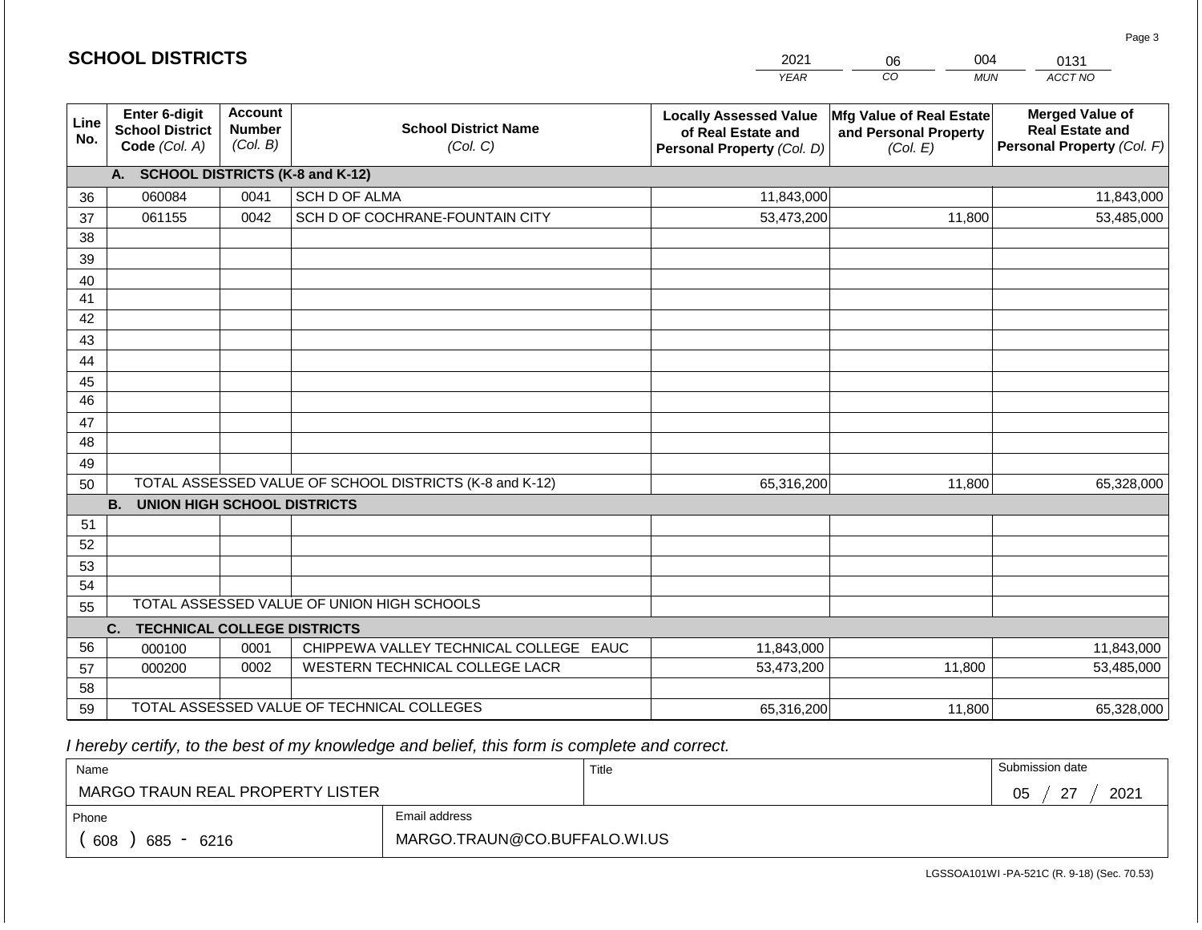## SCHOOL DISTRICTS

| 2021 | 06 | 004 | 0131 |
|---|---|---|---|
| YEAR | CO | MUN | ACCT NO |

| Line No. | Enter 6-digit School District Code (Col. A) | Account Number (Col. B) | School District Name (Col. C) | Locally Assessed Value of Real Estate and Personal Property (Col. D) | Mfg Value of Real Estate and Personal Property (Col. E) | Merged Value of Real Estate and Personal Property (Col. F) |
|---|---|---|---|---|---|---|
| | **A. SCHOOL DISTRICTS (K-8 and K-12)** | | | | | |
| 36 | 060084 | 0041 | SCH D OF ALMA | 11,843,000 | | 11,843,000 |
| 37 | 061155 | 0042 | SCH D OF COCHRANE-FOUNTAIN CITY | 53,473,200 | 11,800 | 53,485,000 |
| 38 | | | | | | |
| 39 | | | | | | |
| 40 | | | | | | |
| 41 | | | | | | |
| 42 | | | | | | |
| 43 | | | | | | |
| 44 | | | | | | |
| 45 | | | | | | |
| 46 | | | | | | |
| 47 | | | | | | |
| 48 | | | | | | |
| 49 | | | | | | |
| 50 | TOTAL ASSESSED VALUE OF SCHOOL DISTRICTS (K-8 and K-12) | | | 65,316,200 | 11,800 | 65,328,000 |
| | **B. UNION HIGH SCHOOL DISTRICTS** | | | | | |
| 51 | | | | | | |
| 52 | | | | | | |
| 53 | | | | | | |
| 54 | | | | | | |
| 55 | TOTAL ASSESSED VALUE OF UNION HIGH SCHOOLS | | | | | |
| | **C. TECHNICAL COLLEGE DISTRICTS** | | | | | |
| 56 | 000100 | 0001 | CHIPPEWA VALLEY TECHNICAL COLLEGE EAUC | 11,843,000 | | 11,843,000 |
| 57 | 000200 | 0002 | WESTERN TECHNICAL COLLEGE LACR | 53,473,200 | 11,800 | 53,485,000 |
| 58 | | | | | | |
| 59 | TOTAL ASSESSED VALUE OF TECHNICAL COLLEGES | | | 65,316,200 | 11,800 | 65,328,000 |

*I hereby certify, to the best of my knowledge and belief, this form is complete and correct.*

| Name | Title | Submission date |
|---|---|---|
| MARGO TRAUN REAL PROPERTY LISTER | | 05 / 27 / 2021 |
| Phone | Email address | |
| ( 608 ) 685 - 6216 | MARGO.TRAUN@CO.BUFFALO.WI.US | |

LGSSOA101WI -PA-521C (R. 9-18) (Sec. 70.53)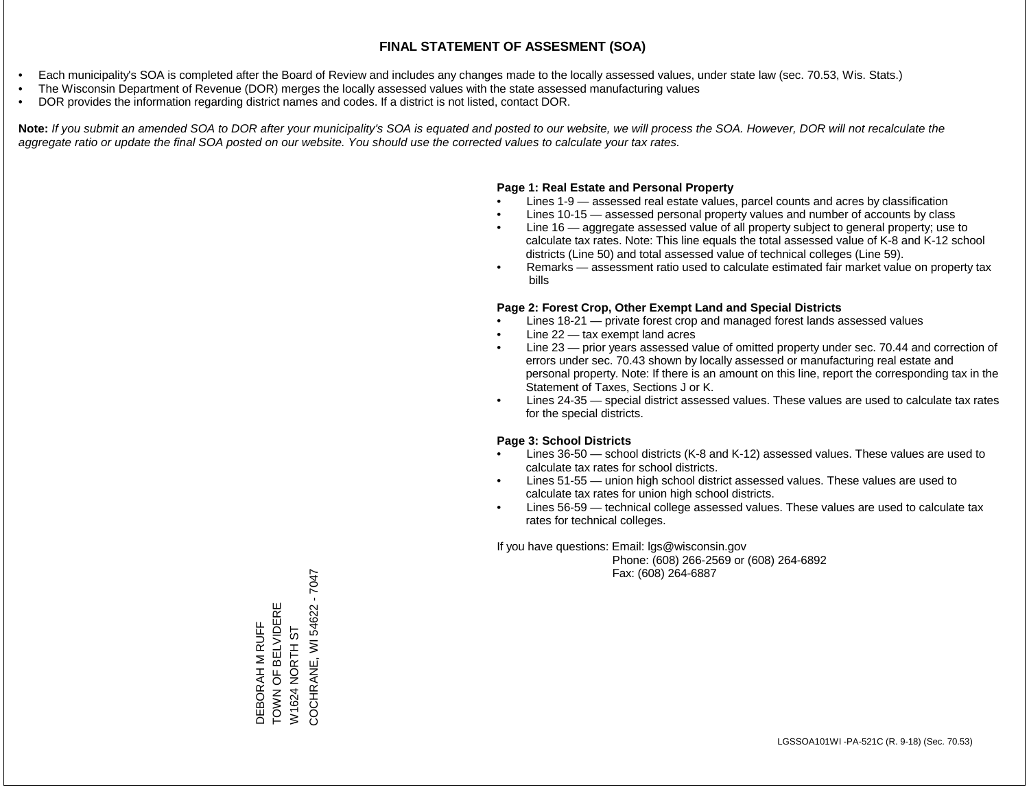# FINAL STATEMENT OF ASSESMENT (SOA)

- Each municipality's SOA is completed after the Board of Review and includes any changes made to the locally assessed values, under state law (sec. 70.53, Wis. Stats.)
- The Wisconsin Department of Revenue (DOR) merges the locally assessed values with the state assessed manufacturing values
- DOR provides the information regarding district names and codes. If a district is not listed, contact DOR.

**Note:** *If you submit an amended SOA to DOR after your municipality's SOA is equated and posted to our website, we will process the SOA. However, DOR will not recalculate the aggregate ratio or update the final SOA posted on our website. You should use the corrected values to calculate your tax rates.*

**Page 1: Real Estate and Personal Property**

- Lines 1-9 — assessed real estate values, parcel counts and acres by classification
- Lines 10-15 — assessed personal property values and number of accounts by class
- Line 16 — aggregate assessed value of all property subject to general property; use to calculate tax rates. Note: This line equals the total assessed value of K-8 and K-12 school districts (Line 50) and total assessed value of technical colleges (Line 59).
- Remarks — assessment ratio used to calculate estimated fair market value on property tax bills

**Page 2: Forest Crop, Other Exempt Land and Special Districts**

- Lines 18-21 — private forest crop and managed forest lands assessed values
- Line 22 — tax exempt land acres
- Line 23 — prior years assessed value of omitted property under sec. 70.44 and correction of errors under sec. 70.43 shown by locally assessed or manufacturing real estate and personal property. Note: If there is an amount on this line, report the corresponding tax in the Statement of Taxes, Sections J or K.
- Lines 24-35 — special district assessed values. These values are used to calculate tax rates for the special districts.

**Page 3: School Districts**

- Lines 36-50 — school districts (K-8 and K-12) assessed values. These values are used to calculate tax rates for school districts.
- Lines 51-55 — union high school district assessed values. These values are used to calculate tax rates for union high school districts.
- Lines 56-59 — technical college assessed values. These values are used to calculate tax rates for technical colleges.

If you have questions: Email: lgs@wisconsin.gov
Phone: (608) 266-2569 or (608) 264-6892
Fax: (608) 264-6887

DEBORAH M RUFF
TOWN OF BELVIDERE
W1624 NORTH ST
COCHRANE, WI 54622 - 7047

LGSSOA101WI -PA-521C (R. 9-18) (Sec. 70.53)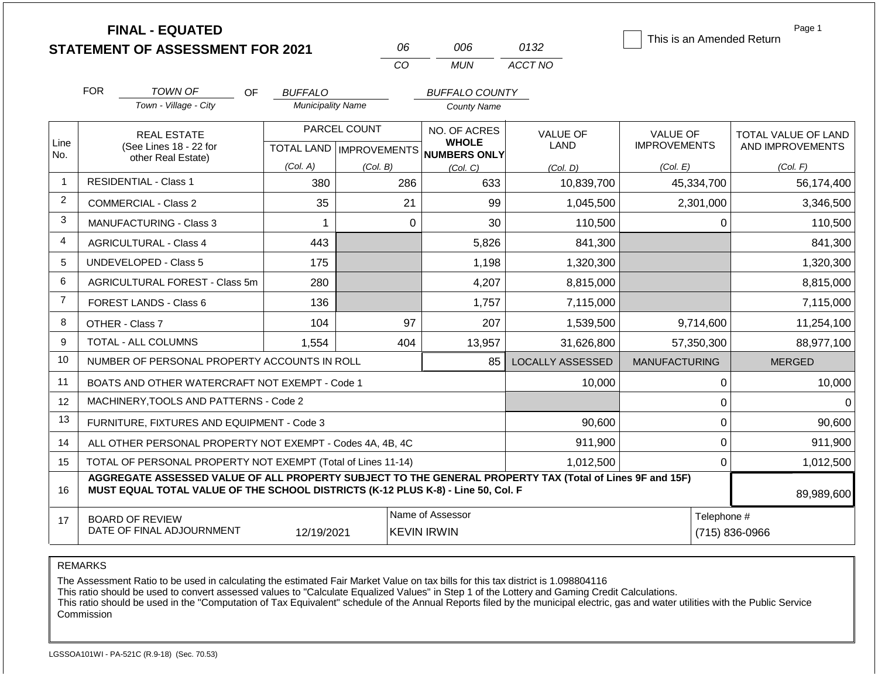# FINAL - EQUATED
# STATEMENT OF ASSESSMENT FOR 2021

| 06 | 006 | 0132 |
|---|---|---|
| CO | MUN | ACCT NO |

☐ This is an Amended Return

Page 1

FOR *TOWN OF* (Town - Village - City) OF *BUFFALO* (Municipality Name) *BUFFALO COUNTY* (County Name)

| Line No. | REAL ESTATE (See Lines 18 - 22 for other Real Estate) | PARCEL COUNT TOTAL LAND (Col. A) | PARCEL COUNT IMPROVEMENTS (Col. B) | NO. OF ACRES WHOLE NUMBERS ONLY (Col. C) | VALUE OF LAND (Col. D) | VALUE OF IMPROVEMENTS (Col. E) | TOTAL VALUE OF LAND AND IMPROVEMENTS (Col. F) |
|---|---|---|---|---|---|---|---|
| 1 | RESIDENTIAL - Class 1 | 380 | 286 | 633 | 10,839,700 | 45,334,700 | 56,174,400 |
| 2 | COMMERCIAL - Class 2 | 35 | 21 | 99 | 1,045,500 | 2,301,000 | 3,346,500 |
| 3 | MANUFACTURING - Class 3 | 1 | 0 | 30 | 110,500 | 0 | 110,500 |
| 4 | AGRICULTURAL - Class 4 | 443 | | 5,826 | 841,300 | | 841,300 |
| 5 | UNDEVELOPED - Class 5 | 175 | | 1,198 | 1,320,300 | | 1,320,300 |
| 6 | AGRICULTURAL FOREST - Class 5m | 280 | | 4,207 | 8,815,000 | | 8,815,000 |
| 7 | FOREST LANDS - Class 6 | 136 | | 1,757 | 7,115,000 | | 7,115,000 |
| 8 | OTHER - Class 7 | 104 | 97 | 207 | 1,539,500 | 9,714,600 | 11,254,100 |
| 9 | TOTAL - ALL COLUMNS | 1,554 | 404 | 13,957 | 31,626,800 | 57,350,300 | 88,977,100 |
| 10 | NUMBER OF PERSONAL PROPERTY ACCOUNTS IN ROLL | | | 85 | LOCALLY ASSESSED | MANUFACTURING | MERGED |
| 11 | BOATS AND OTHER WATERCRAFT NOT EXEMPT - Code 1 | | | | 10,000 | 0 | 10,000 |
| 12 | MACHINERY,TOOLS AND PATTERNS - Code 2 | | | | | 0 | 0 |
| 13 | FURNITURE, FIXTURES AND EQUIPMENT - Code 3 | | | | 90,600 | 0 | 90,600 |
| 14 | ALL OTHER PERSONAL PROPERTY NOT EXEMPT - Codes 4A, 4B, 4C | | | | 911,900 | 0 | 911,900 |
| 15 | TOTAL OF PERSONAL PROPERTY NOT EXEMPT (Total of Lines 11-14) | | | | 1,012,500 | 0 | 1,012,500 |
| 16 | **AGGREGATE ASSESSED VALUE OF ALL PROPERTY SUBJECT TO THE GENERAL PROPERTY TAX (Total of Lines 9F and 15F) MUST EQUAL TOTAL VALUE OF THE SCHOOL DISTRICTS (K-12 PLUS K-8) - Line 50, Col. F** | | | | | | 89,989,600 |
| 17 | BOARD OF REVIEW DATE OF FINAL ADJOURNMENT | 12/19/2021 | | Name of Assessor: KEVIN IRWIN | | | Telephone #: (715) 836-0966 |

REMARKS

The Assessment Ratio to be used in calculating the estimated Fair Market Value on tax bills for this tax district is 1.098804116
This ratio should be used to convert assessed values to "Calculate Equalized Values" in Step 1 of the Lottery and Gaming Credit Calculations.
This ratio should be used in the "Computation of Tax Equivalent" schedule of the Annual Reports filed by the municipal electric, gas and water utilities with the Public Service Commission

LGSSOA101WI - PA-521C (R.9-18) (Sec. 70.53)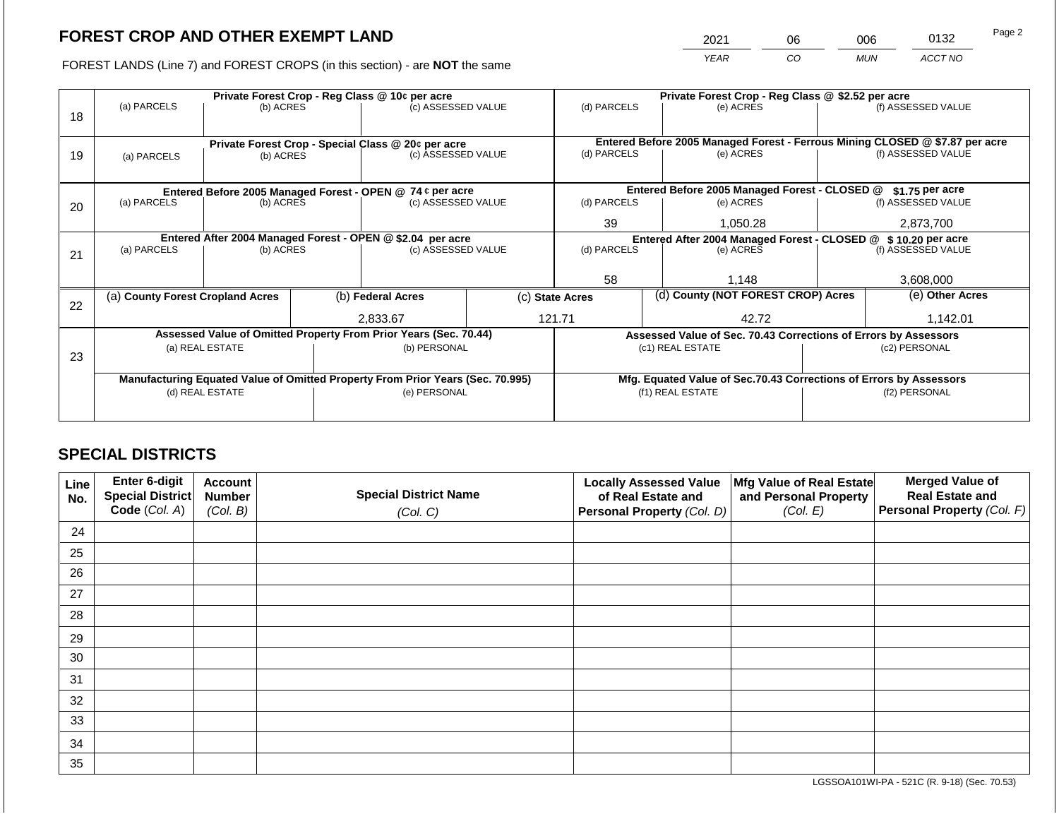# FOREST CROP AND OTHER EXEMPT LAND

FOREST LANDS (Line 7) and FOREST CROPS (in this section) - are **NOT** the same

| 2021 | 06 | 006 | 0132 |
|---|---|---|---|
| *YEAR* | *CO* | *MUN* | *ACCT NO* |

Page 2

| Line | Private Forest Crop - Reg Class @ 10¢ per acre | | | Private Forest Crop - Reg Class @ $2.52 per acre | | |
|---|---|---|---|---|---|---|
| 18 | (a) PARCELS | (b) ACRES | (c) ASSESSED VALUE | (d) PARCELS | (e) ACRES | (f) ASSESSED VALUE |
| | | | | | | |
| | **Private Forest Crop - Special Class @ 20¢ per acre** | | | **Entered Before 2005 Managed Forest - Ferrous Mining CLOSED @ $7.87 per acre** | | |
| 19 | (a) PARCELS | (b) ACRES | (c) ASSESSED VALUE | (d) PARCELS | (e) ACRES | (f) ASSESSED VALUE |
| | | | | | | |
| | **Entered Before 2005 Managed Forest - OPEN @ 74 ¢ per acre** | | | **Entered Before 2005 Managed Forest - CLOSED @ $1.75 per acre** | | |
| 20 | (a) PARCELS | (b) ACRES | (c) ASSESSED VALUE | (d) PARCELS | (e) ACRES | (f) ASSESSED VALUE |
| | | | | 39 | 1,050.28 | 2,873,700 |
| | **Entered After 2004 Managed Forest - OPEN @ $2.04 per acre** | | | **Entered After 2004 Managed Forest - CLOSED @ $ 10.20 per acre** | | |
| 21 | (a) PARCELS | (b) ACRES | (c) ASSESSED VALUE | (d) PARCELS | (e) ACRES | (f) ASSESSED VALUE |
| | | | | 58 | 1,148 | 3,608,000 |

| Line | (a) County Forest Cropland Acres | (b) Federal Acres | (c) State Acres | (d) County (NOT FOREST CROP) Acres | (e) Other Acres |
|---|---|---|---|---|---|
| 22 | | 2,833.67 | 121.71 | 42.72 | 1,142.01 |

| Line | Assessed Value of Omitted Property From Prior Years (Sec. 70.44) | | Assessed Value of Sec. 70.43 Corrections of Errors by Assessors | |
|---|---|---|---|---|
| 23 | (a) REAL ESTATE | (b) PERSONAL | (c1) REAL ESTATE | (c2) PERSONAL |
| | | | | |
| | **Manufacturing Equated Value of Omitted Property From Prior Years (Sec. 70.995)** | | **Mfg. Equated Value of Sec.70.43 Corrections of Errors by Assessors** | |
| | (d) REAL ESTATE | (e) PERSONAL | (f1) REAL ESTATE | (f2) PERSONAL |
| | | | | |

## SPECIAL DISTRICTS

| Line No. | Enter 6-digit Special District Code *(Col. A)* | Account Number *(Col. B)* | Special District Name *(Col. C)* | Locally Assessed Value of Real Estate and Personal Property *(Col. D)* | Mfg Value of Real Estate and Personal Property *(Col. E)* | Merged Value of Real Estate and Personal Property *(Col. F)* |
|---|---|---|---|---|---|---|
| 24 | | | | | | |
| 25 | | | | | | |
| 26 | | | | | | |
| 27 | | | | | | |
| 28 | | | | | | |
| 29 | | | | | | |
| 30 | | | | | | |
| 31 | | | | | | |
| 32 | | | | | | |
| 33 | | | | | | |
| 34 | | | | | | |
| 35 | | | | | | |

LGSSOA101WI-PA - 521C (R. 9-18) (Sec. 70.53)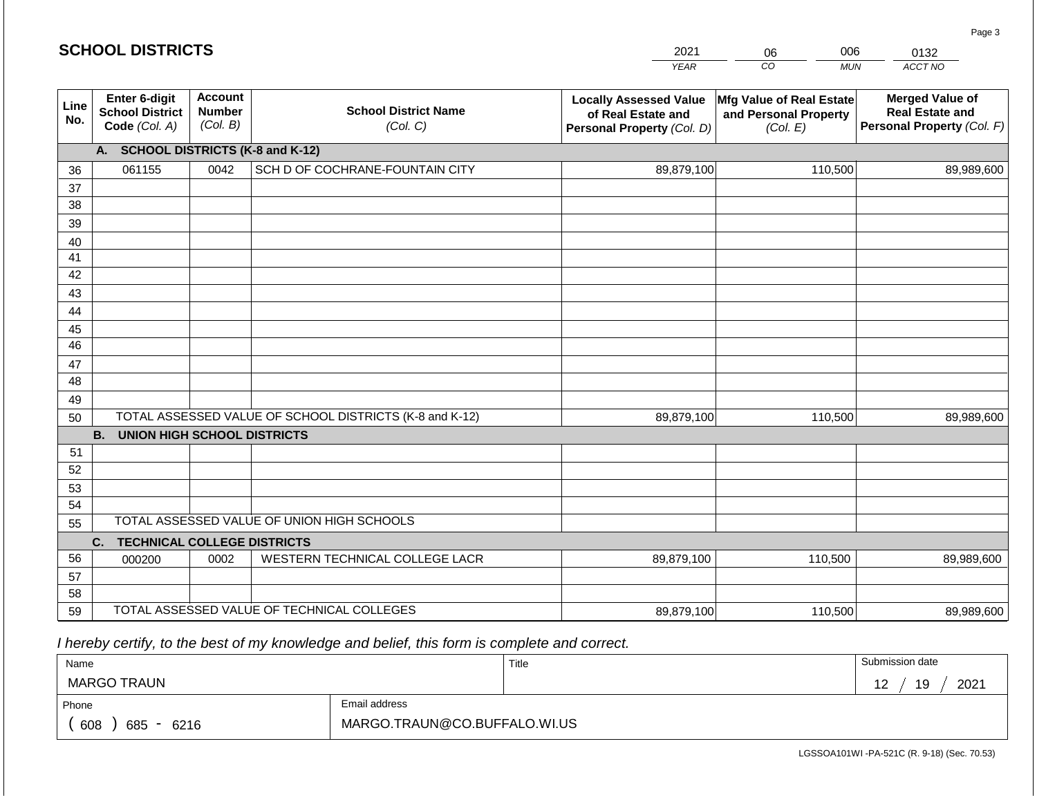## SCHOOL DISTRICTS

| 2021 | 06 | 006 | 0132 |
|---|---|---|---|
| *YEAR* | *CO* | *MUN* | *ACCT NO* |

| Line No. | Enter 6-digit School District Code *(Col. A)* | Account Number *(Col. B)* | School District Name *(Col. C)* | Locally Assessed Value of Real Estate and Personal Property *(Col. D)* | Mfg Value of Real Estate and Personal Property *(Col. E)* | Merged Value of Real Estate and Personal Property *(Col. F)* |
|---|---|---|---|---|---|---|
| **A.** | **SCHOOL DISTRICTS (K-8 and K-12)** | | | | | |
| 36 | 061155 | 0042 | SCH D OF COCHRANE-FOUNTAIN CITY | 89,879,100 | 110,500 | 89,989,600 |
| 37 | | | | | | |
| 38 | | | | | | |
| 39 | | | | | | |
| 40 | | | | | | |
| 41 | | | | | | |
| 42 | | | | | | |
| 43 | | | | | | |
| 44 | | | | | | |
| 45 | | | | | | |
| 46 | | | | | | |
| 47 | | | | | | |
| 48 | | | | | | |
| 49 | | | | | | |
| 50 | TOTAL ASSESSED VALUE OF SCHOOL DISTRICTS (K-8 and K-12) | | | 89,879,100 | 110,500 | 89,989,600 |
| **B.** | **UNION HIGH SCHOOL DISTRICTS** | | | | | |
| 51 | | | | | | |
| 52 | | | | | | |
| 53 | | | | | | |
| 54 | | | | | | |
| 55 | TOTAL ASSESSED VALUE OF UNION HIGH SCHOOLS | | | | | |
| **C.** | **TECHNICAL COLLEGE DISTRICTS** | | | | | |
| 56 | 000200 | 0002 | WESTERN TECHNICAL COLLEGE LACR | 89,879,100 | 110,500 | 89,989,600 |
| 57 | | | | | | |
| 58 | | | | | | |
| 59 | TOTAL ASSESSED VALUE OF TECHNICAL COLLEGES | | | 89,879,100 | 110,500 | 89,989,600 |

*I hereby certify, to the best of my knowledge and belief, this form is complete and correct.*

| Name | Title | Submission date |
|---|---|---|
| MARGO TRAUN | | 12 / 19 / 2021 |

| Phone | Email address |
|---|---|
| ( 608 ) 685 - 6216 | MARGO.TRAUN@CO.BUFFALO.WI.US |

LGSSOA101WI -PA-521C (R. 9-18) (Sec. 70.53)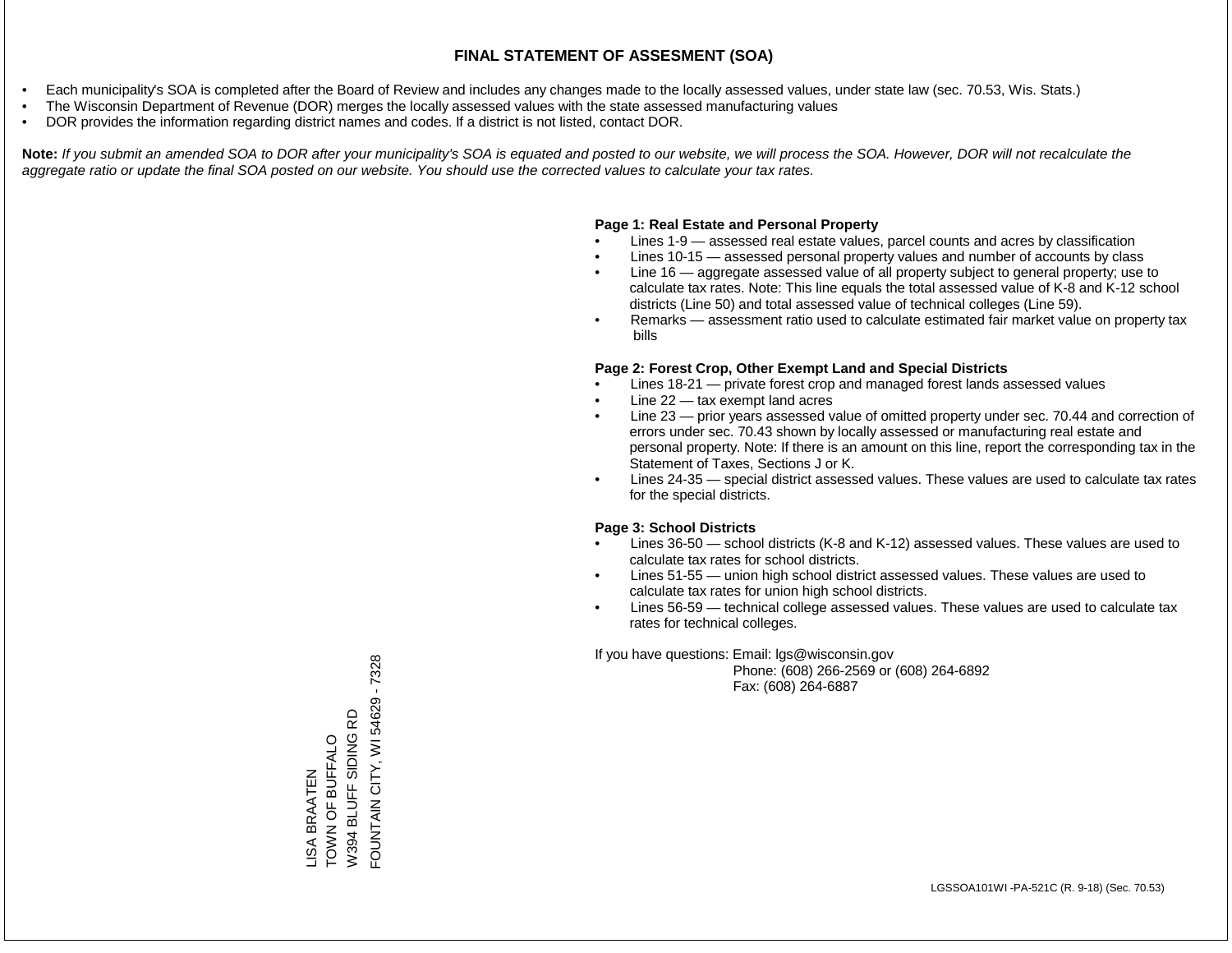# FINAL STATEMENT OF ASSESMENT (SOA)

- Each municipality's SOA is completed after the Board of Review and includes any changes made to the locally assessed values, under state law (sec. 70.53, Wis. Stats.)
- The Wisconsin Department of Revenue (DOR) merges the locally assessed values with the state assessed manufacturing values
- DOR provides the information regarding district names and codes. If a district is not listed, contact DOR.

**Note:** *If you submit an amended SOA to DOR after your municipality's SOA is equated and posted to our website, we will process the SOA. However, DOR will not recalculate the aggregate ratio or update the final SOA posted on our website. You should use the corrected values to calculate your tax rates.*

LISA BRAATEN
TOWN OF BUFFALO
W394 BLUFF SIDING RD
FOUNTAIN CITY, WI 54629 - 7328

**Page 1: Real Estate and Personal Property**

- Lines 1-9 — assessed real estate values, parcel counts and acres by classification
- Lines 10-15 — assessed personal property values and number of accounts by class
- Line 16 — aggregate assessed value of all property subject to general property; use to calculate tax rates. Note: This line equals the total assessed value of K-8 and K-12 school districts (Line 50) and total assessed value of technical colleges (Line 59).
- Remarks — assessment ratio used to calculate estimated fair market value on property tax bills

**Page 2: Forest Crop, Other Exempt Land and Special Districts**

- Lines 18-21 — private forest crop and managed forest lands assessed values
- Line 22 — tax exempt land acres
- Line 23 — prior years assessed value of omitted property under sec. 70.44 and correction of errors under sec. 70.43 shown by locally assessed or manufacturing real estate and personal property. Note: If there is an amount on this line, report the corresponding tax in the Statement of Taxes, Sections J or K.
- Lines 24-35 — special district assessed values. These values are used to calculate tax rates for the special districts.

**Page 3: School Districts**

- Lines 36-50 — school districts (K-8 and K-12) assessed values. These values are used to calculate tax rates for school districts.
- Lines 51-55 — union high school district assessed values. These values are used to calculate tax rates for union high school districts.
- Lines 56-59 — technical college assessed values. These values are used to calculate tax rates for technical colleges.

If you have questions: Email: lgs@wisconsin.gov
Phone: (608) 266-2569 or (608) 264-6892
Fax: (608) 264-6887

LGSSOA101WI -PA-521C (R. 9-18) (Sec. 70.53)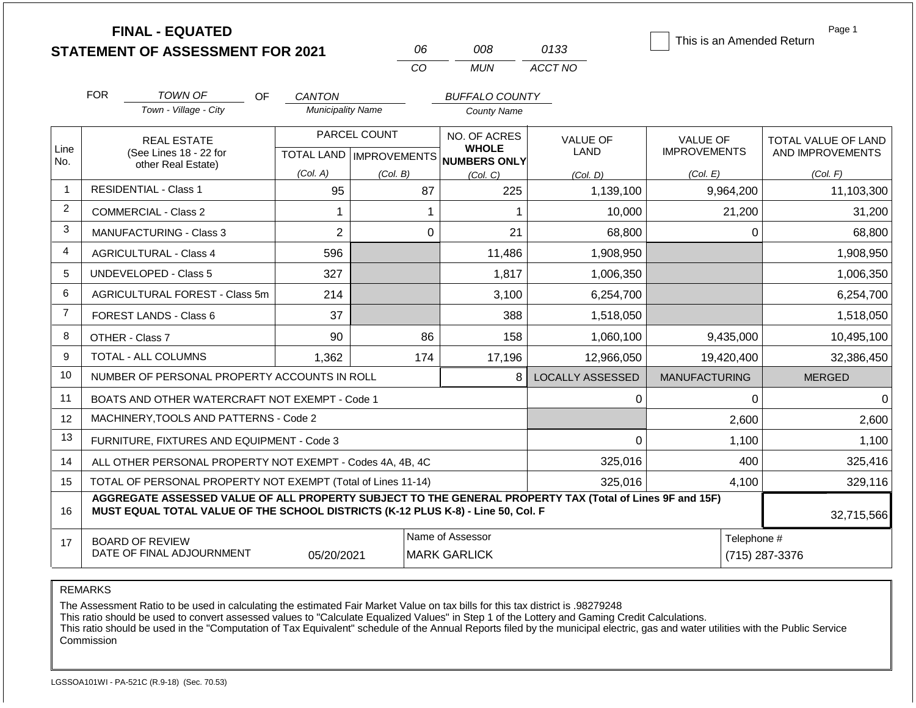# FINAL - EQUATED
# STATEMENT OF ASSESSMENT FOR 2021

| 06 | 008 | 0133 |
|---|---|---|
| CO | MUN | ACCT NO |

☐ This is an Amended Return

Page 1

FOR *TOWN OF* (Town - Village - City) OF *CANTON* (Municipality Name) *BUFFALO COUNTY* (County Name)

| Line No. | REAL ESTATE (See Lines 18 - 22 for other Real Estate) | PARCEL COUNT TOTAL LAND (Col. A) | PARCEL COUNT IMPROVEMENTS (Col. B) | NO. OF ACRES WHOLE NUMBERS ONLY (Col. C) | VALUE OF LAND (Col. D) | VALUE OF IMPROVEMENTS (Col. E) | TOTAL VALUE OF LAND AND IMPROVEMENTS (Col. F) |
|---|---|---|---|---|---|---|---|
| 1 | RESIDENTIAL - Class 1 | 95 | 87 | 225 | 1,139,100 | 9,964,200 | 11,103,300 |
| 2 | COMMERCIAL - Class 2 | 1 | 1 | 1 | 10,000 | 21,200 | 31,200 |
| 3 | MANUFACTURING - Class 3 | 2 | 0 | 21 | 68,800 | 0 | 68,800 |
| 4 | AGRICULTURAL - Class 4 | 596 | | 11,486 | 1,908,950 | | 1,908,950 |
| 5 | UNDEVELOPED - Class 5 | 327 | | 1,817 | 1,006,350 | | 1,006,350 |
| 6 | AGRICULTURAL FOREST - Class 5m | 214 | | 3,100 | 6,254,700 | | 6,254,700 |
| 7 | FOREST LANDS - Class 6 | 37 | | 388 | 1,518,050 | | 1,518,050 |
| 8 | OTHER - Class 7 | 90 | 86 | 158 | 1,060,100 | 9,435,000 | 10,495,100 |
| 9 | TOTAL - ALL COLUMNS | 1,362 | 174 | 17,196 | 12,966,050 | 19,420,400 | 32,386,450 |
| 10 | NUMBER OF PERSONAL PROPERTY ACCOUNTS IN ROLL | | | 8 | LOCALLY ASSESSED | MANUFACTURING | MERGED |
| 11 | BOATS AND OTHER WATERCRAFT NOT EXEMPT - Code 1 | | | | 0 | 0 | 0 |
| 12 | MACHINERY,TOOLS AND PATTERNS - Code 2 | | | | | 2,600 | 2,600 |
| 13 | FURNITURE, FIXTURES AND EQUIPMENT - Code 3 | | | | 0 | 1,100 | 1,100 |
| 14 | ALL OTHER PERSONAL PROPERTY NOT EXEMPT - Codes 4A, 4B, 4C | | | | 325,016 | 400 | 325,416 |
| 15 | TOTAL OF PERSONAL PROPERTY NOT EXEMPT (Total of Lines 11-14) | | | | 325,016 | 4,100 | 329,116 |
| 16 | **AGGREGATE ASSESSED VALUE OF ALL PROPERTY SUBJECT TO THE GENERAL PROPERTY TAX (Total of Lines 9F and 15F) MUST EQUAL TOTAL VALUE OF THE SCHOOL DISTRICTS (K-12 PLUS K-8) - Line 50, Col. F** | | | | | | 32,715,566 |
| 17 | BOARD OF REVIEW DATE OF FINAL ADJOURNMENT | 05/20/2021 | | Name of Assessor: MARK GARLICK | | Telephone #: (715) 287-3376 | |

REMARKS

The Assessment Ratio to be used in calculating the estimated Fair Market Value on tax bills for this tax district is .98279248
This ratio should be used to convert assessed values to "Calculate Equalized Values" in Step 1 of the Lottery and Gaming Credit Calculations.
This ratio should be used in the "Computation of Tax Equivalent" schedule of the Annual Reports filed by the municipal electric, gas and water utilities with the Public Service Commission

LGSSOA101WI - PA-521C (R.9-18) (Sec. 70.53)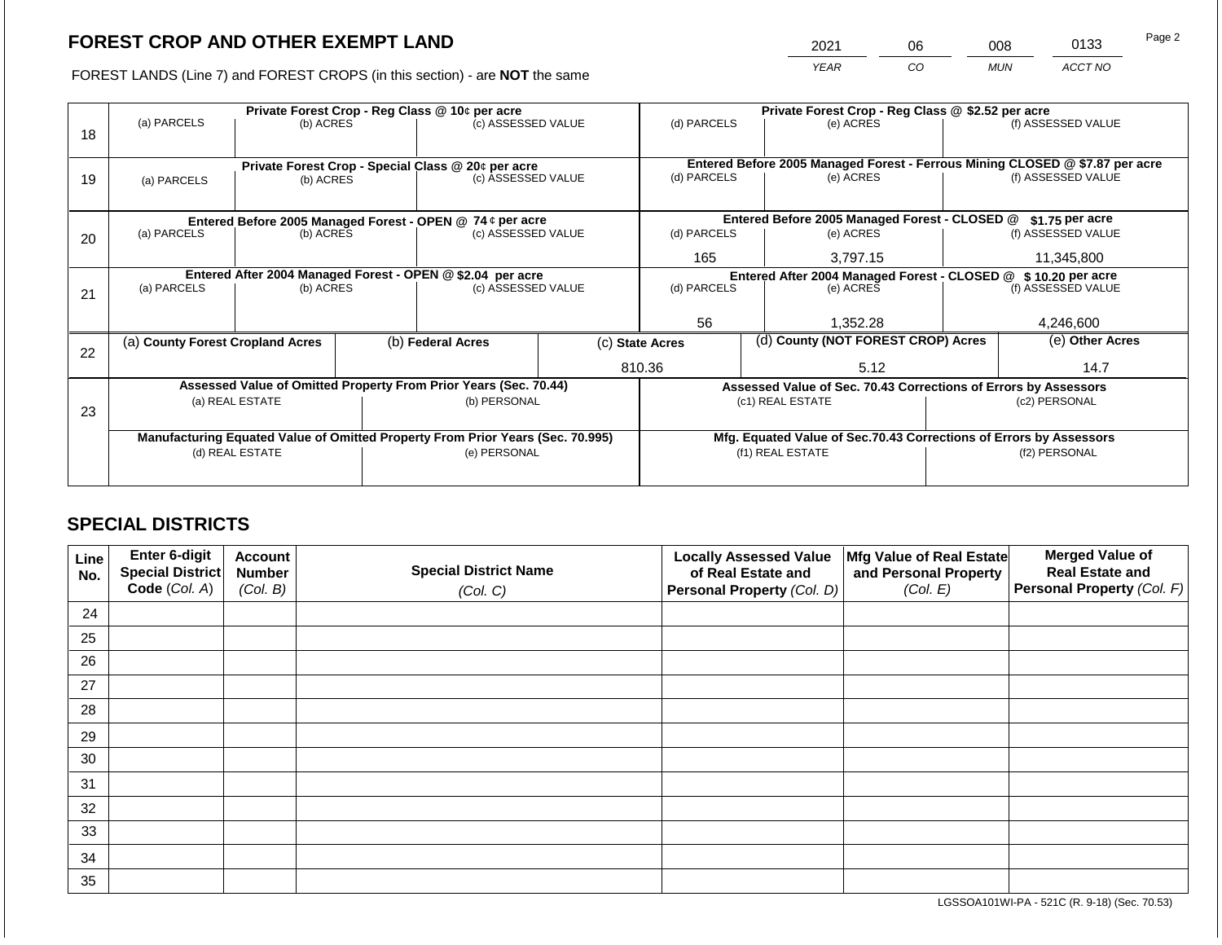# FOREST CROP AND OTHER EXEMPT LAND

FOREST LANDS (Line 7) and FOREST CROPS (in this section) - are **NOT** the same

| 2021 | 06 | 008 | 0133 |
|---|---|---|---|
| *YEAR* | *CO* | *MUN* | *ACCT NO* |

| Line | Private Forest Crop - Reg Class @ 10¢ per acre | | | Private Forest Crop - Reg Class @ $2.52 per acre | | |
|---|---|---|---|---|---|---|
| 18 | (a) PARCELS | (b) ACRES | (c) ASSESSED VALUE | (d) PARCELS | (e) ACRES | (f) ASSESSED VALUE |
| | | | | | | |
| | **Private Forest Crop - Special Class @ 20¢ per acre** | | | **Entered Before 2005 Managed Forest - Ferrous Mining CLOSED @ $7.87 per acre** | | |
| 19 | (a) PARCELS | (b) ACRES | (c) ASSESSED VALUE | (d) PARCELS | (e) ACRES | (f) ASSESSED VALUE |
| | | | | | | |
| | **Entered Before 2005 Managed Forest - OPEN @ 74 ¢ per acre** | | | **Entered Before 2005 Managed Forest - CLOSED @ $1.75 per acre** | | |
| 20 | (a) PARCELS | (b) ACRES | (c) ASSESSED VALUE | (d) PARCELS | (e) ACRES | (f) ASSESSED VALUE |
| | | | | 165 | 3,797.15 | 11,345,800 |
| | **Entered After 2004 Managed Forest - OPEN @ $2.04 per acre** | | | **Entered After 2004 Managed Forest - CLOSED @ $ 10.20 per acre** | | |
| 21 | (a) PARCELS | (b) ACRES | (c) ASSESSED VALUE | (d) PARCELS | (e) ACRES | (f) ASSESSED VALUE |
| | | | | 56 | 1,352.28 | 4,246,600 |

| Line | (a) County Forest Cropland Acres | (b) Federal Acres | (c) State Acres | (d) County (NOT FOREST CROP) Acres | (e) Other Acres |
|---|---|---|---|---|---|
| 22 | | | 810.36 | 5.12 | 14.7 |

| Line | Assessed Value of Omitted Property From Prior Years (Sec. 70.44) | | Assessed Value of Sec. 70.43 Corrections of Errors by Assessors | |
|---|---|---|---|---|
| 23 | (a) REAL ESTATE | (b) PERSONAL | (c1) REAL ESTATE | (c2) PERSONAL |
| | | | | |
| | **Manufacturing Equated Value of Omitted Property From Prior Years (Sec. 70.995)** | | **Mfg. Equated Value of Sec.70.43 Corrections of Errors by Assessors** | |
| | (d) REAL ESTATE | (e) PERSONAL | (f1) REAL ESTATE | (f2) PERSONAL |
| | | | | |

## SPECIAL DISTRICTS

| Line No. | Enter 6-digit Special District Code (Col. A) | Account Number (Col. B) | Special District Name (Col. C) | Locally Assessed Value of Real Estate and Personal Property (Col. D) | Mfg Value of Real Estate and Personal Property (Col. E) | Merged Value of Real Estate and Personal Property (Col. F) |
|---|---|---|---|---|---|---|
| 24 | | | | | | |
| 25 | | | | | | |
| 26 | | | | | | |
| 27 | | | | | | |
| 28 | | | | | | |
| 29 | | | | | | |
| 30 | | | | | | |
| 31 | | | | | | |
| 32 | | | | | | |
| 33 | | | | | | |
| 34 | | | | | | |
| 35 | | | | | | |

LGSSOA101WI-PA - 521C (R. 9-18) (Sec. 70.53)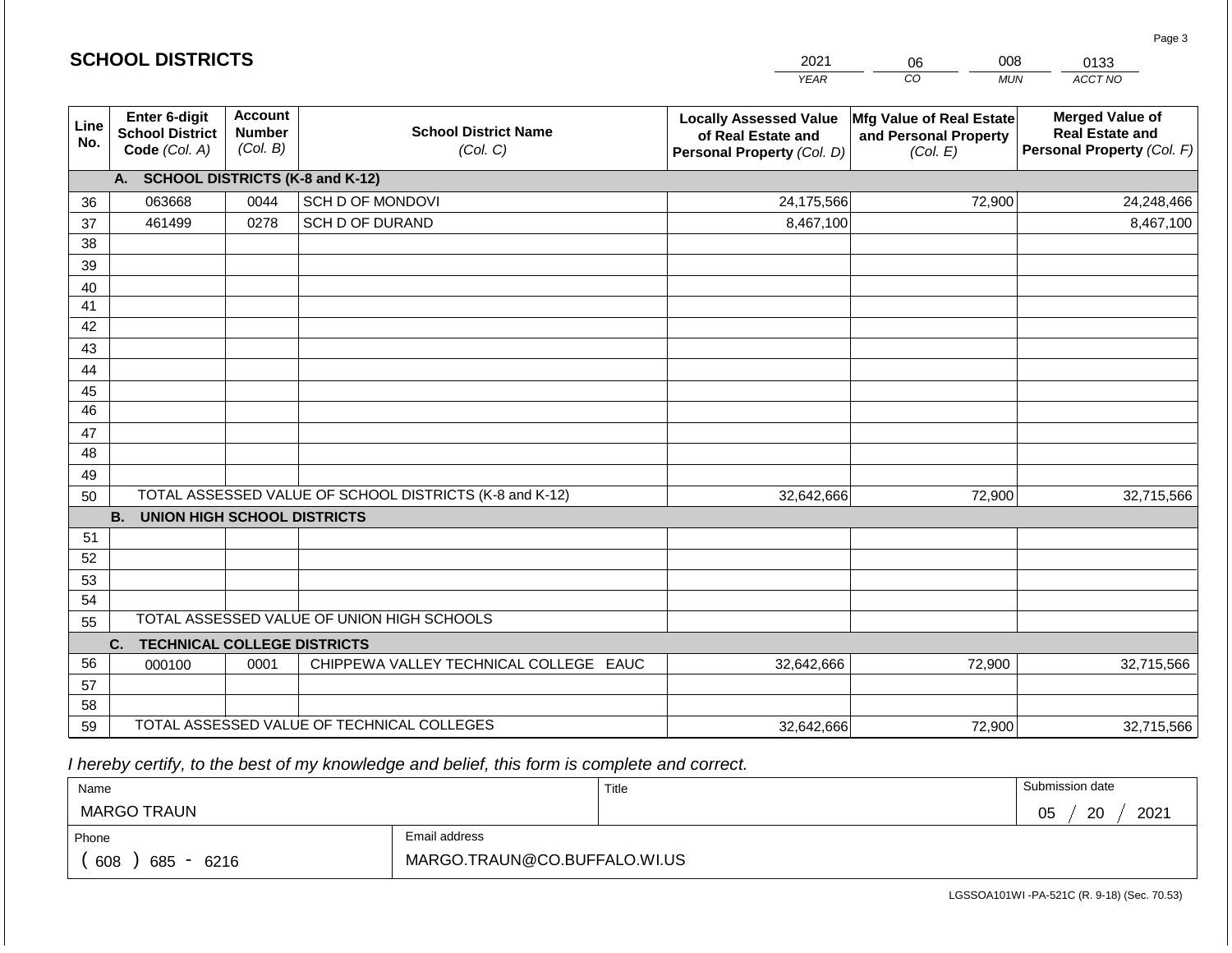## SCHOOL DISTRICTS

| YEAR | CO | MUN | ACCT NO |
|---|---|---|---|
| 2021 | 06 | 008 | 0133 |

| Line No. | Enter 6-digit School District Code *(Col. A)* | Account Number *(Col. B)* | School District Name *(Col. C)* | Locally Assessed Value of Real Estate and Personal Property *(Col. D)* | Mfg Value of Real Estate and Personal Property *(Col. E)* | Merged Value of Real Estate and Personal Property *(Col. F)* |
|---|---|---|---|---|---|---|
| | **A. SCHOOL DISTRICTS (K-8 and K-12)** | | | | | |
| 36 | 063668 | 0044 | SCH D OF MONDOVI | 24,175,566 | 72,900 | 24,248,466 |
| 37 | 461499 | 0278 | SCH D OF DURAND | 8,467,100 | | 8,467,100 |
| 38 | | | | | | |
| 39 | | | | | | |
| 40 | | | | | | |
| 41 | | | | | | |
| 42 | | | | | | |
| 43 | | | | | | |
| 44 | | | | | | |
| 45 | | | | | | |
| 46 | | | | | | |
| 47 | | | | | | |
| 48 | | | | | | |
| 49 | | | | | | |
| 50 | TOTAL ASSESSED VALUE OF SCHOOL DISTRICTS (K-8 and K-12) | | | 32,642,666 | 72,900 | 32,715,566 |
| | **B. UNION HIGH SCHOOL DISTRICTS** | | | | | |
| 51 | | | | | | |
| 52 | | | | | | |
| 53 | | | | | | |
| 54 | | | | | | |
| 55 | TOTAL ASSESSED VALUE OF UNION HIGH SCHOOLS | | | | | |
| | **C. TECHNICAL COLLEGE DISTRICTS** | | | | | |
| 56 | 000100 | 0001 | CHIPPEWA VALLEY TECHNICAL COLLEGE EAUC | 32,642,666 | 72,900 | 32,715,566 |
| 57 | | | | | | |
| 58 | | | | | | |
| 59 | TOTAL ASSESSED VALUE OF TECHNICAL COLLEGES | | | 32,642,666 | 72,900 | 32,715,566 |

*I hereby certify, to the best of my knowledge and belief, this form is complete and correct.*

| Name | Title | Submission date |
|---|---|---|
| MARGO TRAUN | | 05 / 20 / 2021 |
| **Phone** | **Email address** | |
| ( 608 ) 685 - 6216 | MARGO.TRAUN@CO.BUFFALO.WI.US | |

LGSSOA101WI -PA-521C (R. 9-18) (Sec. 70.53)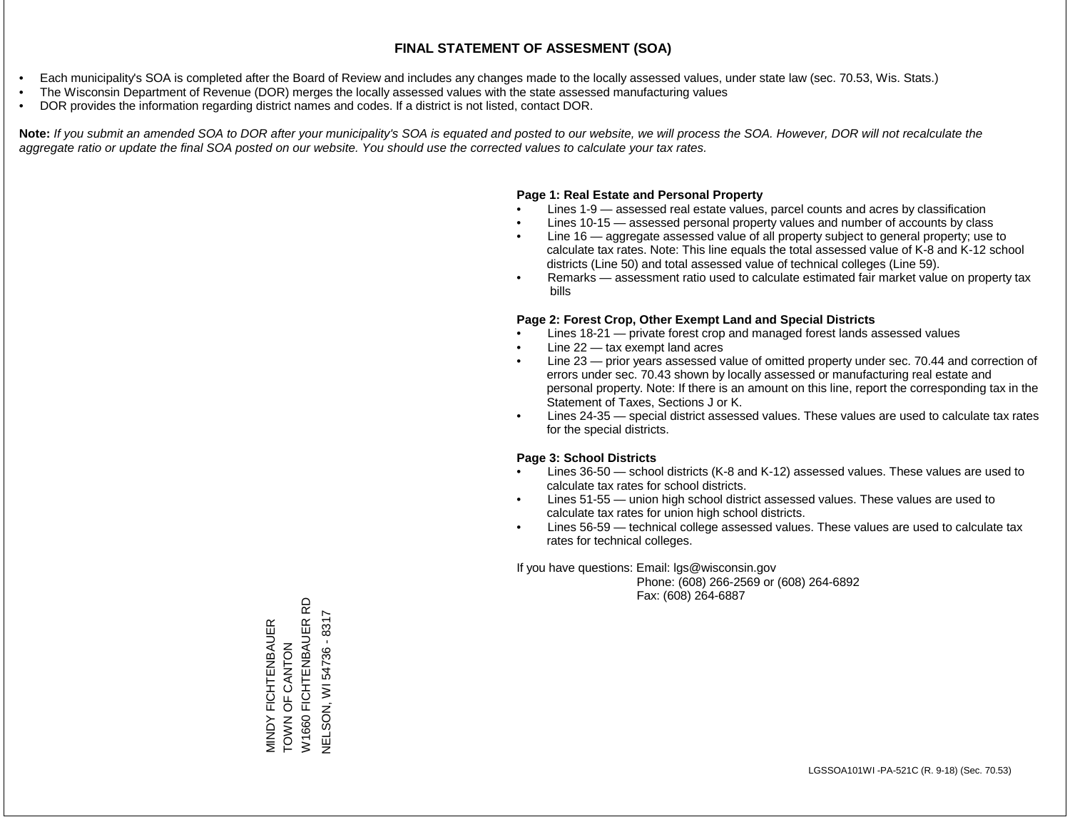# FINAL STATEMENT OF ASSESMENT (SOA)

- Each municipality's SOA is completed after the Board of Review and includes any changes made to the locally assessed values, under state law (sec. 70.53, Wis. Stats.)
- The Wisconsin Department of Revenue (DOR) merges the locally assessed values with the state assessed manufacturing values
- DOR provides the information regarding district names and codes. If a district is not listed, contact DOR.

**Note:** *If you submit an amended SOA to DOR after your municipality's SOA is equated and posted to our website, we will process the SOA. However, DOR will not recalculate the aggregate ratio or update the final SOA posted on our website. You should use the corrected values to calculate your tax rates.*

**Page 1: Real Estate and Personal Property**

- Lines 1-9 — assessed real estate values, parcel counts and acres by classification
- Lines 10-15 — assessed personal property values and number of accounts by class
- Line 16 — aggregate assessed value of all property subject to general property; use to calculate tax rates. Note: This line equals the total assessed value of K-8 and K-12 school districts (Line 50) and total assessed value of technical colleges (Line 59).
- Remarks — assessment ratio used to calculate estimated fair market value on property tax bills

**Page 2: Forest Crop, Other Exempt Land and Special Districts**

- Lines 18-21 — private forest crop and managed forest lands assessed values
- Line 22 — tax exempt land acres
- Line 23 — prior years assessed value of omitted property under sec. 70.44 and correction of errors under sec. 70.43 shown by locally assessed or manufacturing real estate and personal property. Note: If there is an amount on this line, report the corresponding tax in the Statement of Taxes, Sections J or K.
- Lines 24-35 — special district assessed values. These values are used to calculate tax rates for the special districts.

**Page 3: School Districts**

- Lines 36-50 — school districts (K-8 and K-12) assessed values. These values are used to calculate tax rates for school districts.
- Lines 51-55 — union high school district assessed values. These values are used to calculate tax rates for union high school districts.
- Lines 56-59 — technical college assessed values. These values are used to calculate tax rates for technical colleges.

If you have questions: Email: lgs@wisconsin.gov
Phone: (608) 266-2569 or (608) 264-6892
Fax: (608) 264-6887

MINDY FICHTENBAUER
TOWN OF CANTON
W1660 FICHTENBAUER RD
NELSON, WI 54736 - 8317

LGSSOA101WI -PA-521C (R. 9-18) (Sec. 70.53)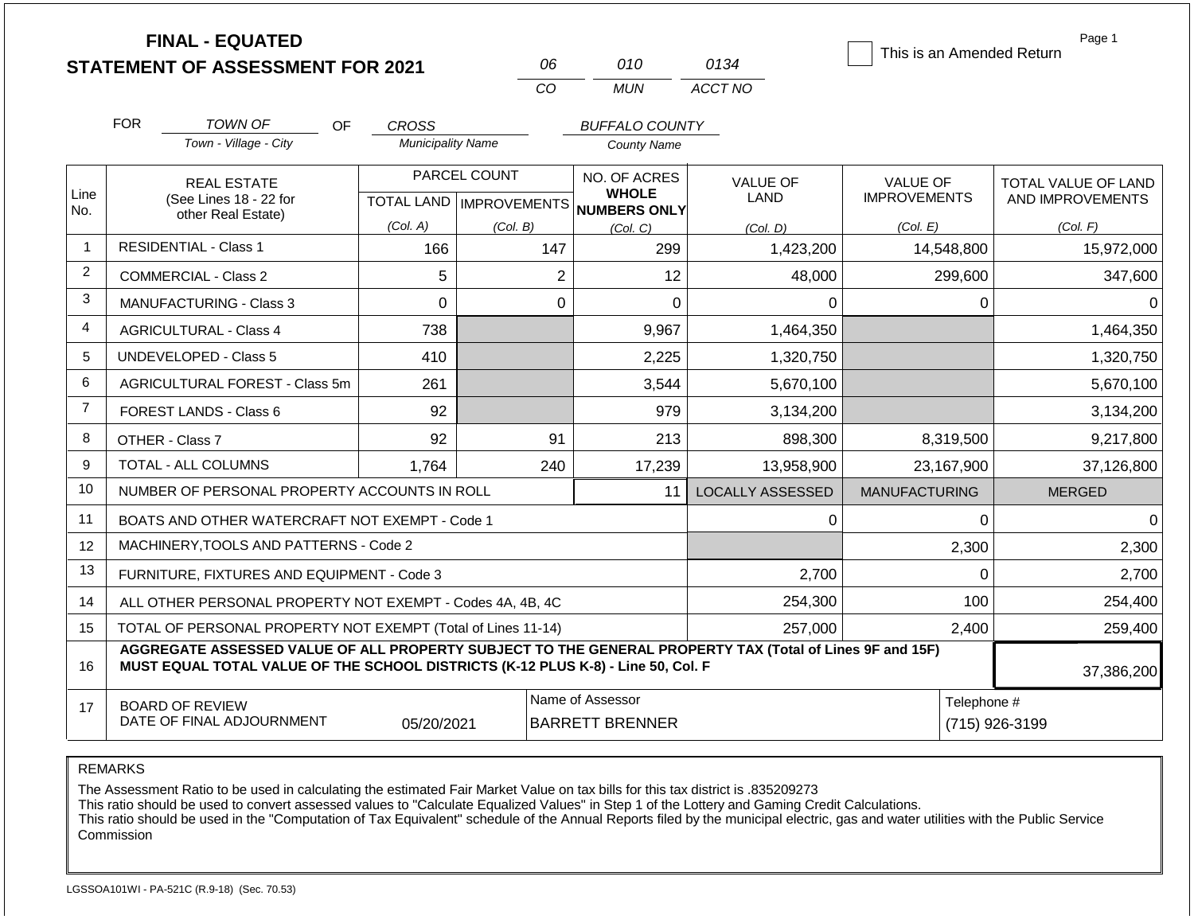# FINAL - EQUATED
## STATEMENT OF ASSESSMENT FOR 2021

| 06 | 010 | 0134 |
|---|---|---|
| CO | MUN | ACCT NO |

☐ This is an Amended Return

Page 1

FOR *TOWN OF* (Town - Village - City) OF *CROSS* (Municipality Name) *BUFFALO COUNTY* (County Name)

| Line No. | REAL ESTATE (See Lines 18 - 22 for other Real Estate) | PARCEL COUNT TOTAL LAND (Col. A) | PARCEL COUNT IMPROVEMENTS (Col. B) | NO. OF ACRES WHOLE NUMBERS ONLY (Col. C) | VALUE OF LAND (Col. D) | VALUE OF IMPROVEMENTS (Col. E) | TOTAL VALUE OF LAND AND IMPROVEMENTS (Col. F) |
|---|---|---|---|---|---|---|---|
| 1 | RESIDENTIAL - Class 1 | 166 | 147 | 299 | 1,423,200 | 14,548,800 | 15,972,000 |
| 2 | COMMERCIAL - Class 2 | 5 | 2 | 12 | 48,000 | 299,600 | 347,600 |
| 3 | MANUFACTURING - Class 3 | 0 | 0 | 0 | 0 | 0 | 0 |
| 4 | AGRICULTURAL - Class 4 | 738 | | 9,967 | 1,464,350 | | 1,464,350 |
| 5 | UNDEVELOPED - Class 5 | 410 | | 2,225 | 1,320,750 | | 1,320,750 |
| 6 | AGRICULTURAL FOREST - Class 5m | 261 | | 3,544 | 5,670,100 | | 5,670,100 |
| 7 | FOREST LANDS - Class 6 | 92 | | 979 | 3,134,200 | | 3,134,200 |
| 8 | OTHER - Class 7 | 92 | 91 | 213 | 898,300 | 8,319,500 | 9,217,800 |
| 9 | TOTAL - ALL COLUMNS | 1,764 | 240 | 17,239 | 13,958,900 | 23,167,900 | 37,126,800 |
| 10 | NUMBER OF PERSONAL PROPERTY ACCOUNTS IN ROLL | | | 11 | LOCALLY ASSESSED | MANUFACTURING | MERGED |
| 11 | BOATS AND OTHER WATERCRAFT NOT EXEMPT - Code 1 | | | | 0 | 0 | 0 |
| 12 | MACHINERY,TOOLS AND PATTERNS - Code 2 | | | | | 2,300 | 2,300 |
| 13 | FURNITURE, FIXTURES AND EQUIPMENT - Code 3 | | | | 2,700 | 0 | 2,700 |
| 14 | ALL OTHER PERSONAL PROPERTY NOT EXEMPT - Codes 4A, 4B, 4C | | | | 254,300 | 100 | 254,400 |
| 15 | TOTAL OF PERSONAL PROPERTY NOT EXEMPT (Total of Lines 11-14) | | | | 257,000 | 2,400 | 259,400 |
| 16 | **AGGREGATE ASSESSED VALUE OF ALL PROPERTY SUBJECT TO THE GENERAL PROPERTY TAX (Total of Lines 9F and 15F) MUST EQUAL TOTAL VALUE OF THE SCHOOL DISTRICTS (K-12 PLUS K-8) - Line 50, Col. F** | | | | | | 37,386,200 |
| 17 | BOARD OF REVIEW DATE OF FINAL ADJOURNMENT | 05/20/2021 | | Name of Assessor: BARRETT BRENNER | | | Telephone #: (715) 926-3199 |

REMARKS

The Assessment Ratio to be used in calculating the estimated Fair Market Value on tax bills for this tax district is .835209273
This ratio should be used to convert assessed values to "Calculate Equalized Values" in Step 1 of the Lottery and Gaming Credit Calculations.
This ratio should be used in the "Computation of Tax Equivalent" schedule of the Annual Reports filed by the municipal electric, gas and water utilities with the Public Service Commission

LGSSOA101WI - PA-521C (R.9-18) (Sec. 70.53)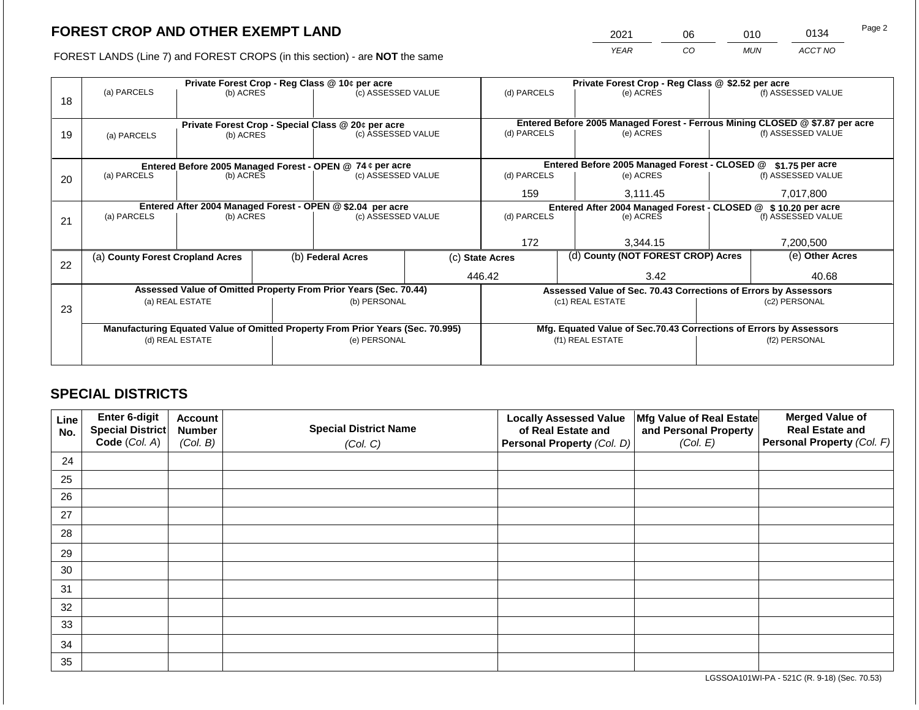# FOREST CROP AND OTHER EXEMPT LAND

FOREST LANDS (Line 7) and FOREST CROPS (in this section) - are **NOT** the same

| 2021 | 06 | 010 | 0134 |
|---|---|---|---|
| *YEAR* | *CO* | *MUN* | *ACCT NO* |

| Line | Private Forest Crop - Reg Class @ 10¢ per acre | | | Private Forest Crop - Reg Class @ $2.52 per acre | | |
|---|---|---|---|---|---|---|
| 18 | (a) PARCELS | (b) ACRES | (c) ASSESSED VALUE | (d) PARCELS | (e) ACRES | (f) ASSESSED VALUE |
| | | | | | | |
| | **Private Forest Crop - Special Class @ 20¢ per acre** | | | **Entered Before 2005 Managed Forest - Ferrous Mining CLOSED @ $7.87 per acre** | | |
| 19 | (a) PARCELS | (b) ACRES | (c) ASSESSED VALUE | (d) PARCELS | (e) ACRES | (f) ASSESSED VALUE |
| | | | | | | |
| | **Entered Before 2005 Managed Forest - OPEN @ 74 ¢ per acre** | | | **Entered Before 2005 Managed Forest - CLOSED @ $1.75 per acre** | | |
| 20 | (a) PARCELS | (b) ACRES | (c) ASSESSED VALUE | (d) PARCELS | (e) ACRES | (f) ASSESSED VALUE |
| | | | | 159 | 3,111.45 | 7,017,800 |
| | **Entered After 2004 Managed Forest - OPEN @ $2.04 per acre** | | | **Entered After 2004 Managed Forest - CLOSED @ $ 10.20 per acre** | | |
| 21 | (a) PARCELS | (b) ACRES | (c) ASSESSED VALUE | (d) PARCELS | (e) ACRES | (f) ASSESSED VALUE |
| | | | | 172 | 3,344.15 | 7,200,500 |

| Line | (a) County Forest Cropland Acres | (b) Federal Acres | (c) State Acres | (d) County (NOT FOREST CROP) Acres | (e) Other Acres |
|---|---|---|---|---|---|
| 22 | | | 446.42 | 3.42 | 40.68 |

| Line | Assessed Value of Omitted Property From Prior Years (Sec. 70.44) | | Assessed Value of Sec. 70.43 Corrections of Errors by Assessors | |
|---|---|---|---|---|
| 23 | (a) REAL ESTATE | (b) PERSONAL | (c1) REAL ESTATE | (c2) PERSONAL |
| | | | | |
| | **Manufacturing Equated Value of Omitted Property From Prior Years (Sec. 70.995)** | | **Mfg. Equated Value of Sec.70.43 Corrections of Errors by Assessors** | |
| | (d) REAL ESTATE | (e) PERSONAL | (f1) REAL ESTATE | (f2) PERSONAL |
| | | | | |

## SPECIAL DISTRICTS

| Line No. | Enter 6-digit Special District Code (Col. A) | Account Number (Col. B) | Special District Name (Col. C) | Locally Assessed Value of Real Estate and Personal Property (Col. D) | Mfg Value of Real Estate and Personal Property (Col. E) | Merged Value of Real Estate and Personal Property (Col. F) |
|---|---|---|---|---|---|---|
| 24 | | | | | | |
| 25 | | | | | | |
| 26 | | | | | | |
| 27 | | | | | | |
| 28 | | | | | | |
| 29 | | | | | | |
| 30 | | | | | | |
| 31 | | | | | | |
| 32 | | | | | | |
| 33 | | | | | | |
| 34 | | | | | | |
| 35 | | | | | | |

LGSSOA101WI-PA - 521C (R. 9-18) (Sec. 70.53)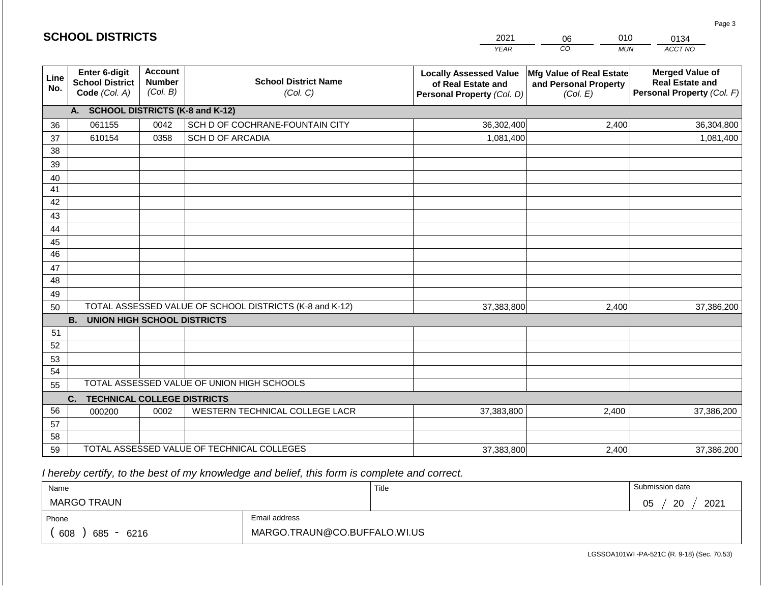## SCHOOL DISTRICTS

| 2021 | 06 | 010 | 0134 |
|---|---|---|---|
| YEAR | CO | MUN | ACCT NO |

| Line No. | Enter 6-digit School District Code (Col. A) | Account Number (Col. B) | School District Name (Col. C) | Locally Assessed Value of Real Estate and Personal Property (Col. D) | Mfg Value of Real Estate and Personal Property (Col. E) | Merged Value of Real Estate and Personal Property (Col. F) |
|---|---|---|---|---|---|---|
| | **A. SCHOOL DISTRICTS (K-8 and K-12)** | | | | | |
| 36 | 061155 | 0042 | SCH D OF COCHRANE-FOUNTAIN CITY | 36,302,400 | 2,400 | 36,304,800 |
| 37 | 610154 | 0358 | SCH D OF ARCADIA | 1,081,400 | | 1,081,400 |
| 38 | | | | | | |
| 39 | | | | | | |
| 40 | | | | | | |
| 41 | | | | | | |
| 42 | | | | | | |
| 43 | | | | | | |
| 44 | | | | | | |
| 45 | | | | | | |
| 46 | | | | | | |
| 47 | | | | | | |
| 48 | | | | | | |
| 49 | | | | | | |
| 50 | | | TOTAL ASSESSED VALUE OF SCHOOL DISTRICTS (K-8 and K-12) | 37,383,800 | 2,400 | 37,386,200 |
| | **B. UNION HIGH SCHOOL DISTRICTS** | | | | | |
| 51 | | | | | | |
| 52 | | | | | | |
| 53 | | | | | | |
| 54 | | | | | | |
| 55 | | | TOTAL ASSESSED VALUE OF UNION HIGH SCHOOLS | | | |
| | **C. TECHNICAL COLLEGE DISTRICTS** | | | | | |
| 56 | 000200 | 0002 | WESTERN TECHNICAL COLLEGE LACR | 37,383,800 | 2,400 | 37,386,200 |
| 57 | | | | | | |
| 58 | | | | | | |
| 59 | | | TOTAL ASSESSED VALUE OF TECHNICAL COLLEGES | 37,383,800 | 2,400 | 37,386,200 |

*I hereby certify, to the best of my knowledge and belief, this form is complete and correct.*

| Name | Title | Submission date |
|---|---|---|
| MARGO TRAUN | | 05 / 20 / 2021 |
| Phone | Email address | |
| ( 608 ) 685 - 6216 | MARGO.TRAUN@CO.BUFFALO.WI.US | |

LGSSOA101WI -PA-521C (R. 9-18) (Sec. 70.53)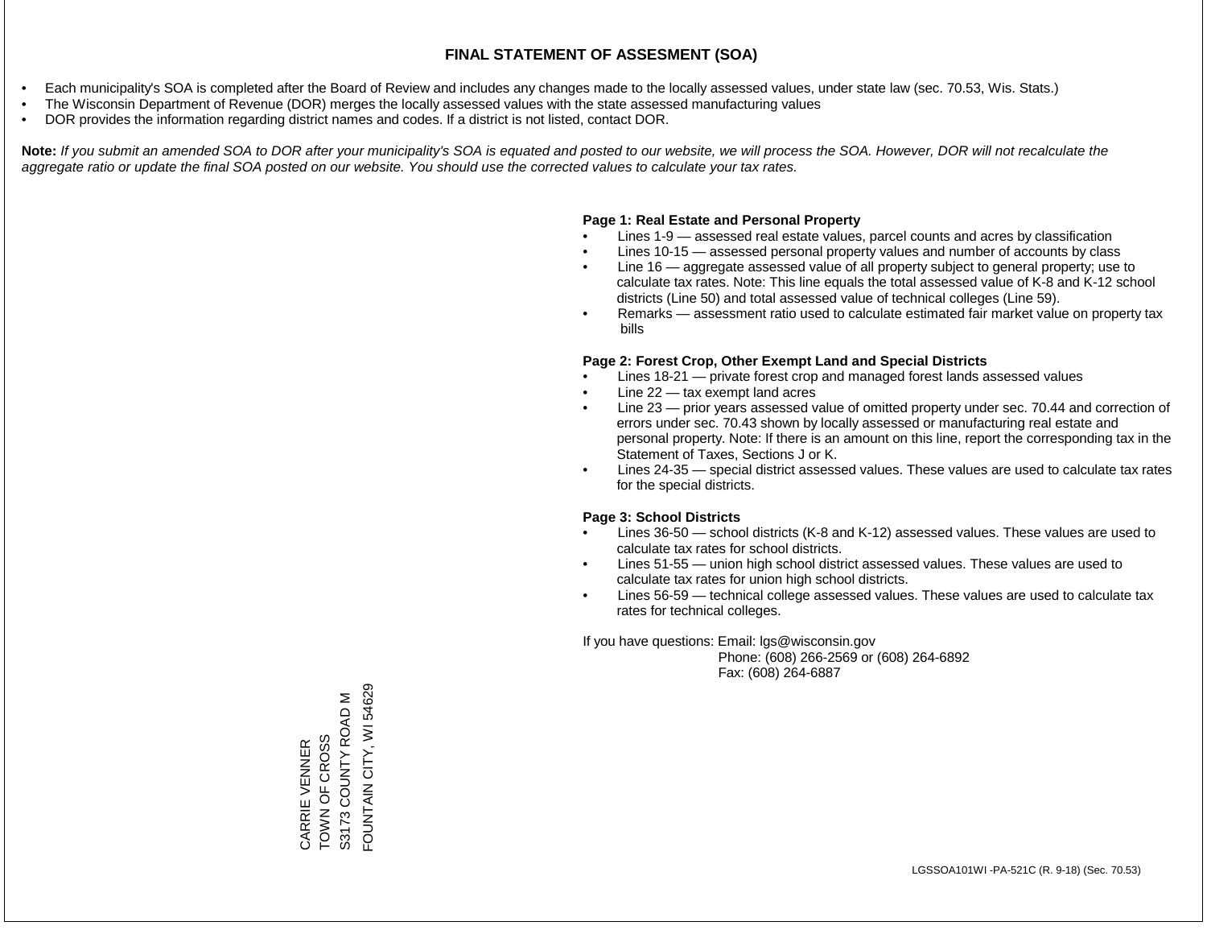# FINAL STATEMENT OF ASSESMENT (SOA)

- Each municipality's SOA is completed after the Board of Review and includes any changes made to the locally assessed values, under state law (sec. 70.53, Wis. Stats.)
- The Wisconsin Department of Revenue (DOR) merges the locally assessed values with the state assessed manufacturing values
- DOR provides the information regarding district names and codes. If a district is not listed, contact DOR.

**Note:** *If you submit an amended SOA to DOR after your municipality's SOA is equated and posted to our website, we will process the SOA. However, DOR will not recalculate the aggregate ratio or update the final SOA posted on our website. You should use the corrected values to calculate your tax rates.*

**Page 1: Real Estate and Personal Property**

- Lines 1-9 — assessed real estate values, parcel counts and acres by classification
- Lines 10-15 — assessed personal property values and number of accounts by class
- Line 16 — aggregate assessed value of all property subject to general property; use to calculate tax rates. Note: This line equals the total assessed value of K-8 and K-12 school districts (Line 50) and total assessed value of technical colleges (Line 59).
- Remarks — assessment ratio used to calculate estimated fair market value on property tax bills

**Page 2: Forest Crop, Other Exempt Land and Special Districts**

- Lines 18-21 — private forest crop and managed forest lands assessed values
- Line 22 — tax exempt land acres
- Line 23 — prior years assessed value of omitted property under sec. 70.44 and correction of errors under sec. 70.43 shown by locally assessed or manufacturing real estate and personal property. Note: If there is an amount on this line, report the corresponding tax in the Statement of Taxes, Sections J or K.
- Lines 24-35 — special district assessed values. These values are used to calculate tax rates for the special districts.

**Page 3: School Districts**

- Lines 36-50 — school districts (K-8 and K-12) assessed values. These values are used to calculate tax rates for school districts.
- Lines 51-55 — union high school district assessed values. These values are used to calculate tax rates for union high school districts.
- Lines 56-59 — technical college assessed values. These values are used to calculate tax rates for technical colleges.

If you have questions: Email: lgs@wisconsin.gov
Phone: (608) 266-2569 or (608) 264-6892
Fax: (608) 264-6887

CARRIE VENNER
TOWN OF CROSS
S3173 COUNTY ROAD M
FOUNTAIN CITY, WI 54629

LGSSOA101WI -PA-521C (R. 9-18) (Sec. 70.53)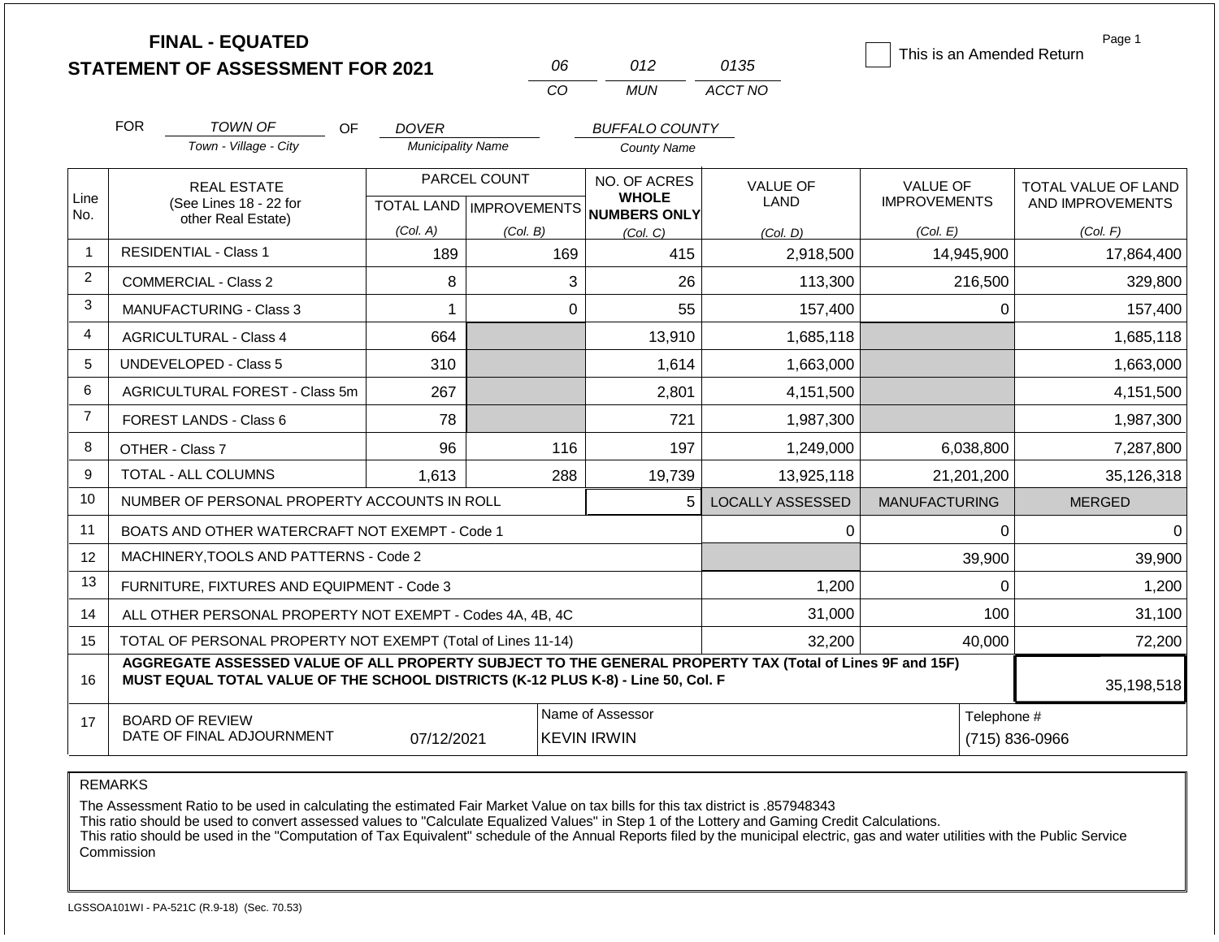# FINAL - EQUATED
## STATEMENT OF ASSESSMENT FOR 2021

| 06 | 012 | 0135 |
|---|---|---|
| CO | MUN | ACCT NO |

This is an Amended Return

FOR *TOWN OF* (Town - Village - City) OF *DOVER* (Municipality Name) *BUFFALO COUNTY* (County Name)

| Line No. | REAL ESTATE (See Lines 18 - 22 for other Real Estate) | PARCEL COUNT TOTAL LAND (Col. A) | PARCEL COUNT IMPROVEMENTS (Col. B) | NO. OF ACRES WHOLE NUMBERS ONLY (Col. C) | VALUE OF LAND (Col. D) | VALUE OF IMPROVEMENTS (Col. E) | TOTAL VALUE OF LAND AND IMPROVEMENTS (Col. F) |
|---|---|---|---|---|---|---|---|
| 1 | RESIDENTIAL - Class 1 | 189 | 169 | 415 | 2,918,500 | 14,945,900 | 17,864,400 |
| 2 | COMMERCIAL - Class 2 | 8 | 3 | 26 | 113,300 | 216,500 | 329,800 |
| 3 | MANUFACTURING - Class 3 | 1 | 0 | 55 | 157,400 | 0 | 157,400 |
| 4 | AGRICULTURAL - Class 4 | 664 | | 13,910 | 1,685,118 | | 1,685,118 |
| 5 | UNDEVELOPED - Class 5 | 310 | | 1,614 | 1,663,000 | | 1,663,000 |
| 6 | AGRICULTURAL FOREST - Class 5m | 267 | | 2,801 | 4,151,500 | | 4,151,500 |
| 7 | FOREST LANDS - Class 6 | 78 | | 721 | 1,987,300 | | 1,987,300 |
| 8 | OTHER - Class 7 | 96 | 116 | 197 | 1,249,000 | 6,038,800 | 7,287,800 |
| 9 | TOTAL - ALL COLUMNS | 1,613 | 288 | 19,739 | 13,925,118 | 21,201,200 | 35,126,318 |
| 10 | NUMBER OF PERSONAL PROPERTY ACCOUNTS IN ROLL | | | 5 | LOCALLY ASSESSED | MANUFACTURING | MERGED |
| 11 | BOATS AND OTHER WATERCRAFT NOT EXEMPT - Code 1 | | | | 0 | 0 | 0 |
| 12 | MACHINERY,TOOLS AND PATTERNS - Code 2 | | | | | 39,900 | 39,900 |
| 13 | FURNITURE, FIXTURES AND EQUIPMENT - Code 3 | | | | 1,200 | 0 | 1,200 |
| 14 | ALL OTHER PERSONAL PROPERTY NOT EXEMPT - Codes 4A, 4B, 4C | | | | 31,000 | 100 | 31,100 |
| 15 | TOTAL OF PERSONAL PROPERTY NOT EXEMPT (Total of Lines 11-14) | | | | 32,200 | 40,000 | 72,200 |
| 16 | **AGGREGATE ASSESSED VALUE OF ALL PROPERTY SUBJECT TO THE GENERAL PROPERTY TAX (Total of Lines 9F and 15F) MUST EQUAL TOTAL VALUE OF THE SCHOOL DISTRICTS (K-12 PLUS K-8) - Line 50, Col. F** | | | | | | 35,198,518 |
| 17 | BOARD OF REVIEW DATE OF FINAL ADJOURNMENT | 07/12/2021 | | Name of Assessor: KEVIN IRWIN | | | Telephone #: (715) 836-0966 |

REMARKS

The Assessment Ratio to be used in calculating the estimated Fair Market Value on tax bills for this tax district is .857948343
This ratio should be used to convert assessed values to "Calculate Equalized Values" in Step 1 of the Lottery and Gaming Credit Calculations.
This ratio should be used in the "Computation of Tax Equivalent" schedule of the Annual Reports filed by the municipal electric, gas and water utilities with the Public Service Commission

LGSSOA101WI - PA-521C (R.9-18) (Sec. 70.53)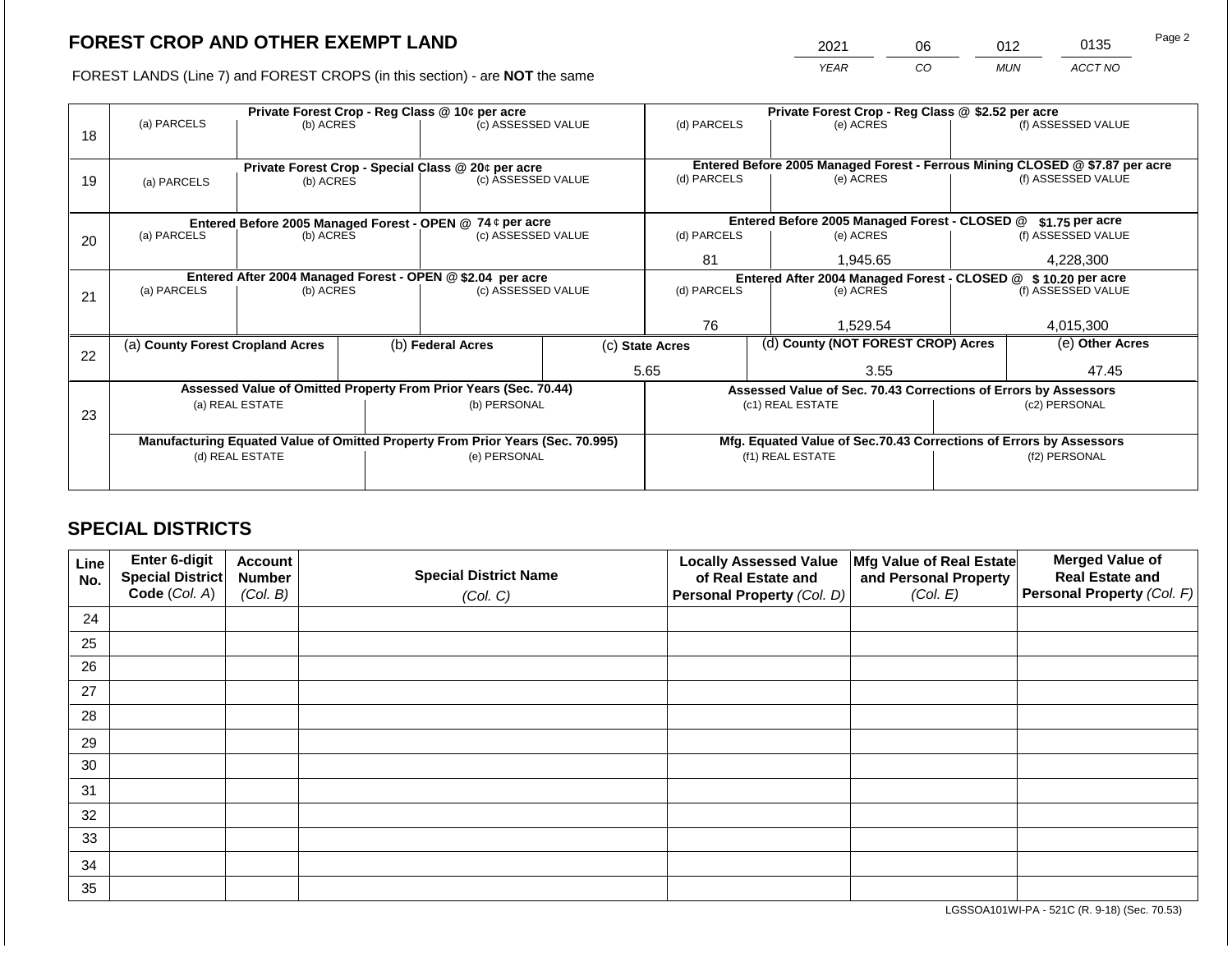## FOREST CROP AND OTHER EXEMPT LAND

FOREST LANDS (Line 7) and FOREST CROPS (in this section) - are **NOT** the same

| YEAR | CO | MUN | ACCT NO |
|---|---|---|---|
| 2021 | 06 | 012 | 0135 |

| Line | Private Forest Crop - Reg Class @ 10¢ per acre | | | Private Forest Crop - Reg Class @ $2.52 per acre | | |
|---|---|---|---|---|---|---|
| 18 | (a) PARCELS | (b) ACRES | (c) ASSESSED VALUE | (d) PARCELS | (e) ACRES | (f) ASSESSED VALUE |
| | | | | | | |
| | **Private Forest Crop - Special Class @ 20¢ per acre** | | | **Entered Before 2005 Managed Forest - Ferrous Mining CLOSED @ $7.87 per acre** | | |
| 19 | (a) PARCELS | (b) ACRES | (c) ASSESSED VALUE | (d) PARCELS | (e) ACRES | (f) ASSESSED VALUE |
| | | | | | | |
| | **Entered Before 2005 Managed Forest - OPEN @ 74 ¢ per acre** | | | **Entered Before 2005 Managed Forest - CLOSED @ $1.75 per acre** | | |
| 20 | (a) PARCELS | (b) ACRES | (c) ASSESSED VALUE | (d) PARCELS | (e) ACRES | (f) ASSESSED VALUE |
| | | | | 81 | 1,945.65 | 4,228,300 |
| | **Entered After 2004 Managed Forest - OPEN @ $2.04 per acre** | | | **Entered After 2004 Managed Forest - CLOSED @ $ 10.20 per acre** | | |
| 21 | (a) PARCELS | (b) ACRES | (c) ASSESSED VALUE | (d) PARCELS | (e) ACRES | (f) ASSESSED VALUE |
| | | | | 76 | 1,529.54 | 4,015,300 |

| Line | (a) **County Forest Cropland Acres** | (b) **Federal Acres** | (c) **State Acres** | (d) **County (NOT FOREST CROP) Acres** | (e) **Other Acres** |
|---|---|---|---|---|---|
| 22 | | | 5.65 | 3.55 | 47.45 |

| Line | Assessed Value of Omitted Property From Prior Years (Sec. 70.44) | | Assessed Value of Sec. 70.43 Corrections of Errors by Assessors | |
|---|---|---|---|---|
| 23 | (a) REAL ESTATE | (b) PERSONAL | (c1) REAL ESTATE | (c2) PERSONAL |
| | | | | |
| | **Manufacturing Equated Value of Omitted Property From Prior Years (Sec. 70.995)** | | **Mfg. Equated Value of Sec.70.43 Corrections of Errors by Assessors** | |
| | (d) REAL ESTATE | (e) PERSONAL | (f1) REAL ESTATE | (f2) PERSONAL |
| | | | | |

## SPECIAL DISTRICTS

| Line No. | Enter 6-digit Special District Code (Col. A) | Account Number (Col. B) | Special District Name (Col. C) | Locally Assessed Value of Real Estate and Personal Property (Col. D) | Mfg Value of Real Estate and Personal Property (Col. E) | Merged Value of Real Estate and Personal Property (Col. F) |
|---|---|---|---|---|---|---|
| 24 | | | | | | |
| 25 | | | | | | |
| 26 | | | | | | |
| 27 | | | | | | |
| 28 | | | | | | |
| 29 | | | | | | |
| 30 | | | | | | |
| 31 | | | | | | |
| 32 | | | | | | |
| 33 | | | | | | |
| 34 | | | | | | |
| 35 | | | | | | |

LGSSOA101WI-PA - 521C (R. 9-18) (Sec. 70.53)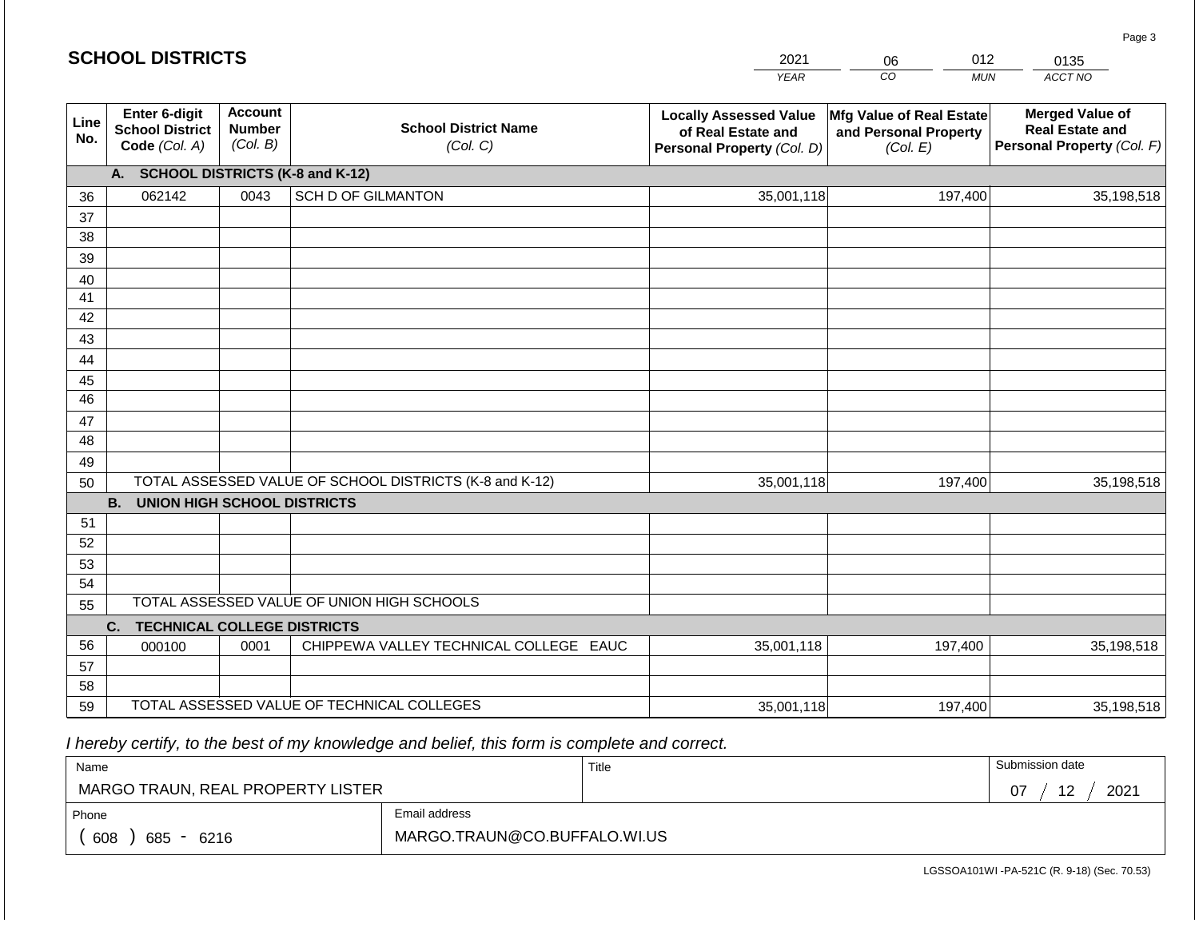## SCHOOL DISTRICTS

| 2021 | 06 | 012 | 0135 |
|---|---|---|---|
| YEAR | CO | MUN | ACCT NO |

| Line No. | Enter 6-digit School District Code (Col. A) | Account Number (Col. B) | School District Name (Col. C) | Locally Assessed Value of Real Estate and Personal Property (Col. D) | Mfg Value of Real Estate and Personal Property (Col. E) | Merged Value of Real Estate and Personal Property (Col. F) |
|---|---|---|---|---|---|---|
| | **A. SCHOOL DISTRICTS (K-8 and K-12)** | | | | | |
| 36 | 062142 | 0043 | SCH D OF GILMANTON | 35,001,118 | 197,400 | 35,198,518 |
| 37 | | | | | | |
| 38 | | | | | | |
| 39 | | | | | | |
| 40 | | | | | | |
| 41 | | | | | | |
| 42 | | | | | | |
| 43 | | | | | | |
| 44 | | | | | | |
| 45 | | | | | | |
| 46 | | | | | | |
| 47 | | | | | | |
| 48 | | | | | | |
| 49 | | | | | | |
| 50 | TOTAL ASSESSED VALUE OF SCHOOL DISTRICTS (K-8 and K-12) | | | 35,001,118 | 197,400 | 35,198,518 |
| | **B. UNION HIGH SCHOOL DISTRICTS** | | | | | |
| 51 | | | | | | |
| 52 | | | | | | |
| 53 | | | | | | |
| 54 | | | | | | |
| 55 | TOTAL ASSESSED VALUE OF UNION HIGH SCHOOLS | | | | | |
| | **C. TECHNICAL COLLEGE DISTRICTS** | | | | | |
| 56 | 000100 | 0001 | CHIPPEWA VALLEY TECHNICAL COLLEGE EAUC | 35,001,118 | 197,400 | 35,198,518 |
| 57 | | | | | | |
| 58 | | | | | | |
| 59 | TOTAL ASSESSED VALUE OF TECHNICAL COLLEGES | | | 35,001,118 | 197,400 | 35,198,518 |

*I hereby certify, to the best of my knowledge and belief, this form is complete and correct.*

| Name | Title | Submission date |
|---|---|---|
| MARGO TRAUN, REAL PROPERTY LISTER | | 07 / 12 / 2021 |
| **Phone** | **Email address** | |
| ( 608 ) 685 - 6216 | MARGO.TRAUN@CO.BUFFALO.WI.US | |

LGSSOA101WI -PA-521C (R. 9-18) (Sec. 70.53)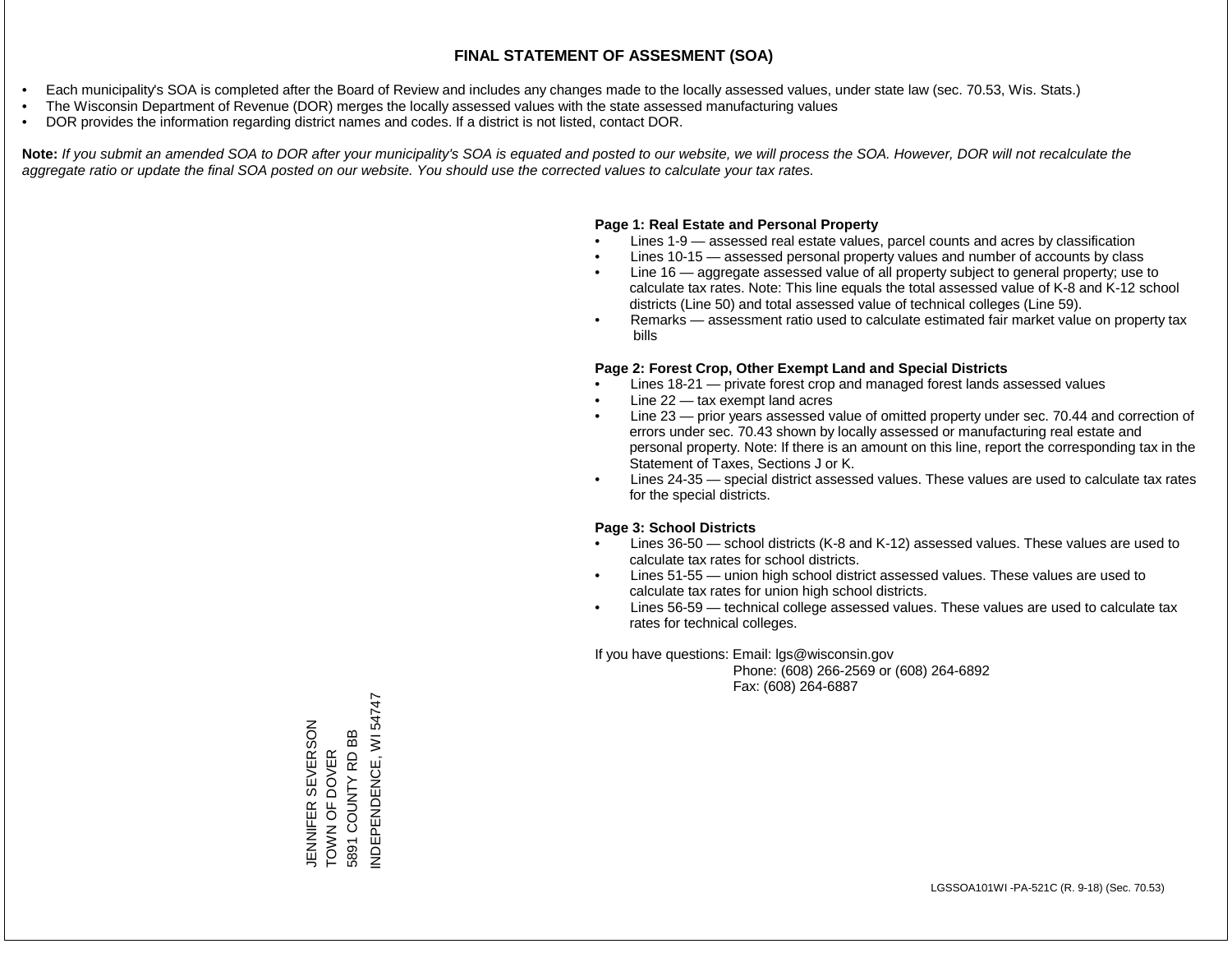# FINAL STATEMENT OF ASSESMENT (SOA)

- Each municipality's SOA is completed after the Board of Review and includes any changes made to the locally assessed values, under state law (sec. 70.53, Wis. Stats.)
- The Wisconsin Department of Revenue (DOR) merges the locally assessed values with the state assessed manufacturing values
- DOR provides the information regarding district names and codes. If a district is not listed, contact DOR.

**Note:** *If you submit an amended SOA to DOR after your municipality's SOA is equated and posted to our website, we will process the SOA. However, DOR will not recalculate the aggregate ratio or update the final SOA posted on our website. You should use the corrected values to calculate your tax rates.*

**Page 1: Real Estate and Personal Property**

- Lines 1-9 — assessed real estate values, parcel counts and acres by classification
- Lines 10-15 — assessed personal property values and number of accounts by class
- Line 16 — aggregate assessed value of all property subject to general property; use to calculate tax rates. Note: This line equals the total assessed value of K-8 and K-12 school districts (Line 50) and total assessed value of technical colleges (Line 59).
- Remarks — assessment ratio used to calculate estimated fair market value on property tax bills

**Page 2: Forest Crop, Other Exempt Land and Special Districts**

- Lines 18-21 — private forest crop and managed forest lands assessed values
- Line 22 — tax exempt land acres
- Line 23 — prior years assessed value of omitted property under sec. 70.44 and correction of errors under sec. 70.43 shown by locally assessed or manufacturing real estate and personal property. Note: If there is an amount on this line, report the corresponding tax in the Statement of Taxes, Sections J or K.
- Lines 24-35 — special district assessed values. These values are used to calculate tax rates for the special districts.

**Page 3: School Districts**

- Lines 36-50 — school districts (K-8 and K-12) assessed values. These values are used to calculate tax rates for school districts.
- Lines 51-55 — union high school district assessed values. These values are used to calculate tax rates for union high school districts.
- Lines 56-59 — technical college assessed values. These values are used to calculate tax rates for technical colleges.

If you have questions: Email: lgs@wisconsin.gov
Phone: (608) 266-2569 or (608) 264-6892
Fax: (608) 264-6887

JENNIFER SEVERSON
TOWN OF DOVER
5891 COUNTY RD BB
INDEPENDENCE, WI 54747

LGSSOA101WI -PA-521C (R. 9-18) (Sec. 70.53)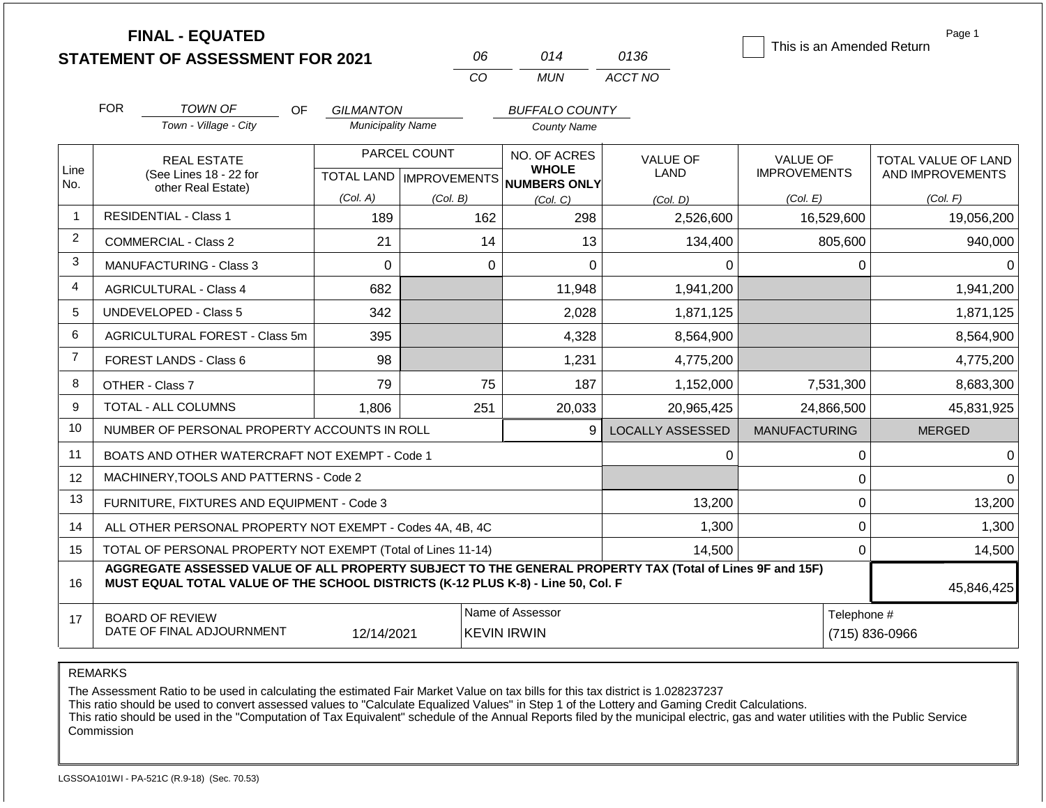# FINAL - EQUATED
# STATEMENT OF ASSESSMENT FOR 2021

| 06 | 014 | 0136 |
|---|---|---|
| CO | MUN | ACCT NO |

☐ This is an Amended Return

Page 1

FOR *TOWN OF* (Town - Village - City) OF *GILMANTON* (Municipality Name) *BUFFALO COUNTY* (County Name)

| Line No. | REAL ESTATE (See Lines 18 - 22 for other Real Estate) | PARCEL COUNT | | NO. OF ACRES WHOLE NUMBERS ONLY | VALUE OF LAND | VALUE OF IMPROVEMENTS | TOTAL VALUE OF LAND AND IMPROVEMENTS |
|---|---|---|---|---|---|---|---|
| | | TOTAL LAND (Col. A) | IMPROVEMENTS (Col. B) | (Col. C) | (Col. D) | (Col. E) | (Col. F) |
| 1 | RESIDENTIAL - Class 1 | 189 | 162 | 298 | 2,526,600 | 16,529,600 | 19,056,200 |
| 2 | COMMERCIAL - Class 2 | 21 | 14 | 13 | 134,400 | 805,600 | 940,000 |
| 3 | MANUFACTURING - Class 3 | 0 | 0 | 0 | 0 | 0 | 0 |
| 4 | AGRICULTURAL - Class 4 | 682 | | 11,948 | 1,941,200 | | 1,941,200 |
| 5 | UNDEVELOPED - Class 5 | 342 | | 2,028 | 1,871,125 | | 1,871,125 |
| 6 | AGRICULTURAL FOREST - Class 5m | 395 | | 4,328 | 8,564,900 | | 8,564,900 |
| 7 | FOREST LANDS - Class 6 | 98 | | 1,231 | 4,775,200 | | 4,775,200 |
| 8 | OTHER - Class 7 | 79 | 75 | 187 | 1,152,000 | 7,531,300 | 8,683,300 |
| 9 | TOTAL - ALL COLUMNS | 1,806 | 251 | 20,033 | 20,965,425 | 24,866,500 | 45,831,925 |
| 10 | NUMBER OF PERSONAL PROPERTY ACCOUNTS IN ROLL | | | 9 | LOCALLY ASSESSED | MANUFACTURING | MERGED |
| 11 | BOATS AND OTHER WATERCRAFT NOT EXEMPT - Code 1 | | | | 0 | 0 | 0 |
| 12 | MACHINERY,TOOLS AND PATTERNS - Code 2 | | | | | 0 | 0 |
| 13 | FURNITURE, FIXTURES AND EQUIPMENT - Code 3 | | | | 13,200 | 0 | 13,200 |
| 14 | ALL OTHER PERSONAL PROPERTY NOT EXEMPT - Codes 4A, 4B, 4C | | | | 1,300 | 0 | 1,300 |
| 15 | TOTAL OF PERSONAL PROPERTY NOT EXEMPT (Total of Lines 11-14) | | | | 14,500 | 0 | 14,500 |
| 16 | **AGGREGATE ASSESSED VALUE OF ALL PROPERTY SUBJECT TO THE GENERAL PROPERTY TAX (Total of Lines 9F and 15F) MUST EQUAL TOTAL VALUE OF THE SCHOOL DISTRICTS (K-12 PLUS K-8) - Line 50, Col. F** | | | | | | 45,846,425 |
| 17 | BOARD OF REVIEW DATE OF FINAL ADJOURNMENT | 12/14/2021 | | Name of Assessor: KEVIN IRWIN | | | Telephone #: (715) 836-0966 |

REMARKS

The Assessment Ratio to be used in calculating the estimated Fair Market Value on tax bills for this tax district is 1.028237237
This ratio should be used to convert assessed values to "Calculate Equalized Values" in Step 1 of the Lottery and Gaming Credit Calculations.
This ratio should be used in the "Computation of Tax Equivalent" schedule of the Annual Reports filed by the municipal electric, gas and water utilities with the Public Service Commission

LGSSOA101WI - PA-521C (R.9-18) (Sec. 70.53)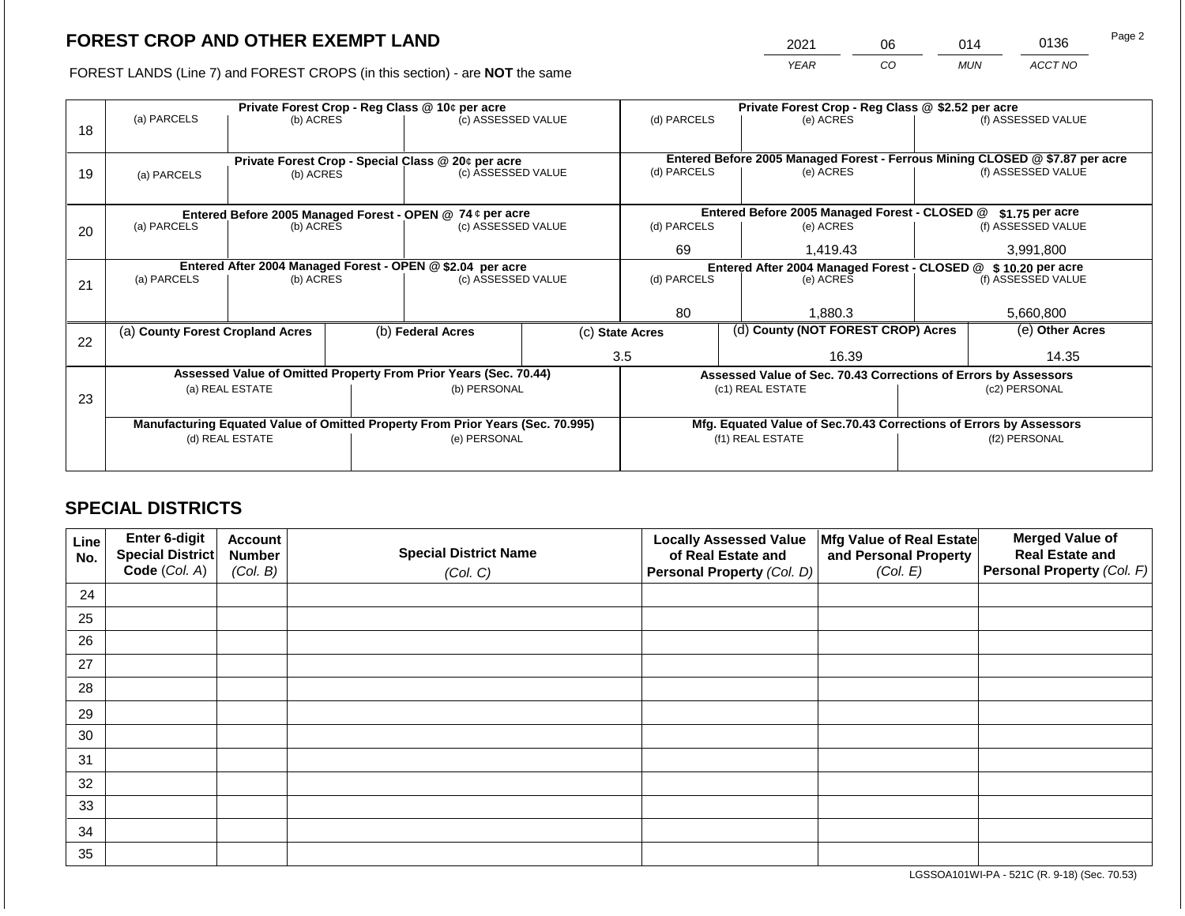# FOREST CROP AND OTHER EXEMPT LAND

FOREST LANDS (Line 7) and FOREST CROPS (in this section) - are **NOT** the same

| YEAR | CO | MUN | ACCT NO |
|---|---|---|---|
| 2021 | 06 | 014 | 0136 |

| Line | Private Forest Crop - Reg Class @ 10¢ per acre | | | Private Forest Crop - Reg Class @ $2.52 per acre | | |
|---|---|---|---|---|---|---|
| 18 | (a) PARCELS | (b) ACRES | (c) ASSESSED VALUE | (d) PARCELS | (e) ACRES | (f) ASSESSED VALUE |
| | | | | | | |

| Line | Private Forest Crop - Special Class @ 20¢ per acre | | | Entered Before 2005 Managed Forest - Ferrous Mining CLOSED @ $7.87 per acre | | |
|---|---|---|---|---|---|---|
| 19 | (a) PARCELS | (b) ACRES | (c) ASSESSED VALUE | (d) PARCELS | (e) ACRES | (f) ASSESSED VALUE |
| | | | | | | |

| Line | Entered Before 2005 Managed Forest - OPEN @ 74 ¢ per acre | | | Entered Before 2005 Managed Forest - CLOSED @ $1.75 per acre | | |
|---|---|---|---|---|---|---|
| 20 | (a) PARCELS | (b) ACRES | (c) ASSESSED VALUE | (d) PARCELS | (e) ACRES | (f) ASSESSED VALUE |
| | | | | 69 | 1,419.43 | 3,991,800 |

| Line | Entered After 2004 Managed Forest - OPEN @ $2.04 per acre | | | Entered After 2004 Managed Forest - CLOSED @ $ 10.20 per acre | | |
|---|---|---|---|---|---|---|
| 21 | (a) PARCELS | (b) ACRES | (c) ASSESSED VALUE | (d) PARCELS | (e) ACRES | (f) ASSESSED VALUE |
| | | | | 80 | 1,880.3 | 5,660,800 |

| Line | (a) County Forest Cropland Acres | (b) Federal Acres | (c) State Acres | (d) County (NOT FOREST CROP) Acres | (e) Other Acres |
|---|---|---|---|---|---|
| 22 | | | 3.5 | 16.39 | 14.35 |

| Line | Assessed Value of Omitted Property From Prior Years (Sec. 70.44) | | Assessed Value of Sec. 70.43 Corrections of Errors by Assessors | |
|---|---|---|---|---|
| 23 | (a) REAL ESTATE | (b) PERSONAL | (c1) REAL ESTATE | (c2) PERSONAL |
| | | | | |
| | **Manufacturing Equated Value of Omitted Property From Prior Years (Sec. 70.995)** | | **Mfg. Equated Value of Sec.70.43 Corrections of Errors by Assessors** | |
| | (d) REAL ESTATE | (e) PERSONAL | (f1) REAL ESTATE | (f2) PERSONAL |
| | | | | |

## SPECIAL DISTRICTS

| Line No. | Enter 6-digit Special District Code (Col. A) | Account Number (Col. B) | Special District Name (Col. C) | Locally Assessed Value of Real Estate and Personal Property (Col. D) | Mfg Value of Real Estate and Personal Property (Col. E) | Merged Value of Real Estate and Personal Property (Col. F) |
|---|---|---|---|---|---|---|
| 24 | | | | | | |
| 25 | | | | | | |
| 26 | | | | | | |
| 27 | | | | | | |
| 28 | | | | | | |
| 29 | | | | | | |
| 30 | | | | | | |
| 31 | | | | | | |
| 32 | | | | | | |
| 33 | | | | | | |
| 34 | | | | | | |
| 35 | | | | | | |

LGSSOA101WI-PA - 521C (R. 9-18) (Sec. 70.53)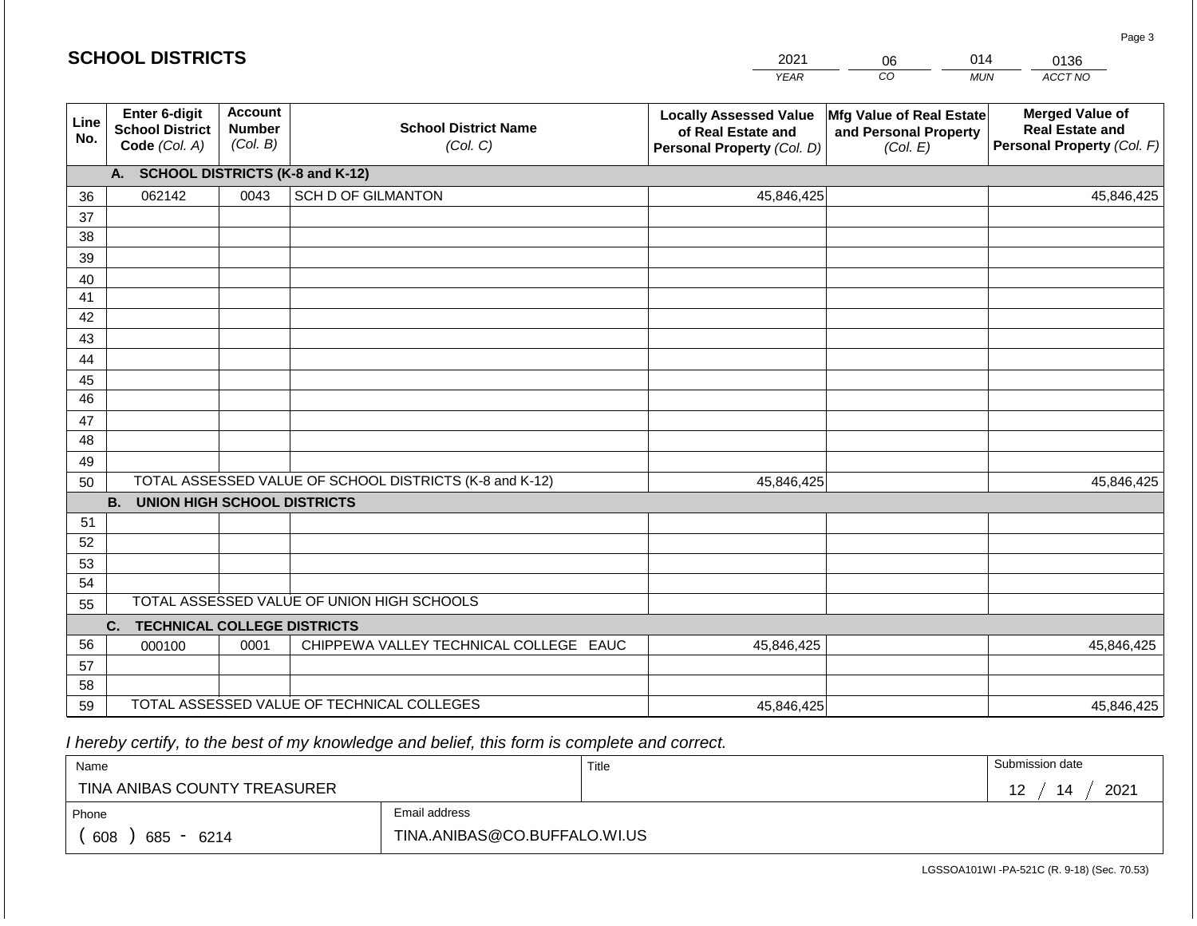# SCHOOL DISTRICTS

| 2021 | 06 | 014 | 0136 |
|---|---|---|---|
| *YEAR* | *CO* | *MUN* | *ACCT NO* |

| Line No. | Enter 6-digit School District Code *(Col. A)* | Account Number *(Col. B)* | School District Name *(Col. C)* | Locally Assessed Value of Real Estate and Personal Property *(Col. D)* | Mfg Value of Real Estate and Personal Property *(Col. E)* | Merged Value of Real Estate and Personal Property *(Col. F)* |
|---|---|---|---|---|---|---|
| | **A. SCHOOL DISTRICTS (K-8 and K-12)** | | | | | |
| 36 | 062142 | 0043 | SCH D OF GILMANTON | 45,846,425 | | 45,846,425 |
| 37 | | | | | | |
| 38 | | | | | | |
| 39 | | | | | | |
| 40 | | | | | | |
| 41 | | | | | | |
| 42 | | | | | | |
| 43 | | | | | | |
| 44 | | | | | | |
| 45 | | | | | | |
| 46 | | | | | | |
| 47 | | | | | | |
| 48 | | | | | | |
| 49 | | | | | | |
| 50 | TOTAL ASSESSED VALUE OF SCHOOL DISTRICTS (K-8 and K-12) | | | 45,846,425 | | 45,846,425 |
| | **B. UNION HIGH SCHOOL DISTRICTS** | | | | | |
| 51 | | | | | | |
| 52 | | | | | | |
| 53 | | | | | | |
| 54 | | | | | | |
| 55 | TOTAL ASSESSED VALUE OF UNION HIGH SCHOOLS | | | | | |
| | **C. TECHNICAL COLLEGE DISTRICTS** | | | | | |
| 56 | 000100 | 0001 | CHIPPEWA VALLEY TECHNICAL COLLEGE EAUC | 45,846,425 | | 45,846,425 |
| 57 | | | | | | |
| 58 | | | | | | |
| 59 | TOTAL ASSESSED VALUE OF TECHNICAL COLLEGES | | | 45,846,425 | | 45,846,425 |

*I hereby certify, to the best of my knowledge and belief, this form is complete and correct.*

| Name | Title | Submission date |
|---|---|---|
| TINA ANIBAS COUNTY TREASURER | | 12 / 14 / 2021 |
| **Phone** | **Email address** | |
| ( 608 ) 685 - 6214 | TINA.ANIBAS@CO.BUFFALO.WI.US | |

LGSSOA101WI -PA-521C (R. 9-18) (Sec. 70.53)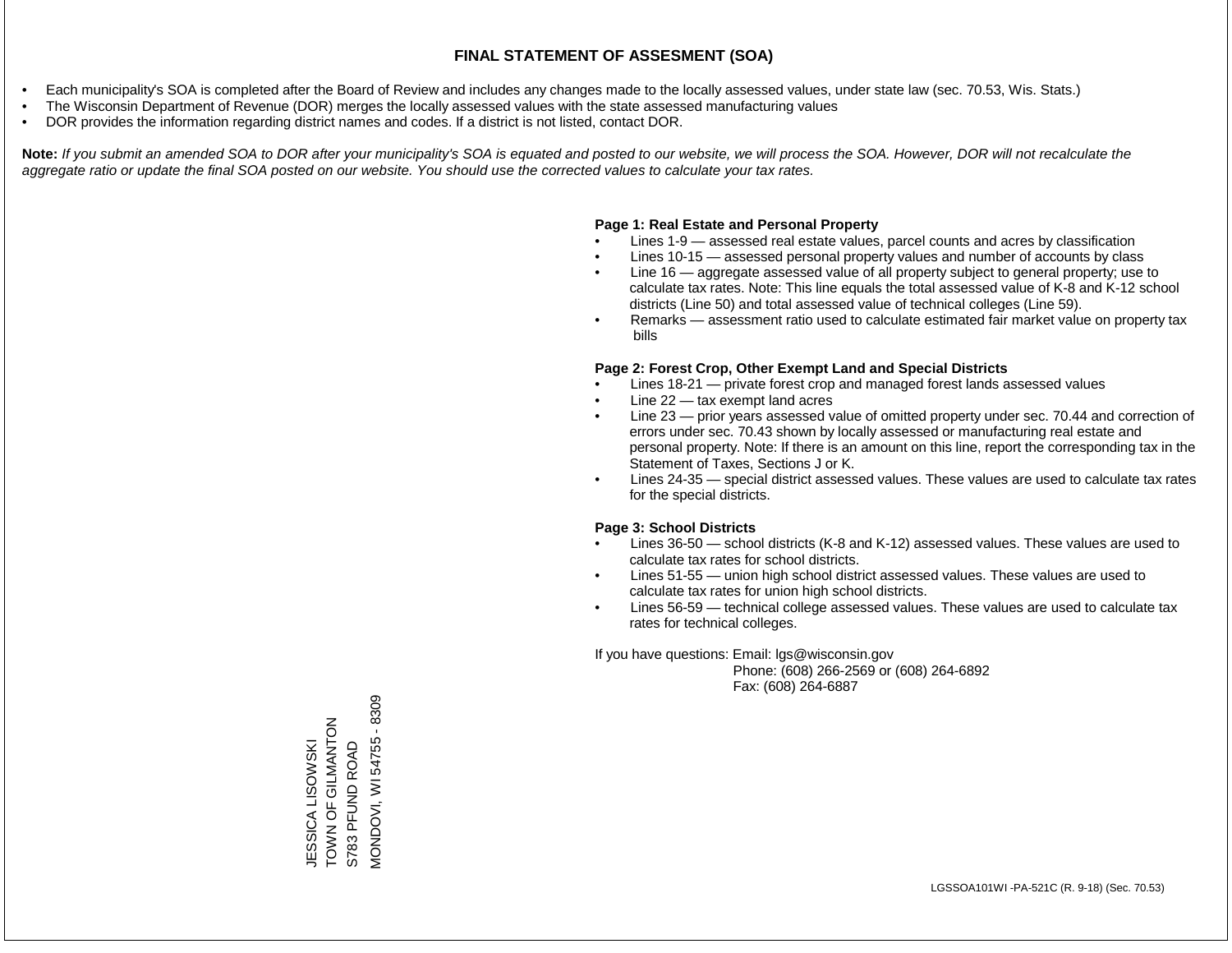# FINAL STATEMENT OF ASSESMENT (SOA)

- Each municipality's SOA is completed after the Board of Review and includes any changes made to the locally assessed values, under state law (sec. 70.53, Wis. Stats.)
- The Wisconsin Department of Revenue (DOR) merges the locally assessed values with the state assessed manufacturing values
- DOR provides the information regarding district names and codes. If a district is not listed, contact DOR.

**Note:** *If you submit an amended SOA to DOR after your municipality's SOA is equated and posted to our website, we will process the SOA. However, DOR will not recalculate the aggregate ratio or update the final SOA posted on our website. You should use the corrected values to calculate your tax rates.*

**Page 1: Real Estate and Personal Property**

- Lines 1-9 — assessed real estate values, parcel counts and acres by classification
- Lines 10-15 — assessed personal property values and number of accounts by class
- Line 16 — aggregate assessed value of all property subject to general property; use to calculate tax rates. Note: This line equals the total assessed value of K-8 and K-12 school districts (Line 50) and total assessed value of technical colleges (Line 59).
- Remarks — assessment ratio used to calculate estimated fair market value on property tax bills

**Page 2: Forest Crop, Other Exempt Land and Special Districts**

- Lines 18-21 — private forest crop and managed forest lands assessed values
- Line 22 — tax exempt land acres
- Line 23 — prior years assessed value of omitted property under sec. 70.44 and correction of errors under sec. 70.43 shown by locally assessed or manufacturing real estate and personal property. Note: If there is an amount on this line, report the corresponding tax in the Statement of Taxes, Sections J or K.
- Lines 24-35 — special district assessed values. These values are used to calculate tax rates for the special districts.

**Page 3: School Districts**

- Lines 36-50 — school districts (K-8 and K-12) assessed values. These values are used to calculate tax rates for school districts.
- Lines 51-55 — union high school district assessed values. These values are used to calculate tax rates for union high school districts.
- Lines 56-59 — technical college assessed values. These values are used to calculate tax rates for technical colleges.

If you have questions: Email: lgs@wisconsin.gov
Phone: (608) 266-2569 or (608) 264-6892
Fax: (608) 264-6887

JESSICA LISOWSKI
TOWN OF GILMANTON
S783 PFUND ROAD
MONDOVI, WI 54755 - 8309

LGSSOA101WI -PA-521C (R. 9-18) (Sec. 70.53)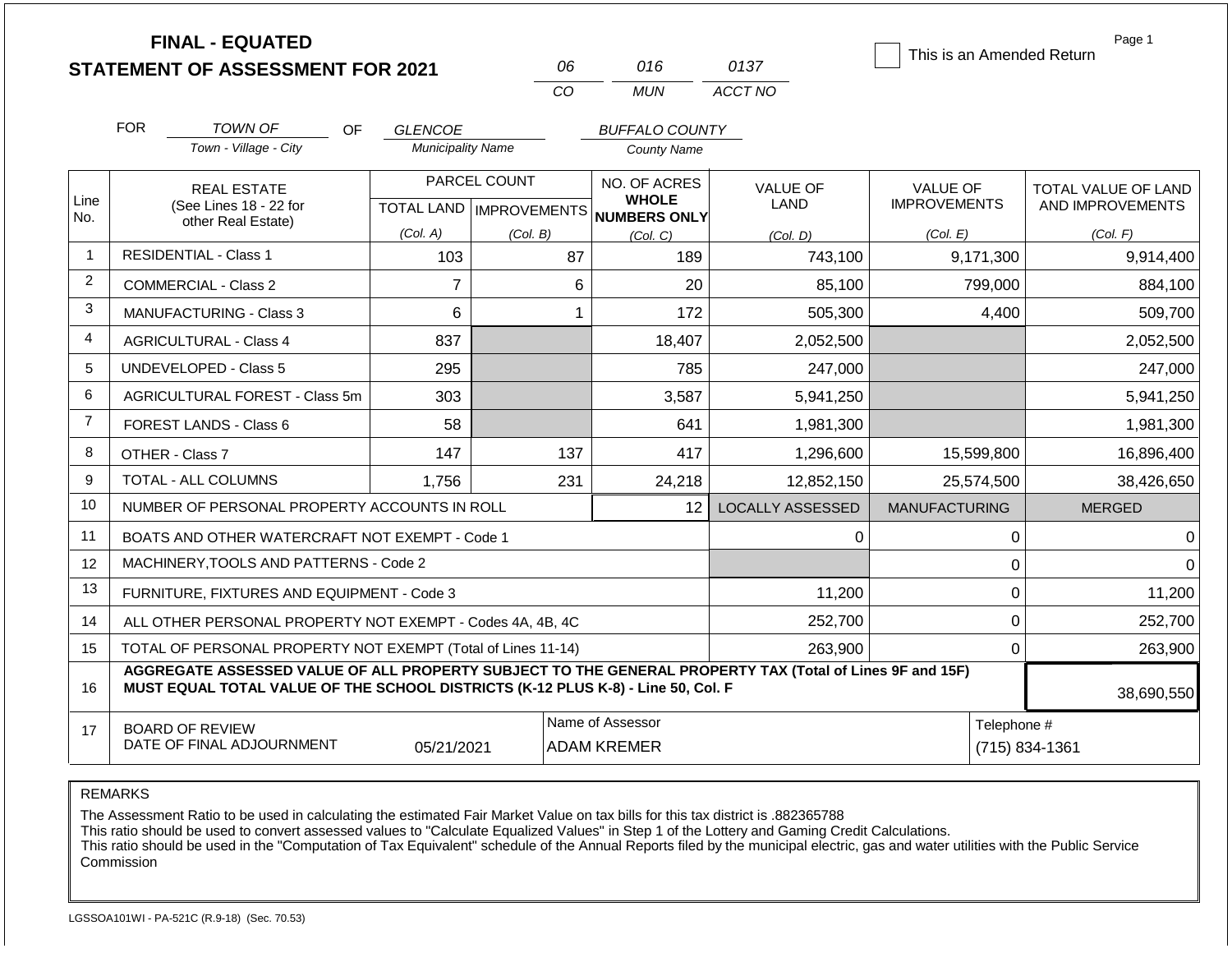# FINAL - EQUATED
## STATEMENT OF ASSESSMENT FOR 2021

| 06 | 016 | 0137 |
|---|---|---|
| CO | MUN | ACCT NO |

☐ This is an Amended Return

Page 1

FOR *TOWN OF* (Town - Village - City) OF *GLENCOE* (Municipality Name) *BUFFALO COUNTY* (County Name)

| Line No. | REAL ESTATE (See Lines 18 - 22 for other Real Estate) | PARCEL COUNT TOTAL LAND (Col. A) | PARCEL COUNT IMPROVEMENTS (Col. B) | NO. OF ACRES WHOLE NUMBERS ONLY (Col. C) | VALUE OF LAND (Col. D) | VALUE OF IMPROVEMENTS (Col. E) | TOTAL VALUE OF LAND AND IMPROVEMENTS (Col. F) |
|---|---|---|---|---|---|---|---|
| 1 | RESIDENTIAL - Class 1 | 103 | 87 | 189 | 743,100 | 9,171,300 | 9,914,400 |
| 2 | COMMERCIAL - Class 2 | 7 | 6 | 20 | 85,100 | 799,000 | 884,100 |
| 3 | MANUFACTURING - Class 3 | 6 | 1 | 172 | 505,300 | 4,400 | 509,700 |
| 4 | AGRICULTURAL - Class 4 | 837 | | 18,407 | 2,052,500 | | 2,052,500 |
| 5 | UNDEVELOPED - Class 5 | 295 | | 785 | 247,000 | | 247,000 |
| 6 | AGRICULTURAL FOREST - Class 5m | 303 | | 3,587 | 5,941,250 | | 5,941,250 |
| 7 | FOREST LANDS - Class 6 | 58 | | 641 | 1,981,300 | | 1,981,300 |
| 8 | OTHER - Class 7 | 147 | 137 | 417 | 1,296,600 | 15,599,800 | 16,896,400 |
| 9 | TOTAL - ALL COLUMNS | 1,756 | 231 | 24,218 | 12,852,150 | 25,574,500 | 38,426,650 |
| 10 | NUMBER OF PERSONAL PROPERTY ACCOUNTS IN ROLL | | | 12 | LOCALLY ASSESSED | MANUFACTURING | MERGED |
| 11 | BOATS AND OTHER WATERCRAFT NOT EXEMPT - Code 1 | | | | 0 | 0 | 0 |
| 12 | MACHINERY,TOOLS AND PATTERNS - Code 2 | | | | | 0 | 0 |
| 13 | FURNITURE, FIXTURES AND EQUIPMENT - Code 3 | | | | 11,200 | 0 | 11,200 |
| 14 | ALL OTHER PERSONAL PROPERTY NOT EXEMPT - Codes 4A, 4B, 4C | | | | 252,700 | 0 | 252,700 |
| 15 | TOTAL OF PERSONAL PROPERTY NOT EXEMPT (Total of Lines 11-14) | | | | 263,900 | 0 | 263,900 |
| 16 | **AGGREGATE ASSESSED VALUE OF ALL PROPERTY SUBJECT TO THE GENERAL PROPERTY TAX (Total of Lines 9F and 15F) MUST EQUAL TOTAL VALUE OF THE SCHOOL DISTRICTS (K-12 PLUS K-8) - Line 50, Col. F** | | | | | | 38,690,550 |
| 17 | BOARD OF REVIEW DATE OF FINAL ADJOURNMENT | 05/21/2021 | | Name of Assessor: ADAM KREMER | | Telephone #: (715) 834-1361 | |

REMARKS

The Assessment Ratio to be used in calculating the estimated Fair Market Value on tax bills for this tax district is .882365788
This ratio should be used to convert assessed values to "Calculate Equalized Values" in Step 1 of the Lottery and Gaming Credit Calculations.
This ratio should be used in the "Computation of Tax Equivalent" schedule of the Annual Reports filed by the municipal electric, gas and water utilities with the Public Service Commission

LGSSOA101WI - PA-521C (R.9-18) (Sec. 70.53)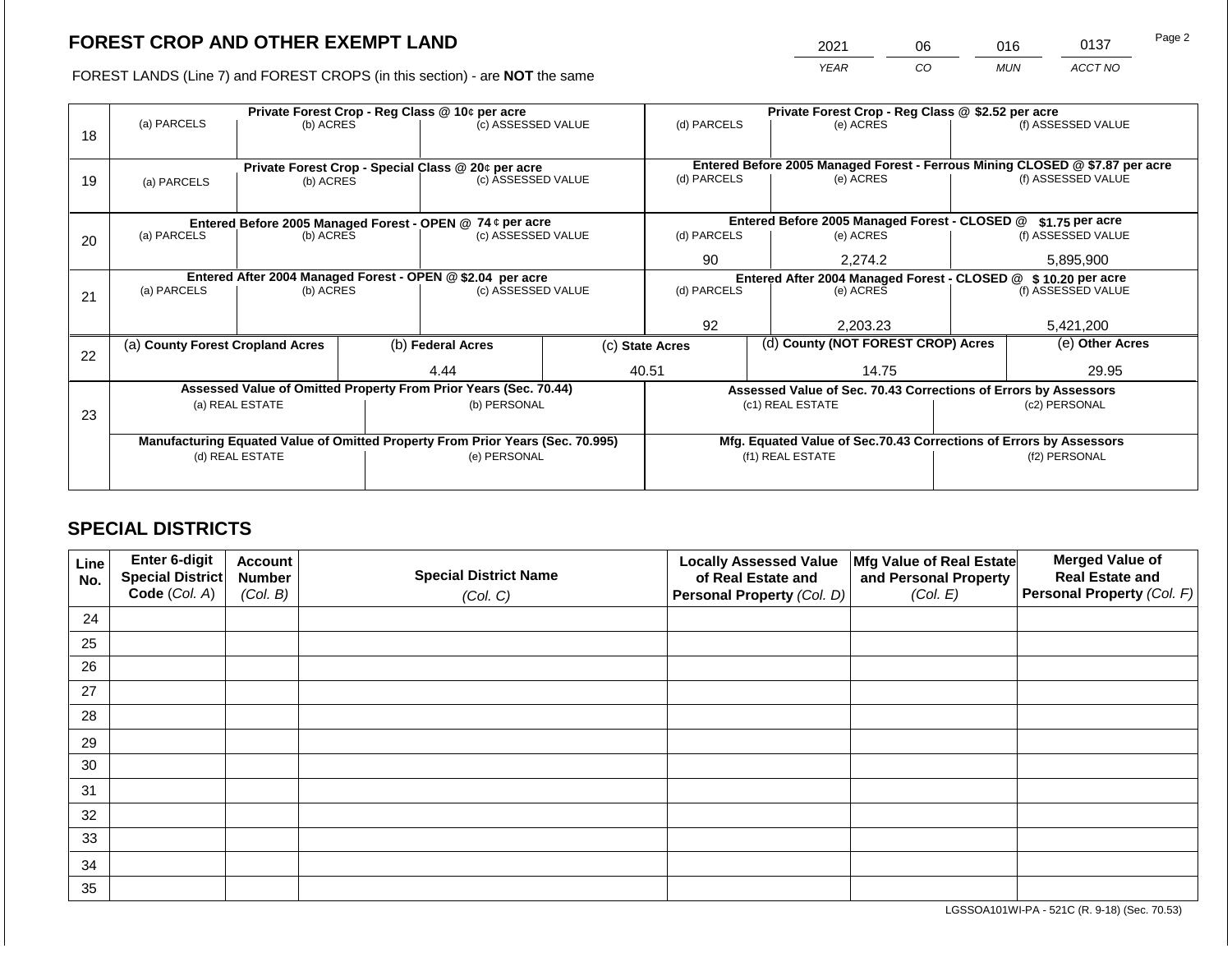## FOREST CROP AND OTHER EXEMPT LAND

FOREST LANDS (Line 7) and FOREST CROPS (in this section) - are **NOT** the same

| YEAR | CO | MUN | ACCT NO |
|---|---|---|---|
| 2021 | 06 | 016 | 0137 |

| Line | Private Forest Crop - Reg Class @ 10¢ per acre | | | Private Forest Crop - Reg Class @ $2.52 per acre | | |
|---|---|---|---|---|---|---|
| | (a) PARCELS | (b) ACRES | (c) ASSESSED VALUE | (d) PARCELS | (e) ACRES | (f) ASSESSED VALUE |
| 18 | | | | | | |
| | **Private Forest Crop - Special Class @ 20¢ per acre** | | | **Entered Before 2005 Managed Forest - Ferrous Mining CLOSED @ $7.87 per acre** | | |
| 19 | (a) PARCELS | (b) ACRES | (c) ASSESSED VALUE | (d) PARCELS | (e) ACRES | (f) ASSESSED VALUE |
| | | | | | | |
| | **Entered Before 2005 Managed Forest - OPEN @ 74 ¢ per acre** | | | **Entered Before 2005 Managed Forest - CLOSED @ $1.75 per acre** | | |
| 20 | (a) PARCELS | (b) ACRES | (c) ASSESSED VALUE | (d) PARCELS | (e) ACRES | (f) ASSESSED VALUE |
| | | | | 90 | 2,274.2 | 5,895,900 |
| | **Entered After 2004 Managed Forest - OPEN @ $2.04 per acre** | | | **Entered After 2004 Managed Forest - CLOSED @ $10.20 per acre** | | |
| 21 | (a) PARCELS | (b) ACRES | (c) ASSESSED VALUE | (d) PARCELS | (e) ACRES | (f) ASSESSED VALUE |
| | | | | 92 | 2,203.23 | 5,421,200 |

| Line | (a) County Forest Cropland Acres | (b) Federal Acres | (c) State Acres | (d) County (NOT FOREST CROP) Acres | (e) Other Acres |
|---|---|---|---|---|---|
| 22 | | 4.44 | 40.51 | 14.75 | 29.95 |

| Line | Assessed Value of Omitted Property From Prior Years (Sec. 70.44) | | Assessed Value of Sec. 70.43 Corrections of Errors by Assessors | |
|---|---|---|---|---|
| 23 | (a) REAL ESTATE | (b) PERSONAL | (c1) REAL ESTATE | (c2) PERSONAL |
| | | | | |
| | **Manufacturing Equated Value of Omitted Property From Prior Years (Sec. 70.995)** | | **Mfg. Equated Value of Sec.70.43 Corrections of Errors by Assessors** | |
| | (d) REAL ESTATE | (e) PERSONAL | (f1) REAL ESTATE | (f2) PERSONAL |
| | | | | |

## SPECIAL DISTRICTS

| Line No. | Enter 6-digit Special District Code (Col. A) | Account Number (Col. B) | Special District Name (Col. C) | Locally Assessed Value of Real Estate and Personal Property (Col. D) | Mfg Value of Real Estate and Personal Property (Col. E) | Merged Value of Real Estate and Personal Property (Col. F) |
|---|---|---|---|---|---|---|
| 24 | | | | | | |
| 25 | | | | | | |
| 26 | | | | | | |
| 27 | | | | | | |
| 28 | | | | | | |
| 29 | | | | | | |
| 30 | | | | | | |
| 31 | | | | | | |
| 32 | | | | | | |
| 33 | | | | | | |
| 34 | | | | | | |
| 35 | | | | | | |

LGSSOA101WI-PA - 521C (R. 9-18) (Sec. 70.53)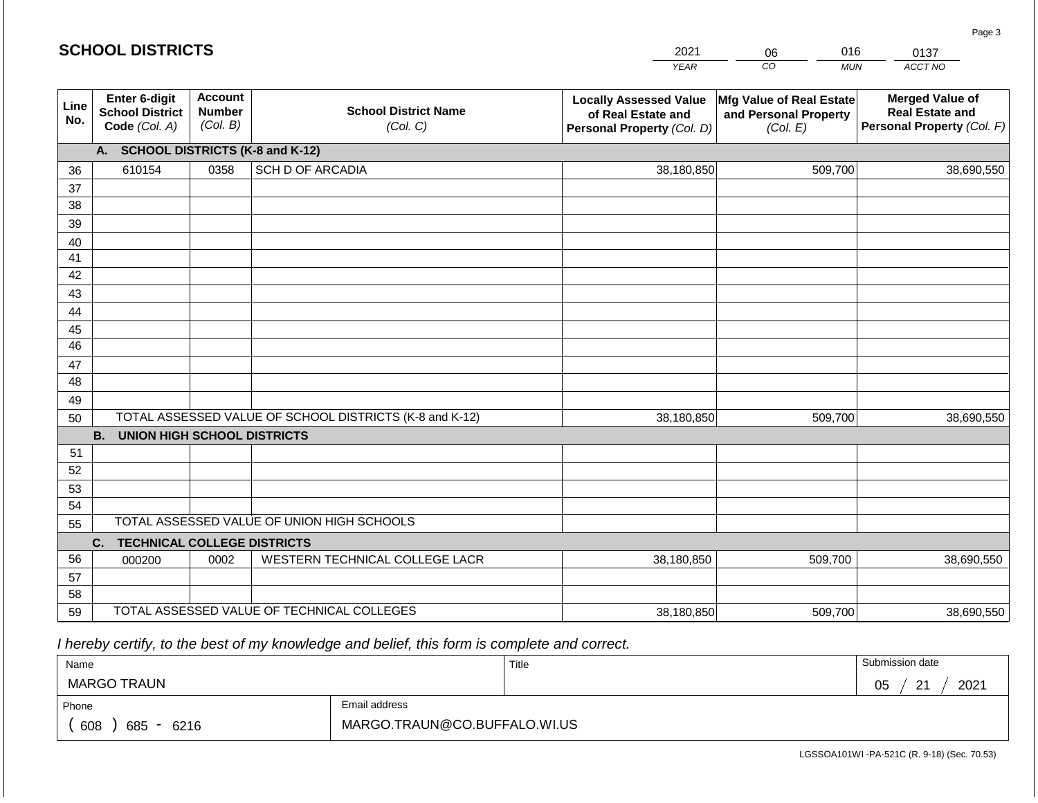## SCHOOL DISTRICTS

| 2021 | 06 | 016 | 0137 |
|---|---|---|---|
| *YEAR* | *CO* | *MUN* | *ACCT NO* |

| Line No. | Enter 6-digit School District Code *(Col. A)* | Account Number *(Col. B)* | School District Name *(Col. C)* | Locally Assessed Value of Real Estate and Personal Property *(Col. D)* | Mfg Value of Real Estate and Personal Property *(Col. E)* | Merged Value of Real Estate and Personal Property *(Col. F)* |
|---|---|---|---|---|---|---|
| | **A. SCHOOL DISTRICTS (K-8 and K-12)** | | | | | |
| 36 | 610154 | 0358 | SCH D OF ARCADIA | 38,180,850 | 509,700 | 38,690,550 |
| 37 | | | | | | |
| 38 | | | | | | |
| 39 | | | | | | |
| 40 | | | | | | |
| 41 | | | | | | |
| 42 | | | | | | |
| 43 | | | | | | |
| 44 | | | | | | |
| 45 | | | | | | |
| 46 | | | | | | |
| 47 | | | | | | |
| 48 | | | | | | |
| 49 | | | | | | |
| 50 | TOTAL ASSESSED VALUE OF SCHOOL DISTRICTS (K-8 and K-12) | | | 38,180,850 | 509,700 | 38,690,550 |
| | **B. UNION HIGH SCHOOL DISTRICTS** | | | | | |
| 51 | | | | | | |
| 52 | | | | | | |
| 53 | | | | | | |
| 54 | | | | | | |
| 55 | TOTAL ASSESSED VALUE OF UNION HIGH SCHOOLS | | | | | |
| | **C. TECHNICAL COLLEGE DISTRICTS** | | | | | |
| 56 | 000200 | 0002 | WESTERN TECHNICAL COLLEGE LACR | 38,180,850 | 509,700 | 38,690,550 |
| 57 | | | | | | |
| 58 | | | | | | |
| 59 | TOTAL ASSESSED VALUE OF TECHNICAL COLLEGES | | | 38,180,850 | 509,700 | 38,690,550 |

*I hereby certify, to the best of my knowledge and belief, this form is complete and correct.*

| Name | Title | Submission date |
|---|---|---|
| MARGO TRAUN | | 05 / 21 / 2021 |

| Phone | Email address |
|---|---|
| ( 608 ) 685 - 6216 | MARGO.TRAUN@CO.BUFFALO.WI.US |

LGSSOA101WI -PA-521C (R. 9-18) (Sec. 70.53)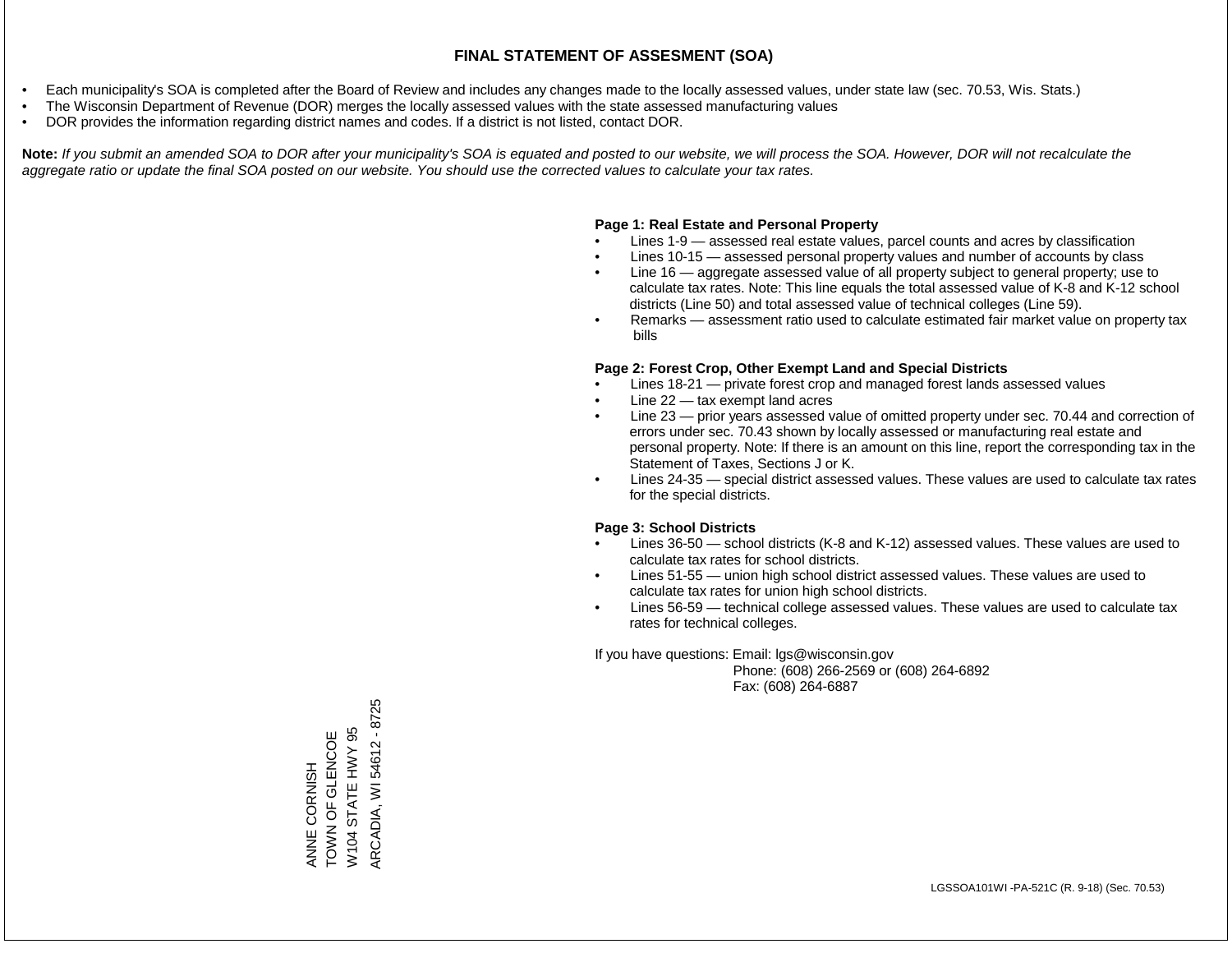# FINAL STATEMENT OF ASSESMENT (SOA)

- Each municipality's SOA is completed after the Board of Review and includes any changes made to the locally assessed values, under state law (sec. 70.53, Wis. Stats.)
- The Wisconsin Department of Revenue (DOR) merges the locally assessed values with the state assessed manufacturing values
- DOR provides the information regarding district names and codes. If a district is not listed, contact DOR.

**Note:** *If you submit an amended SOA to DOR after your municipality's SOA is equated and posted to our website, we will process the SOA. However, DOR will not recalculate the aggregate ratio or update the final SOA posted on our website. You should use the corrected values to calculate your tax rates.*

**Page 1: Real Estate and Personal Property**

- Lines 1-9 — assessed real estate values, parcel counts and acres by classification
- Lines 10-15 — assessed personal property values and number of accounts by class
- Line 16 — aggregate assessed value of all property subject to general property; use to calculate tax rates. Note: This line equals the total assessed value of K-8 and K-12 school districts (Line 50) and total assessed value of technical colleges (Line 59).
- Remarks — assessment ratio used to calculate estimated fair market value on property tax bills

**Page 2: Forest Crop, Other Exempt Land and Special Districts**

- Lines 18-21 — private forest crop and managed forest lands assessed values
- Line 22 — tax exempt land acres
- Line 23 — prior years assessed value of omitted property under sec. 70.44 and correction of errors under sec. 70.43 shown by locally assessed or manufacturing real estate and personal property. Note: If there is an amount on this line, report the corresponding tax in the Statement of Taxes, Sections J or K.
- Lines 24-35 — special district assessed values. These values are used to calculate tax rates for the special districts.

**Page 3: School Districts**

- Lines 36-50 — school districts (K-8 and K-12) assessed values. These values are used to calculate tax rates for school districts.
- Lines 51-55 — union high school district assessed values. These values are used to calculate tax rates for union high school districts.
- Lines 56-59 — technical college assessed values. These values are used to calculate tax rates for technical colleges.

If you have questions: Email: lgs@wisconsin.gov
Phone: (608) 266-2569 or (608) 264-6892
Fax: (608) 264-6887

ANNE CORNISH
TOWN OF GLENCOE
W104 STATE HWY 95
ARCADIA, WI 54612 - 8725

LGSSOA101WI -PA-521C (R. 9-18) (Sec. 70.53)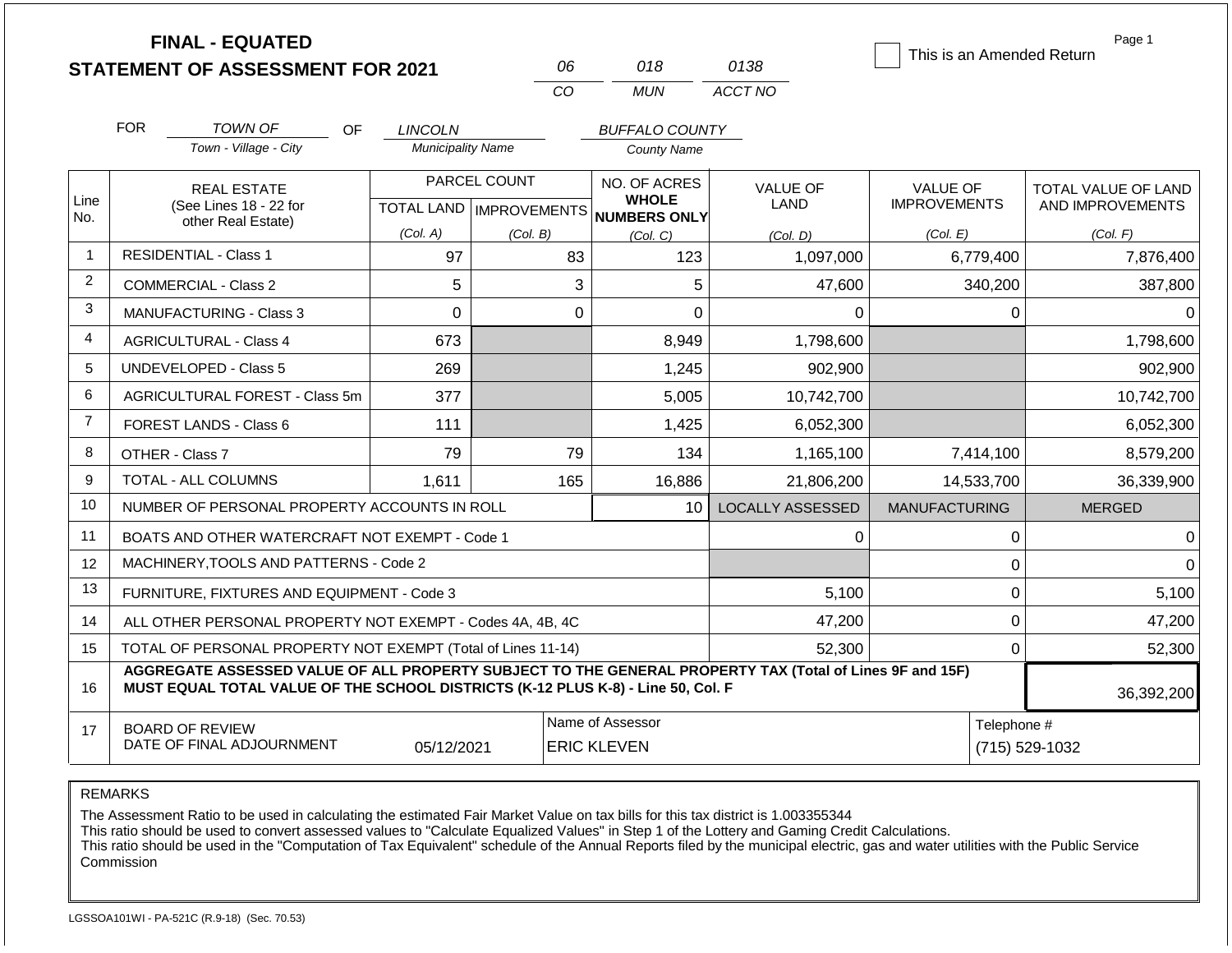# FINAL - EQUATED STATEMENT OF ASSESSMENT FOR 2021

| 06 | 018 | 0138 |
|---|---|---|
| CO | MUN | ACCT NO |

☐ This is an Amended Return

FOR *TOWN OF* (Town - Village - City) OF *LINCOLN* (Municipality Name) *BUFFALO COUNTY* (County Name)

| Line No. | REAL ESTATE (See Lines 18 - 22 for other Real Estate) | PARCEL COUNT TOTAL LAND (Col. A) | PARCEL COUNT IMPROVEMENTS (Col. B) | NO. OF ACRES WHOLE NUMBERS ONLY (Col. C) | VALUE OF LAND (Col. D) | VALUE OF IMPROVEMENTS (Col. E) | TOTAL VALUE OF LAND AND IMPROVEMENTS (Col. F) |
|---|---|---|---|---|---|---|---|
| 1 | RESIDENTIAL - Class 1 | 97 | 83 | 123 | 1,097,000 | 6,779,400 | 7,876,400 |
| 2 | COMMERCIAL - Class 2 | 5 | 3 | 5 | 47,600 | 340,200 | 387,800 |
| 3 | MANUFACTURING - Class 3 | 0 | 0 | 0 | 0 | 0 | 0 |
| 4 | AGRICULTURAL - Class 4 | 673 | | 8,949 | 1,798,600 | | 1,798,600 |
| 5 | UNDEVELOPED - Class 5 | 269 | | 1,245 | 902,900 | | 902,900 |
| 6 | AGRICULTURAL FOREST - Class 5m | 377 | | 5,005 | 10,742,700 | | 10,742,700 |
| 7 | FOREST LANDS - Class 6 | 111 | | 1,425 | 6,052,300 | | 6,052,300 |
| 8 | OTHER - Class 7 | 79 | 79 | 134 | 1,165,100 | 7,414,100 | 8,579,200 |
| 9 | TOTAL - ALL COLUMNS | 1,611 | 165 | 16,886 | 21,806,200 | 14,533,700 | 36,339,900 |
| 10 | NUMBER OF PERSONAL PROPERTY ACCOUNTS IN ROLL | | | 10 | LOCALLY ASSESSED | MANUFACTURING | MERGED |
| 11 | BOATS AND OTHER WATERCRAFT NOT EXEMPT - Code 1 | | | | 0 | 0 | 0 |
| 12 | MACHINERY,TOOLS AND PATTERNS - Code 2 | | | | | 0 | 0 |
| 13 | FURNITURE, FIXTURES AND EQUIPMENT - Code 3 | | | | 5,100 | 0 | 5,100 |
| 14 | ALL OTHER PERSONAL PROPERTY NOT EXEMPT - Codes 4A, 4B, 4C | | | | 47,200 | 0 | 47,200 |
| 15 | TOTAL OF PERSONAL PROPERTY NOT EXEMPT (Total of Lines 11-14) | | | | 52,300 | 0 | 52,300 |
| 16 | **AGGREGATE ASSESSED VALUE OF ALL PROPERTY SUBJECT TO THE GENERAL PROPERTY TAX (Total of Lines 9F and 15F) MUST EQUAL TOTAL VALUE OF THE SCHOOL DISTRICTS (K-12 PLUS K-8) - Line 50, Col. F** | | | | | | 36,392,200 |
| 17 | BOARD OF REVIEW DATE OF FINAL ADJOURNMENT | 05/12/2021 | | Name of Assessor: ERIC KLEVEN | | Telephone #: (715) 529-1032 | |

REMARKS

The Assessment Ratio to be used in calculating the estimated Fair Market Value on tax bills for this tax district is 1.003355344
This ratio should be used to convert assessed values to "Calculate Equalized Values" in Step 1 of the Lottery and Gaming Credit Calculations.
This ratio should be used in the "Computation of Tax Equivalent" schedule of the Annual Reports filed by the municipal electric, gas and water utilities with the Public Service Commission

LGSSOA101WI - PA-521C (R.9-18) (Sec. 70.53)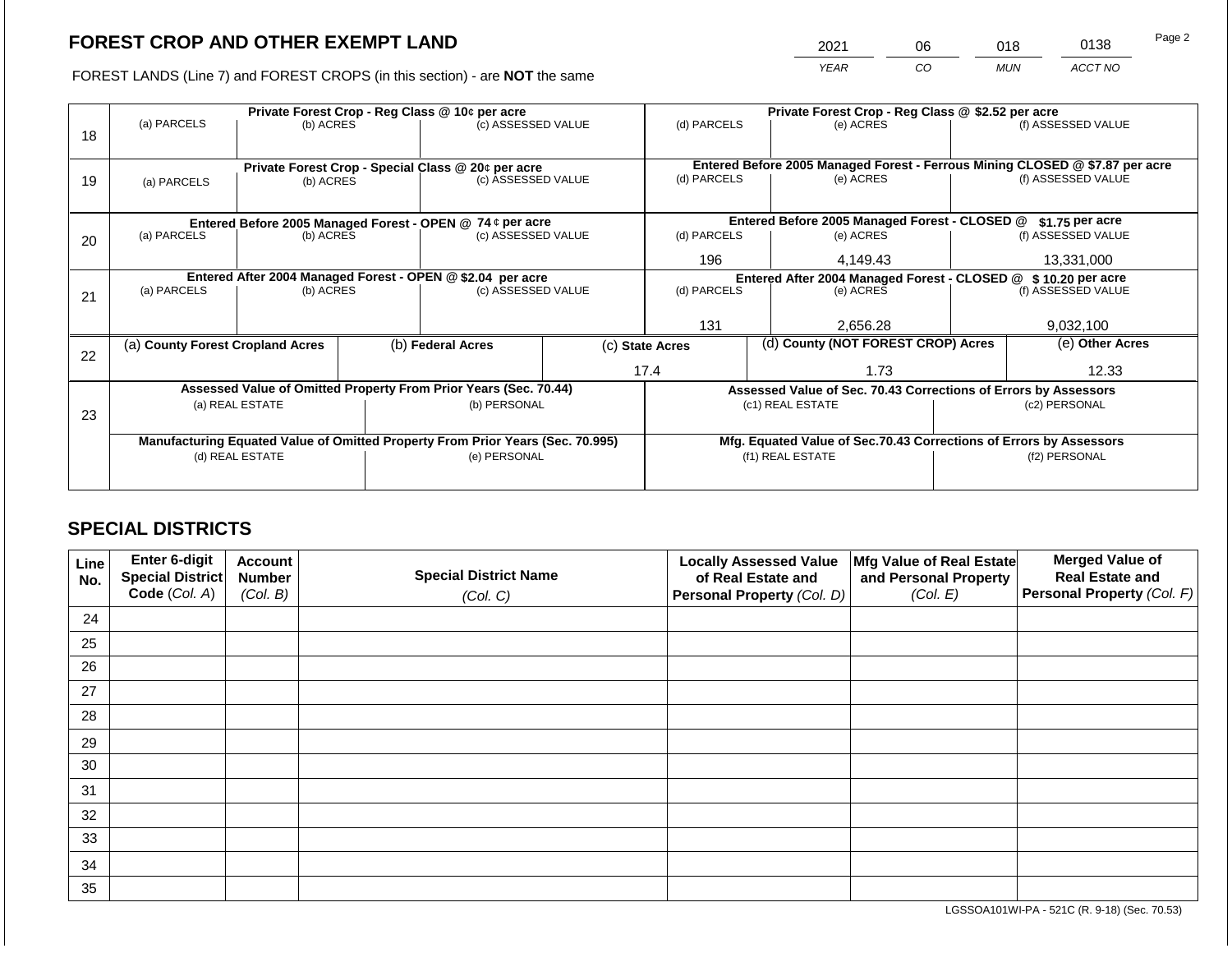# FOREST CROP AND OTHER EXEMPT LAND

| 2021 | 06 | 018 | 0138 |
|---|---|---|---|
| *YEAR* | *CO* | *MUN* | *ACCT NO* |

FOREST LANDS (Line 7) and FOREST CROPS (in this section) - are **NOT** the same

| Line | Private Forest Crop - Reg Class @ 10¢ per acre | | | Private Forest Crop - Reg Class @ $2.52 per acre | | |
|---|---|---|---|---|---|---|
| | (a) PARCELS | (b) ACRES | (c) ASSESSED VALUE | (d) PARCELS | (e) ACRES | (f) ASSESSED VALUE |
| 18 | | | | | | |
| | **Private Forest Crop - Special Class @ 20¢ per acre** | | | **Entered Before 2005 Managed Forest - Ferrous Mining CLOSED @ $7.87 per acre** | | |
| | (a) PARCELS | (b) ACRES | (c) ASSESSED VALUE | (d) PARCELS | (e) ACRES | (f) ASSESSED VALUE |
| 19 | | | | | | |
| | **Entered Before 2005 Managed Forest - OPEN @ 74 ¢ per acre** | | | **Entered Before 2005 Managed Forest - CLOSED @ $1.75 per acre** | | |
| | (a) PARCELS | (b) ACRES | (c) ASSESSED VALUE | (d) PARCELS | (e) ACRES | (f) ASSESSED VALUE |
| 20 | | | | 196 | 4,149.43 | 13,331,000 |
| | **Entered After 2004 Managed Forest - OPEN @ $2.04 per acre** | | | **Entered After 2004 Managed Forest - CLOSED @ $ 10.20 per acre** | | |
| | (a) PARCELS | (b) ACRES | (c) ASSESSED VALUE | (d) PARCELS | (e) ACRES | (f) ASSESSED VALUE |
| 21 | | | | 131 | 2,656.28 | 9,032,100 |

| Line | (a) County Forest Cropland Acres | (b) Federal Acres | (c) State Acres | (d) County (NOT FOREST CROP) Acres | (e) Other Acres |
|---|---|---|---|---|---|
| 22 | | | 17.4 | 1.73 | 12.33 |

| Line | Assessed Value of Omitted Property From Prior Years (Sec. 70.44) | | Assessed Value of Sec. 70.43 Corrections of Errors by Assessors | |
|---|---|---|---|---|
| | (a) REAL ESTATE | (b) PERSONAL | (c1) REAL ESTATE | (c2) PERSONAL |
| 23 | | | | |
| | **Manufacturing Equated Value of Omitted Property From Prior Years (Sec. 70.995)** | | **Mfg. Equated Value of Sec.70.43 Corrections of Errors by Assessors** | |
| | (d) REAL ESTATE | (e) PERSONAL | (f1) REAL ESTATE | (f2) PERSONAL |
| | | | | |

## SPECIAL DISTRICTS

| Line No. | Enter 6-digit Special District Code *(Col. A)* | Account Number *(Col. B)* | Special District Name *(Col. C)* | Locally Assessed Value of Real Estate and Personal Property *(Col. D)* | Mfg Value of Real Estate and Personal Property *(Col. E)* | Merged Value of Real Estate and Personal Property *(Col. F)* |
|---|---|---|---|---|---|---|
| 24 | | | | | | |
| 25 | | | | | | |
| 26 | | | | | | |
| 27 | | | | | | |
| 28 | | | | | | |
| 29 | | | | | | |
| 30 | | | | | | |
| 31 | | | | | | |
| 32 | | | | | | |
| 33 | | | | | | |
| 34 | | | | | | |
| 35 | | | | | | |

LGSSOA101WI-PA - 521C (R. 9-18) (Sec. 70.53)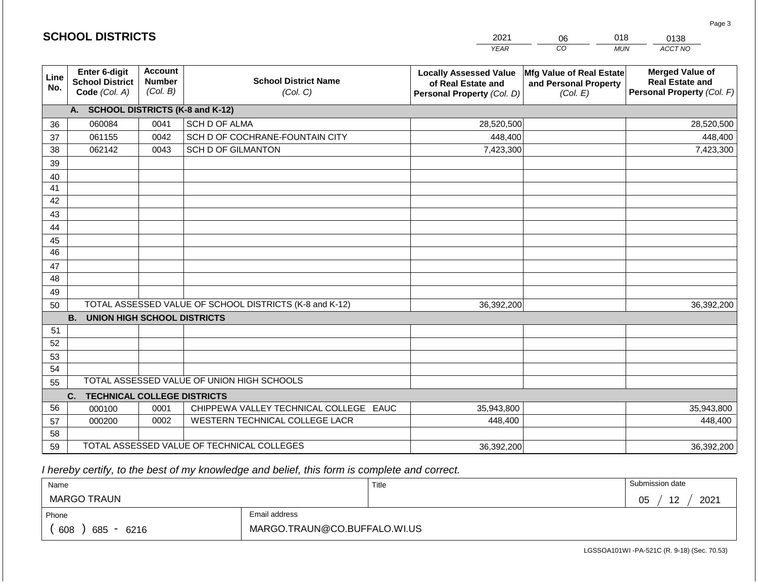# SCHOOL DISTRICTS

| 2021 | 06 | 018 | 0138 |
|---|---|---|---|
| YEAR | CO | MUN | ACCT NO |

| Line No. | Enter 6-digit School District Code (Col. A) | Account Number (Col. B) | School District Name (Col. C) | Locally Assessed Value of Real Estate and Personal Property (Col. D) | Mfg Value of Real Estate and Personal Property (Col. E) | Merged Value of Real Estate and Personal Property (Col. F) |
|---|---|---|---|---|---|---|
| | **A. SCHOOL DISTRICTS (K-8 and K-12)** | | | | | |
| 36 | 060084 | 0041 | SCH D OF ALMA | 28,520,500 | | 28,520,500 |
| 37 | 061155 | 0042 | SCH D OF COCHRANE-FOUNTAIN CITY | 448,400 | | 448,400 |
| 38 | 062142 | 0043 | SCH D OF GILMANTON | 7,423,300 | | 7,423,300 |
| 39 | | | | | | |
| 40 | | | | | | |
| 41 | | | | | | |
| 42 | | | | | | |
| 43 | | | | | | |
| 44 | | | | | | |
| 45 | | | | | | |
| 46 | | | | | | |
| 47 | | | | | | |
| 48 | | | | | | |
| 49 | | | | | | |
| 50 | TOTAL ASSESSED VALUE OF SCHOOL DISTRICTS (K-8 and K-12) | | | 36,392,200 | | 36,392,200 |
| | **B. UNION HIGH SCHOOL DISTRICTS** | | | | | |
| 51 | | | | | | |
| 52 | | | | | | |
| 53 | | | | | | |
| 54 | | | | | | |
| 55 | TOTAL ASSESSED VALUE OF UNION HIGH SCHOOLS | | | | | |
| | **C. TECHNICAL COLLEGE DISTRICTS** | | | | | |
| 56 | 000100 | 0001 | CHIPPEWA VALLEY TECHNICAL COLLEGE EAUC | 35,943,800 | | 35,943,800 |
| 57 | 000200 | 0002 | WESTERN TECHNICAL COLLEGE LACR | 448,400 | | 448,400 |
| 58 | | | | | | |
| 59 | TOTAL ASSESSED VALUE OF TECHNICAL COLLEGES | | | 36,392,200 | | 36,392,200 |

*I hereby certify, to the best of my knowledge and belief, this form is complete and correct.*

| Name | Title | Submission date |
|---|---|---|
| MARGO TRAUN | | 05 / 12 / 2021 |
| **Phone** | **Email address** | |
| ( 608 ) 685 - 6216 | MARGO.TRAUN@CO.BUFFALO.WI.US | |

LGSSOA101WI -PA-521C (R. 9-18) (Sec. 70.53)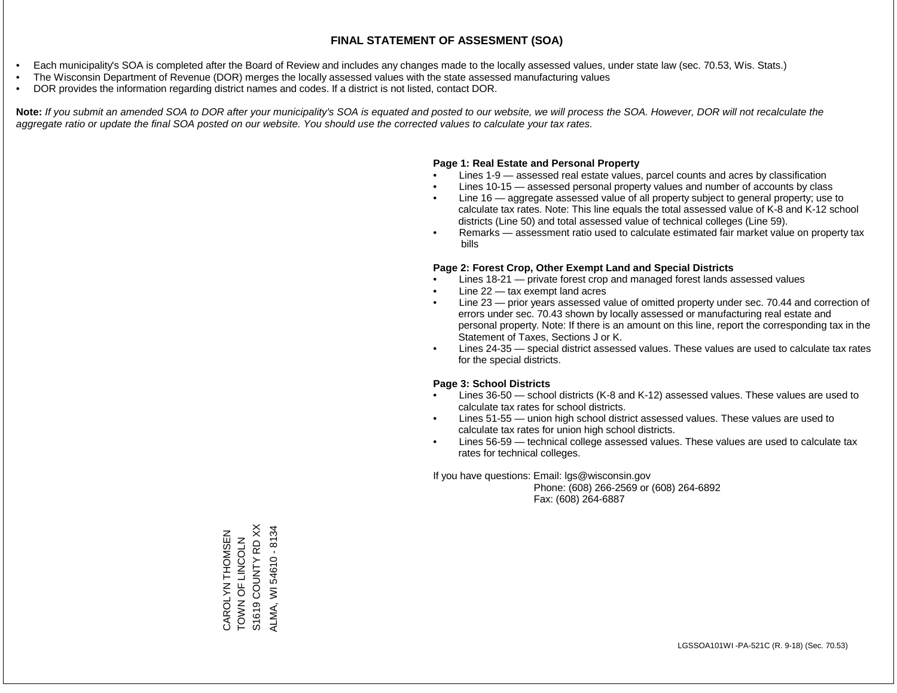# FINAL STATEMENT OF ASSESMENT (SOA)

- Each municipality's SOA is completed after the Board of Review and includes any changes made to the locally assessed values, under state law (sec. 70.53, Wis. Stats.)
- The Wisconsin Department of Revenue (DOR) merges the locally assessed values with the state assessed manufacturing values
- DOR provides the information regarding district names and codes. If a district is not listed, contact DOR.

**Note:** *If you submit an amended SOA to DOR after your municipality's SOA is equated and posted to our website, we will process the SOA. However, DOR will not recalculate the aggregate ratio or update the final SOA posted on our website. You should use the corrected values to calculate your tax rates.*

**Page 1: Real Estate and Personal Property**

- Lines 1-9 — assessed real estate values, parcel counts and acres by classification
- Lines 10-15 — assessed personal property values and number of accounts by class
- Line 16 — aggregate assessed value of all property subject to general property; use to calculate tax rates. Note: This line equals the total assessed value of K-8 and K-12 school districts (Line 50) and total assessed value of technical colleges (Line 59).
- Remarks — assessment ratio used to calculate estimated fair market value on property tax bills

**Page 2: Forest Crop, Other Exempt Land and Special Districts**

- Lines 18-21 — private forest crop and managed forest lands assessed values
- Line 22 — tax exempt land acres
- Line 23 — prior years assessed value of omitted property under sec. 70.44 and correction of errors under sec. 70.43 shown by locally assessed or manufacturing real estate and personal property. Note: If there is an amount on this line, report the corresponding tax in the Statement of Taxes, Sections J or K.
- Lines 24-35 — special district assessed values. These values are used to calculate tax rates for the special districts.

**Page 3: School Districts**

- Lines 36-50 — school districts (K-8 and K-12) assessed values. These values are used to calculate tax rates for school districts.
- Lines 51-55 — union high school district assessed values. These values are used to calculate tax rates for union high school districts.
- Lines 56-59 — technical college assessed values. These values are used to calculate tax rates for technical colleges.

If you have questions: Email: lgs@wisconsin.gov
Phone: (608) 266-2569 or (608) 264-6892
Fax: (608) 264-6887

CAROLYN THOMSEN
TOWN OF LINCOLN
S1619 COUNTY RD XX
ALMA, WI 54610 - 8134

LGSSOA101WI -PA-521C (R. 9-18) (Sec. 70.53)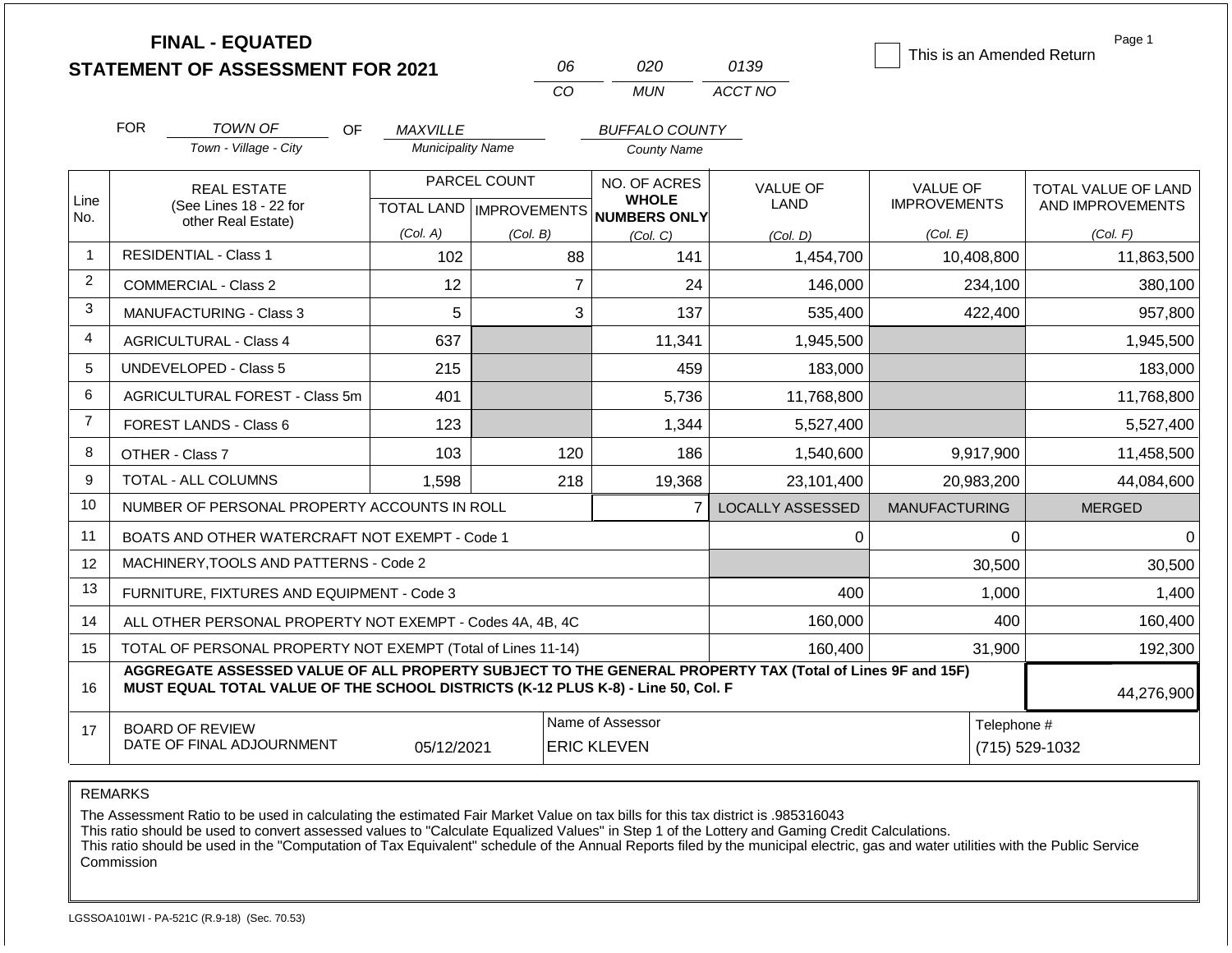# FINAL - EQUATED
## STATEMENT OF ASSESSMENT FOR 2021

| 06 | 020 | 0139 |
|---|---|---|
| CO | MUN | ACCT NO |

☐ This is an Amended Return

FOR *TOWN OF* (Town - Village - City) OF *MAXVILLE* (Municipality Name) *BUFFALO COUNTY* (County Name)

| Line No. | REAL ESTATE (See Lines 18 - 22 for other Real Estate) | PARCEL COUNT TOTAL LAND (Col. A) | PARCEL COUNT IMPROVEMENTS (Col. B) | NO. OF ACRES WHOLE NUMBERS ONLY (Col. C) | VALUE OF LAND (Col. D) | VALUE OF IMPROVEMENTS (Col. E) | TOTAL VALUE OF LAND AND IMPROVEMENTS (Col. F) |
|---|---|---|---|---|---|---|---|
| 1 | RESIDENTIAL - Class 1 | 102 | 88 | 141 | 1,454,700 | 10,408,800 | 11,863,500 |
| 2 | COMMERCIAL - Class 2 | 12 | 7 | 24 | 146,000 | 234,100 | 380,100 |
| 3 | MANUFACTURING - Class 3 | 5 | 3 | 137 | 535,400 | 422,400 | 957,800 |
| 4 | AGRICULTURAL - Class 4 | 637 | | 11,341 | 1,945,500 | | 1,945,500 |
| 5 | UNDEVELOPED - Class 5 | 215 | | 459 | 183,000 | | 183,000 |
| 6 | AGRICULTURAL FOREST - Class 5m | 401 | | 5,736 | 11,768,800 | | 11,768,800 |
| 7 | FOREST LANDS - Class 6 | 123 | | 1,344 | 5,527,400 | | 5,527,400 |
| 8 | OTHER - Class 7 | 103 | 120 | 186 | 1,540,600 | 9,917,900 | 11,458,500 |
| 9 | TOTAL - ALL COLUMNS | 1,598 | 218 | 19,368 | 23,101,400 | 20,983,200 | 44,084,600 |
| 10 | NUMBER OF PERSONAL PROPERTY ACCOUNTS IN ROLL | | | 7 | LOCALLY ASSESSED | MANUFACTURING | MERGED |
| 11 | BOATS AND OTHER WATERCRAFT NOT EXEMPT - Code 1 | | | | 0 | 0 | 0 |
| 12 | MACHINERY,TOOLS AND PATTERNS - Code 2 | | | | | 30,500 | 30,500 |
| 13 | FURNITURE, FIXTURES AND EQUIPMENT - Code 3 | | | | 400 | 1,000 | 1,400 |
| 14 | ALL OTHER PERSONAL PROPERTY NOT EXEMPT - Codes 4A, 4B, 4C | | | | 160,000 | 400 | 160,400 |
| 15 | TOTAL OF PERSONAL PROPERTY NOT EXEMPT (Total of Lines 11-14) | | | | 160,400 | 31,900 | 192,300 |
| 16 | **AGGREGATE ASSESSED VALUE OF ALL PROPERTY SUBJECT TO THE GENERAL PROPERTY TAX (Total of Lines 9F and 15F) MUST EQUAL TOTAL VALUE OF THE SCHOOL DISTRICTS (K-12 PLUS K-8) - Line 50, Col. F** | | | | | | 44,276,900 |
| 17 | BOARD OF REVIEW DATE OF FINAL ADJOURNMENT | 05/12/2021 | | Name of Assessor: ERIC KLEVEN | | Telephone #: (715) 529-1032 | |

REMARKS

The Assessment Ratio to be used in calculating the estimated Fair Market Value on tax bills for this tax district is .985316043
This ratio should be used to convert assessed values to "Calculate Equalized Values" in Step 1 of the Lottery and Gaming Credit Calculations.
This ratio should be used in the "Computation of Tax Equivalent" schedule of the Annual Reports filed by the municipal electric, gas and water utilities with the Public Service Commission

LGSSOA101WI - PA-521C (R.9-18) (Sec. 70.53)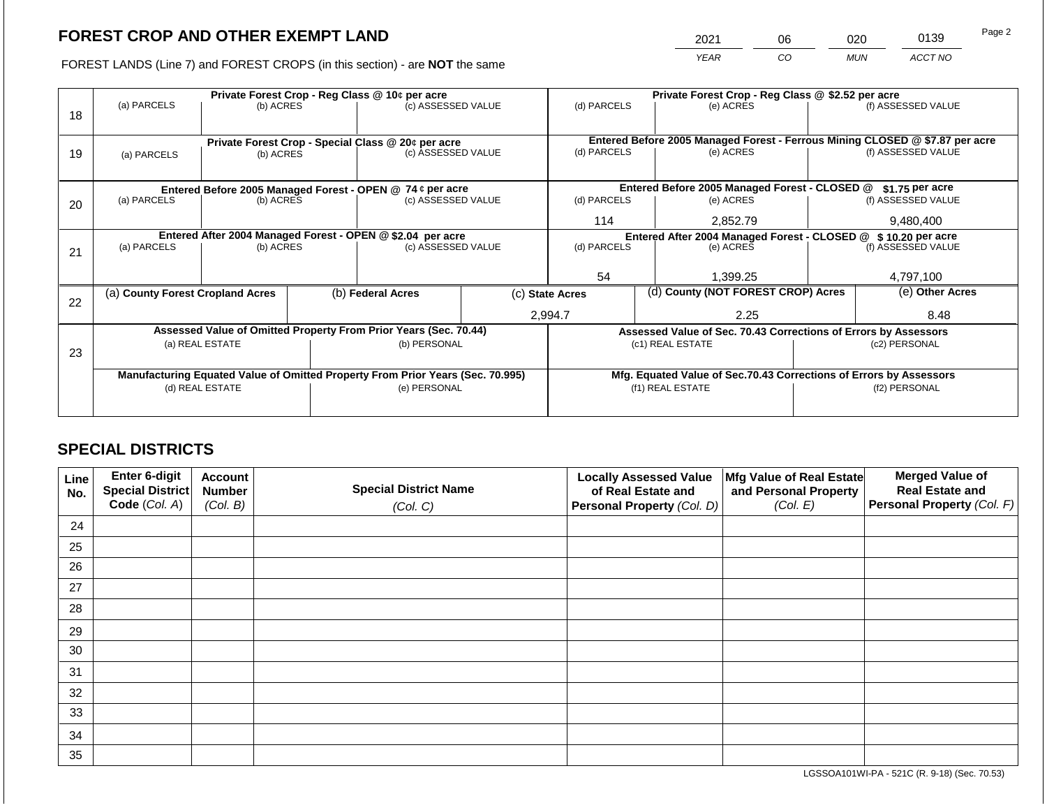## FOREST CROP AND OTHER EXEMPT LAND

FOREST LANDS (Line 7) and FOREST CROPS (in this section) - are **NOT** the same

| YEAR | CO | MUN | ACCT NO |
|---|---|---|---|
| 2021 | 06 | 020 | 0139 |

| Line | Private Forest Crop - Reg Class @ 10¢ per acre | | | Private Forest Crop - Reg Class @ $2.52 per acre | | |
|---|---|---|---|---|---|---|
| 18 | (a) PARCELS | (b) ACRES | (c) ASSESSED VALUE | (d) PARCELS | (e) ACRES | (f) ASSESSED VALUE |
| | | | | | | |
| | **Private Forest Crop - Special Class @ 20¢ per acre** | | | **Entered Before 2005 Managed Forest - Ferrous Mining CLOSED @ $7.87 per acre** | | |
| 19 | (a) PARCELS | (b) ACRES | (c) ASSESSED VALUE | (d) PARCELS | (e) ACRES | (f) ASSESSED VALUE |
| | | | | | | |
| | **Entered Before 2005 Managed Forest - OPEN @ 74 ¢ per acre** | | | **Entered Before 2005 Managed Forest - CLOSED @ $1.75 per acre** | | |
| 20 | (a) PARCELS | (b) ACRES | (c) ASSESSED VALUE | (d) PARCELS | (e) ACRES | (f) ASSESSED VALUE |
| | | | | 114 | 2,852.79 | 9,480,400 |
| | **Entered After 2004 Managed Forest - OPEN @ $2.04 per acre** | | | **Entered After 2004 Managed Forest - CLOSED @ $ 10.20 per acre** | | |
| 21 | (a) PARCELS | (b) ACRES | (c) ASSESSED VALUE | (d) PARCELS | (e) ACRES | (f) ASSESSED VALUE |
| | | | | 54 | 1,399.25 | 4,797,100 |

| Line | (a) County Forest Cropland Acres | (b) Federal Acres | (c) State Acres | (d) County (NOT FOREST CROP) Acres | (e) Other Acres |
|---|---|---|---|---|---|
| 22 | | | 2,994.7 | 2.25 | 8.48 |

| Line | Assessed Value of Omitted Property From Prior Years (Sec. 70.44) | | Assessed Value of Sec. 70.43 Corrections of Errors by Assessors | |
|---|---|---|---|---|
| 23 | (a) REAL ESTATE | (b) PERSONAL | (c1) REAL ESTATE | (c2) PERSONAL |
| | | | | |
| | **Manufacturing Equated Value of Omitted Property From Prior Years (Sec. 70.995)** | | **Mfg. Equated Value of Sec.70.43 Corrections of Errors by Assessors** | |
| | (d) REAL ESTATE | (e) PERSONAL | (f1) REAL ESTATE | (f2) PERSONAL |
| | | | | |

## SPECIAL DISTRICTS

| Line No. | Enter 6-digit Special District Code (Col. A) | Account Number (Col. B) | Special District Name (Col. C) | Locally Assessed Value of Real Estate and Personal Property (Col. D) | Mfg Value of Real Estate and Personal Property (Col. E) | Merged Value of Real Estate and Personal Property (Col. F) |
|---|---|---|---|---|---|---|
| 24 | | | | | | |
| 25 | | | | | | |
| 26 | | | | | | |
| 27 | | | | | | |
| 28 | | | | | | |
| 29 | | | | | | |
| 30 | | | | | | |
| 31 | | | | | | |
| 32 | | | | | | |
| 33 | | | | | | |
| 34 | | | | | | |
| 35 | | | | | | |

LGSSOA101WI-PA - 521C (R. 9-18) (Sec. 70.53)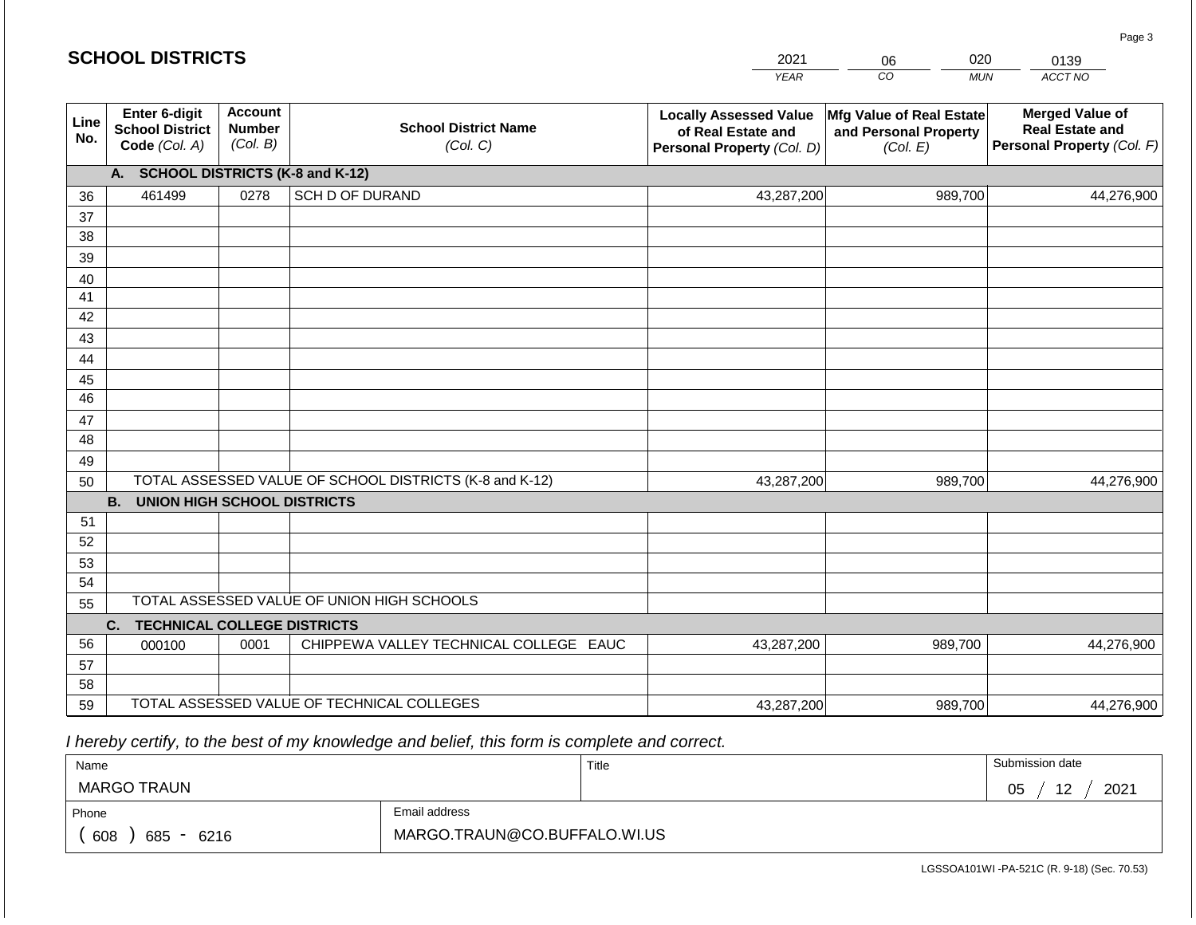## SCHOOL DISTRICTS

| 2021 | 06 | 020 | 0139 |
|---|---|---|---|
| YEAR | CO | MUN | ACCT NO |

| Line No. | Enter 6-digit School District Code (Col. A) | Account Number (Col. B) | School District Name (Col. C) | Locally Assessed Value of Real Estate and Personal Property (Col. D) | Mfg Value of Real Estate and Personal Property (Col. E) | Merged Value of Real Estate and Personal Property (Col. F) |
|---|---|---|---|---|---|---|
| | **A. SCHOOL DISTRICTS (K-8 and K-12)** | | | | | |
| 36 | 461499 | 0278 | SCH D OF DURAND | 43,287,200 | 989,700 | 44,276,900 |
| 37 | | | | | | |
| 38 | | | | | | |
| 39 | | | | | | |
| 40 | | | | | | |
| 41 | | | | | | |
| 42 | | | | | | |
| 43 | | | | | | |
| 44 | | | | | | |
| 45 | | | | | | |
| 46 | | | | | | |
| 47 | | | | | | |
| 48 | | | | | | |
| 49 | | | | | | |
| 50 | TOTAL ASSESSED VALUE OF SCHOOL DISTRICTS (K-8 and K-12) | | | 43,287,200 | 989,700 | 44,276,900 |
| | **B. UNION HIGH SCHOOL DISTRICTS** | | | | | |
| 51 | | | | | | |
| 52 | | | | | | |
| 53 | | | | | | |
| 54 | | | | | | |
| 55 | TOTAL ASSESSED VALUE OF UNION HIGH SCHOOLS | | | | | |
| | **C. TECHNICAL COLLEGE DISTRICTS** | | | | | |
| 56 | 000100 | 0001 | CHIPPEWA VALLEY TECHNICAL COLLEGE EAUC | 43,287,200 | 989,700 | 44,276,900 |
| 57 | | | | | | |
| 58 | | | | | | |
| 59 | TOTAL ASSESSED VALUE OF TECHNICAL COLLEGES | | | 43,287,200 | 989,700 | 44,276,900 |

*I hereby certify, to the best of my knowledge and belief, this form is complete and correct.*

| Name | Title | Submission date |
|---|---|---|
| MARGO TRAUN | | 05 / 12 / 2021 |
| Phone | Email address | |
| ( 608 ) 685 - 6216 | MARGO.TRAUN@CO.BUFFALO.WI.US | |

LGSSOA101WI -PA-521C (R. 9-18) (Sec. 70.53)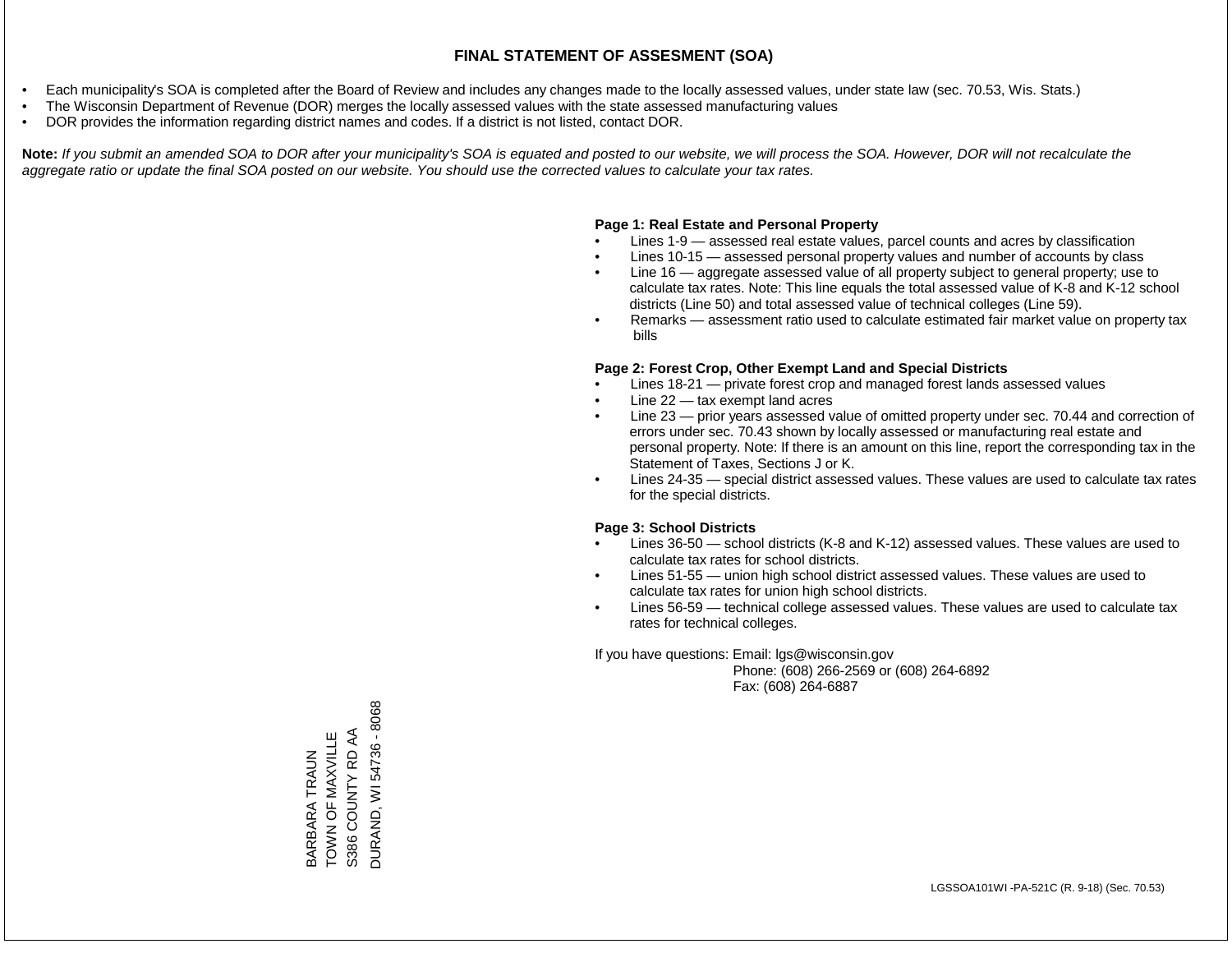# FINAL STATEMENT OF ASSESMENT (SOA)

- Each municipality's SOA is completed after the Board of Review and includes any changes made to the locally assessed values, under state law (sec. 70.53, Wis. Stats.)
- The Wisconsin Department of Revenue (DOR) merges the locally assessed values with the state assessed manufacturing values
- DOR provides the information regarding district names and codes. If a district is not listed, contact DOR.

**Note:** *If you submit an amended SOA to DOR after your municipality's SOA is equated and posted to our website, we will process the SOA. However, DOR will not recalculate the aggregate ratio or update the final SOA posted on our website. You should use the corrected values to calculate your tax rates.*

**Page 1: Real Estate and Personal Property**

- Lines 1-9 — assessed real estate values, parcel counts and acres by classification
- Lines 10-15 — assessed personal property values and number of accounts by class
- Line 16 — aggregate assessed value of all property subject to general property; use to calculate tax rates. Note: This line equals the total assessed value of K-8 and K-12 school districts (Line 50) and total assessed value of technical colleges (Line 59).
- Remarks — assessment ratio used to calculate estimated fair market value on property tax bills

**Page 2: Forest Crop, Other Exempt Land and Special Districts**

- Lines 18-21 — private forest crop and managed forest lands assessed values
- Line 22 — tax exempt land acres
- Line 23 — prior years assessed value of omitted property under sec. 70.44 and correction of errors under sec. 70.43 shown by locally assessed or manufacturing real estate and personal property. Note: If there is an amount on this line, report the corresponding tax in the Statement of Taxes, Sections J or K.
- Lines 24-35 — special district assessed values. These values are used to calculate tax rates for the special districts.

**Page 3: School Districts**

- Lines 36-50 — school districts (K-8 and K-12) assessed values. These values are used to calculate tax rates for school districts.
- Lines 51-55 — union high school district assessed values. These values are used to calculate tax rates for union high school districts.
- Lines 56-59 — technical college assessed values. These values are used to calculate tax rates for technical colleges.

If you have questions: Email: lgs@wisconsin.gov
Phone: (608) 266-2569 or (608) 264-6892
Fax: (608) 264-6887

BARBARA TRAUN
TOWN OF MAXVILLE
S386 COUNTY RD AA
DURAND, WI 54736 - 8068

LGSSOA101WI -PA-521C (R. 9-18) (Sec. 70.53)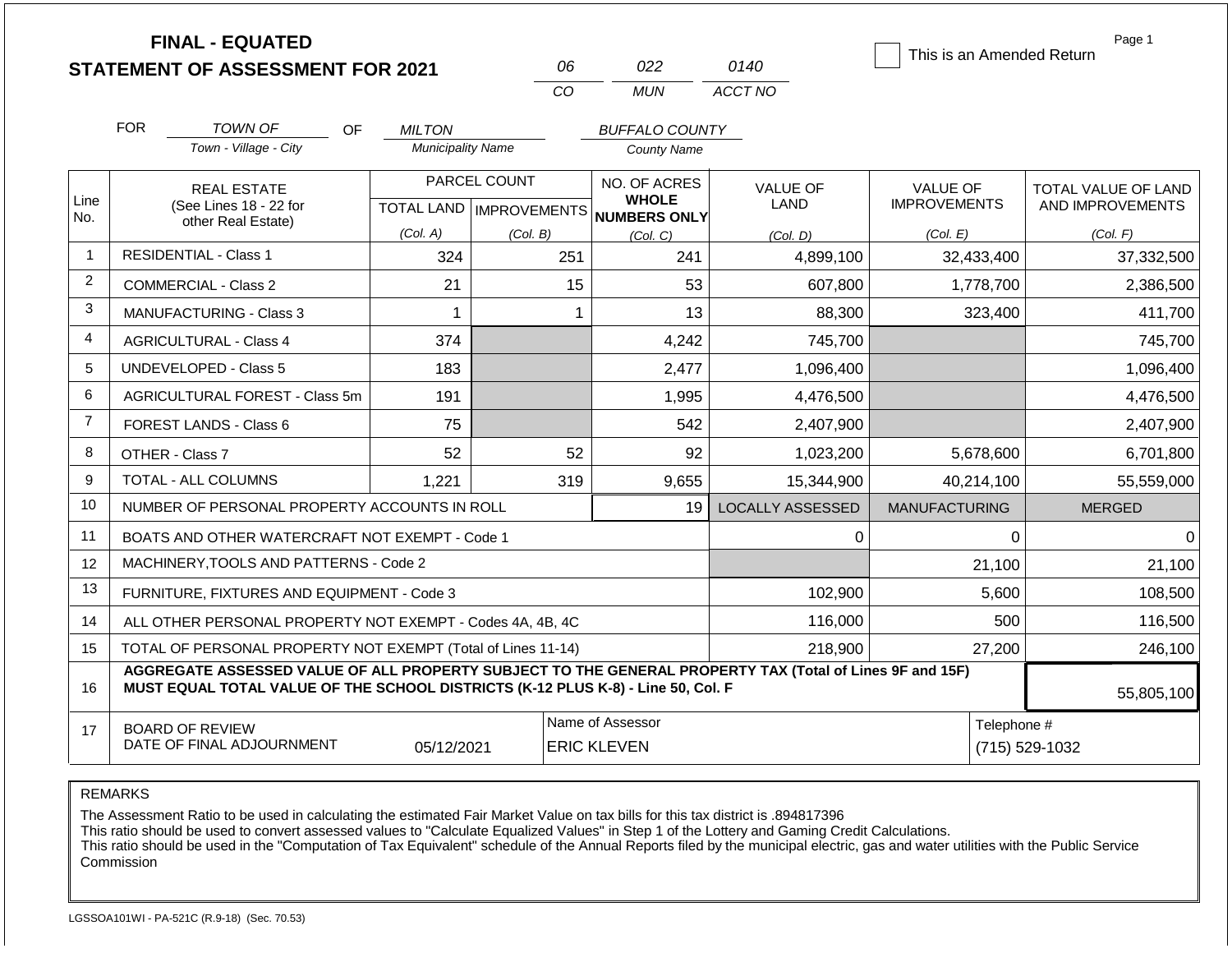# FINAL - EQUATED
## STATEMENT OF ASSESSMENT FOR 2021

| 06 | 022 | 0140 |
|---|---|---|
| CO | MUN | ACCT NO |

☐ This is an Amended Return

Page 1

FOR *TOWN OF* (Town - Village - City) OF *MILTON* (Municipality Name) *BUFFALO COUNTY* (County Name)

| Line No. | REAL ESTATE (See Lines 18 - 22 for other Real Estate) | PARCEL COUNT TOTAL LAND (Col. A) | PARCEL COUNT IMPROVEMENTS (Col. B) | NO. OF ACRES WHOLE NUMBERS ONLY (Col. C) | VALUE OF LAND (Col. D) | VALUE OF IMPROVEMENTS (Col. E) | TOTAL VALUE OF LAND AND IMPROVEMENTS (Col. F) |
|---|---|---|---|---|---|---|---|
| 1 | RESIDENTIAL - Class 1 | 324 | 251 | 241 | 4,899,100 | 32,433,400 | 37,332,500 |
| 2 | COMMERCIAL - Class 2 | 21 | 15 | 53 | 607,800 | 1,778,700 | 2,386,500 |
| 3 | MANUFACTURING - Class 3 | 1 | 1 | 13 | 88,300 | 323,400 | 411,700 |
| 4 | AGRICULTURAL - Class 4 | 374 | | 4,242 | 745,700 | | 745,700 |
| 5 | UNDEVELOPED - Class 5 | 183 | | 2,477 | 1,096,400 | | 1,096,400 |
| 6 | AGRICULTURAL FOREST - Class 5m | 191 | | 1,995 | 4,476,500 | | 4,476,500 |
| 7 | FOREST LANDS - Class 6 | 75 | | 542 | 2,407,900 | | 2,407,900 |
| 8 | OTHER - Class 7 | 52 | 52 | 92 | 1,023,200 | 5,678,600 | 6,701,800 |
| 9 | TOTAL - ALL COLUMNS | 1,221 | 319 | 9,655 | 15,344,900 | 40,214,100 | 55,559,000 |
| 10 | NUMBER OF PERSONAL PROPERTY ACCOUNTS IN ROLL | | | 19 | LOCALLY ASSESSED | MANUFACTURING | MERGED |
| 11 | BOATS AND OTHER WATERCRAFT NOT EXEMPT - Code 1 | | | | 0 | 0 | 0 |
| 12 | MACHINERY,TOOLS AND PATTERNS - Code 2 | | | | | 21,100 | 21,100 |
| 13 | FURNITURE, FIXTURES AND EQUIPMENT - Code 3 | | | | 102,900 | 5,600 | 108,500 |
| 14 | ALL OTHER PERSONAL PROPERTY NOT EXEMPT - Codes 4A, 4B, 4C | | | | 116,000 | 500 | 116,500 |
| 15 | TOTAL OF PERSONAL PROPERTY NOT EXEMPT (Total of Lines 11-14) | | | | 218,900 | 27,200 | 246,100 |
| 16 | **AGGREGATE ASSESSED VALUE OF ALL PROPERTY SUBJECT TO THE GENERAL PROPERTY TAX (Total of Lines 9F and 15F) MUST EQUAL TOTAL VALUE OF THE SCHOOL DISTRICTS (K-12 PLUS K-8) - Line 50, Col. F** | | | | | | 55,805,100 |
| 17 | BOARD OF REVIEW DATE OF FINAL ADJOURNMENT | 05/12/2021 | Name of Assessor: ERIC KLEVEN | | | Telephone #: (715) 529-1032 | |

REMARKS

The Assessment Ratio to be used in calculating the estimated Fair Market Value on tax bills for this tax district is .894817396
This ratio should be used to convert assessed values to "Calculate Equalized Values" in Step 1 of the Lottery and Gaming Credit Calculations.
This ratio should be used in the "Computation of Tax Equivalent" schedule of the Annual Reports filed by the municipal electric, gas and water utilities with the Public Service Commission

LGSSOA101WI - PA-521C (R.9-18) (Sec. 70.53)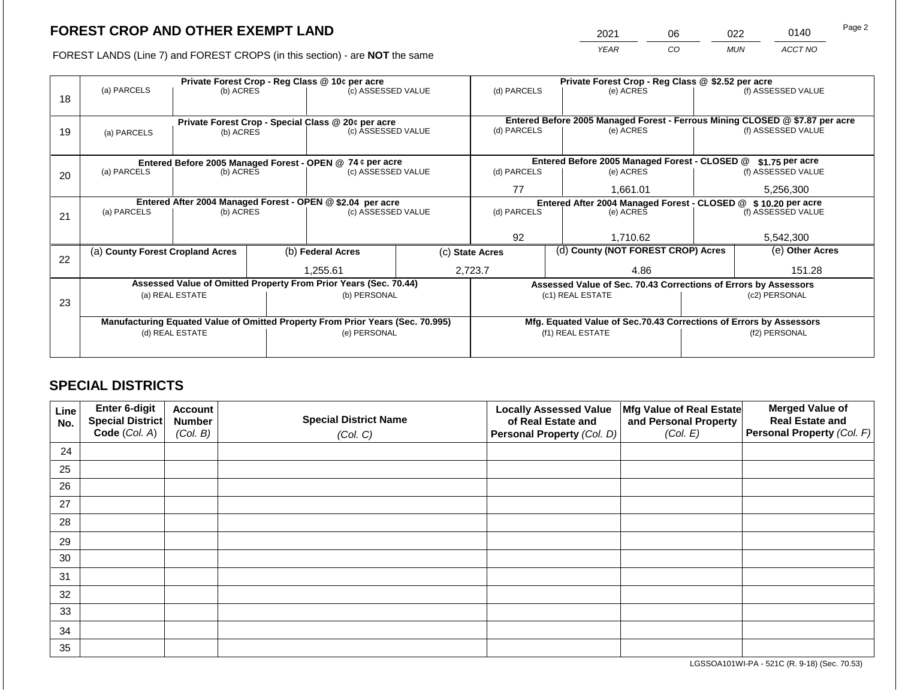# FOREST CROP AND OTHER EXEMPT LAND

| 2021 | 06 | 022 | 0140 |
|---|---|---|---|
| YEAR | CO | MUN | ACCT NO |

FOREST LANDS (Line 7) and FOREST CROPS (in this section) - are **NOT** the same

| Line | Private Forest Crop - Reg Class @ 10¢ per acre | | | Private Forest Crop - Reg Class @ $2.52 per acre | | |
|---|---|---|---|---|---|---|
| | (a) PARCELS | (b) ACRES | (c) ASSESSED VALUE | (d) PARCELS | (e) ACRES | (f) ASSESSED VALUE |
| 18 | | | | | | |
| | **Private Forest Crop - Special Class @ 20¢ per acre** | | | **Entered Before 2005 Managed Forest - Ferrous Mining CLOSED @ $7.87 per acre** | | |
| | (a) PARCELS | (b) ACRES | (c) ASSESSED VALUE | (d) PARCELS | (e) ACRES | (f) ASSESSED VALUE |
| 19 | | | | | | |
| | **Entered Before 2005 Managed Forest - OPEN @ 74 ¢ per acre** | | | **Entered Before 2005 Managed Forest - CLOSED @ $1.75 per acre** | | |
| | (a) PARCELS | (b) ACRES | (c) ASSESSED VALUE | (d) PARCELS | (e) ACRES | (f) ASSESSED VALUE |
| 20 | | | | 77 | 1,661.01 | 5,256,300 |
| | **Entered After 2004 Managed Forest - OPEN @ $2.04 per acre** | | | **Entered After 2004 Managed Forest - CLOSED @ $ 10.20 per acre** | | |
| | (a) PARCELS | (b) ACRES | (c) ASSESSED VALUE | (d) PARCELS | (e) ACRES | (f) ASSESSED VALUE |
| 21 | | | | 92 | 1,710.62 | 5,542,300 |

| Line | (a) County Forest Cropland Acres | (b) Federal Acres | (c) State Acres | (d) County (NOT FOREST CROP) Acres | (e) Other Acres |
|---|---|---|---|---|---|
| 22 | | 1,255.61 | 2,723.7 | 4.86 | 151.28 |

| Line | Assessed Value of Omitted Property From Prior Years (Sec. 70.44) | | Assessed Value of Sec. 70.43 Corrections of Errors by Assessors | |
|---|---|---|---|---|
| | (a) REAL ESTATE | (b) PERSONAL | (c1) REAL ESTATE | (c2) PERSONAL |
| 23 | | | | |
| | **Manufacturing Equated Value of Omitted Property From Prior Years (Sec. 70.995)** | | **Mfg. Equated Value of Sec.70.43 Corrections of Errors by Assessors** | |
| | (d) REAL ESTATE | (e) PERSONAL | (f1) REAL ESTATE | (f2) PERSONAL |
| | | | | |

## SPECIAL DISTRICTS

| Line No. | Enter 6-digit Special District Code (Col. A) | Account Number (Col. B) | Special District Name (Col. C) | Locally Assessed Value of Real Estate and Personal Property (Col. D) | Mfg Value of Real Estate and Personal Property (Col. E) | Merged Value of Real Estate and Personal Property (Col. F) |
|---|---|---|---|---|---|---|
| 24 | | | | | | |
| 25 | | | | | | |
| 26 | | | | | | |
| 27 | | | | | | |
| 28 | | | | | | |
| 29 | | | | | | |
| 30 | | | | | | |
| 31 | | | | | | |
| 32 | | | | | | |
| 33 | | | | | | |
| 34 | | | | | | |
| 35 | | | | | | |

LGSSOA101WI-PA - 521C (R. 9-18) (Sec. 70.53)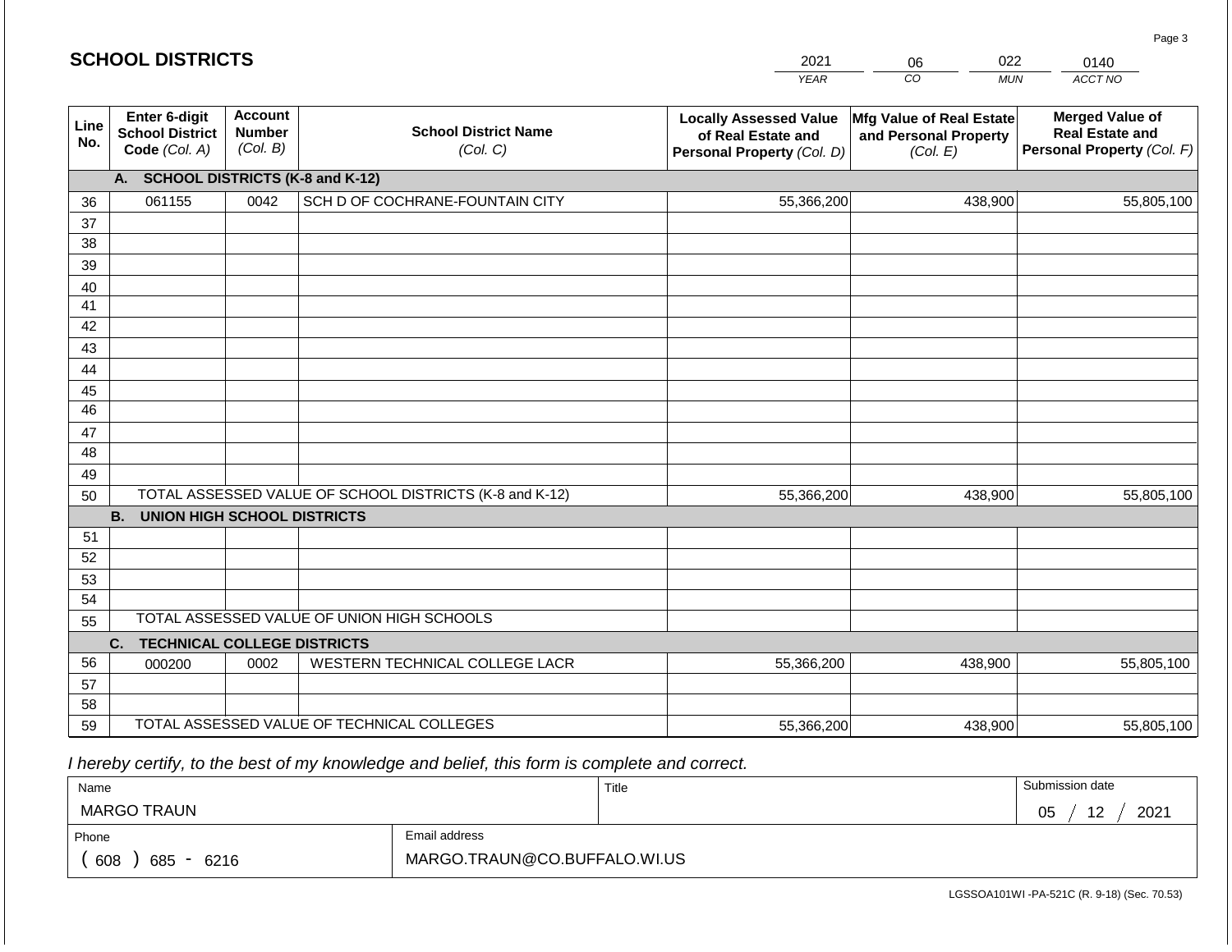# SCHOOL DISTRICTS

| 2021 | 06 | 022 | 0140 |
|---|---|---|---|
| *YEAR* | *CO* | *MUN* | *ACCT NO* |

| Line No. | Enter 6-digit School District Code *(Col. A)* | Account Number *(Col. B)* | School District Name *(Col. C)* | Locally Assessed Value of Real Estate and Personal Property *(Col. D)* | Mfg Value of Real Estate and Personal Property *(Col. E)* | Merged Value of Real Estate and Personal Property *(Col. F)* |
|---|---|---|---|---|---|---|
| | **A. SCHOOL DISTRICTS (K-8 and K-12)** | | | | | |
| 36 | 061155 | 0042 | SCH D OF COCHRANE-FOUNTAIN CITY | 55,366,200 | 438,900 | 55,805,100 |
| 37 | | | | | | |
| 38 | | | | | | |
| 39 | | | | | | |
| 40 | | | | | | |
| 41 | | | | | | |
| 42 | | | | | | |
| 43 | | | | | | |
| 44 | | | | | | |
| 45 | | | | | | |
| 46 | | | | | | |
| 47 | | | | | | |
| 48 | | | | | | |
| 49 | | | | | | |
| 50 | | | TOTAL ASSESSED VALUE OF SCHOOL DISTRICTS (K-8 and K-12) | 55,366,200 | 438,900 | 55,805,100 |
| | **B. UNION HIGH SCHOOL DISTRICTS** | | | | | |
| 51 | | | | | | |
| 52 | | | | | | |
| 53 | | | | | | |
| 54 | | | | | | |
| 55 | | | TOTAL ASSESSED VALUE OF UNION HIGH SCHOOLS | | | |
| | **C. TECHNICAL COLLEGE DISTRICTS** | | | | | |
| 56 | 000200 | 0002 | WESTERN TECHNICAL COLLEGE LACR | 55,366,200 | 438,900 | 55,805,100 |
| 57 | | | | | | |
| 58 | | | | | | |
| 59 | | | TOTAL ASSESSED VALUE OF TECHNICAL COLLEGES | 55,366,200 | 438,900 | 55,805,100 |

*I hereby certify, to the best of my knowledge and belief, this form is complete and correct.*

| Name | Title | Submission date |
|---|---|---|
| MARGO TRAUN | | 05 / 12 / 2021 |

| Phone | Email address |
|---|---|
| ( 608 ) 685 - 6216 | MARGO.TRAUN@CO.BUFFALO.WI.US |

LGSSOA101WI -PA-521C (R. 9-18) (Sec. 70.53)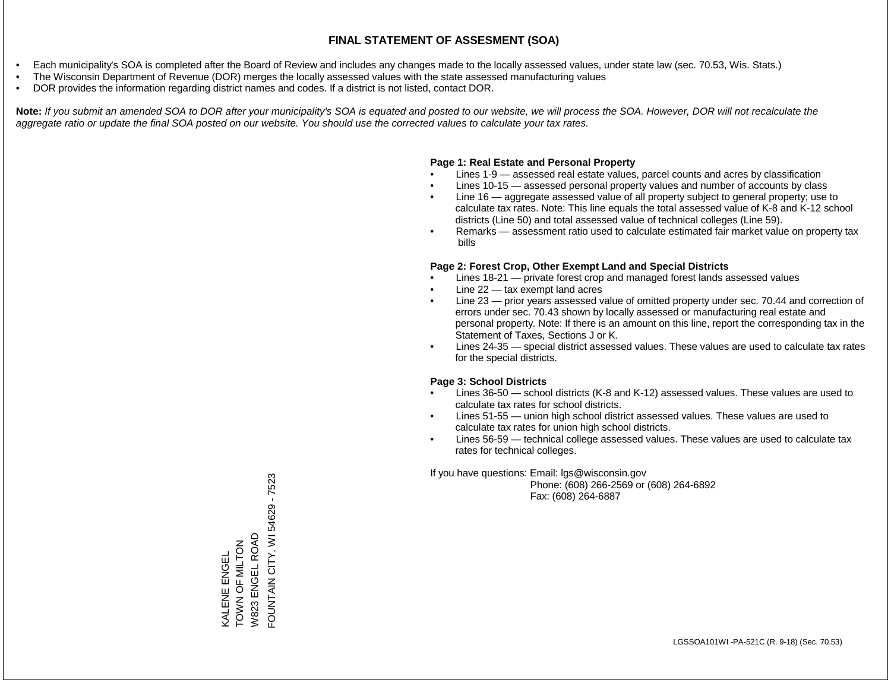# FINAL STATEMENT OF ASSESMENT (SOA)

- Each municipality's SOA is completed after the Board of Review and includes any changes made to the locally assessed values, under state law (sec. 70.53, Wis. Stats.)
- The Wisconsin Department of Revenue (DOR) merges the locally assessed values with the state assessed manufacturing values
- DOR provides the information regarding district names and codes. If a district is not listed, contact DOR.

**Note:** *If you submit an amended SOA to DOR after your municipality's SOA is equated and posted to our website, we will process the SOA. However, DOR will not recalculate the aggregate ratio or update the final SOA posted on our website. You should use the corrected values to calculate your tax rates.*

**Page 1: Real Estate and Personal Property**

- Lines 1-9 — assessed real estate values, parcel counts and acres by classification
- Lines 10-15 — assessed personal property values and number of accounts by class
- Line 16 — aggregate assessed value of all property subject to general property; use to calculate tax rates. Note: This line equals the total assessed value of K-8 and K-12 school districts (Line 50) and total assessed value of technical colleges (Line 59).
- Remarks — assessment ratio used to calculate estimated fair market value on property tax bills

**Page 2: Forest Crop, Other Exempt Land and Special Districts**

- Lines 18-21 — private forest crop and managed forest lands assessed values
- Line 22 — tax exempt land acres
- Line 23 — prior years assessed value of omitted property under sec. 70.44 and correction of errors under sec. 70.43 shown by locally assessed or manufacturing real estate and personal property. Note: If there is an amount on this line, report the corresponding tax in the Statement of Taxes, Sections J or K.
- Lines 24-35 — special district assessed values. These values are used to calculate tax rates for the special districts.

**Page 3: School Districts**

- Lines 36-50 — school districts (K-8 and K-12) assessed values. These values are used to calculate tax rates for school districts.
- Lines 51-55 — union high school district assessed values. These values are used to calculate tax rates for union high school districts.
- Lines 56-59 — technical college assessed values. These values are used to calculate tax rates for technical colleges.

If you have questions: Email: lgs@wisconsin.gov
Phone: (608) 266-2569 or (608) 264-6892
Fax: (608) 264-6887

KALENE ENGEL
TOWN OF MILTON
W823 ENGEL ROAD
FOUNTAIN CITY, WI 54629 - 7523

LGSSOA101WI -PA-521C (R. 9-18) (Sec. 70.53)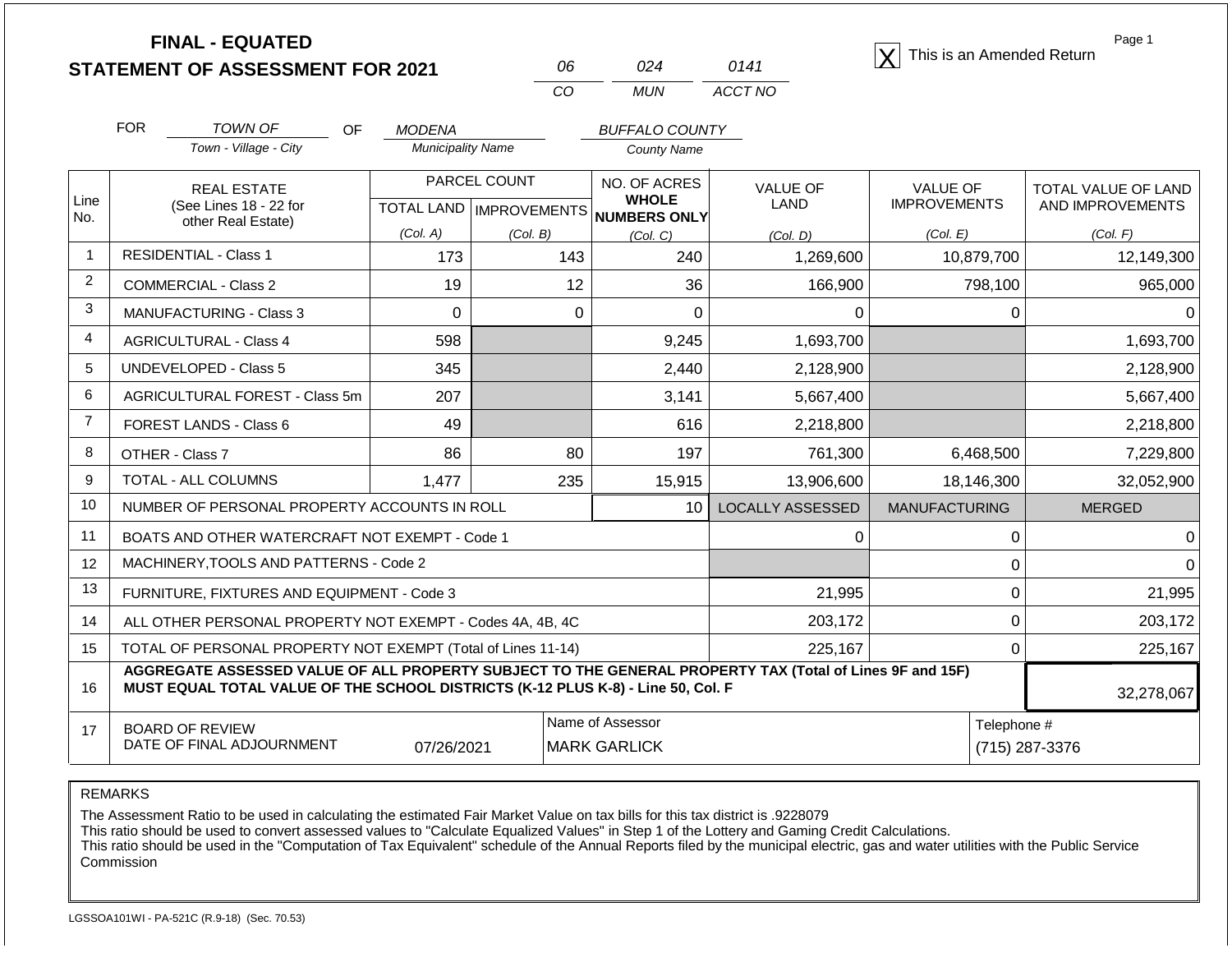# FINAL - EQUATED
## STATEMENT OF ASSESSMENT FOR 2021

| 06 | 024 | 0141 |
|---|---|---|
| CO | MUN | ACCT NO |

[X] This is an Amended Return

Page 1

FOR *TOWN OF* (Town - Village - City) OF *MODENA* (Municipality Name) *BUFFALO COUNTY* (County Name)

| Line No. | REAL ESTATE (See Lines 18 - 22 for other Real Estate) | PARCEL COUNT TOTAL LAND (Col. A) | PARCEL COUNT IMPROVEMENTS (Col. B) | NO. OF ACRES WHOLE NUMBERS ONLY (Col. C) | VALUE OF LAND (Col. D) | VALUE OF IMPROVEMENTS (Col. E) | TOTAL VALUE OF LAND AND IMPROVEMENTS (Col. F) |
|---|---|---|---|---|---|---|---|
| 1 | RESIDENTIAL - Class 1 | 173 | 143 | 240 | 1,269,600 | 10,879,700 | 12,149,300 |
| 2 | COMMERCIAL - Class 2 | 19 | 12 | 36 | 166,900 | 798,100 | 965,000 |
| 3 | MANUFACTURING - Class 3 | 0 | 0 | 0 | 0 | 0 | 0 |
| 4 | AGRICULTURAL - Class 4 | 598 | | 9,245 | 1,693,700 | | 1,693,700 |
| 5 | UNDEVELOPED - Class 5 | 345 | | 2,440 | 2,128,900 | | 2,128,900 |
| 6 | AGRICULTURAL FOREST - Class 5m | 207 | | 3,141 | 5,667,400 | | 5,667,400 |
| 7 | FOREST LANDS - Class 6 | 49 | | 616 | 2,218,800 | | 2,218,800 |
| 8 | OTHER - Class 7 | 86 | 80 | 197 | 761,300 | 6,468,500 | 7,229,800 |
| 9 | TOTAL - ALL COLUMNS | 1,477 | 235 | 15,915 | 13,906,600 | 18,146,300 | 32,052,900 |
| 10 | NUMBER OF PERSONAL PROPERTY ACCOUNTS IN ROLL | | | 10 | LOCALLY ASSESSED | MANUFACTURING | MERGED |
| 11 | BOATS AND OTHER WATERCRAFT NOT EXEMPT - Code 1 | | | | 0 | 0 | 0 |
| 12 | MACHINERY,TOOLS AND PATTERNS - Code 2 | | | | | 0 | 0 |
| 13 | FURNITURE, FIXTURES AND EQUIPMENT - Code 3 | | | | 21,995 | 0 | 21,995 |
| 14 | ALL OTHER PERSONAL PROPERTY NOT EXEMPT - Codes 4A, 4B, 4C | | | | 203,172 | 0 | 203,172 |
| 15 | TOTAL OF PERSONAL PROPERTY NOT EXEMPT (Total of Lines 11-14) | | | | 225,167 | 0 | 225,167 |
| 16 | **AGGREGATE ASSESSED VALUE OF ALL PROPERTY SUBJECT TO THE GENERAL PROPERTY TAX (Total of Lines 9F and 15F) MUST EQUAL TOTAL VALUE OF THE SCHOOL DISTRICTS (K-12 PLUS K-8) - Line 50, Col. F** | | | | | | 32,278,067 |
| 17 | BOARD OF REVIEW DATE OF FINAL ADJOURNMENT | 07/26/2021 | Name of Assessor: MARK GARLICK | | | Telephone #: (715) 287-3376 | |

REMARKS

The Assessment Ratio to be used in calculating the estimated Fair Market Value on tax bills for this tax district is .9228079
This ratio should be used to convert assessed values to "Calculate Equalized Values" in Step 1 of the Lottery and Gaming Credit Calculations.
This ratio should be used in the "Computation of Tax Equivalent" schedule of the Annual Reports filed by the municipal electric, gas and water utilities with the Public Service Commission

LGSSOA101WI - PA-521C (R.9-18) (Sec. 70.53)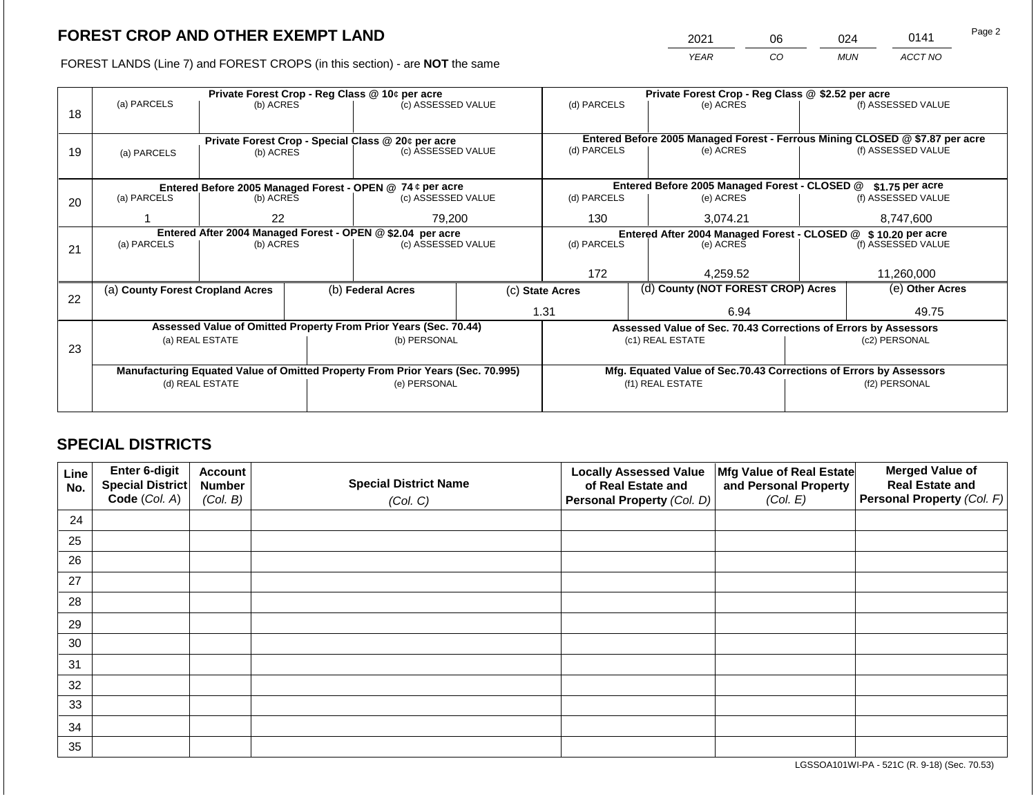# FOREST CROP AND OTHER EXEMPT LAND

FOREST LANDS (Line 7) and FOREST CROPS (in this section) - are **NOT** the same

| YEAR | CO | MUN | ACCT NO |
|---|---|---|---|
| 2021 | 06 | 024 | 0141 |

| Line | Private Forest Crop - Reg Class @ 10¢ per acre | | | Private Forest Crop - Reg Class @ $2.52 per acre | | |
|---|---|---|---|---|---|---|
| 18 | (a) PARCELS | (b) ACRES | (c) ASSESSED VALUE | (d) PARCELS | (e) ACRES | (f) ASSESSED VALUE |
| | | | | | | |
| | **Private Forest Crop - Special Class @ 20¢ per acre** | | | **Entered Before 2005 Managed Forest - Ferrous Mining CLOSED @ $7.87 per acre** | | |
| 19 | (a) PARCELS | (b) ACRES | (c) ASSESSED VALUE | (d) PARCELS | (e) ACRES | (f) ASSESSED VALUE |
| | | | | | | |
| | **Entered Before 2005 Managed Forest - OPEN @ 74 ¢ per acre** | | | **Entered Before 2005 Managed Forest - CLOSED @ $1.75 per acre** | | |
| 20 | (a) PARCELS | (b) ACRES | (c) ASSESSED VALUE | (d) PARCELS | (e) ACRES | (f) ASSESSED VALUE |
| | 1 | 22 | 79,200 | 130 | 3,074.21 | 8,747,600 |
| | **Entered After 2004 Managed Forest - OPEN @ $2.04 per acre** | | | **Entered After 2004 Managed Forest - CLOSED @ $ 10.20 per acre** | | |
| 21 | (a) PARCELS | (b) ACRES | (c) ASSESSED VALUE | (d) PARCELS | (e) ACRES | (f) ASSESSED VALUE |
| | | | | 172 | 4,259.52 | 11,260,000 |

| Line | (a) County Forest Cropland Acres | (b) Federal Acres | (c) State Acres | (d) County (NOT FOREST CROP) Acres | (e) Other Acres |
|---|---|---|---|---|---|
| 22 | | | 1.31 | 6.94 | 49.75 |

| Line | Assessed Value of Omitted Property From Prior Years (Sec. 70.44) | | Assessed Value of Sec. 70.43 Corrections of Errors by Assessors | |
|---|---|---|---|---|
| 23 | (a) REAL ESTATE | (b) PERSONAL | (c1) REAL ESTATE | (c2) PERSONAL |
| | | | | |
| | **Manufacturing Equated Value of Omitted Property From Prior Years (Sec. 70.995)** | | **Mfg. Equated Value of Sec.70.43 Corrections of Errors by Assessors** | |
| | (d) REAL ESTATE | (e) PERSONAL | (f1) REAL ESTATE | (f2) PERSONAL |
| | | | | |

## SPECIAL DISTRICTS

| Line No. | Enter 6-digit Special District Code (Col. A) | Account Number (Col. B) | Special District Name (Col. C) | Locally Assessed Value of Real Estate and Personal Property (Col. D) | Mfg Value of Real Estate and Personal Property (Col. E) | Merged Value of Real Estate and Personal Property (Col. F) |
|---|---|---|---|---|---|---|
| 24 | | | | | | |
| 25 | | | | | | |
| 26 | | | | | | |
| 27 | | | | | | |
| 28 | | | | | | |
| 29 | | | | | | |
| 30 | | | | | | |
| 31 | | | | | | |
| 32 | | | | | | |
| 33 | | | | | | |
| 34 | | | | | | |
| 35 | | | | | | |

LGSSOA101WI-PA - 521C (R. 9-18) (Sec. 70.53)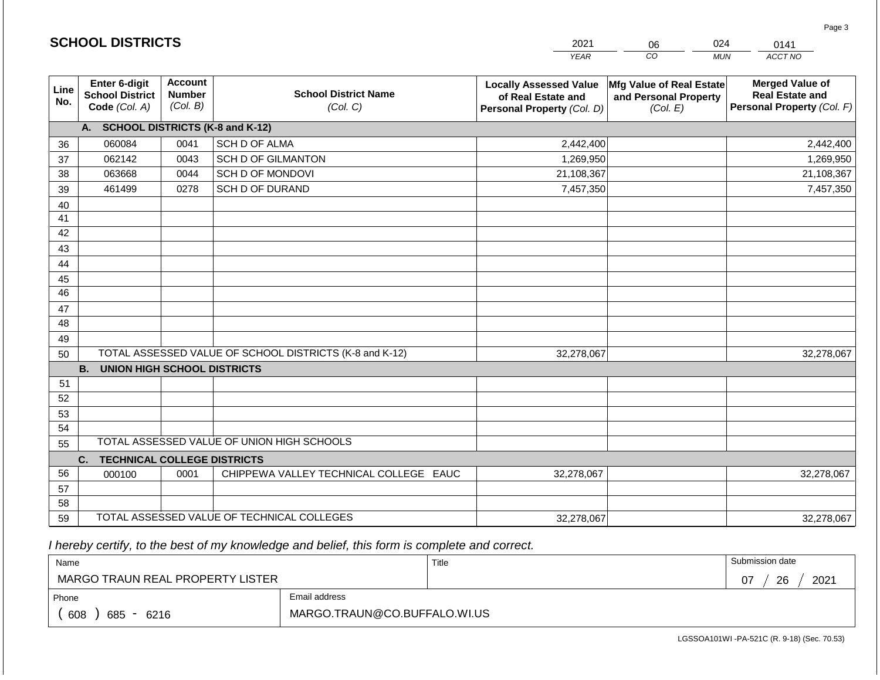## SCHOOL DISTRICTS

| 2021 | 06 | 024 | 0141 |
|---|---|---|---|
| *YEAR* | *CO* | *MUN* | *ACCT NO* |

| Line No. | Enter 6-digit School District Code *(Col. A)* | Account Number *(Col. B)* | School District Name *(Col. C)* | Locally Assessed Value of Real Estate and Personal Property *(Col. D)* | Mfg Value of Real Estate and Personal Property *(Col. E)* | Merged Value of Real Estate and Personal Property *(Col. F)* |
|---|---|---|---|---|---|---|
| | **A. SCHOOL DISTRICTS (K-8 and K-12)** | | | | | |
| 36 | 060084 | 0041 | SCH D OF ALMA | 2,442,400 | | 2,442,400 |
| 37 | 062142 | 0043 | SCH D OF GILMANTON | 1,269,950 | | 1,269,950 |
| 38 | 063668 | 0044 | SCH D OF MONDOVI | 21,108,367 | | 21,108,367 |
| 39 | 461499 | 0278 | SCH D OF DURAND | 7,457,350 | | 7,457,350 |
| 40 | | | | | | |
| 41 | | | | | | |
| 42 | | | | | | |
| 43 | | | | | | |
| 44 | | | | | | |
| 45 | | | | | | |
| 46 | | | | | | |
| 47 | | | | | | |
| 48 | | | | | | |
| 49 | | | | | | |
| 50 | TOTAL ASSESSED VALUE OF SCHOOL DISTRICTS (K-8 and K-12) | | | 32,278,067 | | 32,278,067 |
| | **B. UNION HIGH SCHOOL DISTRICTS** | | | | | |
| 51 | | | | | | |
| 52 | | | | | | |
| 53 | | | | | | |
| 54 | | | | | | |
| 55 | TOTAL ASSESSED VALUE OF UNION HIGH SCHOOLS | | | | | |
| | **C. TECHNICAL COLLEGE DISTRICTS** | | | | | |
| 56 | 000100 | 0001 | CHIPPEWA VALLEY TECHNICAL COLLEGE EAUC | 32,278,067 | | 32,278,067 |
| 57 | | | | | | |
| 58 | | | | | | |
| 59 | TOTAL ASSESSED VALUE OF TECHNICAL COLLEGES | | | 32,278,067 | | 32,278,067 |

*I hereby certify, to the best of my knowledge and belief, this form is complete and correct.*

| Name | | Title | Submission date |
|---|---|---|---|
| MARGO TRAUN REAL PROPERTY LISTER | | | 07 / 26 / 2021 |
| Phone | Email address | | |
| ( 608 ) 685 - 6216 | MARGO.TRAUN@CO.BUFFALO.WI.US | | |

LGSSOA101WI -PA-521C (R. 9-18) (Sec. 70.53)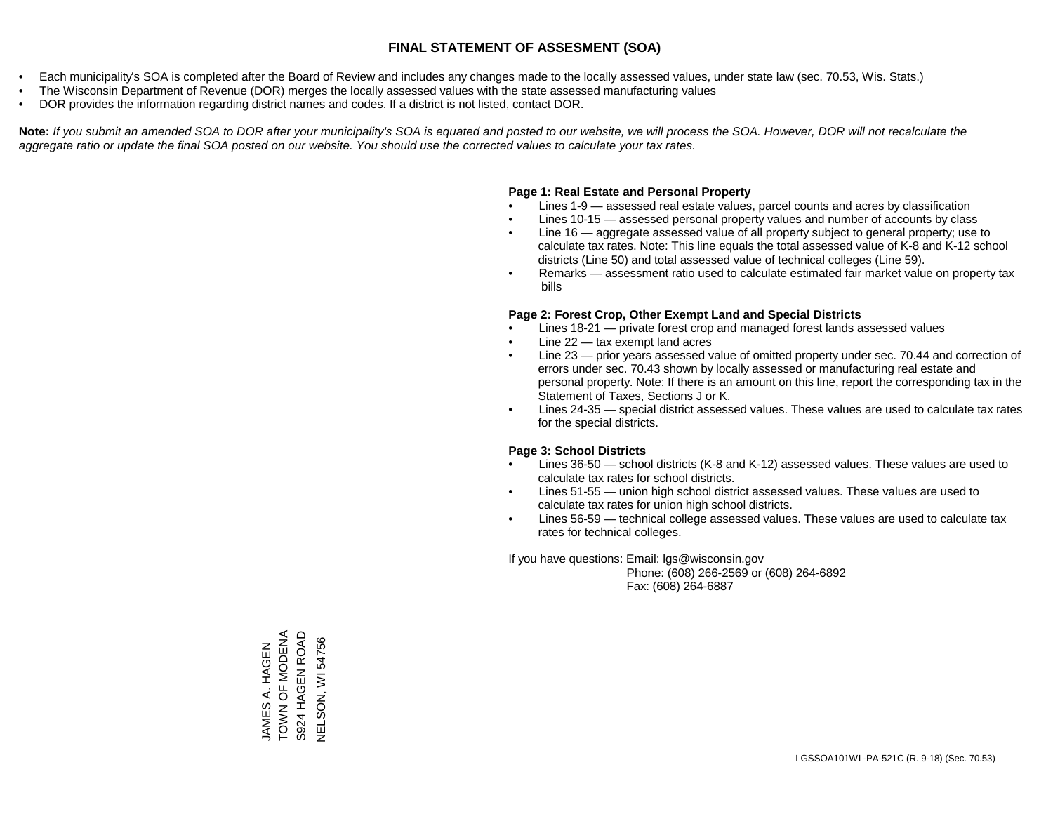# FINAL STATEMENT OF ASSESMENT (SOA)

- Each municipality's SOA is completed after the Board of Review and includes any changes made to the locally assessed values, under state law (sec. 70.53, Wis. Stats.)
- The Wisconsin Department of Revenue (DOR) merges the locally assessed values with the state assessed manufacturing values
- DOR provides the information regarding district names and codes. If a district is not listed, contact DOR.

**Note:** *If you submit an amended SOA to DOR after your municipality's SOA is equated and posted to our website, we will process the SOA. However, DOR will not recalculate the aggregate ratio or update the final SOA posted on our website. You should use the corrected values to calculate your tax rates.*

**Page 1: Real Estate and Personal Property**

- Lines 1-9 — assessed real estate values, parcel counts and acres by classification
- Lines 10-15 — assessed personal property values and number of accounts by class
- Line 16 — aggregate assessed value of all property subject to general property; use to calculate tax rates. Note: This line equals the total assessed value of K-8 and K-12 school districts (Line 50) and total assessed value of technical colleges (Line 59).
- Remarks — assessment ratio used to calculate estimated fair market value on property tax bills

**Page 2: Forest Crop, Other Exempt Land and Special Districts**

- Lines 18-21 — private forest crop and managed forest lands assessed values
- Line 22 — tax exempt land acres
- Line 23 — prior years assessed value of omitted property under sec. 70.44 and correction of errors under sec. 70.43 shown by locally assessed or manufacturing real estate and personal property. Note: If there is an amount on this line, report the corresponding tax in the Statement of Taxes, Sections J or K.
- Lines 24-35 — special district assessed values. These values are used to calculate tax rates for the special districts.

**Page 3: School Districts**

- Lines 36-50 — school districts (K-8 and K-12) assessed values. These values are used to calculate tax rates for school districts.
- Lines 51-55 — union high school district assessed values. These values are used to calculate tax rates for union high school districts.
- Lines 56-59 — technical college assessed values. These values are used to calculate tax rates for technical colleges.

If you have questions: Email: lgs@wisconsin.gov
Phone: (608) 266-2569 or (608) 264-6892
Fax: (608) 264-6887

JAMES A. HAGEN
TOWN OF MODENA
S924 HAGEN ROAD
NELSON, WI 54756

LGSSOA101WI -PA-521C (R. 9-18) (Sec. 70.53)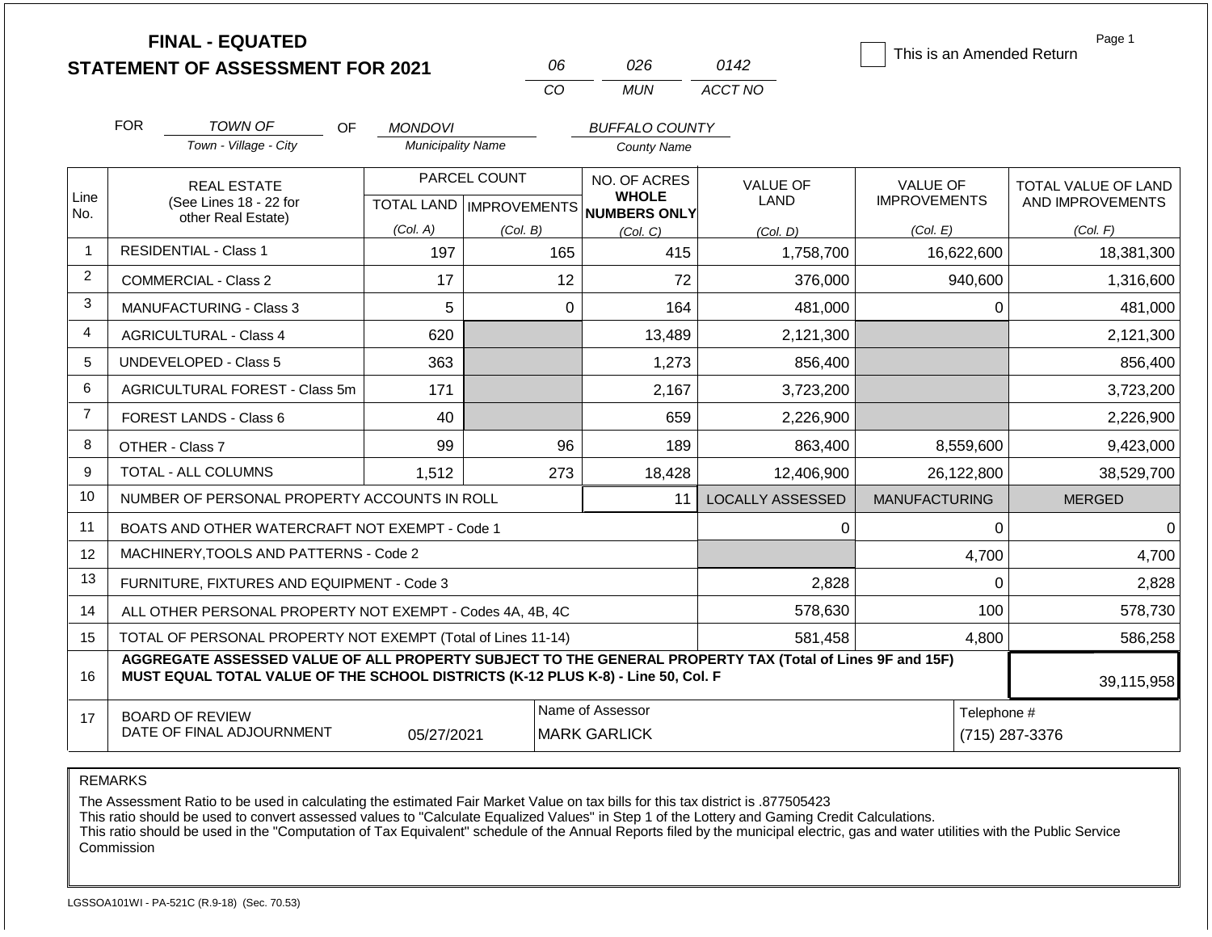# FINAL - EQUATED
## STATEMENT OF ASSESSMENT FOR 2021

| 06 | 026 | 0142 |
|---|---|---|
| CO | MUN | ACCT NO |

This is an Amended Return

FOR *TOWN OF* (Town - Village - City) OF *MONDOVI* (Municipality Name) *BUFFALO COUNTY* (County Name)

| Line No. | REAL ESTATE (See Lines 18 - 22 for other Real Estate) | PARCEL COUNT TOTAL LAND (Col. A) | PARCEL COUNT IMPROVEMENTS (Col. B) | NO. OF ACRES WHOLE NUMBERS ONLY (Col. C) | VALUE OF LAND (Col. D) | VALUE OF IMPROVEMENTS (Col. E) | TOTAL VALUE OF LAND AND IMPROVEMENTS (Col. F) |
|---|---|---|---|---|---|---|---|
| 1 | RESIDENTIAL - Class 1 | 197 | 165 | 415 | 1,758,700 | 16,622,600 | 18,381,300 |
| 2 | COMMERCIAL - Class 2 | 17 | 12 | 72 | 376,000 | 940,600 | 1,316,600 |
| 3 | MANUFACTURING - Class 3 | 5 | 0 | 164 | 481,000 | 0 | 481,000 |
| 4 | AGRICULTURAL - Class 4 | 620 | | 13,489 | 2,121,300 | | 2,121,300 |
| 5 | UNDEVELOPED - Class 5 | 363 | | 1,273 | 856,400 | | 856,400 |
| 6 | AGRICULTURAL FOREST - Class 5m | 171 | | 2,167 | 3,723,200 | | 3,723,200 |
| 7 | FOREST LANDS - Class 6 | 40 | | 659 | 2,226,900 | | 2,226,900 |
| 8 | OTHER - Class 7 | 99 | 96 | 189 | 863,400 | 8,559,600 | 9,423,000 |
| 9 | TOTAL - ALL COLUMNS | 1,512 | 273 | 18,428 | 12,406,900 | 26,122,800 | 38,529,700 |
| 10 | NUMBER OF PERSONAL PROPERTY ACCOUNTS IN ROLL | | | 11 | LOCALLY ASSESSED | MANUFACTURING | MERGED |
| 11 | BOATS AND OTHER WATERCRAFT NOT EXEMPT - Code 1 | | | | 0 | 0 | 0 |
| 12 | MACHINERY,TOOLS AND PATTERNS - Code 2 | | | | | 4,700 | 4,700 |
| 13 | FURNITURE, FIXTURES AND EQUIPMENT - Code 3 | | | | 2,828 | 0 | 2,828 |
| 14 | ALL OTHER PERSONAL PROPERTY NOT EXEMPT - Codes 4A, 4B, 4C | | | | 578,630 | 100 | 578,730 |
| 15 | TOTAL OF PERSONAL PROPERTY NOT EXEMPT (Total of Lines 11-14) | | | | 581,458 | 4,800 | 586,258 |
| 16 | **AGGREGATE ASSESSED VALUE OF ALL PROPERTY SUBJECT TO THE GENERAL PROPERTY TAX (Total of Lines 9F and 15F) MUST EQUAL TOTAL VALUE OF THE SCHOOL DISTRICTS (K-12 PLUS K-8) - Line 50, Col. F** | | | | | | 39,115,958 |
| 17 | BOARD OF REVIEW DATE OF FINAL ADJOURNMENT | 05/27/2021 | | Name of Assessor: MARK GARLICK | | Telephone #: (715) 287-3376 | |

REMARKS

The Assessment Ratio to be used in calculating the estimated Fair Market Value on tax bills for this tax district is .877505423
This ratio should be used to convert assessed values to "Calculate Equalized Values" in Step 1 of the Lottery and Gaming Credit Calculations.
This ratio should be used in the "Computation of Tax Equivalent" schedule of the Annual Reports filed by the municipal electric, gas and water utilities with the Public Service Commission

LGSSOA101WI - PA-521C (R.9-18) (Sec. 70.53)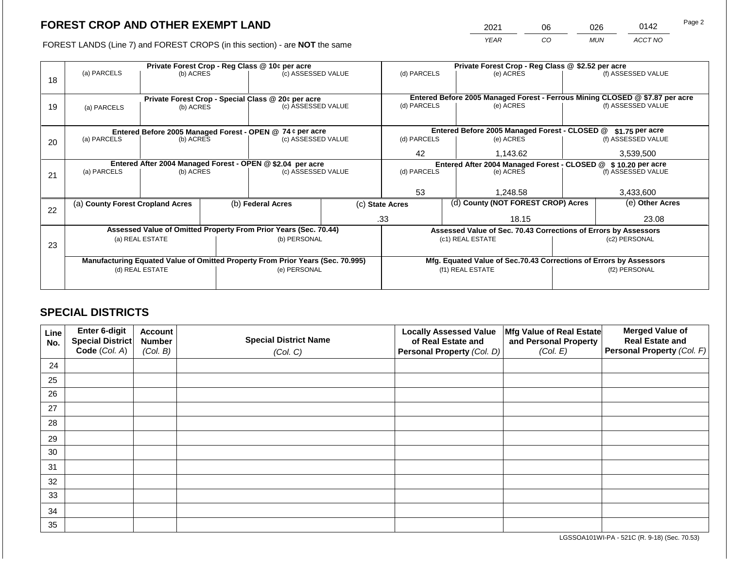# FOREST CROP AND OTHER EXEMPT LAND

FOREST LANDS (Line 7) and FOREST CROPS (in this section) - are **NOT** the same

| 2021 | 06 | 026 | 0142 |
|---|---|---|---|
| YEAR | CO | MUN | ACCT NO |

| Line | Private Forest Crop - Reg Class @ 10¢ per acre | | | Private Forest Crop - Reg Class @ $2.52 per acre | | |
|---|---|---|---|---|---|---|
| | (a) PARCELS | (b) ACRES | (c) ASSESSED VALUE | (d) PARCELS | (e) ACRES | (f) ASSESSED VALUE |
| 18 | | | | | | |
| | **Private Forest Crop - Special Class @ 20¢ per acre** | | | **Entered Before 2005 Managed Forest - Ferrous Mining CLOSED @ $7.87 per acre** | | |
| | (a) PARCELS | (b) ACRES | (c) ASSESSED VALUE | (d) PARCELS | (e) ACRES | (f) ASSESSED VALUE |
| 19 | | | | | | |
| | **Entered Before 2005 Managed Forest - OPEN @ 74 ¢ per acre** | | | **Entered Before 2005 Managed Forest - CLOSED @ $1.75 per acre** | | |
| | (a) PARCELS | (b) ACRES | (c) ASSESSED VALUE | (d) PARCELS | (e) ACRES | (f) ASSESSED VALUE |
| 20 | | | | 42 | 1,143.62 | 3,539,500 |
| | **Entered After 2004 Managed Forest - OPEN @ $2.04 per acre** | | | **Entered After 2004 Managed Forest - CLOSED @ $10.20 per acre** | | |
| | (a) PARCELS | (b) ACRES | (c) ASSESSED VALUE | (d) PARCELS | (e) ACRES | (f) ASSESSED VALUE |
| 21 | | | | 53 | 1,248.58 | 3,433,600 |

| Line | (a) County Forest Cropland Acres | (b) Federal Acres | (c) State Acres | (d) County (NOT FOREST CROP) Acres | (e) Other Acres |
|---|---|---|---|---|---|
| 22 | | | .33 | 18.15 | 23.08 |

| Line | Assessed Value of Omitted Property From Prior Years (Sec. 70.44) | | Assessed Value of Sec. 70.43 Corrections of Errors by Assessors | |
|---|---|---|---|---|
| | (a) REAL ESTATE | (b) PERSONAL | (c1) REAL ESTATE | (c2) PERSONAL |
| 23 | | | | |
| | **Manufacturing Equated Value of Omitted Property From Prior Years (Sec. 70.995)** | | **Mfg. Equated Value of Sec.70.43 Corrections of Errors by Assessors** | |
| | (d) REAL ESTATE | (e) PERSONAL | (f1) REAL ESTATE | (f2) PERSONAL |
| | | | | |

## SPECIAL DISTRICTS

| Line No. | Enter 6-digit Special District Code (Col. A) | Account Number (Col. B) | Special District Name (Col. C) | Locally Assessed Value of Real Estate and Personal Property (Col. D) | Mfg Value of Real Estate and Personal Property (Col. E) | Merged Value of Real Estate and Personal Property (Col. F) |
|---|---|---|---|---|---|---|
| 24 | | | | | | |
| 25 | | | | | | |
| 26 | | | | | | |
| 27 | | | | | | |
| 28 | | | | | | |
| 29 | | | | | | |
| 30 | | | | | | |
| 31 | | | | | | |
| 32 | | | | | | |
| 33 | | | | | | |
| 34 | | | | | | |
| 35 | | | | | | |

LGSSOA101WI-PA - 521C (R. 9-18) (Sec. 70.53)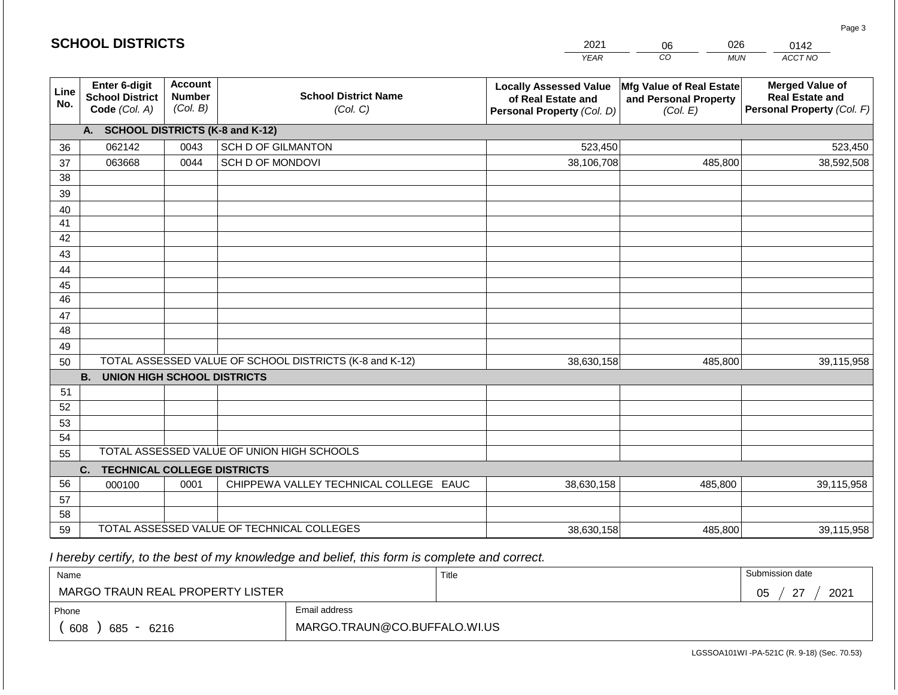## SCHOOL DISTRICTS

| YEAR | CO | MUN | ACCT NO |
|---|---|---|---|
| 2021 | 06 | 026 | 0142 |

| Line No. | Enter 6-digit School District Code (Col. A) | Account Number (Col. B) | School District Name (Col. C) | Locally Assessed Value of Real Estate and Personal Property (Col. D) | Mfg Value of Real Estate and Personal Property (Col. E) | Merged Value of Real Estate and Personal Property (Col. F) |
|---|---|---|---|---|---|---|
| | **A. SCHOOL DISTRICTS (K-8 and K-12)** | | | | | |
| 36 | 062142 | 0043 | SCH D OF GILMANTON | 523,450 | | 523,450 |
| 37 | 063668 | 0044 | SCH D OF MONDOVI | 38,106,708 | 485,800 | 38,592,508 |
| 38 | | | | | | |
| 39 | | | | | | |
| 40 | | | | | | |
| 41 | | | | | | |
| 42 | | | | | | |
| 43 | | | | | | |
| 44 | | | | | | |
| 45 | | | | | | |
| 46 | | | | | | |
| 47 | | | | | | |
| 48 | | | | | | |
| 49 | | | | | | |
| 50 | TOTAL ASSESSED VALUE OF SCHOOL DISTRICTS (K-8 and K-12) | | | 38,630,158 | 485,800 | 39,115,958 |
| | **B. UNION HIGH SCHOOL DISTRICTS** | | | | | |
| 51 | | | | | | |
| 52 | | | | | | |
| 53 | | | | | | |
| 54 | | | | | | |
| 55 | TOTAL ASSESSED VALUE OF UNION HIGH SCHOOLS | | | | | |
| | **C. TECHNICAL COLLEGE DISTRICTS** | | | | | |
| 56 | 000100 | 0001 | CHIPPEWA VALLEY TECHNICAL COLLEGE EAUC | 38,630,158 | 485,800 | 39,115,958 |
| 57 | | | | | | |
| 58 | | | | | | |
| 59 | TOTAL ASSESSED VALUE OF TECHNICAL COLLEGES | | | 38,630,158 | 485,800 | 39,115,958 |

*I hereby certify, to the best of my knowledge and belief, this form is complete and correct.*

| Name | Title | Submission date |
|---|---|---|
| MARGO TRAUN REAL PROPERTY LISTER | | 05 / 27 / 2021 |
| Phone | Email address | |
| ( 608 ) 685 - 6216 | MARGO.TRAUN@CO.BUFFALO.WI.US | |

LGSSOA101WI -PA-521C (R. 9-18) (Sec. 70.53)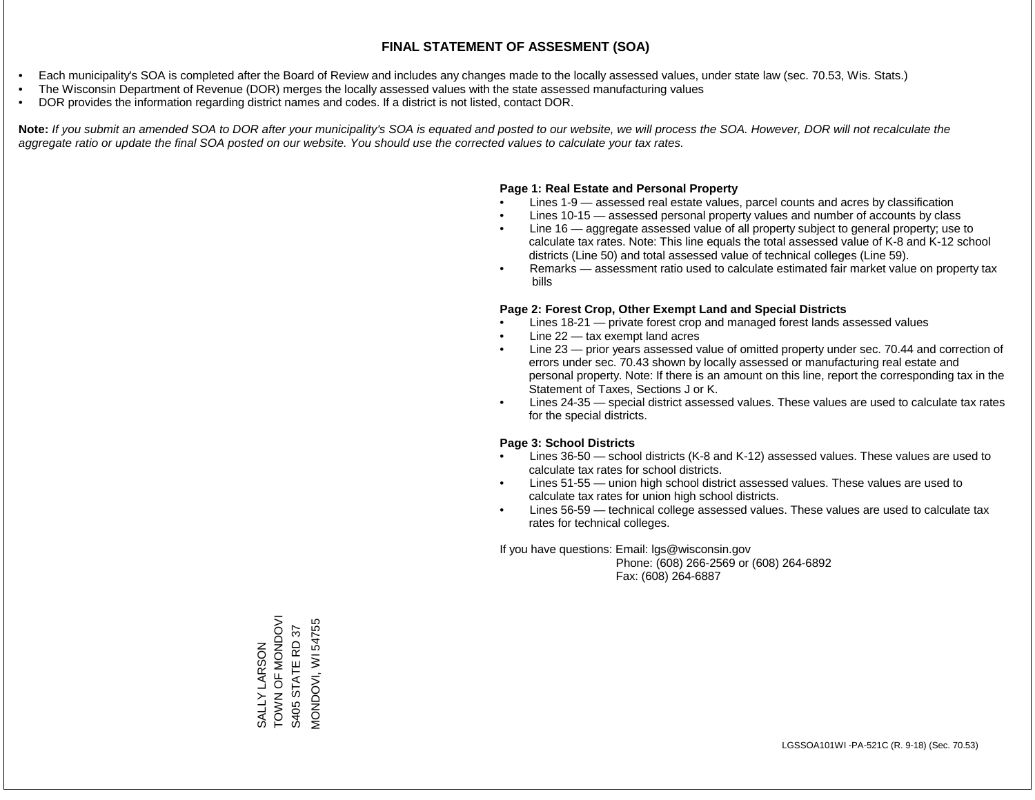# FINAL STATEMENT OF ASSESMENT (SOA)

- Each municipality's SOA is completed after the Board of Review and includes any changes made to the locally assessed values, under state law (sec. 70.53, Wis. Stats.)
- The Wisconsin Department of Revenue (DOR) merges the locally assessed values with the state assessed manufacturing values
- DOR provides the information regarding district names and codes. If a district is not listed, contact DOR.

**Note:** *If you submit an amended SOA to DOR after your municipality's SOA is equated and posted to our website, we will process the SOA. However, DOR will not recalculate the aggregate ratio or update the final SOA posted on our website. You should use the corrected values to calculate your tax rates.*

**Page 1: Real Estate and Personal Property**

- Lines 1-9 — assessed real estate values, parcel counts and acres by classification
- Lines 10-15 — assessed personal property values and number of accounts by class
- Line 16 — aggregate assessed value of all property subject to general property; use to calculate tax rates. Note: This line equals the total assessed value of K-8 and K-12 school districts (Line 50) and total assessed value of technical colleges (Line 59).
- Remarks — assessment ratio used to calculate estimated fair market value on property tax bills

**Page 2: Forest Crop, Other Exempt Land and Special Districts**

- Lines 18-21 — private forest crop and managed forest lands assessed values
- Line 22 — tax exempt land acres
- Line 23 — prior years assessed value of omitted property under sec. 70.44 and correction of errors under sec. 70.43 shown by locally assessed or manufacturing real estate and personal property. Note: If there is an amount on this line, report the corresponding tax in the Statement of Taxes, Sections J or K.
- Lines 24-35 — special district assessed values. These values are used to calculate tax rates for the special districts.

**Page 3: School Districts**

- Lines 36-50 — school districts (K-8 and K-12) assessed values. These values are used to calculate tax rates for school districts.
- Lines 51-55 — union high school district assessed values. These values are used to calculate tax rates for union high school districts.
- Lines 56-59 — technical college assessed values. These values are used to calculate tax rates for technical colleges.

If you have questions: Email: lgs@wisconsin.gov
Phone: (608) 266-2569 or (608) 264-6892
Fax: (608) 264-6887

SALLY LARSON
TOWN OF MONDOVI
S405 STATE RD 37
MONDOVI, WI 54755

LGSSOA101WI -PA-521C (R. 9-18) (Sec. 70.53)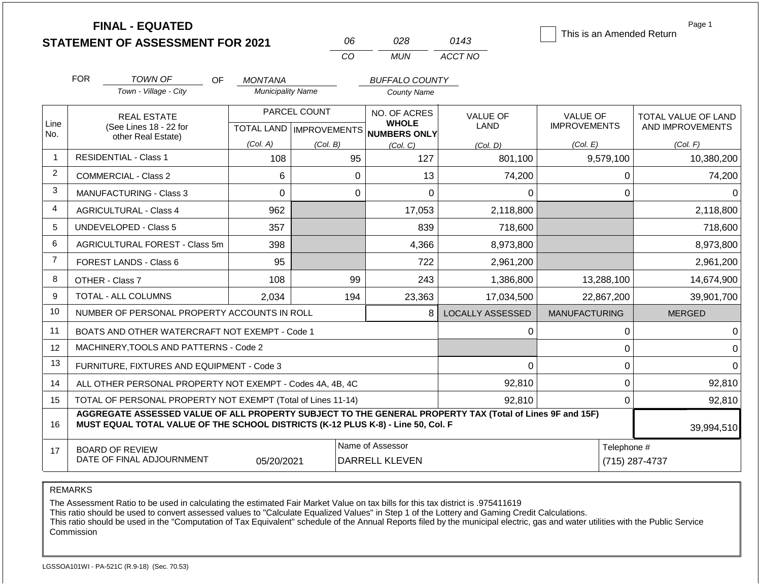# FINAL - EQUATED STATEMENT OF ASSESSMENT FOR 2021

| 06 | 028 | 0143 |
|---|---|---|
| CO | MUN | ACCT NO |

☐ This is an Amended Return

Page 1

FOR TOWN OF (Town - Village - City) OF MONTANA (Municipality Name) BUFFALO COUNTY (County Name)

| Line No. | REAL ESTATE (See Lines 18 - 22 for other Real Estate) | PARCEL COUNT TOTAL LAND (Col. A) | PARCEL COUNT IMPROVEMENTS (Col. B) | NO. OF ACRES WHOLE NUMBERS ONLY (Col. C) | VALUE OF LAND (Col. D) | VALUE OF IMPROVEMENTS (Col. E) | TOTAL VALUE OF LAND AND IMPROVEMENTS (Col. F) |
|---|---|---|---|---|---|---|---|
| 1 | RESIDENTIAL - Class 1 | 108 | 95 | 127 | 801,100 | 9,579,100 | 10,380,200 |
| 2 | COMMERCIAL - Class 2 | 6 | 0 | 13 | 74,200 | 0 | 74,200 |
| 3 | MANUFACTURING - Class 3 | 0 | 0 | 0 | 0 | 0 | 0 |
| 4 | AGRICULTURAL - Class 4 | 962 | | 17,053 | 2,118,800 | | 2,118,800 |
| 5 | UNDEVELOPED - Class 5 | 357 | | 839 | 718,600 | | 718,600 |
| 6 | AGRICULTURAL FOREST - Class 5m | 398 | | 4,366 | 8,973,800 | | 8,973,800 |
| 7 | FOREST LANDS - Class 6 | 95 | | 722 | 2,961,200 | | 2,961,200 |
| 8 | OTHER - Class 7 | 108 | 99 | 243 | 1,386,800 | 13,288,100 | 14,674,900 |
| 9 | TOTAL - ALL COLUMNS | 2,034 | 194 | 23,363 | 17,034,500 | 22,867,200 | 39,901,700 |
| 10 | NUMBER OF PERSONAL PROPERTY ACCOUNTS IN ROLL | | | 8 | LOCALLY ASSESSED | MANUFACTURING | MERGED |
| 11 | BOATS AND OTHER WATERCRAFT NOT EXEMPT - Code 1 | | | | 0 | 0 | 0 |
| 12 | MACHINERY,TOOLS AND PATTERNS - Code 2 | | | | | 0 | 0 |
| 13 | FURNITURE, FIXTURES AND EQUIPMENT - Code 3 | | | | 0 | 0 | 0 |
| 14 | ALL OTHER PERSONAL PROPERTY NOT EXEMPT - Codes 4A, 4B, 4C | | | | 92,810 | 0 | 92,810 |
| 15 | TOTAL OF PERSONAL PROPERTY NOT EXEMPT (Total of Lines 11-14) | | | | 92,810 | 0 | 92,810 |
| 16 | **AGGREGATE ASSESSED VALUE OF ALL PROPERTY SUBJECT TO THE GENERAL PROPERTY TAX (Total of Lines 9F and 15F) MUST EQUAL TOTAL VALUE OF THE SCHOOL DISTRICTS (K-12 PLUS K-8) - Line 50, Col. F** | | | | | | 39,994,510 |
| 17 | BOARD OF REVIEW DATE OF FINAL ADJOURNMENT | 05/20/2021 | | Name of Assessor: DARRELL KLEVEN | | | Telephone #: (715) 287-4737 |

REMARKS

The Assessment Ratio to be used in calculating the estimated Fair Market Value on tax bills for this tax district is .975411619
This ratio should be used to convert assessed values to "Calculate Equalized Values" in Step 1 of the Lottery and Gaming Credit Calculations.
This ratio should be used in the "Computation of Tax Equivalent" schedule of the Annual Reports filed by the municipal electric, gas and water utilities with the Public Service Commission

LGSSOA101WI - PA-521C (R.9-18) (Sec. 70.53)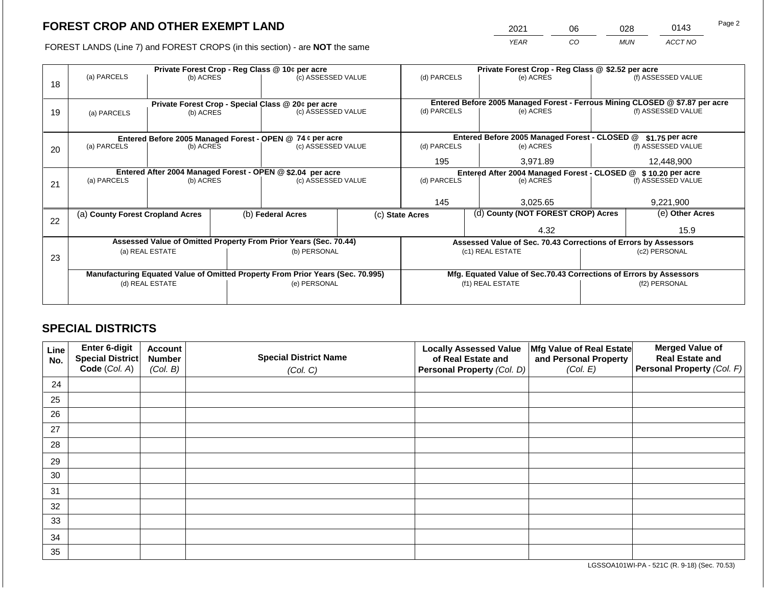## FOREST CROP AND OTHER EXEMPT LAND

| 2021 | 06 | 028 | 0143 |
|---|---|---|---|
| YEAR | CO | MUN | ACCT NO |

FOREST LANDS (Line 7) and FOREST CROPS (in this section) - are **NOT** the same

| Line | Private Forest Crop - Reg Class @ 10¢ per acre | | | Private Forest Crop - Reg Class @ $2.52 per acre | | |
|---|---|---|---|---|---|---|
| | (a) PARCELS | (b) ACRES | (c) ASSESSED VALUE | (d) PARCELS | (e) ACRES | (f) ASSESSED VALUE |
| 18 | | | | | | |
| | **Private Forest Crop - Special Class @ 20¢ per acre** | | | **Entered Before 2005 Managed Forest - Ferrous Mining CLOSED @ $7.87 per acre** | | |
| | (a) PARCELS | (b) ACRES | (c) ASSESSED VALUE | (d) PARCELS | (e) ACRES | (f) ASSESSED VALUE |
| 19 | | | | | | |
| | **Entered Before 2005 Managed Forest - OPEN @ 74 ¢ per acre** | | | **Entered Before 2005 Managed Forest - CLOSED @ $1.75 per acre** | | |
| | (a) PARCELS | (b) ACRES | (c) ASSESSED VALUE | (d) PARCELS | (e) ACRES | (f) ASSESSED VALUE |
| 20 | | | | 195 | 3,971.89 | 12,448,900 |
| | **Entered After 2004 Managed Forest - OPEN @ $2.04 per acre** | | | **Entered After 2004 Managed Forest - CLOSED @ $ 10.20 per acre** | | |
| | (a) PARCELS | (b) ACRES | (c) ASSESSED VALUE | (d) PARCELS | (e) ACRES | (f) ASSESSED VALUE |
| 21 | | | | 145 | 3,025.65 | 9,221,900 |

| Line | (a) County Forest Cropland Acres | (b) Federal Acres | (c) State Acres | (d) County (NOT FOREST CROP) Acres | (e) Other Acres |
|---|---|---|---|---|---|
| 22 | | | | 4.32 | 15.9 |

| Line | Assessed Value of Omitted Property From Prior Years (Sec. 70.44) | | Assessed Value of Sec. 70.43 Corrections of Errors by Assessors | |
|---|---|---|---|---|
| | (a) REAL ESTATE | (b) PERSONAL | (c1) REAL ESTATE | (c2) PERSONAL |
| 23 | | | | |
| | **Manufacturing Equated Value of Omitted Property From Prior Years (Sec. 70.995)** | | **Mfg. Equated Value of Sec.70.43 Corrections of Errors by Assessors** | |
| | (d) REAL ESTATE | (e) PERSONAL | (f1) REAL ESTATE | (f2) PERSONAL |
| | | | | |

## SPECIAL DISTRICTS

| Line No. | Enter 6-digit Special District Code (Col. A) | Account Number (Col. B) | Special District Name (Col. C) | Locally Assessed Value of Real Estate and Personal Property (Col. D) | Mfg Value of Real Estate and Personal Property (Col. E) | Merged Value of Real Estate and Personal Property (Col. F) |
|---|---|---|---|---|---|---|
| 24 | | | | | | |
| 25 | | | | | | |
| 26 | | | | | | |
| 27 | | | | | | |
| 28 | | | | | | |
| 29 | | | | | | |
| 30 | | | | | | |
| 31 | | | | | | |
| 32 | | | | | | |
| 33 | | | | | | |
| 34 | | | | | | |
| 35 | | | | | | |

LGSSOA101WI-PA - 521C (R. 9-18) (Sec. 70.53)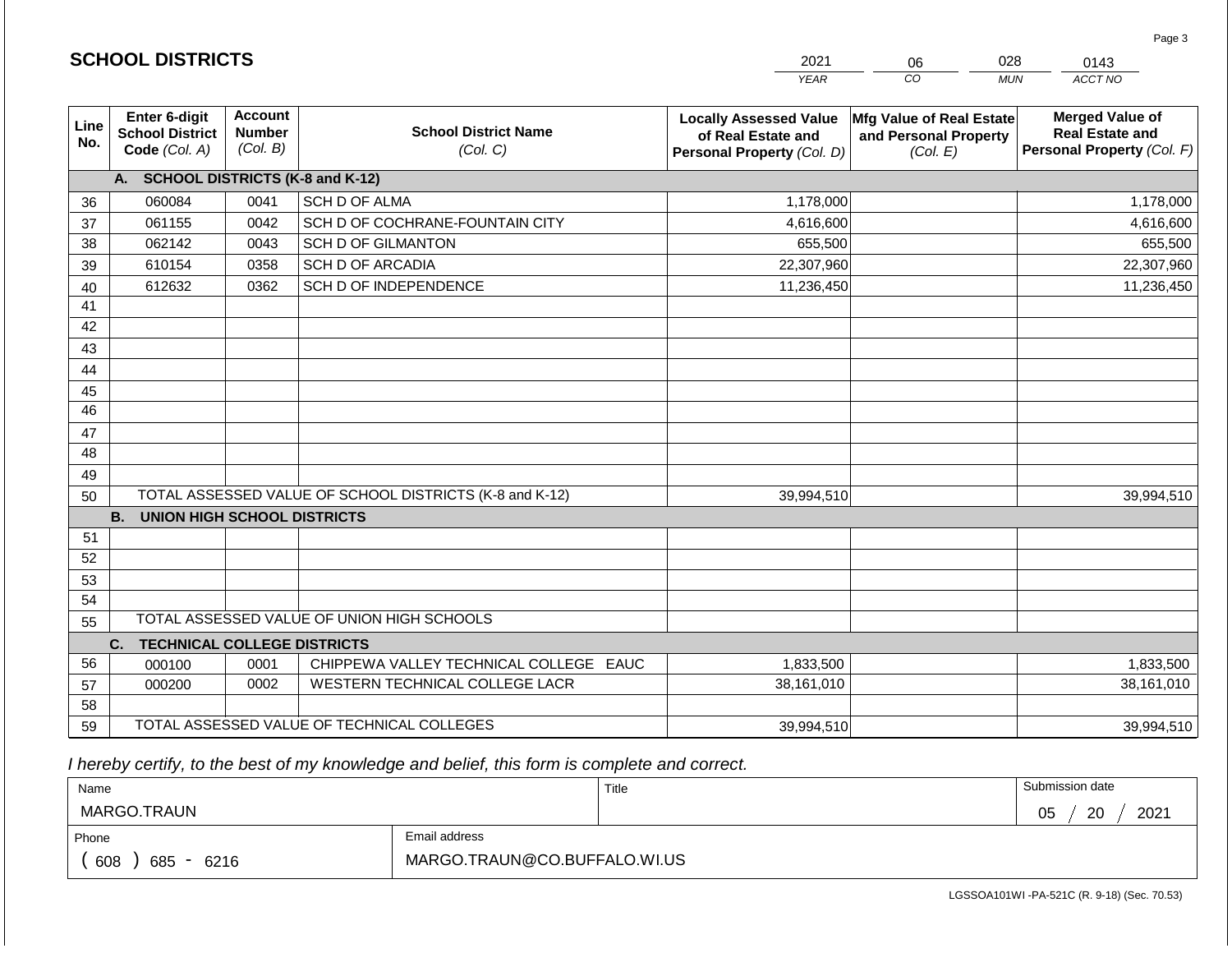## SCHOOL DISTRICTS

| 2021 | 06 | 028 | 0143 |
|---|---|---|---|
| YEAR | CO | MUN | ACCT NO |

| Line No. | Enter 6-digit School District Code (Col. A) | Account Number (Col. B) | School District Name (Col. C) | Locally Assessed Value of Real Estate and Personal Property (Col. D) | Mfg Value of Real Estate and Personal Property (Col. E) | Merged Value of Real Estate and Personal Property (Col. F) |
|---|---|---|---|---|---|---|
| | **A. SCHOOL DISTRICTS (K-8 and K-12)** | | | | | |
| 36 | 060084 | 0041 | SCH D OF ALMA | 1,178,000 | | 1,178,000 |
| 37 | 061155 | 0042 | SCH D OF COCHRANE-FOUNTAIN CITY | 4,616,600 | | 4,616,600 |
| 38 | 062142 | 0043 | SCH D OF GILMANTON | 655,500 | | 655,500 |
| 39 | 610154 | 0358 | SCH D OF ARCADIA | 22,307,960 | | 22,307,960 |
| 40 | 612632 | 0362 | SCH D OF INDEPENDENCE | 11,236,450 | | 11,236,450 |
| 41 | | | | | | |
| 42 | | | | | | |
| 43 | | | | | | |
| 44 | | | | | | |
| 45 | | | | | | |
| 46 | | | | | | |
| 47 | | | | | | |
| 48 | | | | | | |
| 49 | | | | | | |
| 50 | TOTAL ASSESSED VALUE OF SCHOOL DISTRICTS (K-8 and K-12) | | | 39,994,510 | | 39,994,510 |
| | **B. UNION HIGH SCHOOL DISTRICTS** | | | | | |
| 51 | | | | | | |
| 52 | | | | | | |
| 53 | | | | | | |
| 54 | | | | | | |
| 55 | TOTAL ASSESSED VALUE OF UNION HIGH SCHOOLS | | | | | |
| | **C. TECHNICAL COLLEGE DISTRICTS** | | | | | |
| 56 | 000100 | 0001 | CHIPPEWA VALLEY TECHNICAL COLLEGE EAUC | 1,833,500 | | 1,833,500 |
| 57 | 000200 | 0002 | WESTERN TECHNICAL COLLEGE LACR | 38,161,010 | | 38,161,010 |
| 58 | | | | | | |
| 59 | TOTAL ASSESSED VALUE OF TECHNICAL COLLEGES | | | 39,994,510 | | 39,994,510 |

*I hereby certify, to the best of my knowledge and belief, this form is complete and correct.*

| Name | Title | Submission date |
|---|---|---|
| MARGO.TRAUN | | 05 / 20 / 2021 |

| Phone | Email address |
|---|---|
| ( 608 ) 685 - 6216 | MARGO.TRAUN@CO.BUFFALO.WI.US |

LGSSOA101WI -PA-521C (R. 9-18) (Sec. 70.53)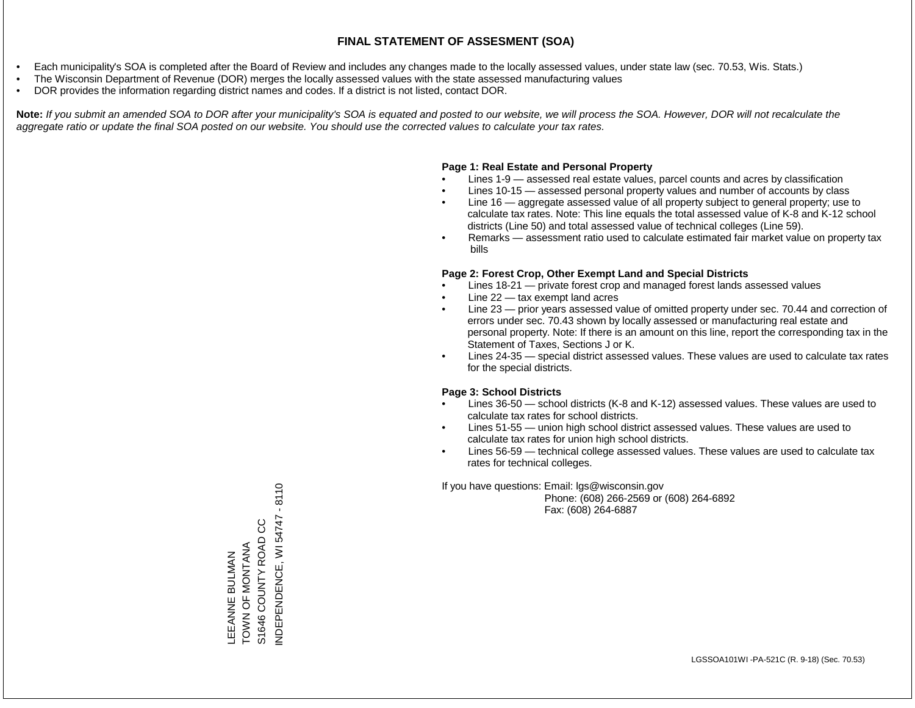# FINAL STATEMENT OF ASSESMENT (SOA)

- Each municipality's SOA is completed after the Board of Review and includes any changes made to the locally assessed values, under state law (sec. 70.53, Wis. Stats.)
- The Wisconsin Department of Revenue (DOR) merges the locally assessed values with the state assessed manufacturing values
- DOR provides the information regarding district names and codes. If a district is not listed, contact DOR.

**Note:** *If you submit an amended SOA to DOR after your municipality's SOA is equated and posted to our website, we will process the SOA. However, DOR will not recalculate the aggregate ratio or update the final SOA posted on our website. You should use the corrected values to calculate your tax rates.*

**Page 1: Real Estate and Personal Property**

- Lines 1-9 — assessed real estate values, parcel counts and acres by classification
- Lines 10-15 — assessed personal property values and number of accounts by class
- Line 16 — aggregate assessed value of all property subject to general property; use to calculate tax rates. Note: This line equals the total assessed value of K-8 and K-12 school districts (Line 50) and total assessed value of technical colleges (Line 59).
- Remarks — assessment ratio used to calculate estimated fair market value on property tax bills

**Page 2: Forest Crop, Other Exempt Land and Special Districts**

- Lines 18-21 — private forest crop and managed forest lands assessed values
- Line 22 — tax exempt land acres
- Line 23 — prior years assessed value of omitted property under sec. 70.44 and correction of errors under sec. 70.43 shown by locally assessed or manufacturing real estate and personal property. Note: If there is an amount on this line, report the corresponding tax in the Statement of Taxes, Sections J or K.
- Lines 24-35 — special district assessed values. These values are used to calculate tax rates for the special districts.

**Page 3: School Districts**

- Lines 36-50 — school districts (K-8 and K-12) assessed values. These values are used to calculate tax rates for school districts.
- Lines 51-55 — union high school district assessed values. These values are used to calculate tax rates for union high school districts.
- Lines 56-59 — technical college assessed values. These values are used to calculate tax rates for technical colleges.

If you have questions: Email: lgs@wisconsin.gov
Phone: (608) 266-2569 or (608) 264-6892
Fax: (608) 264-6887

LEEANNE BULMAN
TOWN OF MONTANA
S1646 COUNTY ROAD CC
INDEPENDENCE, WI 54747 - 8110

LGSSOA101WI -PA-521C (R. 9-18) (Sec. 70.53)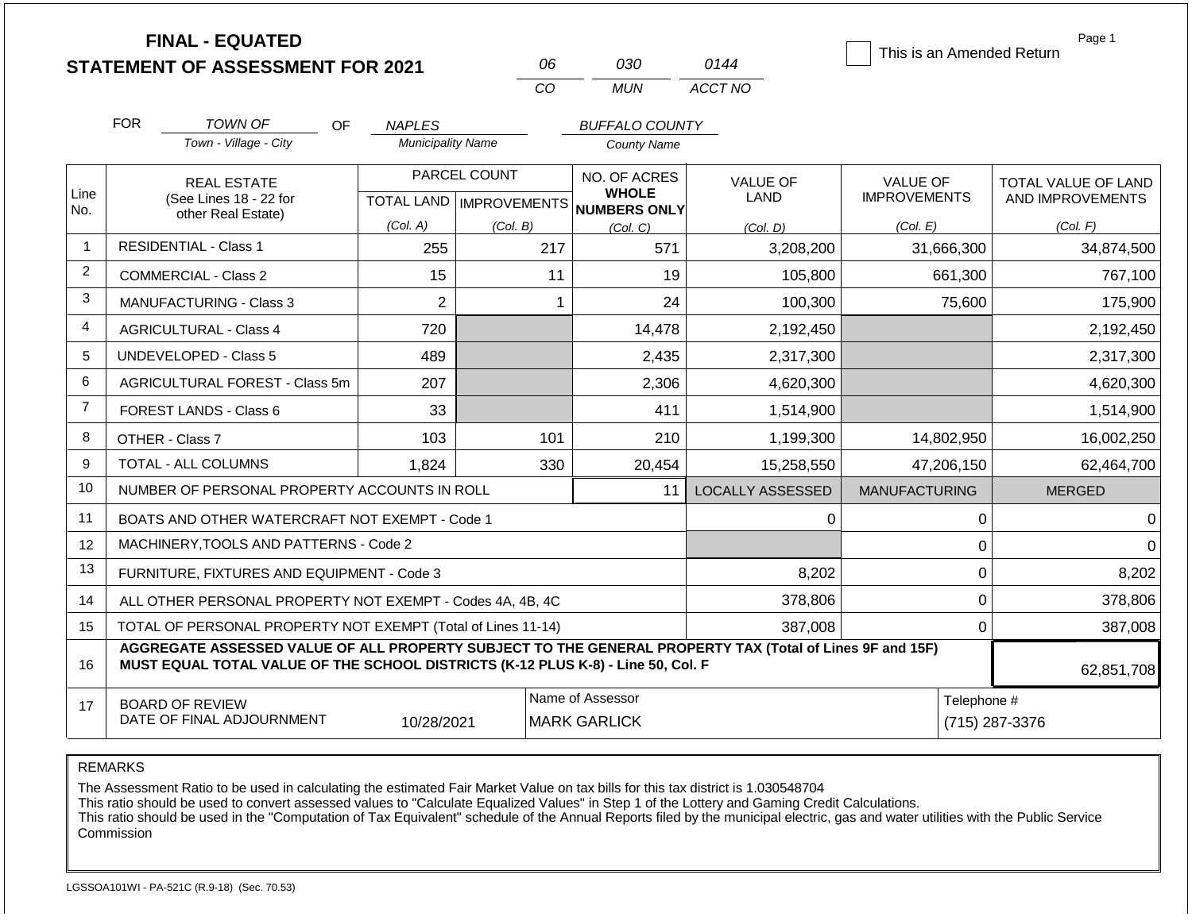# FINAL - EQUATED
## STATEMENT OF ASSESSMENT FOR 2021

| 06 | 030 | 0144 |
|---|---|---|
| CO | MUN | ACCT NO |

☐ This is an Amended Return

Page 1

FOR *TOWN OF* (Town - Village - City) OF *NAPLES* (Municipality Name) *BUFFALO COUNTY* (County Name)

| Line No. | REAL ESTATE (See Lines 18 - 22 for other Real Estate) | PARCEL COUNT TOTAL LAND (Col. A) | PARCEL COUNT IMPROVEMENTS (Col. B) | NO. OF ACRES WHOLE NUMBERS ONLY (Col. C) | VALUE OF LAND (Col. D) | VALUE OF IMPROVEMENTS (Col. E) | TOTAL VALUE OF LAND AND IMPROVEMENTS (Col. F) |
|---|---|---|---|---|---|---|---|
| 1 | RESIDENTIAL - Class 1 | 255 | 217 | 571 | 3,208,200 | 31,666,300 | 34,874,500 |
| 2 | COMMERCIAL - Class 2 | 15 | 11 | 19 | 105,800 | 661,300 | 767,100 |
| 3 | MANUFACTURING - Class 3 | 2 | 1 | 24 | 100,300 | 75,600 | 175,900 |
| 4 | AGRICULTURAL - Class 4 | 720 | | 14,478 | 2,192,450 | | 2,192,450 |
| 5 | UNDEVELOPED - Class 5 | 489 | | 2,435 | 2,317,300 | | 2,317,300 |
| 6 | AGRICULTURAL FOREST - Class 5m | 207 | | 2,306 | 4,620,300 | | 4,620,300 |
| 7 | FOREST LANDS - Class 6 | 33 | | 411 | 1,514,900 | | 1,514,900 |
| 8 | OTHER - Class 7 | 103 | 101 | 210 | 1,199,300 | 14,802,950 | 16,002,250 |
| 9 | TOTAL - ALL COLUMNS | 1,824 | 330 | 20,454 | 15,258,550 | 47,206,150 | 62,464,700 |
| 10 | NUMBER OF PERSONAL PROPERTY ACCOUNTS IN ROLL | | | 11 | LOCALLY ASSESSED | MANUFACTURING | MERGED |
| 11 | BOATS AND OTHER WATERCRAFT NOT EXEMPT - Code 1 | | | | 0 | 0 | 0 |
| 12 | MACHINERY,TOOLS AND PATTERNS - Code 2 | | | | | 0 | 0 |
| 13 | FURNITURE, FIXTURES AND EQUIPMENT - Code 3 | | | | 8,202 | 0 | 8,202 |
| 14 | ALL OTHER PERSONAL PROPERTY NOT EXEMPT - Codes 4A, 4B, 4C | | | | 378,806 | 0 | 378,806 |
| 15 | TOTAL OF PERSONAL PROPERTY NOT EXEMPT (Total of Lines 11-14) | | | | 387,008 | 0 | 387,008 |
| 16 | **AGGREGATE ASSESSED VALUE OF ALL PROPERTY SUBJECT TO THE GENERAL PROPERTY TAX (Total of Lines 9F and 15F) MUST EQUAL TOTAL VALUE OF THE SCHOOL DISTRICTS (K-12 PLUS K-8) - Line 50, Col. F** | | | | | | 62,851,708 |
| 17 | BOARD OF REVIEW DATE OF FINAL ADJOURNMENT | 10/28/2021 | Name of Assessor: MARK GARLICK | | | Telephone #: (715) 287-3376 | |

REMARKS

The Assessment Ratio to be used in calculating the estimated Fair Market Value on tax bills for this tax district is 1.030548704
This ratio should be used to convert assessed values to "Calculate Equalized Values" in Step 1 of the Lottery and Gaming Credit Calculations.
This ratio should be used in the "Computation of Tax Equivalent" schedule of the Annual Reports filed by the municipal electric, gas and water utilities with the Public Service Commission

LGSSOA101WI - PA-521C (R.9-18) (Sec. 70.53)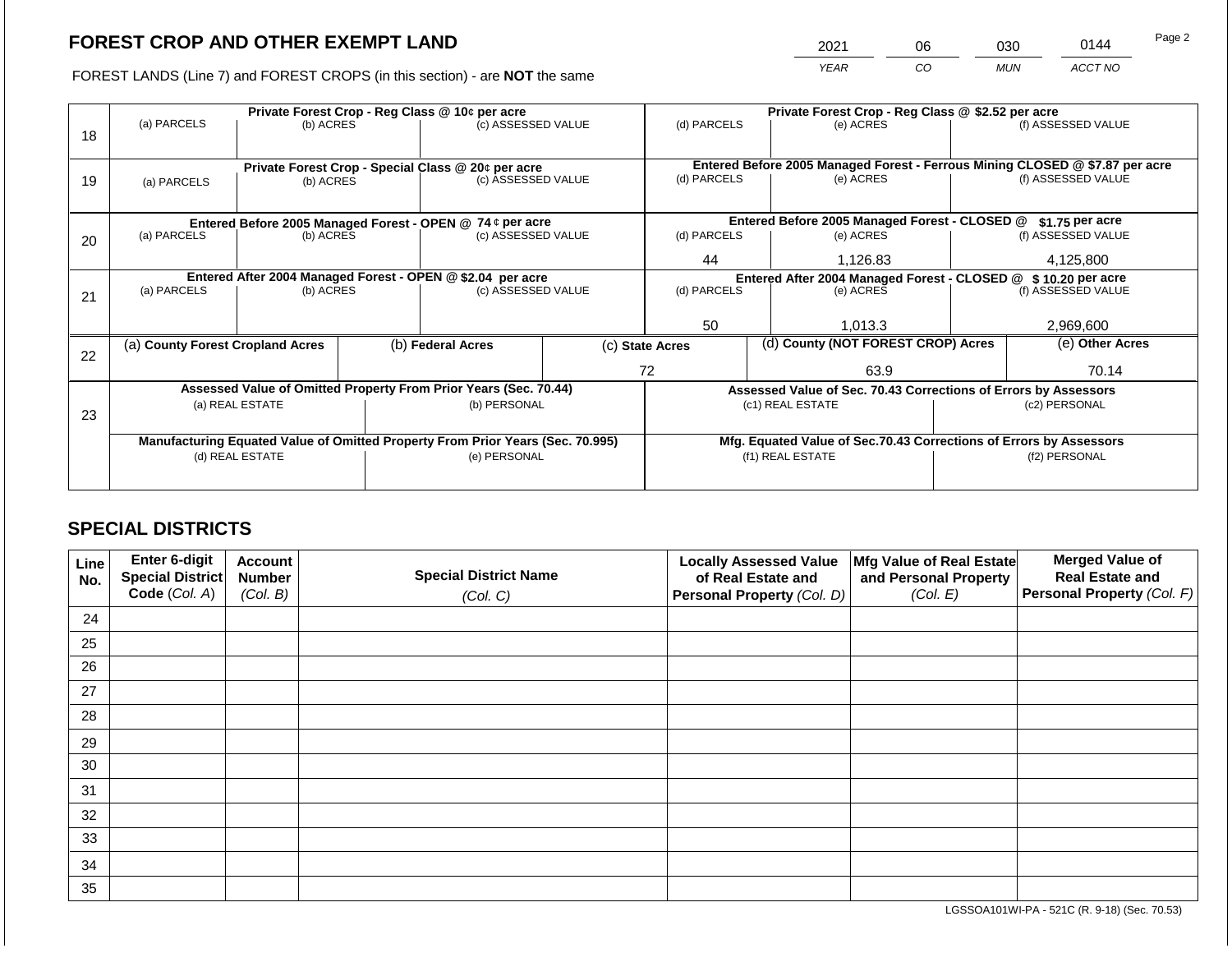# FOREST CROP AND OTHER EXEMPT LAND

FOREST LANDS (Line 7) and FOREST CROPS (in this section) - are **NOT** the same

| 2021 | 06 | 030 | 0144 |
|---|---|---|---|
| *YEAR* | *CO* | *MUN* | *ACCT NO* |

| Line | Private Forest Crop - Reg Class @ 10¢ per acre | | | Private Forest Crop - Reg Class @ $2.52 per acre | | |
|---|---|---|---|---|---|---|
| 18 | (a) PARCELS | (b) ACRES | (c) ASSESSED VALUE | (d) PARCELS | (e) ACRES | (f) ASSESSED VALUE |
| | | | | | | |
| | **Private Forest Crop - Special Class @ 20¢ per acre** | | | **Entered Before 2005 Managed Forest - Ferrous Mining CLOSED @ $7.87 per acre** | | |
| 19 | (a) PARCELS | (b) ACRES | (c) ASSESSED VALUE | (d) PARCELS | (e) ACRES | (f) ASSESSED VALUE |
| | | | | | | |
| | **Entered Before 2005 Managed Forest - OPEN @ 74 ¢ per acre** | | | **Entered Before 2005 Managed Forest - CLOSED @ $1.75 per acre** | | |
| 20 | (a) PARCELS | (b) ACRES | (c) ASSESSED VALUE | (d) PARCELS | (e) ACRES | (f) ASSESSED VALUE |
| | | | | 44 | 1,126.83 | 4,125,800 |
| | **Entered After 2004 Managed Forest - OPEN @ $2.04 per acre** | | | **Entered After 2004 Managed Forest - CLOSED @ $ 10.20 per acre** | | |
| 21 | (a) PARCELS | (b) ACRES | (c) ASSESSED VALUE | (d) PARCELS | (e) ACRES | (f) ASSESSED VALUE |
| | | | | 50 | 1,013.3 | 2,969,600 |

| Line | (a) County Forest Cropland Acres | (b) Federal Acres | (c) State Acres | (d) County (NOT FOREST CROP) Acres | (e) Other Acres |
|---|---|---|---|---|---|
| 22 | | | 72 | 63.9 | 70.14 |

| Line | Assessed Value of Omitted Property From Prior Years (Sec. 70.44) | | Assessed Value of Sec. 70.43 Corrections of Errors by Assessors | |
|---|---|---|---|---|
| 23 | (a) REAL ESTATE | (b) PERSONAL | (c1) REAL ESTATE | (c2) PERSONAL |
| | | | | |
| | **Manufacturing Equated Value of Omitted Property From Prior Years (Sec. 70.995)** | | **Mfg. Equated Value of Sec.70.43 Corrections of Errors by Assessors** | |
| | (d) REAL ESTATE | (e) PERSONAL | (f1) REAL ESTATE | (f2) PERSONAL |
| | | | | |

## SPECIAL DISTRICTS

| Line No. | Enter 6-digit Special District Code (Col. A) | Account Number (Col. B) | Special District Name (Col. C) | Locally Assessed Value of Real Estate and Personal Property (Col. D) | Mfg Value of Real Estate and Personal Property (Col. E) | Merged Value of Real Estate and Personal Property (Col. F) |
|---|---|---|---|---|---|---|
| 24 | | | | | | |
| 25 | | | | | | |
| 26 | | | | | | |
| 27 | | | | | | |
| 28 | | | | | | |
| 29 | | | | | | |
| 30 | | | | | | |
| 31 | | | | | | |
| 32 | | | | | | |
| 33 | | | | | | |
| 34 | | | | | | |
| 35 | | | | | | |

LGSSOA101WI-PA - 521C (R. 9-18) (Sec. 70.53)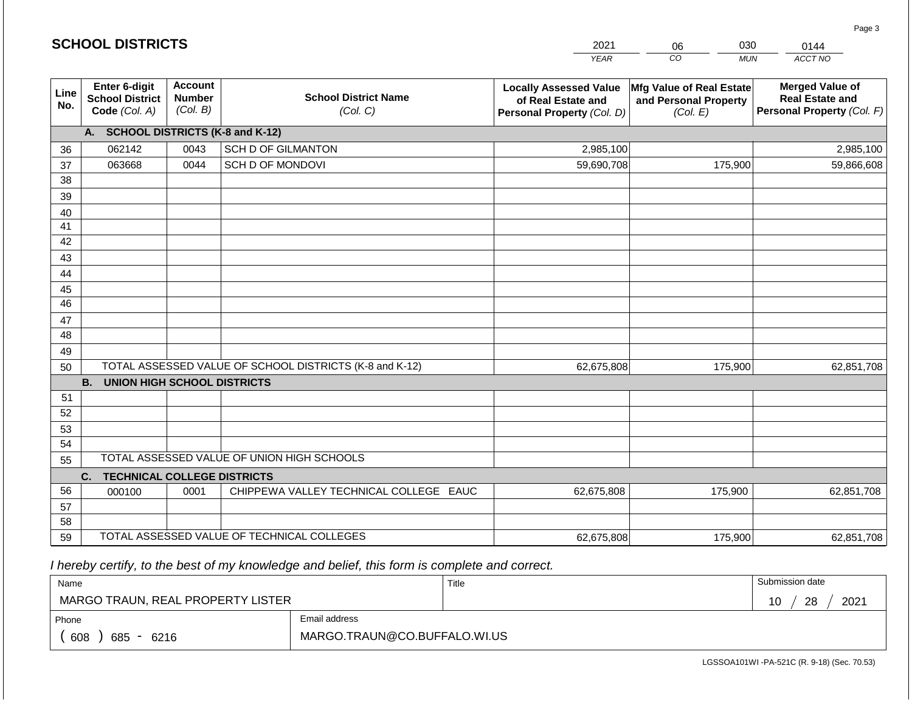# SCHOOL DISTRICTS

| 2021 | 06 | 030 | 0144 |
|---|---|---|---|
| YEAR | CO | MUN | ACCT NO |

| Line No. | Enter 6-digit School District Code (Col. A) | Account Number (Col. B) | School District Name (Col. C) | Locally Assessed Value of Real Estate and Personal Property (Col. D) | Mfg Value of Real Estate and Personal Property (Col. E) | Merged Value of Real Estate and Personal Property (Col. F) |
|---|---|---|---|---|---|---|
| | **A. SCHOOL DISTRICTS (K-8 and K-12)** | | | | | |
| 36 | 062142 | 0043 | SCH D OF GILMANTON | 2,985,100 | | 2,985,100 |
| 37 | 063668 | 0044 | SCH D OF MONDOVI | 59,690,708 | 175,900 | 59,866,608 |
| 38 | | | | | | |
| 39 | | | | | | |
| 40 | | | | | | |
| 41 | | | | | | |
| 42 | | | | | | |
| 43 | | | | | | |
| 44 | | | | | | |
| 45 | | | | | | |
| 46 | | | | | | |
| 47 | | | | | | |
| 48 | | | | | | |
| 49 | | | | | | |
| 50 | TOTAL ASSESSED VALUE OF SCHOOL DISTRICTS (K-8 and K-12) | | | 62,675,808 | 175,900 | 62,851,708 |
| | **B. UNION HIGH SCHOOL DISTRICTS** | | | | | |
| 51 | | | | | | |
| 52 | | | | | | |
| 53 | | | | | | |
| 54 | | | | | | |
| 55 | TOTAL ASSESSED VALUE OF UNION HIGH SCHOOLS | | | | | |
| | **C. TECHNICAL COLLEGE DISTRICTS** | | | | | |
| 56 | 000100 | 0001 | CHIPPEWA VALLEY TECHNICAL COLLEGE EAUC | 62,675,808 | 175,900 | 62,851,708 |
| 57 | | | | | | |
| 58 | | | | | | |
| 59 | TOTAL ASSESSED VALUE OF TECHNICAL COLLEGES | | | 62,675,808 | 175,900 | 62,851,708 |

*I hereby certify, to the best of my knowledge and belief, this form is complete and correct.*

| Name | Title | Submission date |
|---|---|---|
| MARGO TRAUN, REAL PROPERTY LISTER | | 10 / 28 / 2021 |
| **Phone** | **Email address** | |
| ( 608 ) 685 - 6216 | MARGO.TRAUN@CO.BUFFALO.WI.US | |

LGSSOA101WI -PA-521C (R. 9-18) (Sec. 70.53)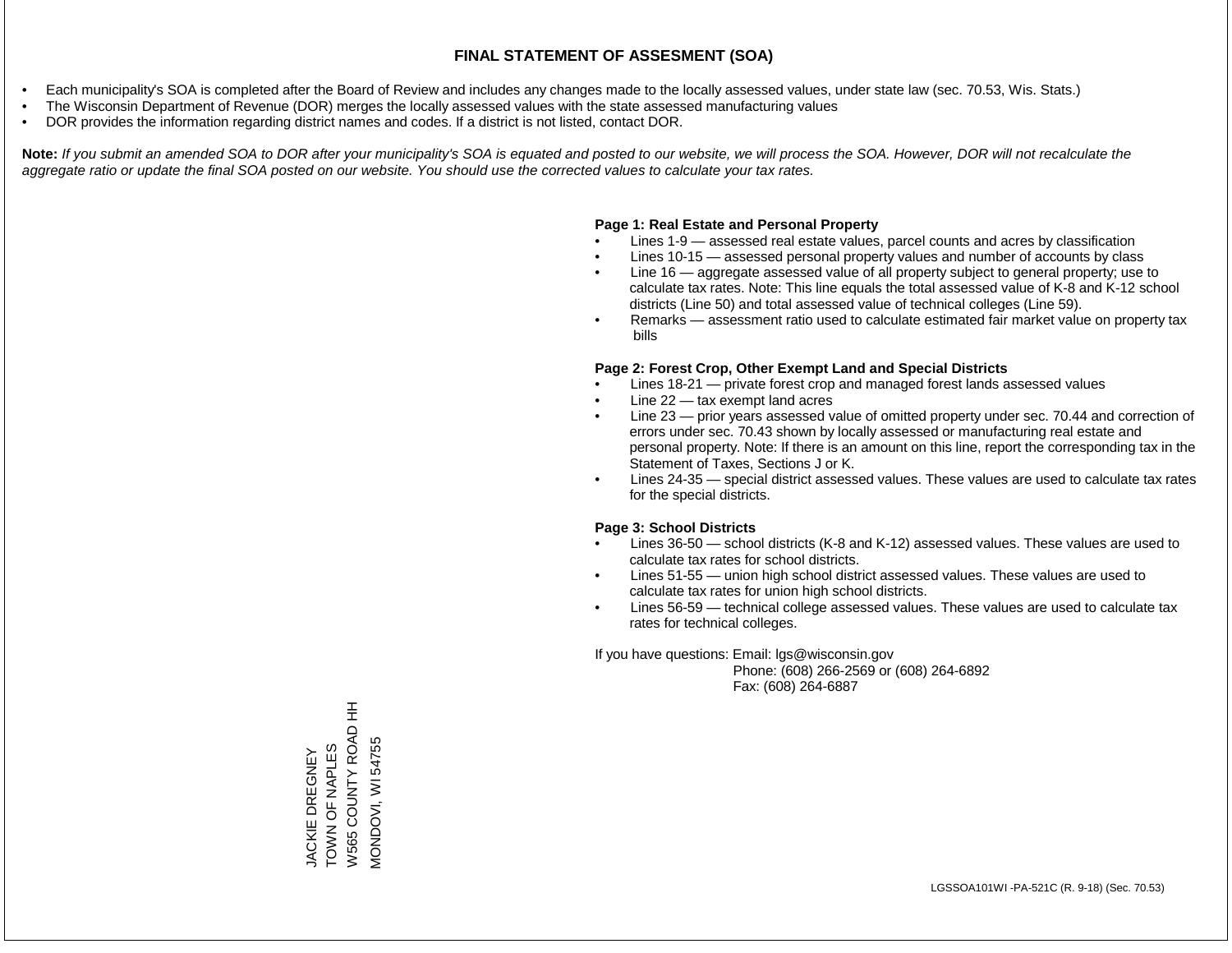# FINAL STATEMENT OF ASSESMENT (SOA)

- Each municipality's SOA is completed after the Board of Review and includes any changes made to the locally assessed values, under state law (sec. 70.53, Wis. Stats.)
- The Wisconsin Department of Revenue (DOR) merges the locally assessed values with the state assessed manufacturing values
- DOR provides the information regarding district names and codes. If a district is not listed, contact DOR.

**Note:** *If you submit an amended SOA to DOR after your municipality's SOA is equated and posted to our website, we will process the SOA. However, DOR will not recalculate the aggregate ratio or update the final SOA posted on our website. You should use the corrected values to calculate your tax rates.*

**Page 1: Real Estate and Personal Property**

- Lines 1-9 — assessed real estate values, parcel counts and acres by classification
- Lines 10-15 — assessed personal property values and number of accounts by class
- Line 16 — aggregate assessed value of all property subject to general property; use to calculate tax rates. Note: This line equals the total assessed value of K-8 and K-12 school districts (Line 50) and total assessed value of technical colleges (Line 59).
- Remarks — assessment ratio used to calculate estimated fair market value on property tax bills

**Page 2: Forest Crop, Other Exempt Land and Special Districts**

- Lines 18-21 — private forest crop and managed forest lands assessed values
- Line 22 — tax exempt land acres
- Line 23 — prior years assessed value of omitted property under sec. 70.44 and correction of errors under sec. 70.43 shown by locally assessed or manufacturing real estate and personal property. Note: If there is an amount on this line, report the corresponding tax in the Statement of Taxes, Sections J or K.
- Lines 24-35 — special district assessed values. These values are used to calculate tax rates for the special districts.

**Page 3: School Districts**

- Lines 36-50 — school districts (K-8 and K-12) assessed values. These values are used to calculate tax rates for school districts.
- Lines 51-55 — union high school district assessed values. These values are used to calculate tax rates for union high school districts.
- Lines 56-59 — technical college assessed values. These values are used to calculate tax rates for technical colleges.

If you have questions: Email: lgs@wisconsin.gov
Phone: (608) 266-2569 or (608) 264-6892
Fax: (608) 264-6887

JACKIE DREGNEY
TOWN OF NAPLES
W565 COUNTY ROAD HH
MONDOVI, WI 54755

LGSSOA101WI -PA-521C (R. 9-18) (Sec. 70.53)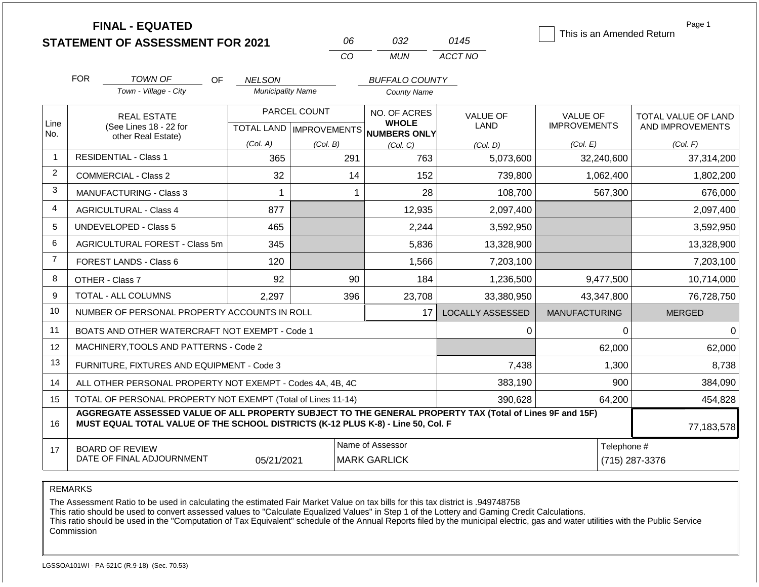# FINAL - EQUATED
# STATEMENT OF ASSESSMENT FOR 2021

| 06 | 032 | 0145 |
|---|---|---|
| CO | MUN | ACCT NO |

☐ This is an Amended Return

FOR *TOWN OF* (Town - Village - City) OF *NELSON* (Municipality Name) *BUFFALO COUNTY* (County Name)

| Line No. | REAL ESTATE (See Lines 18 - 22 for other Real Estate) | PARCEL COUNT TOTAL LAND (Col. A) | PARCEL COUNT IMPROVEMENTS (Col. B) | NO. OF ACRES WHOLE NUMBERS ONLY (Col. C) | VALUE OF LAND (Col. D) | VALUE OF IMPROVEMENTS (Col. E) | TOTAL VALUE OF LAND AND IMPROVEMENTS (Col. F) |
|---|---|---|---|---|---|---|---|
| 1 | RESIDENTIAL - Class 1 | 365 | 291 | 763 | 5,073,600 | 32,240,600 | 37,314,200 |
| 2 | COMMERCIAL - Class 2 | 32 | 14 | 152 | 739,800 | 1,062,400 | 1,802,200 |
| 3 | MANUFACTURING - Class 3 | 1 | 1 | 28 | 108,700 | 567,300 | 676,000 |
| 4 | AGRICULTURAL - Class 4 | 877 | | 12,935 | 2,097,400 | | 2,097,400 |
| 5 | UNDEVELOPED - Class 5 | 465 | | 2,244 | 3,592,950 | | 3,592,950 |
| 6 | AGRICULTURAL FOREST - Class 5m | 345 | | 5,836 | 13,328,900 | | 13,328,900 |
| 7 | FOREST LANDS - Class 6 | 120 | | 1,566 | 7,203,100 | | 7,203,100 |
| 8 | OTHER - Class 7 | 92 | 90 | 184 | 1,236,500 | 9,477,500 | 10,714,000 |
| 9 | TOTAL - ALL COLUMNS | 2,297 | 396 | 23,708 | 33,380,950 | 43,347,800 | 76,728,750 |
| 10 | NUMBER OF PERSONAL PROPERTY ACCOUNTS IN ROLL | | | 17 | LOCALLY ASSESSED | MANUFACTURING | MERGED |
| 11 | BOATS AND OTHER WATERCRAFT NOT EXEMPT - Code 1 | | | | 0 | 0 | 0 |
| 12 | MACHINERY,TOOLS AND PATTERNS - Code 2 | | | | | 62,000 | 62,000 |
| 13 | FURNITURE, FIXTURES AND EQUIPMENT - Code 3 | | | | 7,438 | 1,300 | 8,738 |
| 14 | ALL OTHER PERSONAL PROPERTY NOT EXEMPT - Codes 4A, 4B, 4C | | | | 383,190 | 900 | 384,090 |
| 15 | TOTAL OF PERSONAL PROPERTY NOT EXEMPT (Total of Lines 11-14) | | | | 390,628 | 64,200 | 454,828 |
| 16 | **AGGREGATE ASSESSED VALUE OF ALL PROPERTY SUBJECT TO THE GENERAL PROPERTY TAX (Total of Lines 9F and 15F) MUST EQUAL TOTAL VALUE OF THE SCHOOL DISTRICTS (K-12 PLUS K-8) - Line 50, Col. F** | | | | | | 77,183,578 |
| 17 | BOARD OF REVIEW DATE OF FINAL ADJOURNMENT | 05/21/2021 | Name of Assessor | MARK GARLICK | | Telephone # | (715) 287-3376 |

REMARKS

The Assessment Ratio to be used in calculating the estimated Fair Market Value on tax bills for this tax district is .949748758
This ratio should be used to convert assessed values to "Calculate Equalized Values" in Step 1 of the Lottery and Gaming Credit Calculations.
This ratio should be used in the "Computation of Tax Equivalent" schedule of the Annual Reports filed by the municipal electric, gas and water utilities with the Public Service Commission

LGSSOA101WI - PA-521C (R.9-18) (Sec. 70.53)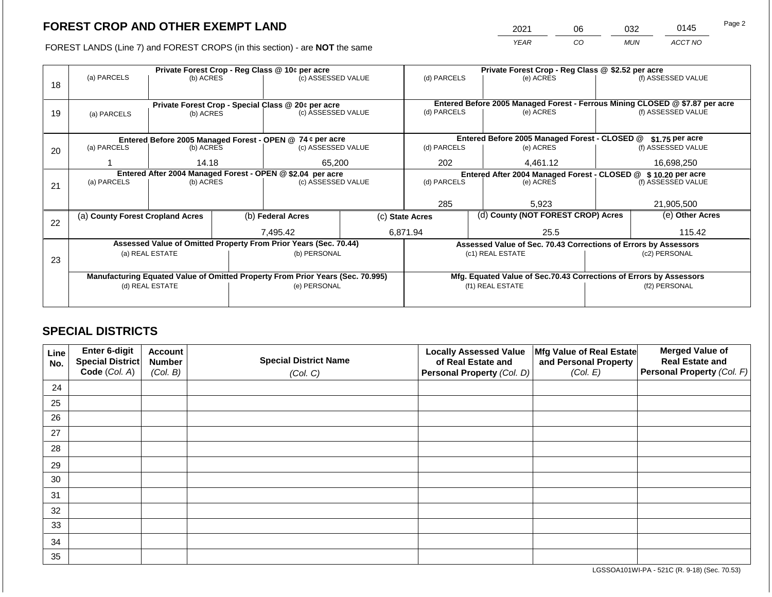# FOREST CROP AND OTHER EXEMPT LAND

| 2021 | 06 | 032 | 0145 |
|---|---|---|---|
| YEAR | CO | MUN | ACCT NO |

FOREST LANDS (Line 7) and FOREST CROPS (in this section) - are **NOT** the same

| Line | | | | | | |
|---|---|---|---|---|---|---|
| 18 | **Private Forest Crop - Reg Class @ 10¢ per acre** | | | **Private Forest Crop - Reg Class @ $2.52 per acre** | | |
| | (a) PARCELS | (b) ACRES | (c) ASSESSED VALUE | (d) PARCELS | (e) ACRES | (f) ASSESSED VALUE |
| | | | | | | |
| 19 | **Private Forest Crop - Special Class @ 20¢ per acre** | | | **Entered Before 2005 Managed Forest - Ferrous Mining CLOSED @ $7.87 per acre** | | |
| | (a) PARCELS | (b) ACRES | (c) ASSESSED VALUE | (d) PARCELS | (e) ACRES | (f) ASSESSED VALUE |
| | | | | | | |
| 20 | **Entered Before 2005 Managed Forest - OPEN @ 74 ¢ per acre** | | | **Entered Before 2005 Managed Forest - CLOSED @ $1.75 per acre** | | |
| | (a) PARCELS | (b) ACRES | (c) ASSESSED VALUE | (d) PARCELS | (e) ACRES | (f) ASSESSED VALUE |
| | 1 | 14.18 | 65,200 | 202 | 4,461.12 | 16,698,250 |
| 21 | **Entered After 2004 Managed Forest - OPEN @ $2.04 per acre** | | | **Entered After 2004 Managed Forest - CLOSED @ $ 10.20 per acre** | | |
| | (a) PARCELS | (b) ACRES | (c) ASSESSED VALUE | (d) PARCELS | (e) ACRES | (f) ASSESSED VALUE |
| | | | | 285 | 5,923 | 21,905,500 |

| Line | (a) County Forest Cropland Acres | (b) Federal Acres | (c) State Acres | (d) County (NOT FOREST CROP) Acres | (e) Other Acres |
|---|---|---|---|---|---|
| 22 | | 7,495.42 | 6,871.94 | 25.5 | 115.42 |

| Line | **Assessed Value of Omitted Property From Prior Years (Sec. 70.44)** | | **Assessed Value of Sec. 70.43 Corrections of Errors by Assessors** | |
|---|---|---|---|---|
| 23 | (a) REAL ESTATE | (b) PERSONAL | (c1) REAL ESTATE | (c2) PERSONAL |
| | | | | |
| | **Manufacturing Equated Value of Omitted Property From Prior Years (Sec. 70.995)** | | **Mfg. Equated Value of Sec.70.43 Corrections of Errors by Assessors** | |
| | (d) REAL ESTATE | (e) PERSONAL | (f1) REAL ESTATE | (f2) PERSONAL |
| | | | | |

## SPECIAL DISTRICTS

| Line No. | Enter 6-digit Special District Code (Col. A) | Account Number (Col. B) | Special District Name (Col. C) | Locally Assessed Value of Real Estate and Personal Property (Col. D) | Mfg Value of Real Estate and Personal Property (Col. E) | Merged Value of Real Estate and Personal Property (Col. F) |
|---|---|---|---|---|---|---|
| 24 | | | | | | |
| 25 | | | | | | |
| 26 | | | | | | |
| 27 | | | | | | |
| 28 | | | | | | |
| 29 | | | | | | |
| 30 | | | | | | |
| 31 | | | | | | |
| 32 | | | | | | |
| 33 | | | | | | |
| 34 | | | | | | |
| 35 | | | | | | |

LGSSOA101WI-PA - 521C (R. 9-18) (Sec. 70.53)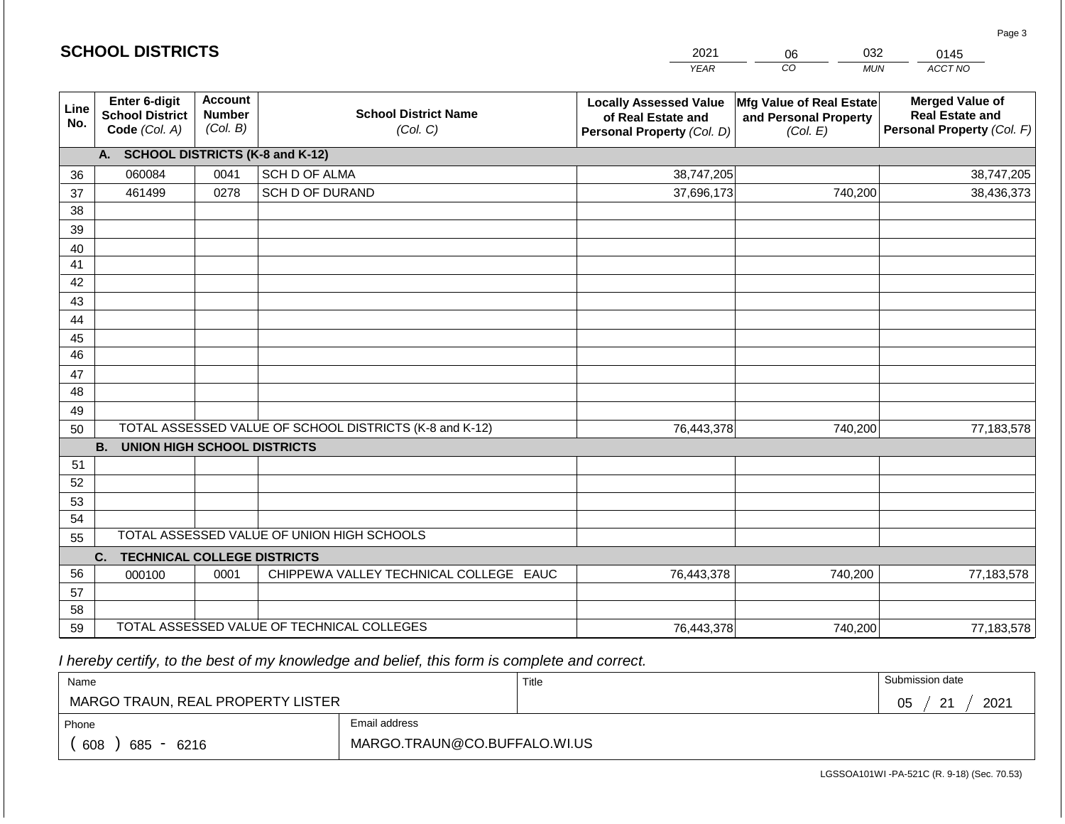## SCHOOL DISTRICTS

| 2021 | 06 | 032 | 0145 |
|---|---|---|---|
| YEAR | CO | MUN | ACCT NO |

| Line No. | Enter 6-digit School District Code (Col. A) | Account Number (Col. B) | School District Name (Col. C) | Locally Assessed Value of Real Estate and Personal Property (Col. D) | Mfg Value of Real Estate and Personal Property (Col. E) | Merged Value of Real Estate and Personal Property (Col. F) |
|---|---|---|---|---|---|---|
| | **A. SCHOOL DISTRICTS (K-8 and K-12)** | | | | | |
| 36 | 060084 | 0041 | SCH D OF ALMA | 38,747,205 | | 38,747,205 |
| 37 | 461499 | 0278 | SCH D OF DURAND | 37,696,173 | 740,200 | 38,436,373 |
| 38 | | | | | | |
| 39 | | | | | | |
| 40 | | | | | | |
| 41 | | | | | | |
| 42 | | | | | | |
| 43 | | | | | | |
| 44 | | | | | | |
| 45 | | | | | | |
| 46 | | | | | | |
| 47 | | | | | | |
| 48 | | | | | | |
| 49 | | | | | | |
| 50 | TOTAL ASSESSED VALUE OF SCHOOL DISTRICTS (K-8 and K-12) | | | 76,443,378 | 740,200 | 77,183,578 |
| | **B. UNION HIGH SCHOOL DISTRICTS** | | | | | |
| 51 | | | | | | |
| 52 | | | | | | |
| 53 | | | | | | |
| 54 | | | | | | |
| 55 | TOTAL ASSESSED VALUE OF UNION HIGH SCHOOLS | | | | | |
| | **C. TECHNICAL COLLEGE DISTRICTS** | | | | | |
| 56 | 000100 | 0001 | CHIPPEWA VALLEY TECHNICAL COLLEGE EAUC | 76,443,378 | 740,200 | 77,183,578 |
| 57 | | | | | | |
| 58 | | | | | | |
| 59 | TOTAL ASSESSED VALUE OF TECHNICAL COLLEGES | | | 76,443,378 | 740,200 | 77,183,578 |

*I hereby certify, to the best of my knowledge and belief, this form is complete and correct.*

| Name | Title | Submission date |
|---|---|---|
| MARGO TRAUN, REAL PROPERTY LISTER | | 05 / 21 / 2021 |
| Phone | Email address | |
| ( 608 ) 685 - 6216 | MARGO.TRAUN@CO.BUFFALO.WI.US | |

LGSSOA101WI -PA-521C (R. 9-18) (Sec. 70.53)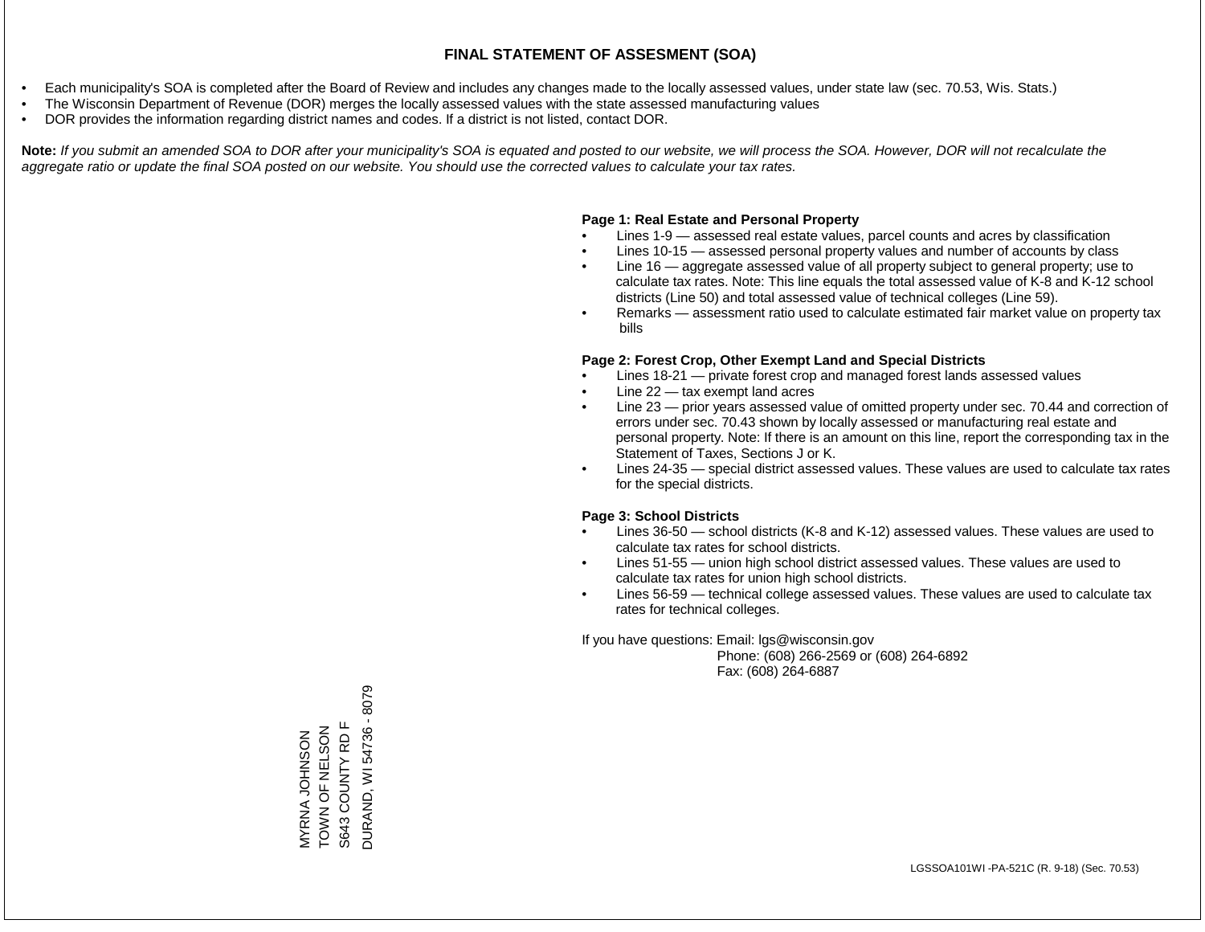# FINAL STATEMENT OF ASSESMENT (SOA)

- Each municipality's SOA is completed after the Board of Review and includes any changes made to the locally assessed values, under state law (sec. 70.53, Wis. Stats.)
- The Wisconsin Department of Revenue (DOR) merges the locally assessed values with the state assessed manufacturing values
- DOR provides the information regarding district names and codes. If a district is not listed, contact DOR.

**Note:** *If you submit an amended SOA to DOR after your municipality's SOA is equated and posted to our website, we will process the SOA. However, DOR will not recalculate the aggregate ratio or update the final SOA posted on our website. You should use the corrected values to calculate your tax rates.*

**Page 1: Real Estate and Personal Property**

- Lines 1-9 — assessed real estate values, parcel counts and acres by classification
- Lines 10-15 — assessed personal property values and number of accounts by class
- Line 16 — aggregate assessed value of all property subject to general property; use to calculate tax rates. Note: This line equals the total assessed value of K-8 and K-12 school districts (Line 50) and total assessed value of technical colleges (Line 59).
- Remarks — assessment ratio used to calculate estimated fair market value on property tax bills

**Page 2: Forest Crop, Other Exempt Land and Special Districts**

- Lines 18-21 — private forest crop and managed forest lands assessed values
- Line 22 — tax exempt land acres
- Line 23 — prior years assessed value of omitted property under sec. 70.44 and correction of errors under sec. 70.43 shown by locally assessed or manufacturing real estate and personal property. Note: If there is an amount on this line, report the corresponding tax in the Statement of Taxes, Sections J or K.
- Lines 24-35 — special district assessed values. These values are used to calculate tax rates for the special districts.

**Page 3: School Districts**

- Lines 36-50 — school districts (K-8 and K-12) assessed values. These values are used to calculate tax rates for school districts.
- Lines 51-55 — union high school district assessed values. These values are used to calculate tax rates for union high school districts.
- Lines 56-59 — technical college assessed values. These values are used to calculate tax rates for technical colleges.

If you have questions: Email: lgs@wisconsin.gov
Phone: (608) 266-2569 or (608) 264-6892
Fax: (608) 264-6887

MYRNA JOHNSON
TOWN OF NELSON
S643 COUNTY RD F
DURAND, WI 54736 - 8079

LGSSOA101WI -PA-521C (R. 9-18) (Sec. 70.53)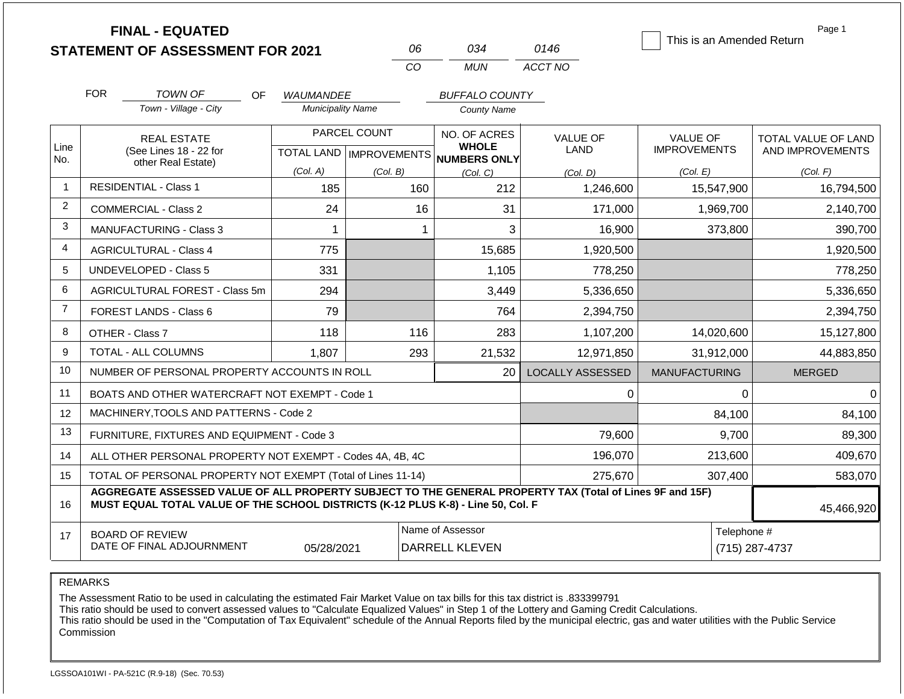# FINAL - EQUATED
## STATEMENT OF ASSESSMENT FOR 2021

| 06 | 034 | 0146 |
|---|---|---|
| CO | MUN | ACCT NO |

☐ This is an Amended Return

Page 1

FOR *TOWN OF* (Town - Village - City) OF *WAUMANDEE* (Municipality Name) *BUFFALO COUNTY* (County Name)

| Line No. | REAL ESTATE (See Lines 18 - 22 for other Real Estate) | PARCEL COUNT TOTAL LAND (Col. A) | PARCEL COUNT IMPROVEMENTS (Col. B) | NO. OF ACRES WHOLE NUMBERS ONLY (Col. C) | VALUE OF LAND (Col. D) | VALUE OF IMPROVEMENTS (Col. E) | TOTAL VALUE OF LAND AND IMPROVEMENTS (Col. F) |
|---|---|---|---|---|---|---|---|
| 1 | RESIDENTIAL - Class 1 | 185 | 160 | 212 | 1,246,600 | 15,547,900 | 16,794,500 |
| 2 | COMMERCIAL - Class 2 | 24 | 16 | 31 | 171,000 | 1,969,700 | 2,140,700 |
| 3 | MANUFACTURING - Class 3 | 1 | 1 | 3 | 16,900 | 373,800 | 390,700 |
| 4 | AGRICULTURAL - Class 4 | 775 | | 15,685 | 1,920,500 | | 1,920,500 |
| 5 | UNDEVELOPED - Class 5 | 331 | | 1,105 | 778,250 | | 778,250 |
| 6 | AGRICULTURAL FOREST - Class 5m | 294 | | 3,449 | 5,336,650 | | 5,336,650 |
| 7 | FOREST LANDS - Class 6 | 79 | | 764 | 2,394,750 | | 2,394,750 |
| 8 | OTHER - Class 7 | 118 | 116 | 283 | 1,107,200 | 14,020,600 | 15,127,800 |
| 9 | TOTAL - ALL COLUMNS | 1,807 | 293 | 21,532 | 12,971,850 | 31,912,000 | 44,883,850 |
| 10 | NUMBER OF PERSONAL PROPERTY ACCOUNTS IN ROLL | | | 20 | LOCALLY ASSESSED | MANUFACTURING | MERGED |
| 11 | BOATS AND OTHER WATERCRAFT NOT EXEMPT - Code 1 | | | | 0 | 0 | 0 |
| 12 | MACHINERY,TOOLS AND PATTERNS - Code 2 | | | | | 84,100 | 84,100 |
| 13 | FURNITURE, FIXTURES AND EQUIPMENT - Code 3 | | | | 79,600 | 9,700 | 89,300 |
| 14 | ALL OTHER PERSONAL PROPERTY NOT EXEMPT - Codes 4A, 4B, 4C | | | | 196,070 | 213,600 | 409,670 |
| 15 | TOTAL OF PERSONAL PROPERTY NOT EXEMPT (Total of Lines 11-14) | | | | 275,670 | 307,400 | 583,070 |
| 16 | **AGGREGATE ASSESSED VALUE OF ALL PROPERTY SUBJECT TO THE GENERAL PROPERTY TAX (Total of Lines 9F and 15F) MUST EQUAL TOTAL VALUE OF THE SCHOOL DISTRICTS (K-12 PLUS K-8) - Line 50, Col. F** | | | | | | 45,466,920 |
| 17 | BOARD OF REVIEW DATE OF FINAL ADJOURNMENT | 05/28/2021 | Name of Assessor | DARRELL KLEVEN | | Telephone # | (715) 287-4737 |

REMARKS

The Assessment Ratio to be used in calculating the estimated Fair Market Value on tax bills for this tax district is .833399791
This ratio should be used to convert assessed values to "Calculate Equalized Values" in Step 1 of the Lottery and Gaming Credit Calculations.
This ratio should be used in the "Computation of Tax Equivalent" schedule of the Annual Reports filed by the municipal electric, gas and water utilities with the Public Service Commission

LGSSOA101WI - PA-521C (R.9-18) (Sec. 70.53)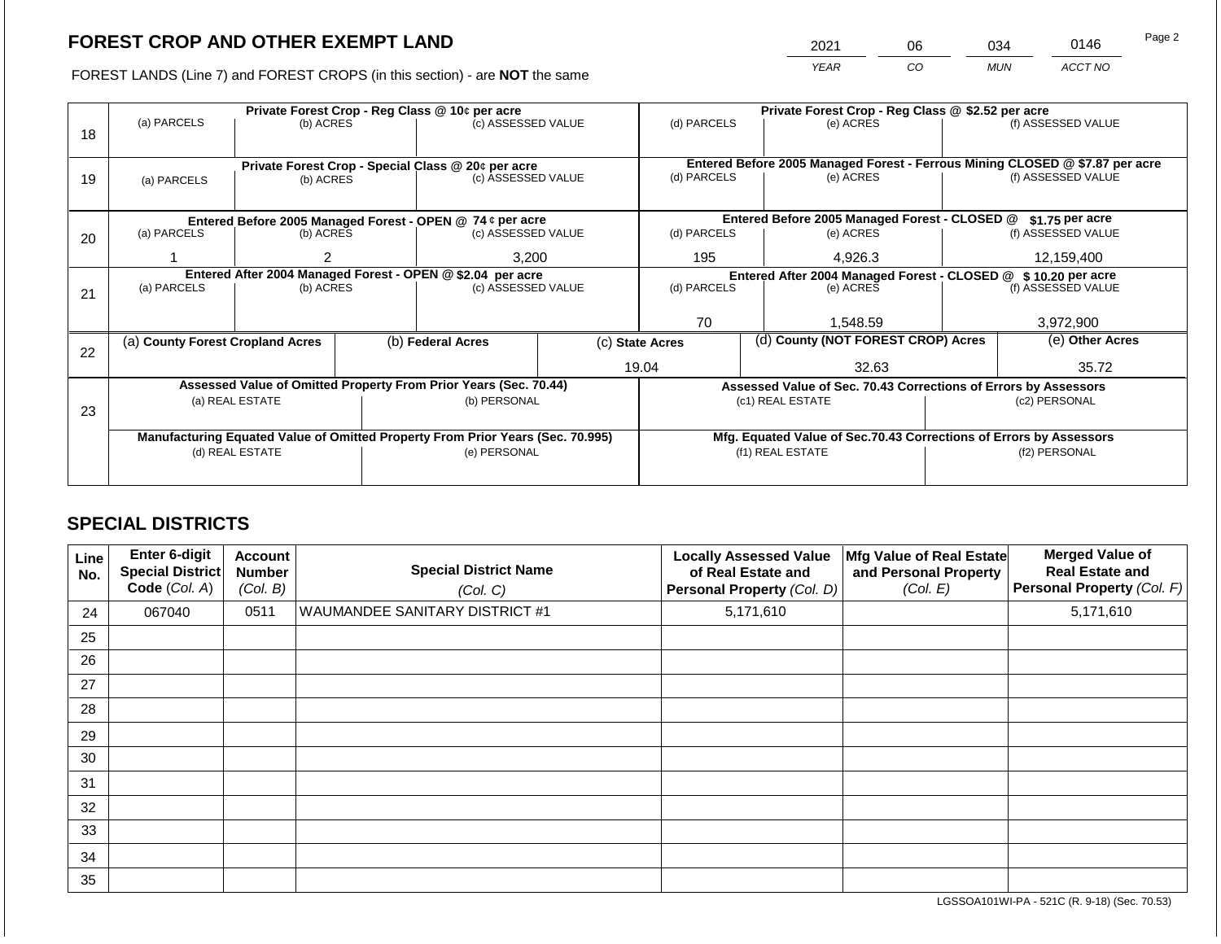# FOREST CROP AND OTHER EXEMPT LAND

| 2021 | 06 | 034 | 0146 |
|---|---|---|---|
| *YEAR* | *CO* | *MUN* | *ACCT NO* |

FOREST LANDS (Line 7) and FOREST CROPS (in this section) - are **NOT** the same

| Line | Private Forest Crop - Reg Class @ 10¢ per acre | | | Private Forest Crop - Reg Class @ $2.52 per acre | | |
|---|---|---|---|---|---|---|
| | (a) PARCELS | (b) ACRES | (c) ASSESSED VALUE | (d) PARCELS | (e) ACRES | (f) ASSESSED VALUE |
| 18 | | | | | | |
| | **Private Forest Crop - Special Class @ 20¢ per acre** | | | **Entered Before 2005 Managed Forest - Ferrous Mining CLOSED @ $7.87 per acre** | | |
| | (a) PARCELS | (b) ACRES | (c) ASSESSED VALUE | (d) PARCELS | (e) ACRES | (f) ASSESSED VALUE |
| 19 | | | | | | |
| | **Entered Before 2005 Managed Forest - OPEN @ 74 ¢ per acre** | | | **Entered Before 2005 Managed Forest - CLOSED @ $1.75 per acre** | | |
| | (a) PARCELS | (b) ACRES | (c) ASSESSED VALUE | (d) PARCELS | (e) ACRES | (f) ASSESSED VALUE |
| 20 | 1 | 2 | 3,200 | 195 | 4,926.3 | 12,159,400 |
| | **Entered After 2004 Managed Forest - OPEN @ $2.04 per acre** | | | **Entered After 2004 Managed Forest - CLOSED @ $ 10.20 per acre** | | |
| | (a) PARCELS | (b) ACRES | (c) ASSESSED VALUE | (d) PARCELS | (e) ACRES | (f) ASSESSED VALUE |
| 21 | | | | 70 | 1,548.59 | 3,972,900 |

| Line | (a) County Forest Cropland Acres | (b) Federal Acres | (c) State Acres | (d) County (NOT FOREST CROP) Acres | (e) Other Acres |
|---|---|---|---|---|---|
| 22 | | | 19.04 | 32.63 | 35.72 |

| Line | Assessed Value of Omitted Property From Prior Years (Sec. 70.44) | | Assessed Value of Sec. 70.43 Corrections of Errors by Assessors | |
|---|---|---|---|---|
| | (a) REAL ESTATE | (b) PERSONAL | (c1) REAL ESTATE | (c2) PERSONAL |
| 23 | | | | |
| | **Manufacturing Equated Value of Omitted Property From Prior Years (Sec. 70.995)** | | **Mfg. Equated Value of Sec.70.43 Corrections of Errors by Assessors** | |
| | (d) REAL ESTATE | (e) PERSONAL | (f1) REAL ESTATE | (f2) PERSONAL |
| | | | | |

## SPECIAL DISTRICTS

| Line No. | Enter 6-digit Special District Code (Col. A) | Account Number (Col. B) | Special District Name (Col. C) | Locally Assessed Value of Real Estate and Personal Property (Col. D) | Mfg Value of Real Estate and Personal Property (Col. E) | Merged Value of Real Estate and Personal Property (Col. F) |
|---|---|---|---|---|---|---|
| 24 | 067040 | 0511 | WAUMANDEE SANITARY DISTRICT #1 | 5,171,610 | | 5,171,610 |
| 25 | | | | | | |
| 26 | | | | | | |
| 27 | | | | | | |
| 28 | | | | | | |
| 29 | | | | | | |
| 30 | | | | | | |
| 31 | | | | | | |
| 32 | | | | | | |
| 33 | | | | | | |
| 34 | | | | | | |
| 35 | | | | | | |

LGSSOA101WI-PA - 521C (R. 9-18) (Sec. 70.53)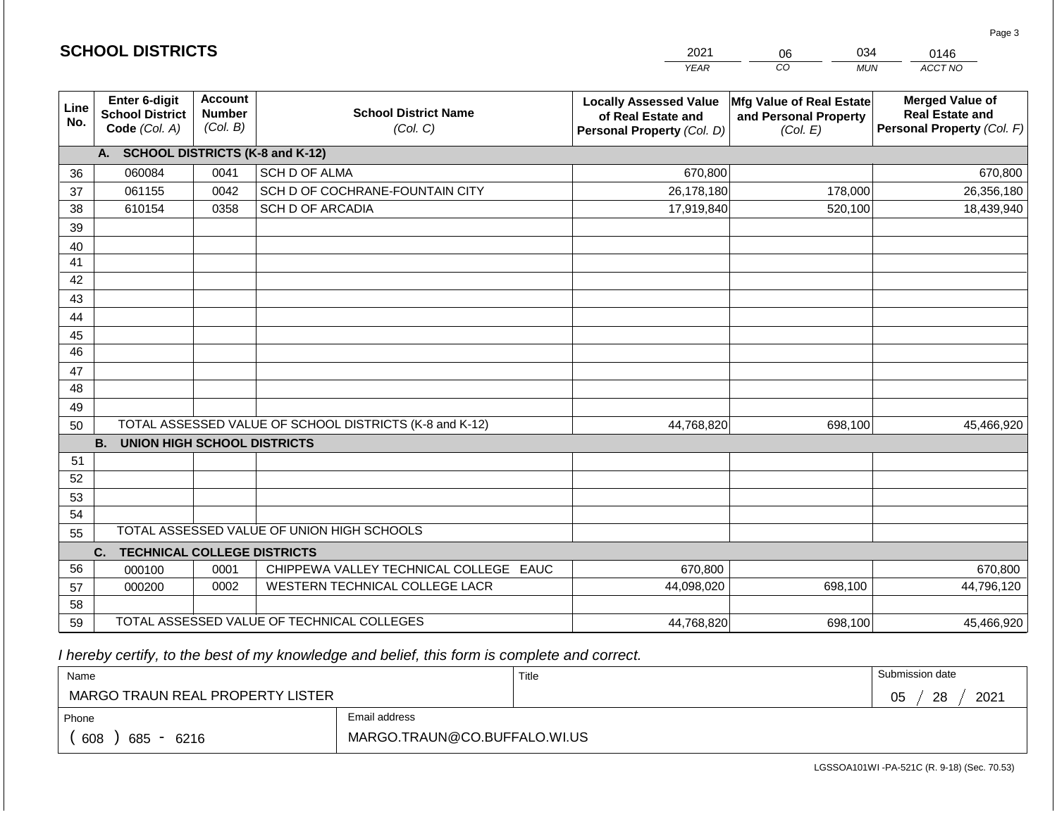# SCHOOL DISTRICTS

| 2021 | 06 | 034 | 0146 |
|---|---|---|---|
| *YEAR* | *CO* | *MUN* | *ACCT NO* |

| Line No. | Enter 6-digit School District Code *(Col. A)* | Account Number *(Col. B)* | School District Name *(Col. C)* | Locally Assessed Value of Real Estate and Personal Property *(Col. D)* | Mfg Value of Real Estate and Personal Property *(Col. E)* | Merged Value of Real Estate and Personal Property *(Col. F)* |
|---|---|---|---|---|---|---|
| | **A. SCHOOL DISTRICTS (K-8 and K-12)** | | | | | |
| 36 | 060084 | 0041 | SCH D OF ALMA | 670,800 | | 670,800 |
| 37 | 061155 | 0042 | SCH D OF COCHRANE-FOUNTAIN CITY | 26,178,180 | 178,000 | 26,356,180 |
| 38 | 610154 | 0358 | SCH D OF ARCADIA | 17,919,840 | 520,100 | 18,439,940 |
| 39 | | | | | | |
| 40 | | | | | | |
| 41 | | | | | | |
| 42 | | | | | | |
| 43 | | | | | | |
| 44 | | | | | | |
| 45 | | | | | | |
| 46 | | | | | | |
| 47 | | | | | | |
| 48 | | | | | | |
| 49 | | | | | | |
| 50 | TOTAL ASSESSED VALUE OF SCHOOL DISTRICTS (K-8 and K-12) | | | 44,768,820 | 698,100 | 45,466,920 |
| | **B. UNION HIGH SCHOOL DISTRICTS** | | | | | |
| 51 | | | | | | |
| 52 | | | | | | |
| 53 | | | | | | |
| 54 | | | | | | |
| 55 | TOTAL ASSESSED VALUE OF UNION HIGH SCHOOLS | | | | | |
| | **C. TECHNICAL COLLEGE DISTRICTS** | | | | | |
| 56 | 000100 | 0001 | CHIPPEWA VALLEY TECHNICAL COLLEGE EAUC | 670,800 | | 670,800 |
| 57 | 000200 | 0002 | WESTERN TECHNICAL COLLEGE LACR | 44,098,020 | 698,100 | 44,796,120 |
| 58 | | | | | | |
| 59 | TOTAL ASSESSED VALUE OF TECHNICAL COLLEGES | | | 44,768,820 | 698,100 | 45,466,920 |

*I hereby certify, to the best of my knowledge and belief, this form is complete and correct.*

| Name | Title | Submission date |
|---|---|---|
| MARGO TRAUN REAL PROPERTY LISTER | | 05 / 28 / 2021 |
| **Phone** | **Email address** | |
| ( 608 ) 685 - 6216 | MARGO.TRAUN@CO.BUFFALO.WI.US | |

LGSSOA101WI -PA-521C (R. 9-18) (Sec. 70.53)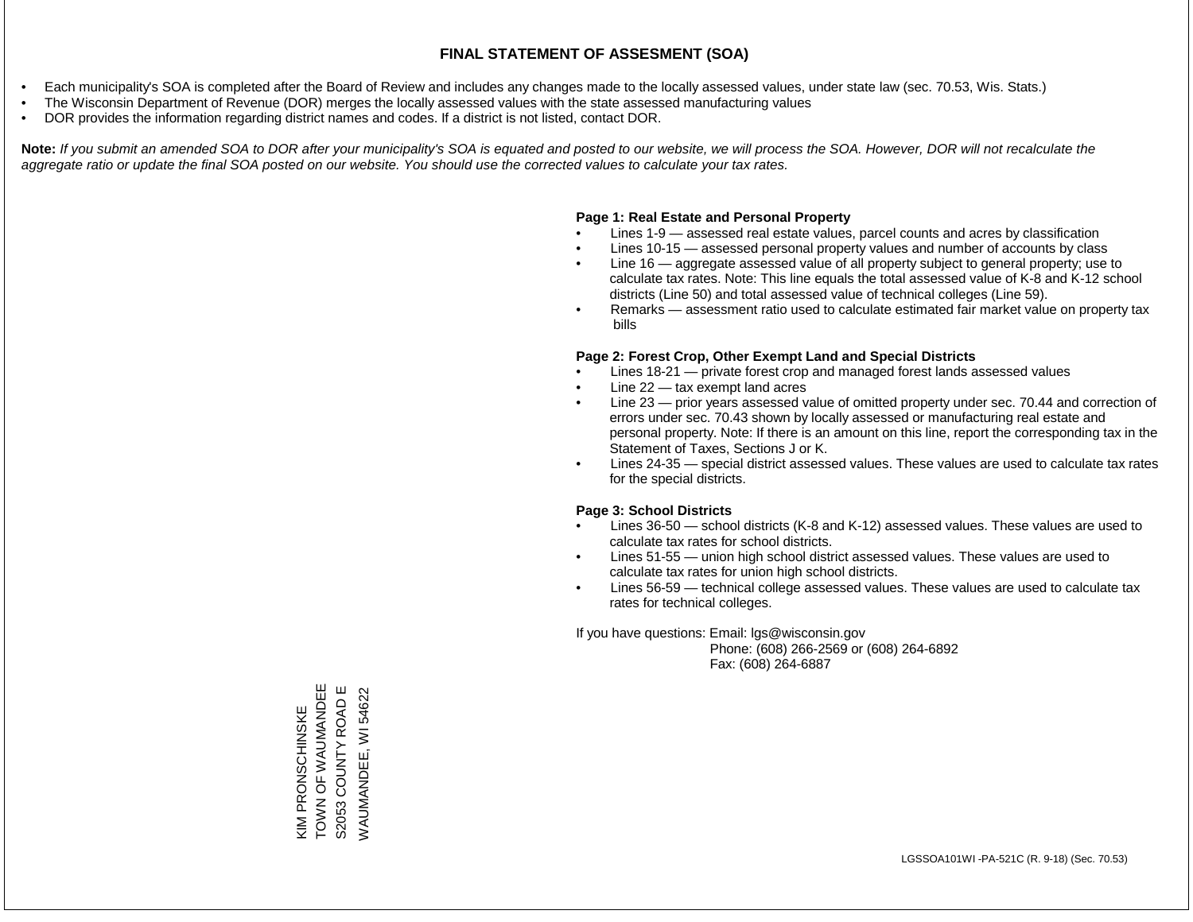# FINAL STATEMENT OF ASSESMENT (SOA)

- Each municipality's SOA is completed after the Board of Review and includes any changes made to the locally assessed values, under state law (sec. 70.53, Wis. Stats.)
- The Wisconsin Department of Revenue (DOR) merges the locally assessed values with the state assessed manufacturing values
- DOR provides the information regarding district names and codes. If a district is not listed, contact DOR.

**Note:** *If you submit an amended SOA to DOR after your municipality's SOA is equated and posted to our website, we will process the SOA. However, DOR will not recalculate the aggregate ratio or update the final SOA posted on our website. You should use the corrected values to calculate your tax rates.*

**Page 1: Real Estate and Personal Property**

- Lines 1-9 — assessed real estate values, parcel counts and acres by classification
- Lines 10-15 — assessed personal property values and number of accounts by class
- Line 16 — aggregate assessed value of all property subject to general property; use to calculate tax rates. Note: This line equals the total assessed value of K-8 and K-12 school districts (Line 50) and total assessed value of technical colleges (Line 59).
- Remarks — assessment ratio used to calculate estimated fair market value on property tax bills

**Page 2: Forest Crop, Other Exempt Land and Special Districts**

- Lines 18-21 — private forest crop and managed forest lands assessed values
- Line 22 — tax exempt land acres
- Line 23 — prior years assessed value of omitted property under sec. 70.44 and correction of errors under sec. 70.43 shown by locally assessed or manufacturing real estate and personal property. Note: If there is an amount on this line, report the corresponding tax in the Statement of Taxes, Sections J or K.
- Lines 24-35 — special district assessed values. These values are used to calculate tax rates for the special districts.

**Page 3: School Districts**

- Lines 36-50 — school districts (K-8 and K-12) assessed values. These values are used to calculate tax rates for school districts.
- Lines 51-55 — union high school district assessed values. These values are used to calculate tax rates for union high school districts.
- Lines 56-59 — technical college assessed values. These values are used to calculate tax rates for technical colleges.

If you have questions: Email: lgs@wisconsin.gov
Phone: (608) 266-2569 or (608) 264-6892
Fax: (608) 264-6887

KIM PRONSCHINSKE
TOWN OF WAUMANDEE
S2053 COUNTY ROAD E
WAUMANDEE, WI 54622

LGSSOA101WI -PA-521C (R. 9-18) (Sec. 70.53)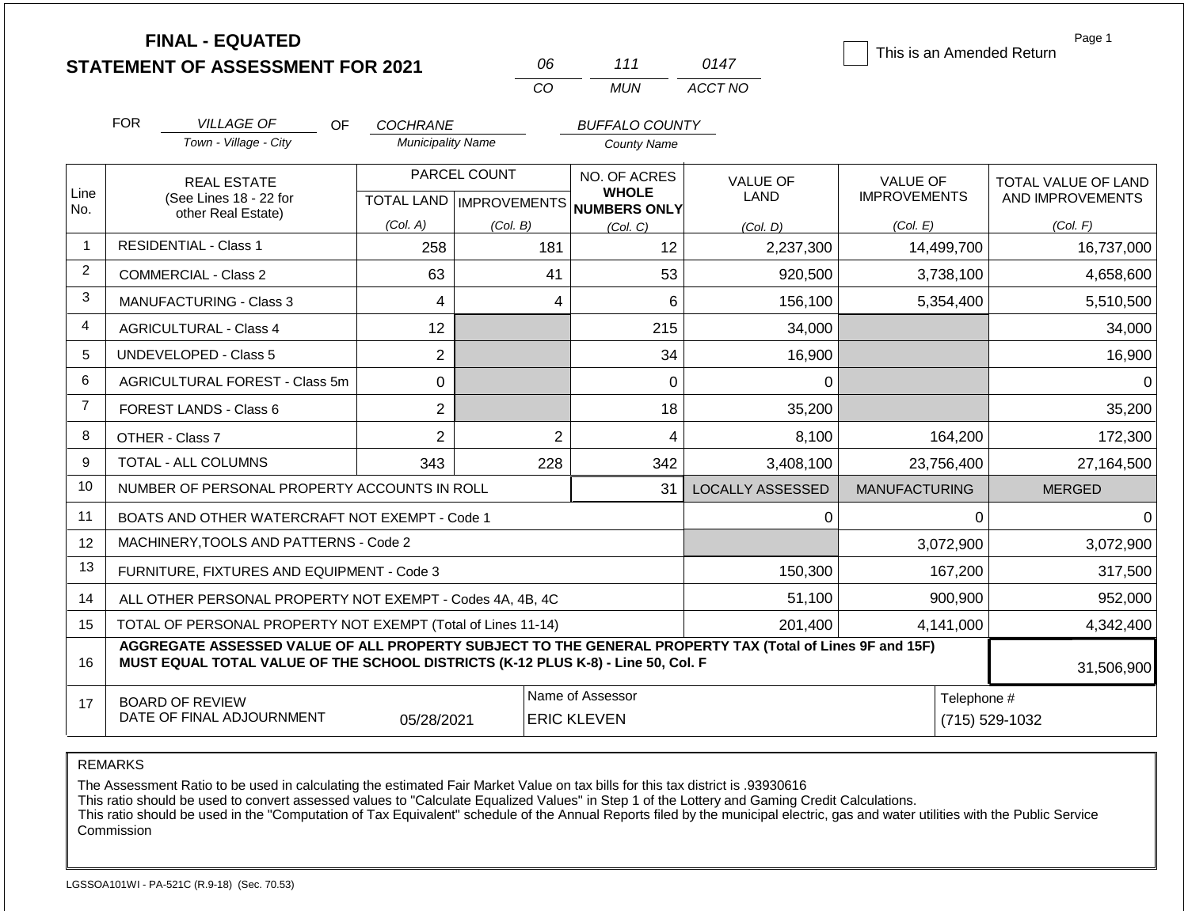# FINAL - EQUATED
## STATEMENT OF ASSESSMENT FOR 2021

| 06 | 111 | 0147 |
|---|---|---|
| CO | MUN | ACCT NO |

☐ This is an Amended Return

FOR *VILLAGE OF* (Town - Village - City) OF *COCHRANE* (Municipality Name) *BUFFALO COUNTY* (County Name)

| Line No. | REAL ESTATE (See Lines 18 - 22 for other Real Estate) | PARCEL COUNT TOTAL LAND (Col. A) | PARCEL COUNT IMPROVEMENTS (Col. B) | NO. OF ACRES WHOLE NUMBERS ONLY (Col. C) | VALUE OF LAND (Col. D) | VALUE OF IMPROVEMENTS (Col. E) | TOTAL VALUE OF LAND AND IMPROVEMENTS (Col. F) |
|---|---|---|---|---|---|---|---|
| 1 | RESIDENTIAL - Class 1 | 258 | 181 | 12 | 2,237,300 | 14,499,700 | 16,737,000 |
| 2 | COMMERCIAL - Class 2 | 63 | 41 | 53 | 920,500 | 3,738,100 | 4,658,600 |
| 3 | MANUFACTURING - Class 3 | 4 | 4 | 6 | 156,100 | 5,354,400 | 5,510,500 |
| 4 | AGRICULTURAL - Class 4 | 12 | | 215 | 34,000 | | 34,000 |
| 5 | UNDEVELOPED - Class 5 | 2 | | 34 | 16,900 | | 16,900 |
| 6 | AGRICULTURAL FOREST - Class 5m | 0 | | 0 | 0 | | 0 |
| 7 | FOREST LANDS - Class 6 | 2 | | 18 | 35,200 | | 35,200 |
| 8 | OTHER - Class 7 | 2 | 2 | 4 | 8,100 | 164,200 | 172,300 |
| 9 | TOTAL - ALL COLUMNS | 343 | 228 | 342 | 3,408,100 | 23,756,400 | 27,164,500 |
| 10 | NUMBER OF PERSONAL PROPERTY ACCOUNTS IN ROLL | | | 31 | LOCALLY ASSESSED | MANUFACTURING | MERGED |
| 11 | BOATS AND OTHER WATERCRAFT NOT EXEMPT - Code 1 | | | | 0 | 0 | 0 |
| 12 | MACHINERY,TOOLS AND PATTERNS - Code 2 | | | | | 3,072,900 | 3,072,900 |
| 13 | FURNITURE, FIXTURES AND EQUIPMENT - Code 3 | | | | 150,300 | 167,200 | 317,500 |
| 14 | ALL OTHER PERSONAL PROPERTY NOT EXEMPT - Codes 4A, 4B, 4C | | | | 51,100 | 900,900 | 952,000 |
| 15 | TOTAL OF PERSONAL PROPERTY NOT EXEMPT (Total of Lines 11-14) | | | | 201,400 | 4,141,000 | 4,342,400 |
| 16 | **AGGREGATE ASSESSED VALUE OF ALL PROPERTY SUBJECT TO THE GENERAL PROPERTY TAX (Total of Lines 9F and 15F) MUST EQUAL TOTAL VALUE OF THE SCHOOL DISTRICTS (K-12 PLUS K-8) - Line 50, Col. F** | | | | | | 31,506,900 |
| 17 | BOARD OF REVIEW DATE OF FINAL ADJOURNMENT | 05/28/2021 | | Name of Assessor: ERIC KLEVEN | | Telephone #: (715) 529-1032 | |

REMARKS

The Assessment Ratio to be used in calculating the estimated Fair Market Value on tax bills for this tax district is .93930616
This ratio should be used to convert assessed values to "Calculate Equalized Values" in Step 1 of the Lottery and Gaming Credit Calculations.
This ratio should be used in the "Computation of Tax Equivalent" schedule of the Annual Reports filed by the municipal electric, gas and water utilities with the Public Service Commission

LGSSOA101WI - PA-521C (R.9-18) (Sec. 70.53)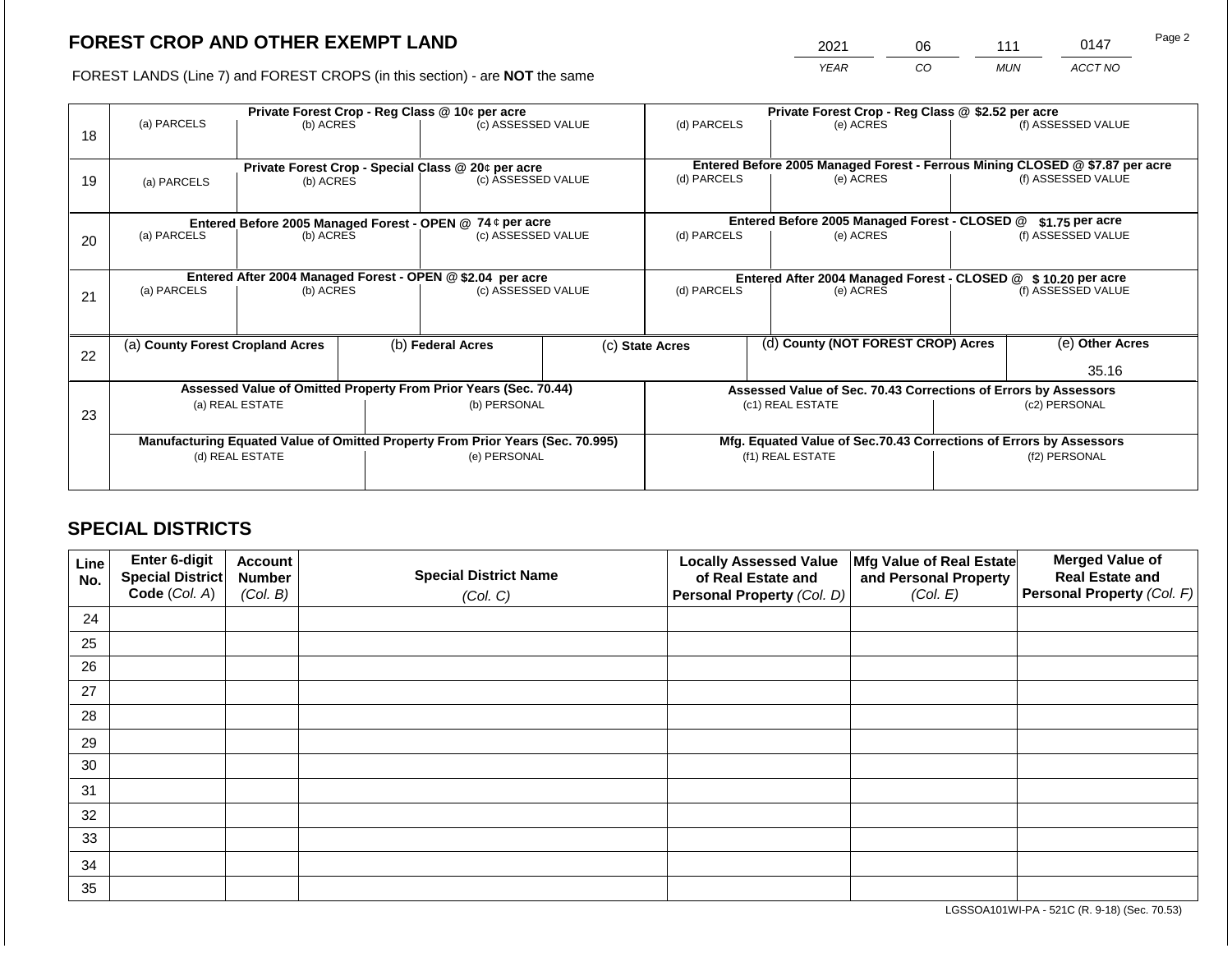## FOREST CROP AND OTHER EXEMPT LAND

FOREST LANDS (Line 7) and FOREST CROPS (in this section) - are **NOT** the same

| 2021 | 06 | 111 | 0147 |
|---|---|---|---|
| *YEAR* | *CO* | *MUN* | *ACCT NO* |

| Line | Private Forest Crop - Reg Class @ 10¢ per acre | | | Private Forest Crop - Reg Class @ $2.52 per acre | | |
|---|---|---|---|---|---|---|
| 18 | (a) PARCELS | (b) ACRES | (c) ASSESSED VALUE | (d) PARCELS | (e) ACRES | (f) ASSESSED VALUE |
| | | | | | | |
| | **Private Forest Crop - Special Class @ 20¢ per acre** | | | **Entered Before 2005 Managed Forest - Ferrous Mining CLOSED @ $7.87 per acre** | | |
| 19 | (a) PARCELS | (b) ACRES | (c) ASSESSED VALUE | (d) PARCELS | (e) ACRES | (f) ASSESSED VALUE |
| | | | | | | |
| | **Entered Before 2005 Managed Forest - OPEN @ 74 ¢ per acre** | | | **Entered Before 2005 Managed Forest - CLOSED @ $1.75 per acre** | | |
| 20 | (a) PARCELS | (b) ACRES | (c) ASSESSED VALUE | (d) PARCELS | (e) ACRES | (f) ASSESSED VALUE |
| | | | | | | |
| | **Entered After 2004 Managed Forest - OPEN @ $2.04 per acre** | | | **Entered After 2004 Managed Forest - CLOSED @ $ 10.20 per acre** | | |
| 21 | (a) PARCELS | (b) ACRES | (c) ASSESSED VALUE | (d) PARCELS | (e) ACRES | (f) ASSESSED VALUE |
| | | | | | | |

| Line | (a) County Forest Cropland Acres | (b) Federal Acres | (c) State Acres | (d) County (NOT FOREST CROP) Acres | (e) Other Acres |
|---|---|---|---|---|---|
| 22 | | | | | 35.16 |

| Line | Assessed Value of Omitted Property From Prior Years (Sec. 70.44) | | Assessed Value of Sec. 70.43 Corrections of Errors by Assessors | |
|---|---|---|---|---|
| 23 | (a) REAL ESTATE | (b) PERSONAL | (c1) REAL ESTATE | (c2) PERSONAL |
| | | | | |
| | **Manufacturing Equated Value of Omitted Property From Prior Years (Sec. 70.995)** | | **Mfg. Equated Value of Sec.70.43 Corrections of Errors by Assessors** | |
| | (d) REAL ESTATE | (e) PERSONAL | (f1) REAL ESTATE | (f2) PERSONAL |
| | | | | |

## SPECIAL DISTRICTS

| Line No. | Enter 6-digit Special District Code (*Col. A*) | Account Number (*Col. B*) | Special District Name (*Col. C*) | Locally Assessed Value of Real Estate and Personal Property (*Col. D*) | Mfg Value of Real Estate and Personal Property (*Col. E*) | Merged Value of Real Estate and Personal Property (*Col. F*) |
|---|---|---|---|---|---|---|
| 24 | | | | | | |
| 25 | | | | | | |
| 26 | | | | | | |
| 27 | | | | | | |
| 28 | | | | | | |
| 29 | | | | | | |
| 30 | | | | | | |
| 31 | | | | | | |
| 32 | | | | | | |
| 33 | | | | | | |
| 34 | | | | | | |
| 35 | | | | | | |

LGSSOA101WI-PA - 521C (R. 9-18) (Sec. 70.53)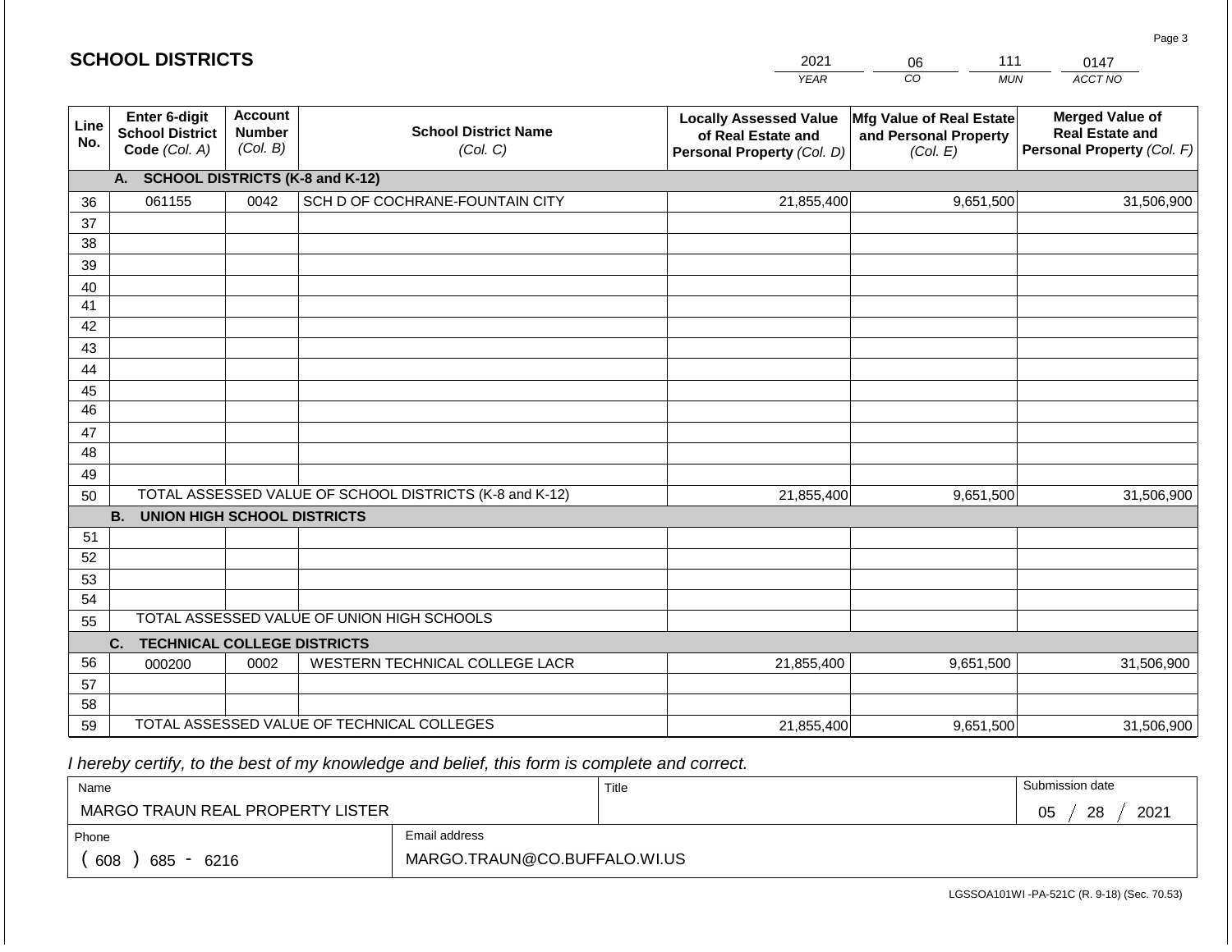## SCHOOL DISTRICTS

| 2021 | 06 | 111 | 0147 |
|---|---|---|---|
| YEAR | CO | MUN | ACCT NO |

| Line No. | Enter 6-digit School District Code (Col. A) | Account Number (Col. B) | School District Name (Col. C) | Locally Assessed Value of Real Estate and Personal Property (Col. D) | Mfg Value of Real Estate and Personal Property (Col. E) | Merged Value of Real Estate and Personal Property (Col. F) |
|---|---|---|---|---|---|---|
| | **A. SCHOOL DISTRICTS (K-8 and K-12)** | | | | | |
| 36 | 061155 | 0042 | SCH D OF COCHRANE-FOUNTAIN CITY | 21,855,400 | 9,651,500 | 31,506,900 |
| 37 | | | | | | |
| 38 | | | | | | |
| 39 | | | | | | |
| 40 | | | | | | |
| 41 | | | | | | |
| 42 | | | | | | |
| 43 | | | | | | |
| 44 | | | | | | |
| 45 | | | | | | |
| 46 | | | | | | |
| 47 | | | | | | |
| 48 | | | | | | |
| 49 | | | | | | |
| 50 | | | TOTAL ASSESSED VALUE OF SCHOOL DISTRICTS (K-8 and K-12) | 21,855,400 | 9,651,500 | 31,506,900 |
| | **B. UNION HIGH SCHOOL DISTRICTS** | | | | | |
| 51 | | | | | | |
| 52 | | | | | | |
| 53 | | | | | | |
| 54 | | | | | | |
| 55 | | | TOTAL ASSESSED VALUE OF UNION HIGH SCHOOLS | | | |
| | **C. TECHNICAL COLLEGE DISTRICTS** | | | | | |
| 56 | 000200 | 0002 | WESTERN TECHNICAL COLLEGE LACR | 21,855,400 | 9,651,500 | 31,506,900 |
| 57 | | | | | | |
| 58 | | | | | | |
| 59 | | | TOTAL ASSESSED VALUE OF TECHNICAL COLLEGES | 21,855,400 | 9,651,500 | 31,506,900 |

*I hereby certify, to the best of my knowledge and belief, this form is complete and correct.*

| Name | Title | Submission date |
|---|---|---|
| MARGO TRAUN REAL PROPERTY LISTER | | 05 / 28 / 2021 |
| Phone | Email address | |
| ( 608 ) 685 - 6216 | MARGO.TRAUN@CO.BUFFALO.WI.US | |

LGSSOA101WI -PA-521C (R. 9-18) (Sec. 70.53)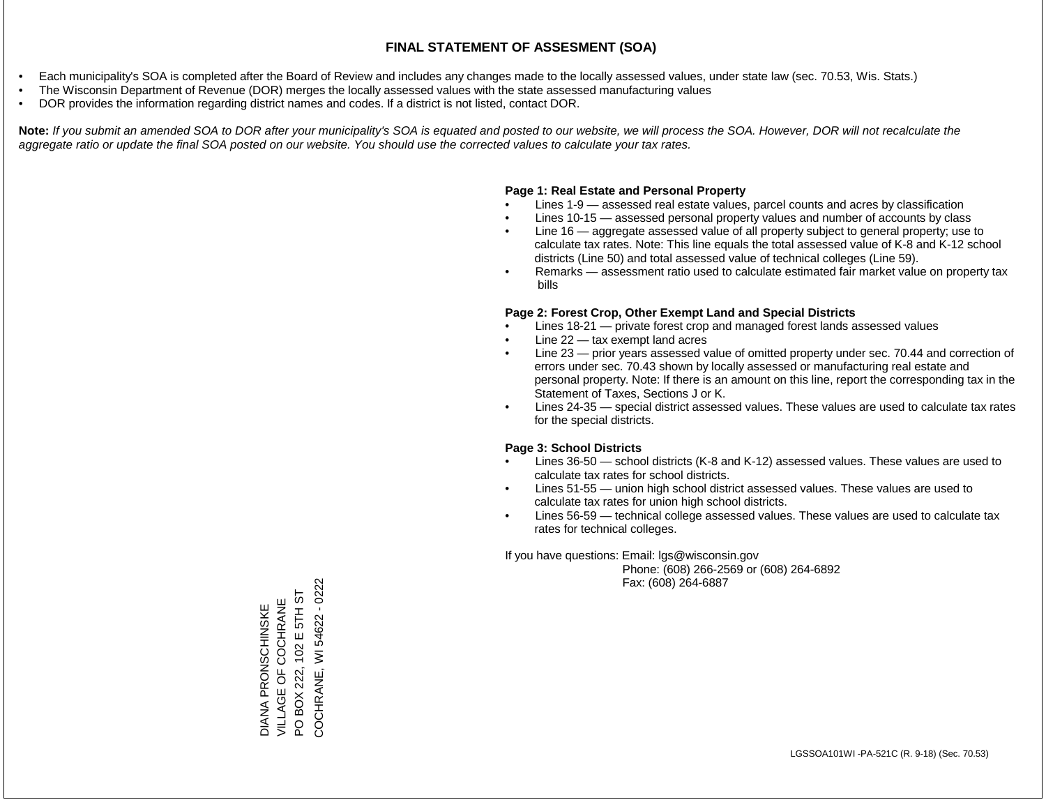# FINAL STATEMENT OF ASSESMENT (SOA)

- Each municipality's SOA is completed after the Board of Review and includes any changes made to the locally assessed values, under state law (sec. 70.53, Wis. Stats.)
- The Wisconsin Department of Revenue (DOR) merges the locally assessed values with the state assessed manufacturing values
- DOR provides the information regarding district names and codes. If a district is not listed, contact DOR.

**Note:** *If you submit an amended SOA to DOR after your municipality's SOA is equated and posted to our website, we will process the SOA. However, DOR will not recalculate the aggregate ratio or update the final SOA posted on our website. You should use the corrected values to calculate your tax rates.*

**Page 1: Real Estate and Personal Property**

- Lines 1-9 — assessed real estate values, parcel counts and acres by classification
- Lines 10-15 — assessed personal property values and number of accounts by class
- Line 16 — aggregate assessed value of all property subject to general property; use to calculate tax rates. Note: This line equals the total assessed value of K-8 and K-12 school districts (Line 50) and total assessed value of technical colleges (Line 59).
- Remarks — assessment ratio used to calculate estimated fair market value on property tax bills

**Page 2: Forest Crop, Other Exempt Land and Special Districts**

- Lines 18-21 — private forest crop and managed forest lands assessed values
- Line 22 — tax exempt land acres
- Line 23 — prior years assessed value of omitted property under sec. 70.44 and correction of errors under sec. 70.43 shown by locally assessed or manufacturing real estate and personal property. Note: If there is an amount on this line, report the corresponding tax in the Statement of Taxes, Sections J or K.
- Lines 24-35 — special district assessed values. These values are used to calculate tax rates for the special districts.

**Page 3: School Districts**

- Lines 36-50 — school districts (K-8 and K-12) assessed values. These values are used to calculate tax rates for school districts.
- Lines 51-55 — union high school district assessed values. These values are used to calculate tax rates for union high school districts.
- Lines 56-59 — technical college assessed values. These values are used to calculate tax rates for technical colleges.

If you have questions: Email: lgs@wisconsin.gov
Phone: (608) 266-2569 or (608) 264-6892
Fax: (608) 264-6887

DIANA PRONSCHINSKE
VILLAGE OF COCHRANE
PO BOX 222, 102 E 5TH ST
COCHRANE, WI 54622 - 0222

LGSSOA101WI -PA-521C (R. 9-18) (Sec. 70.53)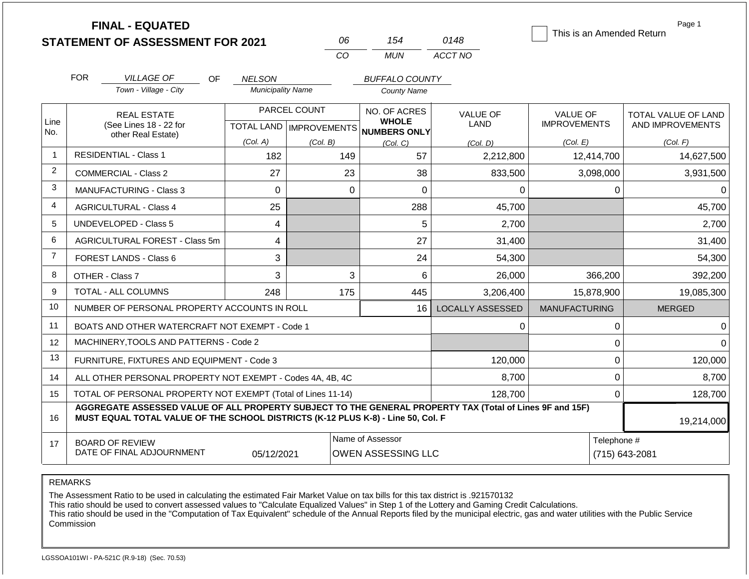# FINAL - EQUATED
## STATEMENT OF ASSESSMENT FOR 2021

| 06 | 154 | 0148 |
|---|---|---|
| CO | MUN | ACCT NO |

☐ This is an Amended Return

FOR *VILLAGE OF* (Town - Village - City) OF *NELSON* (Municipality Name) *BUFFALO COUNTY* (County Name)

| Line No. | REAL ESTATE (See Lines 18 - 22 for other Real Estate) | PARCEL COUNT TOTAL LAND (Col. A) | PARCEL COUNT IMPROVEMENTS (Col. B) | NO. OF ACRES WHOLE NUMBERS ONLY (Col. C) | VALUE OF LAND (Col. D) | VALUE OF IMPROVEMENTS (Col. E) | TOTAL VALUE OF LAND AND IMPROVEMENTS (Col. F) |
|---|---|---|---|---|---|---|---|
| 1 | RESIDENTIAL - Class 1 | 182 | 149 | 57 | 2,212,800 | 12,414,700 | 14,627,500 |
| 2 | COMMERCIAL - Class 2 | 27 | 23 | 38 | 833,500 | 3,098,000 | 3,931,500 |
| 3 | MANUFACTURING - Class 3 | 0 | 0 | 0 | 0 | 0 | 0 |
| 4 | AGRICULTURAL - Class 4 | 25 | | 288 | 45,700 | | 45,700 |
| 5 | UNDEVELOPED - Class 5 | 4 | | 5 | 2,700 | | 2,700 |
| 6 | AGRICULTURAL FOREST - Class 5m | 4 | | 27 | 31,400 | | 31,400 |
| 7 | FOREST LANDS - Class 6 | 3 | | 24 | 54,300 | | 54,300 |
| 8 | OTHER - Class 7 | 3 | 3 | 6 | 26,000 | 366,200 | 392,200 |
| 9 | TOTAL - ALL COLUMNS | 248 | 175 | 445 | 3,206,400 | 15,878,900 | 19,085,300 |
| 10 | NUMBER OF PERSONAL PROPERTY ACCOUNTS IN ROLL | | | 16 | LOCALLY ASSESSED | MANUFACTURING | MERGED |
| 11 | BOATS AND OTHER WATERCRAFT NOT EXEMPT - Code 1 | | | | 0 | 0 | 0 |
| 12 | MACHINERY,TOOLS AND PATTERNS - Code 2 | | | | | 0 | 0 |
| 13 | FURNITURE, FIXTURES AND EQUIPMENT - Code 3 | | | | 120,000 | 0 | 120,000 |
| 14 | ALL OTHER PERSONAL PROPERTY NOT EXEMPT - Codes 4A, 4B, 4C | | | | 8,700 | 0 | 8,700 |
| 15 | TOTAL OF PERSONAL PROPERTY NOT EXEMPT (Total of Lines 11-14) | | | | 128,700 | 0 | 128,700 |
| 16 | **AGGREGATE ASSESSED VALUE OF ALL PROPERTY SUBJECT TO THE GENERAL PROPERTY TAX (Total of Lines 9F and 15F) MUST EQUAL TOTAL VALUE OF THE SCHOOL DISTRICTS (K-12 PLUS K-8) - Line 50, Col. F** | | | | | | 19,214,000 |
| 17 | BOARD OF REVIEW DATE OF FINAL ADJOURNMENT | 05/12/2021 | | Name of Assessor: OWEN ASSESSING LLC | | | Telephone #: (715) 643-2081 |

REMARKS

The Assessment Ratio to be used in calculating the estimated Fair Market Value on tax bills for this tax district is .921570132
This ratio should be used to convert assessed values to "Calculate Equalized Values" in Step 1 of the Lottery and Gaming Credit Calculations.
This ratio should be used in the "Computation of Tax Equivalent" schedule of the Annual Reports filed by the municipal electric, gas and water utilities with the Public Service Commission

LGSSOA101WI - PA-521C (R.9-18) (Sec. 70.53)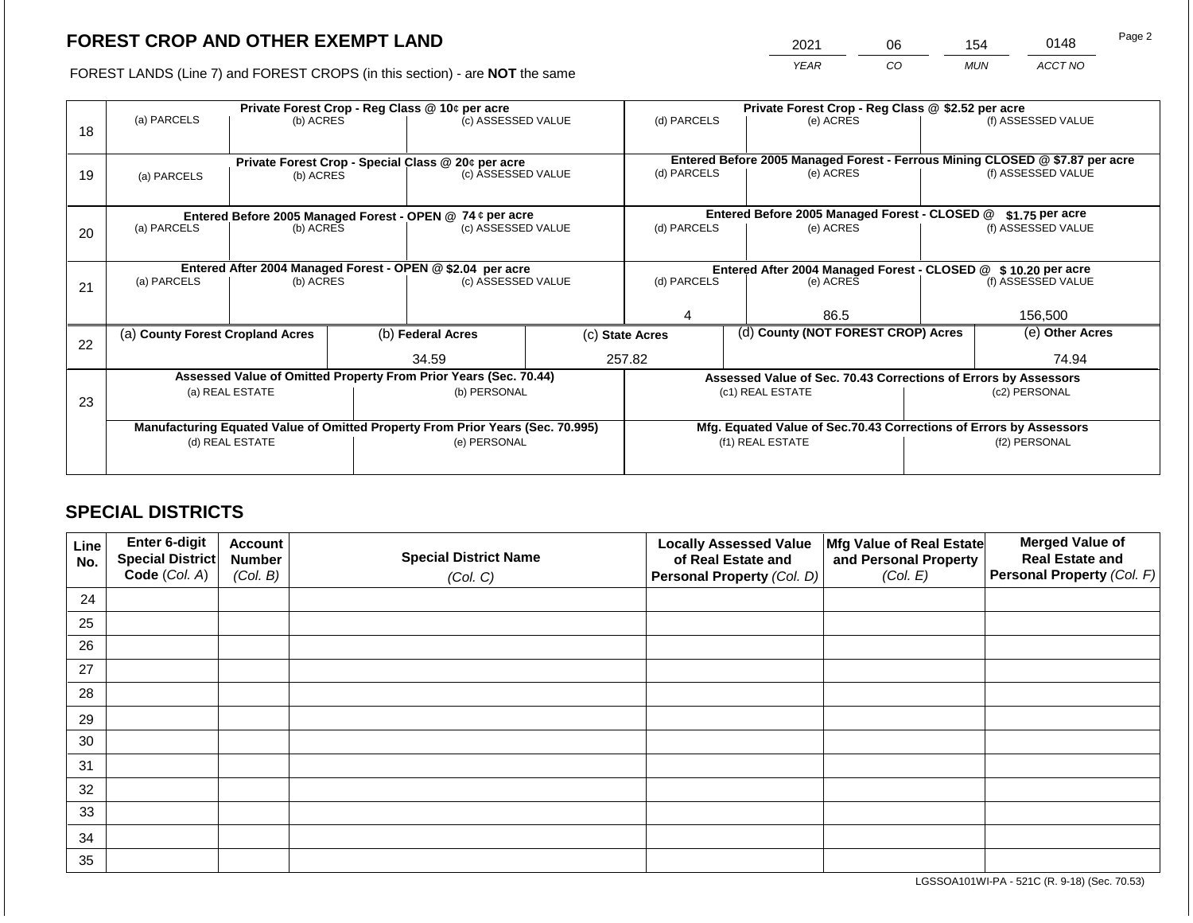# FOREST CROP AND OTHER EXEMPT LAND

FOREST LANDS (Line 7) and FOREST CROPS (in this section) - are **NOT** the same

| YEAR | CO | MUN | ACCT NO |
|---|---|---|---|
| 2021 | 06 | 154 | 0148 |

| Line | (a) PARCELS | (b) ACRES | (c) ASSESSED VALUE | (d) PARCELS | (e) ACRES | (f) ASSESSED VALUE |
|---|---|---|---|---|---|---|
| 18 | **Private Forest Crop - Reg Class @ 10¢ per acre** | | | **Private Forest Crop - Reg Class @ $2.52 per acre** | | |
| | | | | | | |
| 19 | **Private Forest Crop - Special Class @ 20¢ per acre** | | | **Entered Before 2005 Managed Forest - Ferrous Mining CLOSED @ $7.87 per acre** | | |
| | | | | | | |
| 20 | **Entered Before 2005 Managed Forest - OPEN @ 74 ¢ per acre** | | | **Entered Before 2005 Managed Forest - CLOSED @ $1.75 per acre** | | |
| | | | | | | |
| 21 | **Entered After 2004 Managed Forest - OPEN @ $2.04 per acre** | | | **Entered After 2004 Managed Forest - CLOSED @ $ 10.20 per acre** | | |
| | | | | 4 | 86.5 | 156,500 |

| Line | (a) County Forest Cropland Acres | (b) Federal Acres | (c) State Acres | (d) County (NOT FOREST CROP) Acres | (e) Other Acres |
|---|---|---|---|---|---|
| 22 | | 34.59 | 257.82 | | 74.94 |

| Line | Assessed Value of Omitted Property From Prior Years (Sec. 70.44) | | Assessed Value of Sec. 70.43 Corrections of Errors by Assessors | |
|---|---|---|---|---|
| 23 | (a) REAL ESTATE | (b) PERSONAL | (c1) REAL ESTATE | (c2) PERSONAL |
| | | | | |
| | **Manufacturing Equated Value of Omitted Property From Prior Years (Sec. 70.995)** | | **Mfg. Equated Value of Sec.70.43 Corrections of Errors by Assessors** | |
| | (d) REAL ESTATE | (e) PERSONAL | (f1) REAL ESTATE | (f2) PERSONAL |
| | | | | |

## SPECIAL DISTRICTS

| Line No. | Enter 6-digit Special District Code (Col. A) | Account Number (Col. B) | Special District Name (Col. C) | Locally Assessed Value of Real Estate and Personal Property (Col. D) | Mfg Value of Real Estate and Personal Property (Col. E) | Merged Value of Real Estate and Personal Property (Col. F) |
|---|---|---|---|---|---|---|
| 24 | | | | | | |
| 25 | | | | | | |
| 26 | | | | | | |
| 27 | | | | | | |
| 28 | | | | | | |
| 29 | | | | | | |
| 30 | | | | | | |
| 31 | | | | | | |
| 32 | | | | | | |
| 33 | | | | | | |
| 34 | | | | | | |
| 35 | | | | | | |

LGSSOA101WI-PA - 521C (R. 9-18) (Sec. 70.53)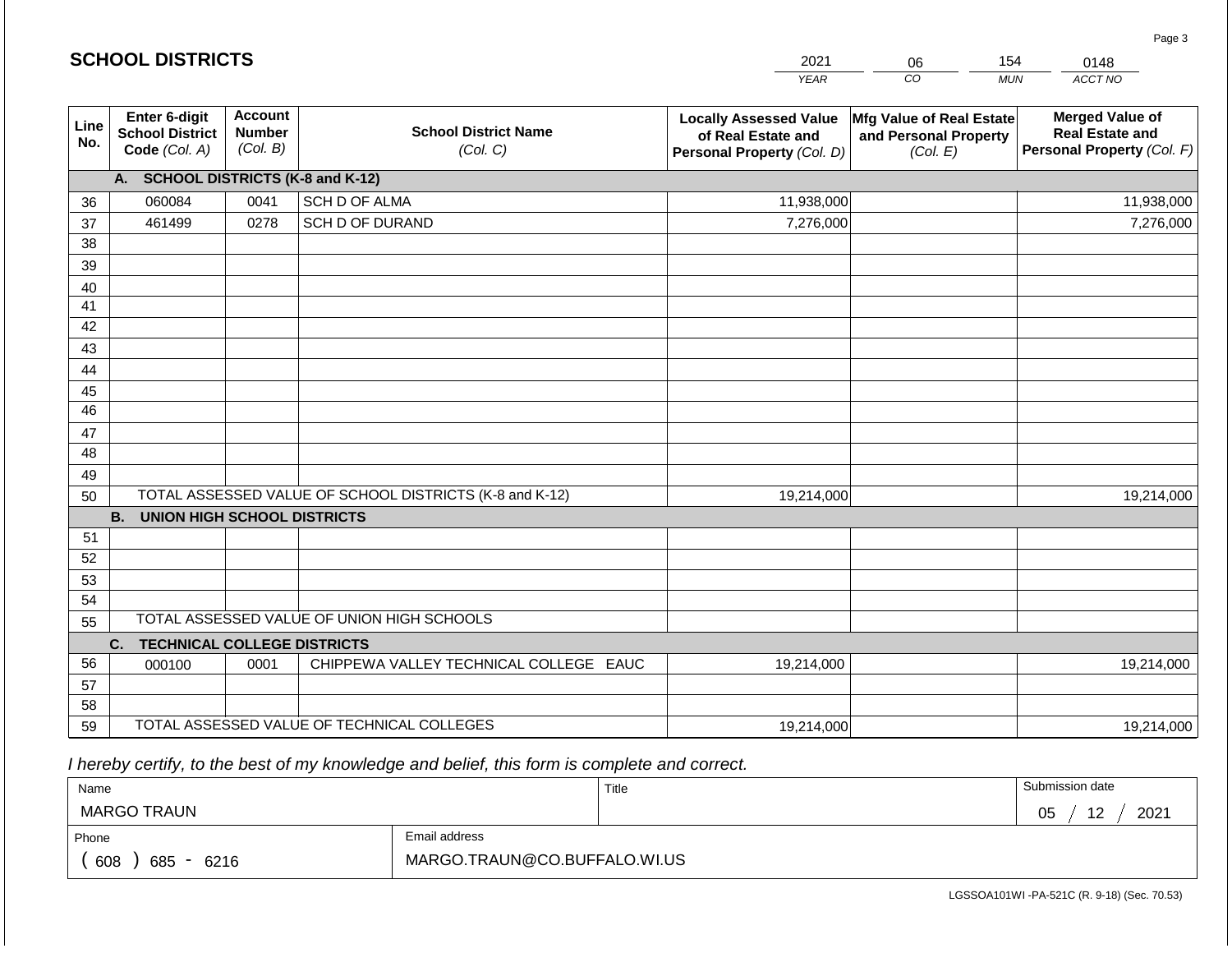## SCHOOL DISTRICTS

| 2021 | 06 | 154 | 0148 |
|---|---|---|---|
| YEAR | CO | MUN | ACCT NO |

| Line No. | Enter 6-digit School District Code (Col. A) | Account Number (Col. B) | School District Name (Col. C) | Locally Assessed Value of Real Estate and Personal Property (Col. D) | Mfg Value of Real Estate and Personal Property (Col. E) | Merged Value of Real Estate and Personal Property (Col. F) |
|---|---|---|---|---|---|---|
| | **A. SCHOOL DISTRICTS (K-8 and K-12)** | | | | | |
| 36 | 060084 | 0041 | SCH D OF ALMA | 11,938,000 | | 11,938,000 |
| 37 | 461499 | 0278 | SCH D OF DURAND | 7,276,000 | | 7,276,000 |
| 38 | | | | | | |
| 39 | | | | | | |
| 40 | | | | | | |
| 41 | | | | | | |
| 42 | | | | | | |
| 43 | | | | | | |
| 44 | | | | | | |
| 45 | | | | | | |
| 46 | | | | | | |
| 47 | | | | | | |
| 48 | | | | | | |
| 49 | | | | | | |
| 50 | TOTAL ASSESSED VALUE OF SCHOOL DISTRICTS (K-8 and K-12) | | | 19,214,000 | | 19,214,000 |
| | **B. UNION HIGH SCHOOL DISTRICTS** | | | | | |
| 51 | | | | | | |
| 52 | | | | | | |
| 53 | | | | | | |
| 54 | | | | | | |
| 55 | TOTAL ASSESSED VALUE OF UNION HIGH SCHOOLS | | | | | |
| | **C. TECHNICAL COLLEGE DISTRICTS** | | | | | |
| 56 | 000100 | 0001 | CHIPPEWA VALLEY TECHNICAL COLLEGE EAUC | 19,214,000 | | 19,214,000 |
| 57 | | | | | | |
| 58 | | | | | | |
| 59 | TOTAL ASSESSED VALUE OF TECHNICAL COLLEGES | | | 19,214,000 | | 19,214,000 |

*I hereby certify, to the best of my knowledge and belief, this form is complete and correct.*

| Name | Title | Submission date |
|---|---|---|
| MARGO TRAUN | | 05 / 12 / 2021 |
| **Phone** | **Email address** | |
| ( 608 ) 685 - 6216 | MARGO.TRAUN@CO.BUFFALO.WI.US | |

LGSSOA101WI -PA-521C (R. 9-18) (Sec. 70.53)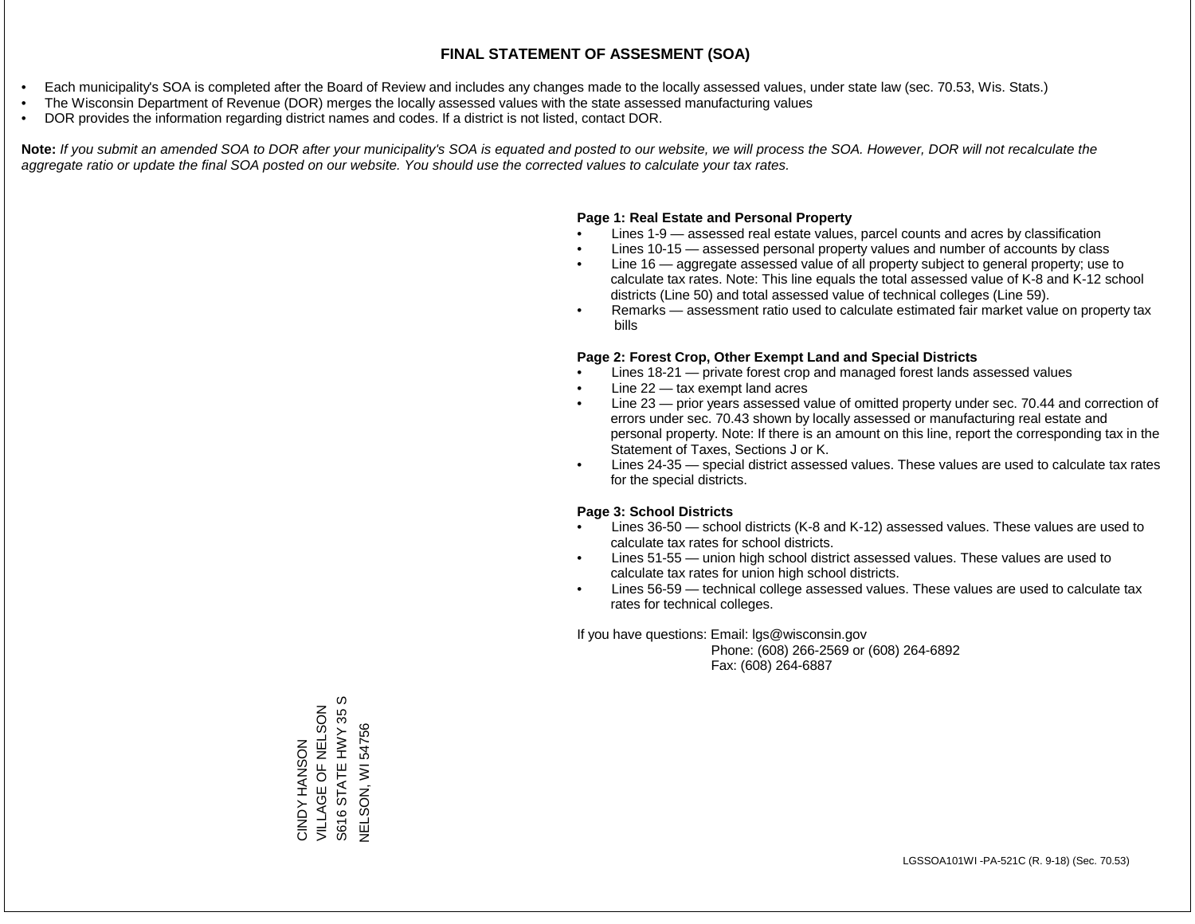# FINAL STATEMENT OF ASSESMENT (SOA)

- Each municipality's SOA is completed after the Board of Review and includes any changes made to the locally assessed values, under state law (sec. 70.53, Wis. Stats.)
- The Wisconsin Department of Revenue (DOR) merges the locally assessed values with the state assessed manufacturing values
- DOR provides the information regarding district names and codes. If a district is not listed, contact DOR.

**Note:** *If you submit an amended SOA to DOR after your municipality's SOA is equated and posted to our website, we will process the SOA. However, DOR will not recalculate the aggregate ratio or update the final SOA posted on our website. You should use the corrected values to calculate your tax rates.*

**Page 1: Real Estate and Personal Property**

- Lines 1-9 — assessed real estate values, parcel counts and acres by classification
- Lines 10-15 — assessed personal property values and number of accounts by class
- Line 16 — aggregate assessed value of all property subject to general property; use to calculate tax rates. Note: This line equals the total assessed value of K-8 and K-12 school districts (Line 50) and total assessed value of technical colleges (Line 59).
- Remarks — assessment ratio used to calculate estimated fair market value on property tax bills

**Page 2: Forest Crop, Other Exempt Land and Special Districts**

- Lines 18-21 — private forest crop and managed forest lands assessed values
- Line 22 — tax exempt land acres
- Line 23 — prior years assessed value of omitted property under sec. 70.44 and correction of errors under sec. 70.43 shown by locally assessed or manufacturing real estate and personal property. Note: If there is an amount on this line, report the corresponding tax in the Statement of Taxes, Sections J or K.
- Lines 24-35 — special district assessed values. These values are used to calculate tax rates for the special districts.

**Page 3: School Districts**

- Lines 36-50 — school districts (K-8 and K-12) assessed values. These values are used to calculate tax rates for school districts.
- Lines 51-55 — union high school district assessed values. These values are used to calculate tax rates for union high school districts.
- Lines 56-59 — technical college assessed values. These values are used to calculate tax rates for technical colleges.

If you have questions: Email: lgs@wisconsin.gov
Phone: (608) 266-2569 or (608) 264-6892
Fax: (608) 264-6887

CINDY HANSON
VILLAGE OF NELSON
S616 STATE HWY 35 S
NELSON, WI 54756

LGSSOA101WI -PA-521C (R. 9-18) (Sec. 70.53)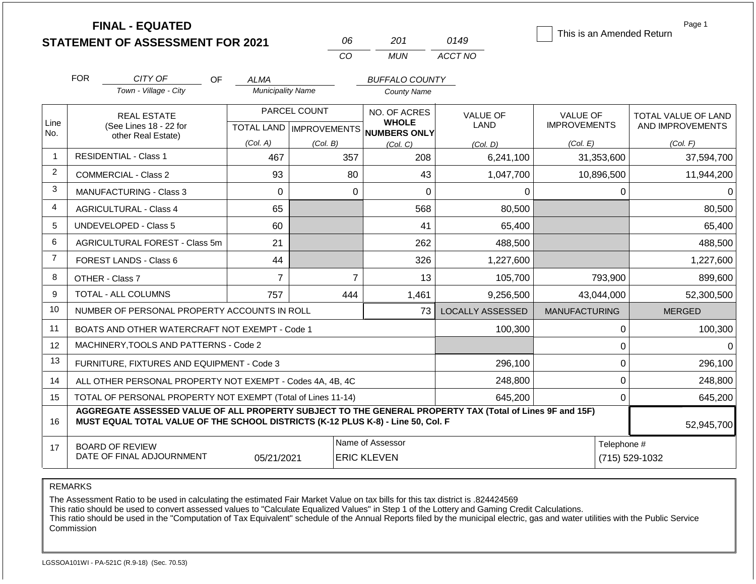# FINAL - EQUATED
# STATEMENT OF ASSESSMENT FOR 2021

| 06 | 201 | 0149 |
|---|---|---|
| CO | MUN | ACCT NO |

This is an Amended Return

| FOR | CITY OF | OF | ALMA | BUFFALO COUNTY |
|---|---|---|---|---|
| | Town - Village - City | | Municipality Name | County Name |

| Line No. | REAL ESTATE (See Lines 18 - 22 for other Real Estate) | PARCEL COUNT TOTAL LAND (Col. A) | PARCEL COUNT IMPROVEMENTS (Col. B) | NO. OF ACRES WHOLE NUMBERS ONLY (Col. C) | VALUE OF LAND (Col. D) | VALUE OF IMPROVEMENTS (Col. E) | TOTAL VALUE OF LAND AND IMPROVEMENTS (Col. F) |
|---|---|---|---|---|---|---|---|
| 1 | RESIDENTIAL - Class 1 | 467 | 357 | 208 | 6,241,100 | 31,353,600 | 37,594,700 |
| 2 | COMMERCIAL - Class 2 | 93 | 80 | 43 | 1,047,700 | 10,896,500 | 11,944,200 |
| 3 | MANUFACTURING - Class 3 | 0 | 0 | 0 | 0 | 0 | 0 |
| 4 | AGRICULTURAL - Class 4 | 65 | | 568 | 80,500 | | 80,500 |
| 5 | UNDEVELOPED - Class 5 | 60 | | 41 | 65,400 | | 65,400 |
| 6 | AGRICULTURAL FOREST - Class 5m | 21 | | 262 | 488,500 | | 488,500 |
| 7 | FOREST LANDS - Class 6 | 44 | | 326 | 1,227,600 | | 1,227,600 |
| 8 | OTHER - Class 7 | 7 | 7 | 13 | 105,700 | 793,900 | 899,600 |
| 9 | TOTAL - ALL COLUMNS | 757 | 444 | 1,461 | 9,256,500 | 43,044,000 | 52,300,500 |
| 10 | NUMBER OF PERSONAL PROPERTY ACCOUNTS IN ROLL | | | 73 | LOCALLY ASSESSED | MANUFACTURING | MERGED |
| 11 | BOATS AND OTHER WATERCRAFT NOT EXEMPT - Code 1 | | | | 100,300 | 0 | 100,300 |
| 12 | MACHINERY,TOOLS AND PATTERNS - Code 2 | | | | | 0 | 0 |
| 13 | FURNITURE, FIXTURES AND EQUIPMENT - Code 3 | | | | 296,100 | 0 | 296,100 |
| 14 | ALL OTHER PERSONAL PROPERTY NOT EXEMPT - Codes 4A, 4B, 4C | | | | 248,800 | 0 | 248,800 |
| 15 | TOTAL OF PERSONAL PROPERTY NOT EXEMPT (Total of Lines 11-14) | | | | 645,200 | 0 | 645,200 |
| 16 | AGGREGATE ASSESSED VALUE OF ALL PROPERTY SUBJECT TO THE GENERAL PROPERTY TAX (Total of Lines 9F and 15F) MUST EQUAL TOTAL VALUE OF THE SCHOOL DISTRICTS (K-12 PLUS K-8) - Line 50, Col. F | | | | | | 52,945,700 |
| 17 | BOARD OF REVIEW DATE OF FINAL ADJOURNMENT | 05/21/2021 | Name of Assessor: ERIC KLEVEN | | | Telephone #: (715) 529-1032 | |

REMARKS

The Assessment Ratio to be used in calculating the estimated Fair Market Value on tax bills for this tax district is .824424569
This ratio should be used to convert assessed values to "Calculate Equalized Values" in Step 1 of the Lottery and Gaming Credit Calculations.
This ratio should be used in the "Computation of Tax Equivalent" schedule of the Annual Reports filed by the municipal electric, gas and water utilities with the Public Service Commission

LGSSOA101WI - PA-521C (R.9-18) (Sec. 70.53)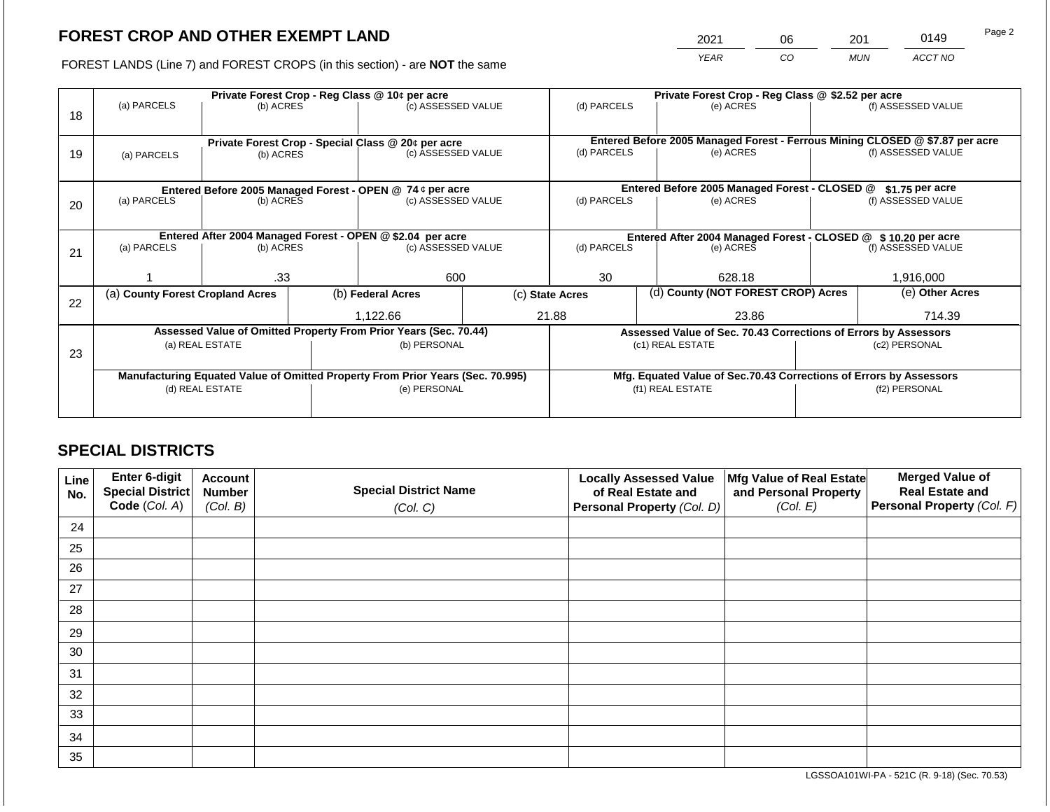## FOREST CROP AND OTHER EXEMPT LAND

| 2021 | 06 | 201 | 0149 |
|---|---|---|---|
| *YEAR* | *CO* | *MUN* | *ACCT NO* |

FOREST LANDS (Line 7) and FOREST CROPS (in this section) - are **NOT** the same

| Line | (a) PARCELS | (b) ACRES | (c) ASSESSED VALUE | (d) PARCELS | (e) ACRES | (f) ASSESSED VALUE |
|---|---|---|---|---|---|---|
| 18 | **Private Forest Crop - Reg Class @ 10¢ per acre** | | | **Private Forest Crop - Reg Class @ $2.52 per acre** | | |
| | | | | | | |
| 19 | **Private Forest Crop - Special Class @ 20¢ per acre** | | | **Entered Before 2005 Managed Forest - Ferrous Mining CLOSED @ $7.87 per acre** | | |
| | | | | | | |
| 20 | **Entered Before 2005 Managed Forest - OPEN @ 74 ¢ per acre** | | | **Entered Before 2005 Managed Forest - CLOSED @ $1.75 per acre** | | |
| | | | | | | |
| 21 | **Entered After 2004 Managed Forest - OPEN @ $2.04 per acre** | | | **Entered After 2004 Managed Forest - CLOSED @ $ 10.20 per acre** | | |
| | 1 | .33 | 600 | 30 | 628.18 | 1,916,000 |

| Line | (a) County Forest Cropland Acres | (b) Federal Acres | (c) State Acres | (d) County (NOT FOREST CROP) Acres | (e) Other Acres |
|---|---|---|---|---|---|
| 22 | | 1,122.66 | 21.88 | 23.86 | 714.39 |

| Line | Assessed Value of Omitted Property From Prior Years (Sec. 70.44) | | Assessed Value of Sec. 70.43 Corrections of Errors by Assessors | |
|---|---|---|---|---|
| 23 | (a) REAL ESTATE | (b) PERSONAL | (c1) REAL ESTATE | (c2) PERSONAL |
| | | | | |
| | **Manufacturing Equated Value of Omitted Property From Prior Years (Sec. 70.995)** | | **Mfg. Equated Value of Sec.70.43 Corrections of Errors by Assessors** | |
| | (d) REAL ESTATE | (e) PERSONAL | (f1) REAL ESTATE | (f2) PERSONAL |
| | | | | |

## SPECIAL DISTRICTS

| Line No. | Enter 6-digit Special District Code (Col. A) | Account Number (Col. B) | Special District Name (Col. C) | Locally Assessed Value of Real Estate and Personal Property (Col. D) | Mfg Value of Real Estate and Personal Property (Col. E) | Merged Value of Real Estate and Personal Property (Col. F) |
|---|---|---|---|---|---|---|
| 24 | | | | | | |
| 25 | | | | | | |
| 26 | | | | | | |
| 27 | | | | | | |
| 28 | | | | | | |
| 29 | | | | | | |
| 30 | | | | | | |
| 31 | | | | | | |
| 32 | | | | | | |
| 33 | | | | | | |
| 34 | | | | | | |
| 35 | | | | | | |

LGSSOA101WI-PA - 521C (R. 9-18) (Sec. 70.53)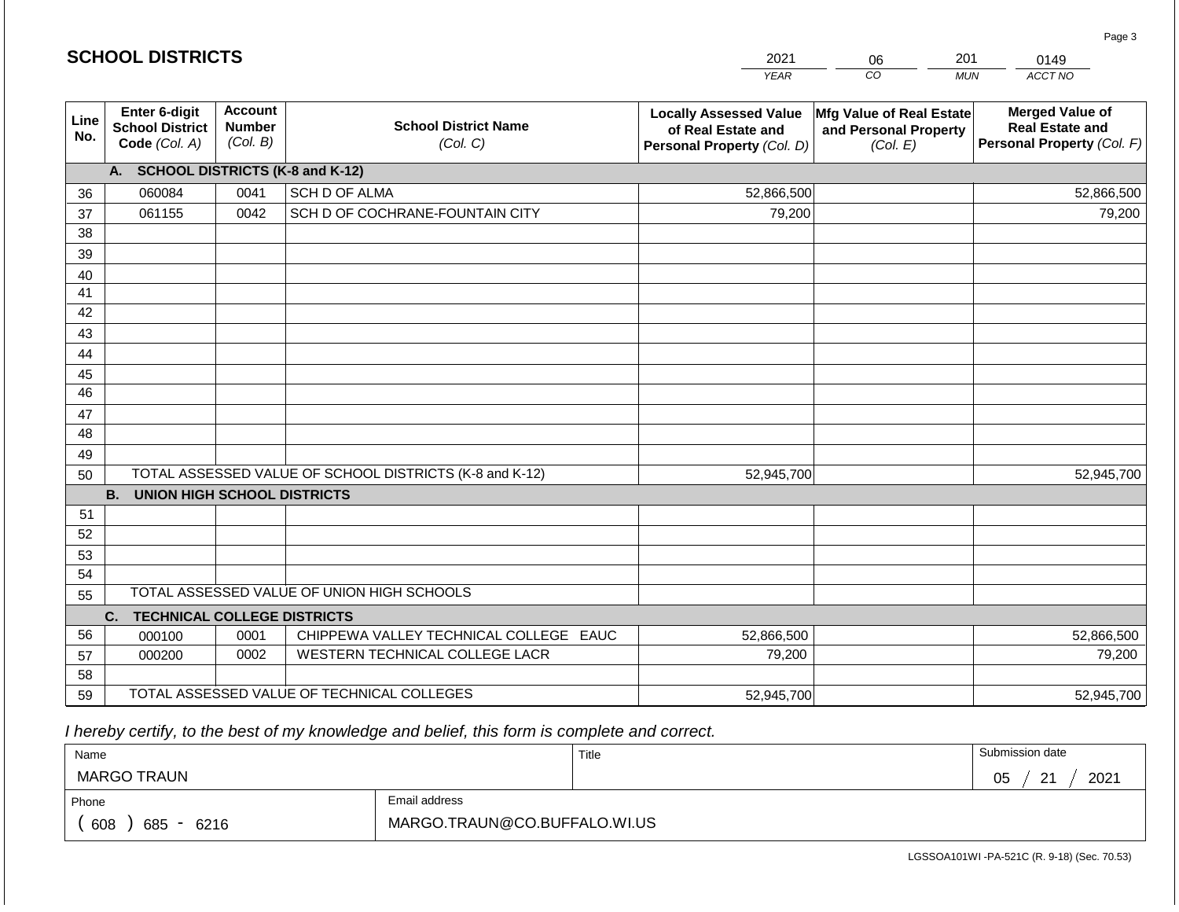## SCHOOL DISTRICTS

| YEAR | CO | MUN | ACCT NO |
|---|---|---|---|
| 2021 | 06 | 201 | 0149 |

| Line No. | Enter 6-digit School District Code *(Col. A)* | Account Number *(Col. B)* | School District Name *(Col. C)* | Locally Assessed Value of Real Estate and Personal Property *(Col. D)* | Mfg Value of Real Estate and Personal Property *(Col. E)* | Merged Value of Real Estate and Personal Property *(Col. F)* |
|---|---|---|---|---|---|---|
| | **A. SCHOOL DISTRICTS (K-8 and K-12)** | | | | | |
| 36 | 060084 | 0041 | SCH D OF ALMA | 52,866,500 | | 52,866,500 |
| 37 | 061155 | 0042 | SCH D OF COCHRANE-FOUNTAIN CITY | 79,200 | | 79,200 |
| 38 | | | | | | |
| 39 | | | | | | |
| 40 | | | | | | |
| 41 | | | | | | |
| 42 | | | | | | |
| 43 | | | | | | |
| 44 | | | | | | |
| 45 | | | | | | |
| 46 | | | | | | |
| 47 | | | | | | |
| 48 | | | | | | |
| 49 | | | | | | |
| 50 | TOTAL ASSESSED VALUE OF SCHOOL DISTRICTS (K-8 and K-12) | | | 52,945,700 | | 52,945,700 |
| | **B. UNION HIGH SCHOOL DISTRICTS** | | | | | |
| 51 | | | | | | |
| 52 | | | | | | |
| 53 | | | | | | |
| 54 | | | | | | |
| 55 | TOTAL ASSESSED VALUE OF UNION HIGH SCHOOLS | | | | | |
| | **C. TECHNICAL COLLEGE DISTRICTS** | | | | | |
| 56 | 000100 | 0001 | CHIPPEWA VALLEY TECHNICAL COLLEGE EAUC | 52,866,500 | | 52,866,500 |
| 57 | 000200 | 0002 | WESTERN TECHNICAL COLLEGE LACR | 79,200 | | 79,200 |
| 58 | | | | | | |
| 59 | TOTAL ASSESSED VALUE OF TECHNICAL COLLEGES | | | 52,945,700 | | 52,945,700 |

*I hereby certify, to the best of my knowledge and belief, this form is complete and correct.*

| Name | Title | Submission date |
|---|---|---|
| MARGO TRAUN | | 05 / 21 / 2021 |

| Phone | Email address |
|---|---|
| ( 608 ) 685 - 6216 | MARGO.TRAUN@CO.BUFFALO.WI.US |

LGSSOA101WI -PA-521C (R. 9-18) (Sec. 70.53)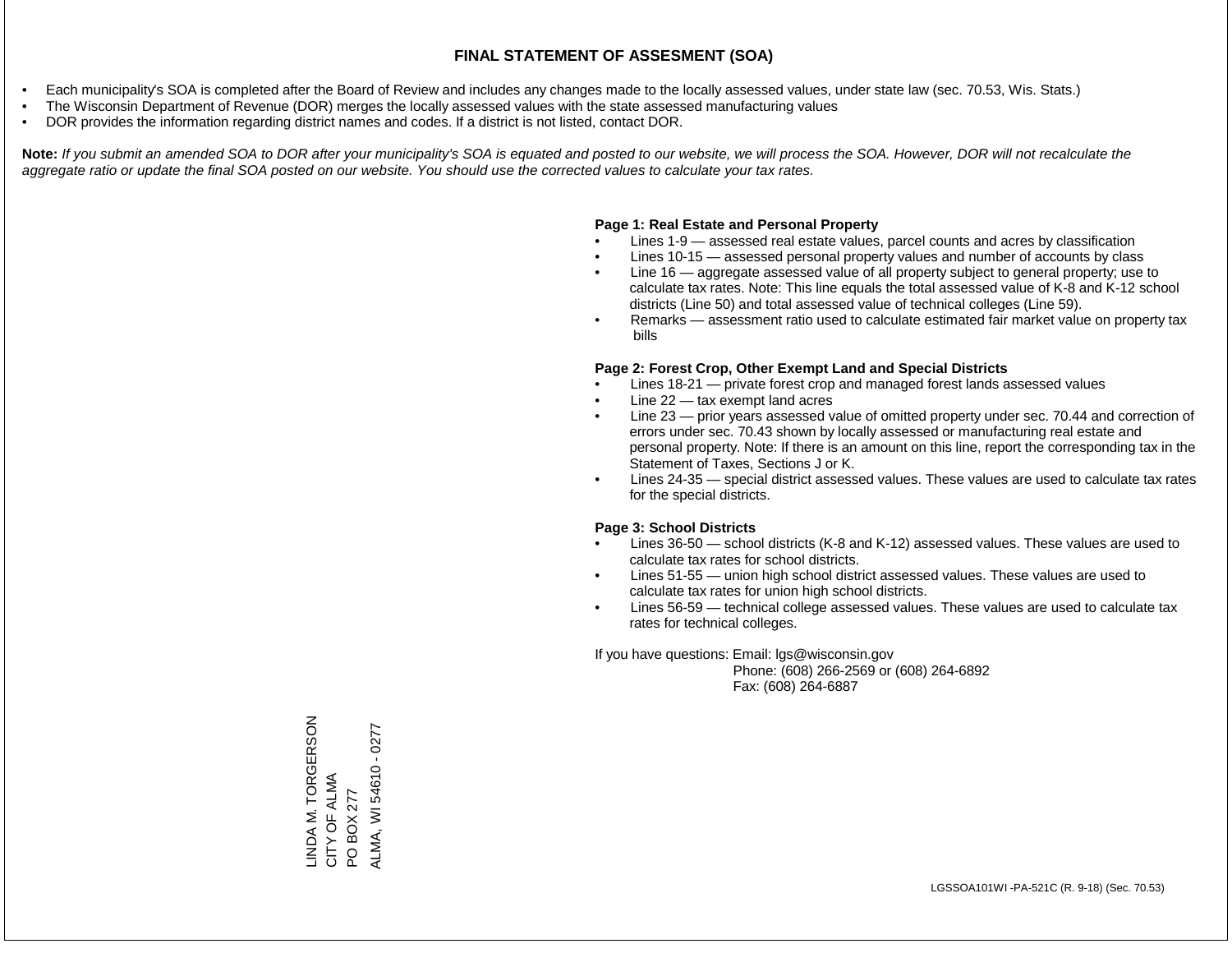# FINAL STATEMENT OF ASSESMENT (SOA)

- Each municipality's SOA is completed after the Board of Review and includes any changes made to the locally assessed values, under state law (sec. 70.53, Wis. Stats.)
- The Wisconsin Department of Revenue (DOR) merges the locally assessed values with the state assessed manufacturing values
- DOR provides the information regarding district names and codes. If a district is not listed, contact DOR.

**Note:** *If you submit an amended SOA to DOR after your municipality's SOA is equated and posted to our website, we will process the SOA. However, DOR will not recalculate the aggregate ratio or update the final SOA posted on our website. You should use the corrected values to calculate your tax rates.*

**Page 1: Real Estate and Personal Property**

- Lines 1-9 — assessed real estate values, parcel counts and acres by classification
- Lines 10-15 — assessed personal property values and number of accounts by class
- Line 16 — aggregate assessed value of all property subject to general property; use to calculate tax rates. Note: This line equals the total assessed value of K-8 and K-12 school districts (Line 50) and total assessed value of technical colleges (Line 59).
- Remarks — assessment ratio used to calculate estimated fair market value on property tax bills

**Page 2: Forest Crop, Other Exempt Land and Special Districts**

- Lines 18-21 — private forest crop and managed forest lands assessed values
- Line 22 — tax exempt land acres
- Line 23 — prior years assessed value of omitted property under sec. 70.44 and correction of errors under sec. 70.43 shown by locally assessed or manufacturing real estate and personal property. Note: If there is an amount on this line, report the corresponding tax in the Statement of Taxes, Sections J or K.
- Lines 24-35 — special district assessed values. These values are used to calculate tax rates for the special districts.

**Page 3: School Districts**

- Lines 36-50 — school districts (K-8 and K-12) assessed values. These values are used to calculate tax rates for school districts.
- Lines 51-55 — union high school district assessed values. These values are used to calculate tax rates for union high school districts.
- Lines 56-59 — technical college assessed values. These values are used to calculate tax rates for technical colleges.

If you have questions: Email: lgs@wisconsin.gov
Phone: (608) 266-2569 or (608) 264-6892
Fax: (608) 264-6887

LINDA M. TORGERSON
CITY OF ALMA
PO BOX 277
ALMA, WI 54610 - 0277

LGSSOA101WI -PA-521C (R. 9-18) (Sec. 70.53)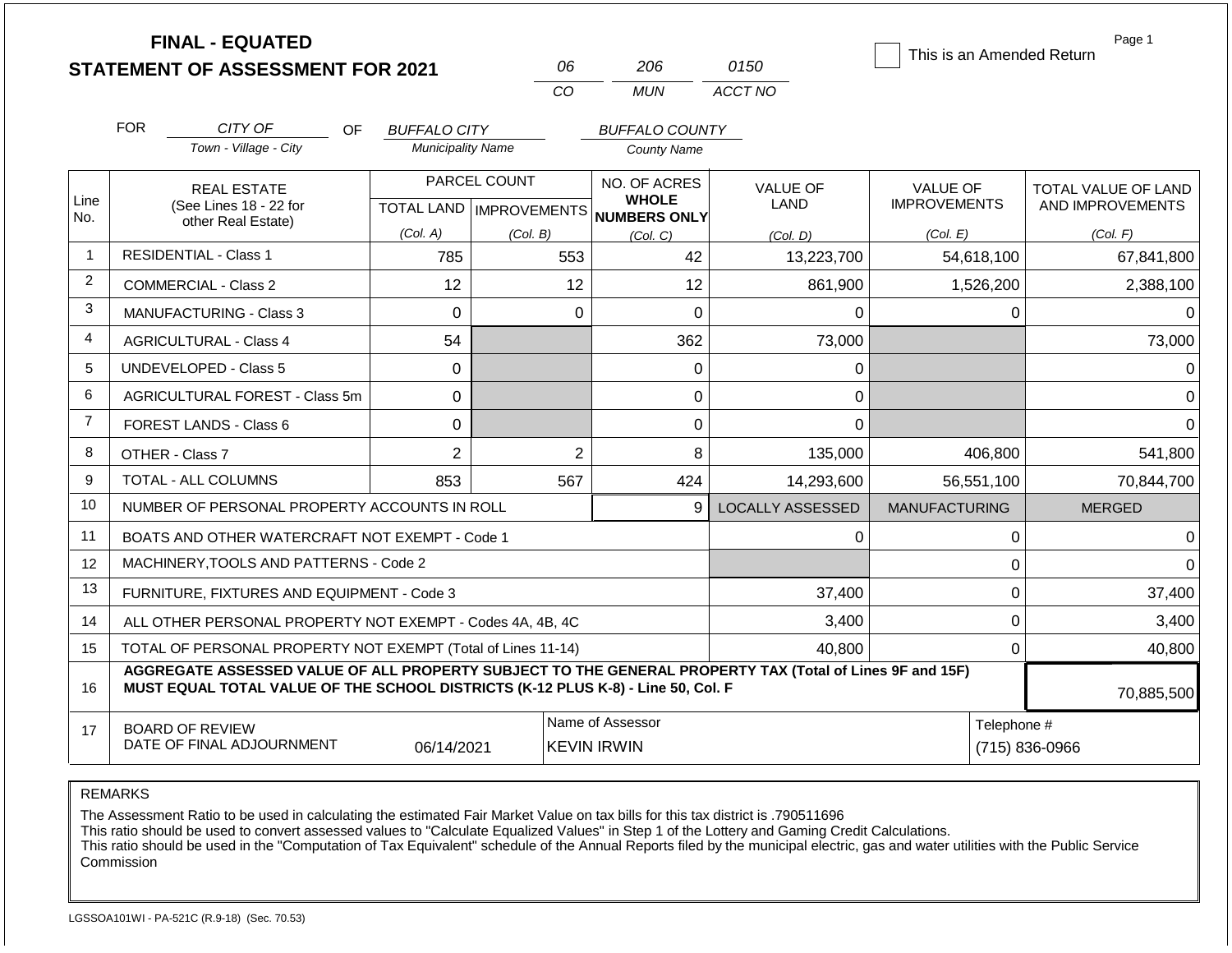# FINAL - EQUATED
## STATEMENT OF ASSESSMENT FOR 2021

| 06 | 206 | 0150 |
|---|---|---|
| CO | MUN | ACCT NO |

☐ This is an Amended Return

Page 1

FOR *CITY OF* (Town - Village - City) OF *BUFFALO CITY* (Municipality Name) *BUFFALO COUNTY* (County Name)

| Line No. | REAL ESTATE (See Lines 18 - 22 for other Real Estate) | PARCEL COUNT TOTAL LAND (Col. A) | PARCEL COUNT IMPROVEMENTS (Col. B) | NO. OF ACRES WHOLE NUMBERS ONLY (Col. C) | VALUE OF LAND (Col. D) | VALUE OF IMPROVEMENTS (Col. E) | TOTAL VALUE OF LAND AND IMPROVEMENTS (Col. F) |
|---|---|---|---|---|---|---|---|
| 1 | RESIDENTIAL - Class 1 | 785 | 553 | 42 | 13,223,700 | 54,618,100 | 67,841,800 |
| 2 | COMMERCIAL - Class 2 | 12 | 12 | 12 | 861,900 | 1,526,200 | 2,388,100 |
| 3 | MANUFACTURING - Class 3 | 0 | 0 | 0 | 0 | 0 | 0 |
| 4 | AGRICULTURAL - Class 4 | 54 | | 362 | 73,000 | | 73,000 |
| 5 | UNDEVELOPED - Class 5 | 0 | | 0 | 0 | | 0 |
| 6 | AGRICULTURAL FOREST - Class 5m | 0 | | 0 | 0 | | 0 |
| 7 | FOREST LANDS - Class 6 | 0 | | 0 | 0 | | 0 |
| 8 | OTHER - Class 7 | 2 | 2 | 8 | 135,000 | 406,800 | 541,800 |
| 9 | TOTAL - ALL COLUMNS | 853 | 567 | 424 | 14,293,600 | 56,551,100 | 70,844,700 |
| 10 | NUMBER OF PERSONAL PROPERTY ACCOUNTS IN ROLL | | | 9 | LOCALLY ASSESSED | MANUFACTURING | MERGED |
| 11 | BOATS AND OTHER WATERCRAFT NOT EXEMPT - Code 1 | | | | 0 | 0 | 0 |
| 12 | MACHINERY,TOOLS AND PATTERNS - Code 2 | | | | | 0 | 0 |
| 13 | FURNITURE, FIXTURES AND EQUIPMENT - Code 3 | | | | 37,400 | 0 | 37,400 |
| 14 | ALL OTHER PERSONAL PROPERTY NOT EXEMPT - Codes 4A, 4B, 4C | | | | 3,400 | 0 | 3,400 |
| 15 | TOTAL OF PERSONAL PROPERTY NOT EXEMPT (Total of Lines 11-14) | | | | 40,800 | 0 | 40,800 |
| 16 | **AGGREGATE ASSESSED VALUE OF ALL PROPERTY SUBJECT TO THE GENERAL PROPERTY TAX (Total of Lines 9F and 15F) MUST EQUAL TOTAL VALUE OF THE SCHOOL DISTRICTS (K-12 PLUS K-8) - Line 50, Col. F** | | | | | | 70,885,500 |
| 17 | BOARD OF REVIEW DATE OF FINAL ADJOURNMENT | 06/14/2021 | Name of Assessor | KEVIN IRWIN | | Telephone # | (715) 836-0966 |

REMARKS

The Assessment Ratio to be used in calculating the estimated Fair Market Value on tax bills for this tax district is .790511696
This ratio should be used to convert assessed values to "Calculate Equalized Values" in Step 1 of the Lottery and Gaming Credit Calculations.
This ratio should be used in the "Computation of Tax Equivalent" schedule of the Annual Reports filed by the municipal electric, gas and water utilities with the Public Service Commission

LGSSOA101WI - PA-521C (R.9-18) (Sec. 70.53)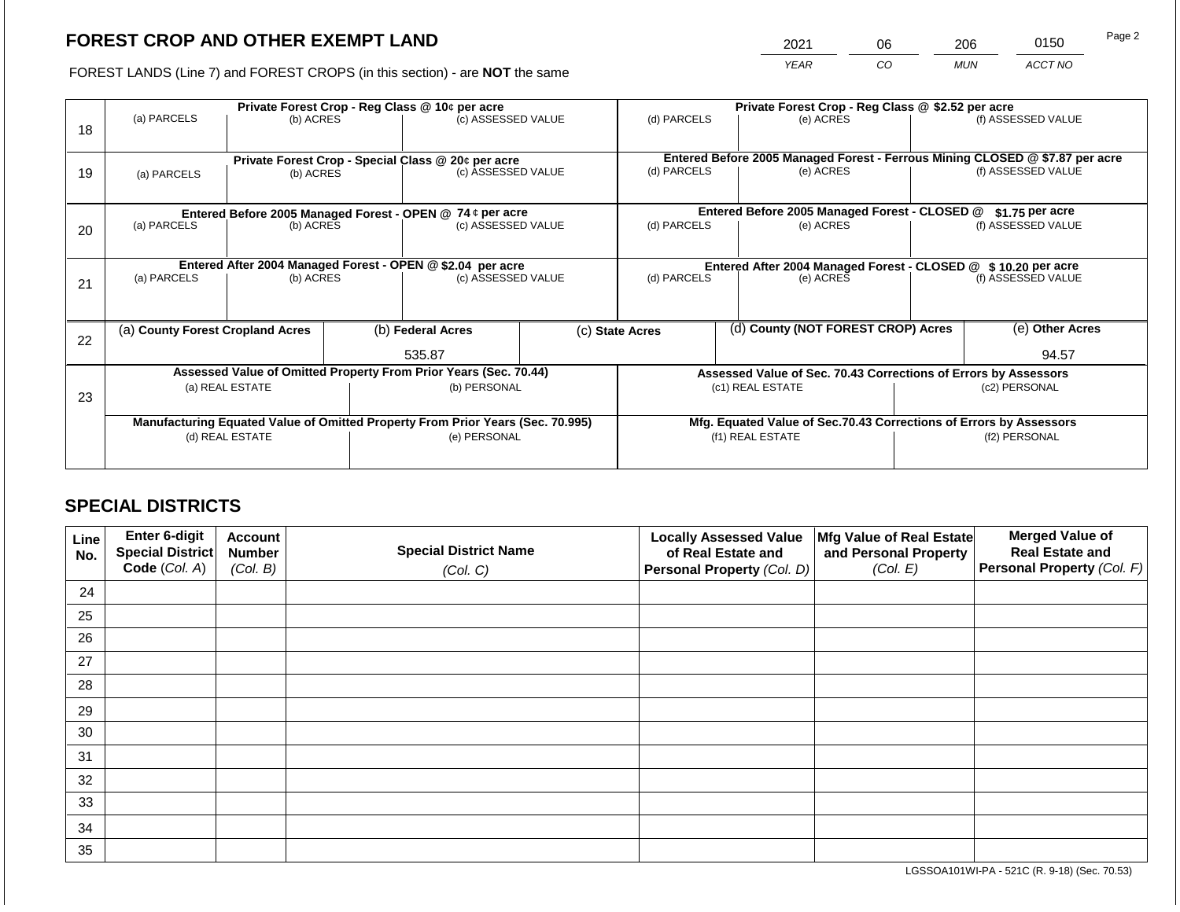# FOREST CROP AND OTHER EXEMPT LAND

FOREST LANDS (Line 7) and FOREST CROPS (in this section) - are **NOT** the same

| YEAR | CO | MUN | ACCT NO |
|---|---|---|---|
| 2021 | 06 | 206 | 0150 |

| Line | Private Forest Crop - Reg Class @ 10¢ per acre | | | Private Forest Crop - Reg Class @ $2.52 per acre | | |
|---|---|---|---|---|---|---|
| 18 | (a) PARCELS | (b) ACRES | (c) ASSESSED VALUE | (d) PARCELS | (e) ACRES | (f) ASSESSED VALUE |
| | Private Forest Crop - Special Class @ 20¢ per acre | | | Entered Before 2005 Managed Forest - Ferrous Mining CLOSED @ $7.87 per acre | | |
| 19 | (a) PARCELS | (b) ACRES | (c) ASSESSED VALUE | (d) PARCELS | (e) ACRES | (f) ASSESSED VALUE |
| | Entered Before 2005 Managed Forest - OPEN @ 74 ¢ per acre | | | Entered Before 2005 Managed Forest - CLOSED @ $1.75 per acre | | |
| 20 | (a) PARCELS | (b) ACRES | (c) ASSESSED VALUE | (d) PARCELS | (e) ACRES | (f) ASSESSED VALUE |
| | Entered After 2004 Managed Forest - OPEN @ $2.04 per acre | | | Entered After 2004 Managed Forest - CLOSED @ $ 10.20 per acre | | |
| 21 | (a) PARCELS | (b) ACRES | (c) ASSESSED VALUE | (d) PARCELS | (e) ACRES | (f) ASSESSED VALUE |

| Line | (a) County Forest Cropland Acres | (b) Federal Acres | (c) State Acres | (d) County (NOT FOREST CROP) Acres | (e) Other Acres |
|---|---|---|---|---|---|
| 22 | | 535.87 | | | 94.57 |

| Line | Assessed Value of Omitted Property From Prior Years (Sec. 70.44) | | Assessed Value of Sec. 70.43 Corrections of Errors by Assessors | |
|---|---|---|---|---|
| 23 | (a) REAL ESTATE | (b) PERSONAL | (c1) REAL ESTATE | (c2) PERSONAL |
| | | | | |
| | Manufacturing Equated Value of Omitted Property From Prior Years (Sec. 70.995) | | Mfg. Equated Value of Sec.70.43 Corrections of Errors by Assessors | |
| | (d) REAL ESTATE | (e) PERSONAL | (f1) REAL ESTATE | (f2) PERSONAL |
| | | | | |

## SPECIAL DISTRICTS

| Line No. | Enter 6-digit Special District Code (Col. A) | Account Number (Col. B) | Special District Name (Col. C) | Locally Assessed Value of Real Estate and Personal Property (Col. D) | Mfg Value of Real Estate and Personal Property (Col. E) | Merged Value of Real Estate and Personal Property (Col. F) |
|---|---|---|---|---|---|---|
| 24 | | | | | | |
| 25 | | | | | | |
| 26 | | | | | | |
| 27 | | | | | | |
| 28 | | | | | | |
| 29 | | | | | | |
| 30 | | | | | | |
| 31 | | | | | | |
| 32 | | | | | | |
| 33 | | | | | | |
| 34 | | | | | | |
| 35 | | | | | | |

LGSSOA101WI-PA - 521C (R. 9-18) (Sec. 70.53)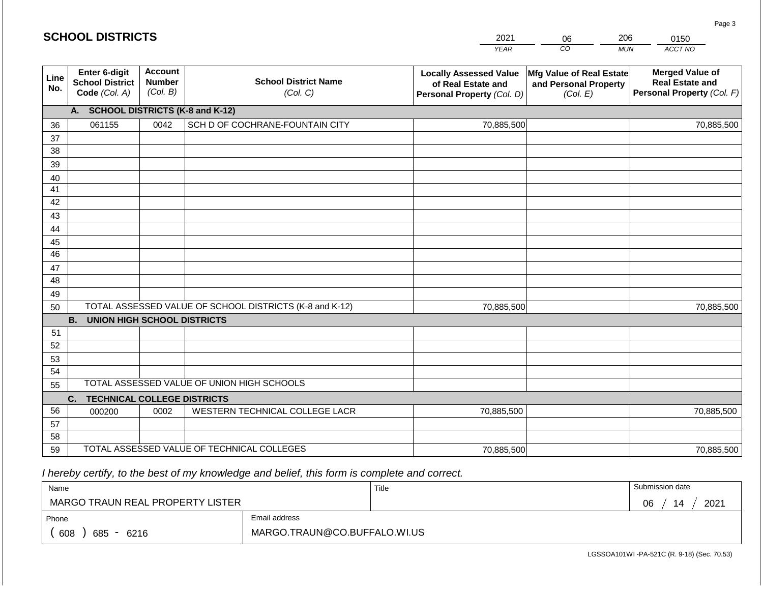## SCHOOL DISTRICTS

| 2021 | 06 | 206 | 0150 |
|---|---|---|---|
| YEAR | CO | MUN | ACCT NO |

| Line No. | Enter 6-digit School District Code (Col. A) | Account Number (Col. B) | School District Name (Col. C) | Locally Assessed Value of Real Estate and Personal Property (Col. D) | Mfg Value of Real Estate and Personal Property (Col. E) | Merged Value of Real Estate and Personal Property (Col. F) |
|---|---|---|---|---|---|---|
| | **A. SCHOOL DISTRICTS (K-8 and K-12)** | | | | | |
| 36 | 061155 | 0042 | SCH D OF COCHRANE-FOUNTAIN CITY | 70,885,500 | | 70,885,500 |
| 37 | | | | | | |
| 38 | | | | | | |
| 39 | | | | | | |
| 40 | | | | | | |
| 41 | | | | | | |
| 42 | | | | | | |
| 43 | | | | | | |
| 44 | | | | | | |
| 45 | | | | | | |
| 46 | | | | | | |
| 47 | | | | | | |
| 48 | | | | | | |
| 49 | | | | | | |
| 50 | TOTAL ASSESSED VALUE OF SCHOOL DISTRICTS (K-8 and K-12) | | | 70,885,500 | | 70,885,500 |
| | **B. UNION HIGH SCHOOL DISTRICTS** | | | | | |
| 51 | | | | | | |
| 52 | | | | | | |
| 53 | | | | | | |
| 54 | | | | | | |
| 55 | TOTAL ASSESSED VALUE OF UNION HIGH SCHOOLS | | | | | |
| | **C. TECHNICAL COLLEGE DISTRICTS** | | | | | |
| 56 | 000200 | 0002 | WESTERN TECHNICAL COLLEGE LACR | 70,885,500 | | 70,885,500 |
| 57 | | | | | | |
| 58 | | | | | | |
| 59 | TOTAL ASSESSED VALUE OF TECHNICAL COLLEGES | | | 70,885,500 | | 70,885,500 |

*I hereby certify, to the best of my knowledge and belief, this form is complete and correct.*

| Name | Title | Submission date |
|---|---|---|
| MARGO TRAUN REAL PROPERTY LISTER | | 06 / 14 / 2021 |
| **Phone** | **Email address** | |
| ( 608 ) 685 - 6216 | MARGO.TRAUN@CO.BUFFALO.WI.US | |

LGSSOA101WI -PA-521C (R. 9-18) (Sec. 70.53)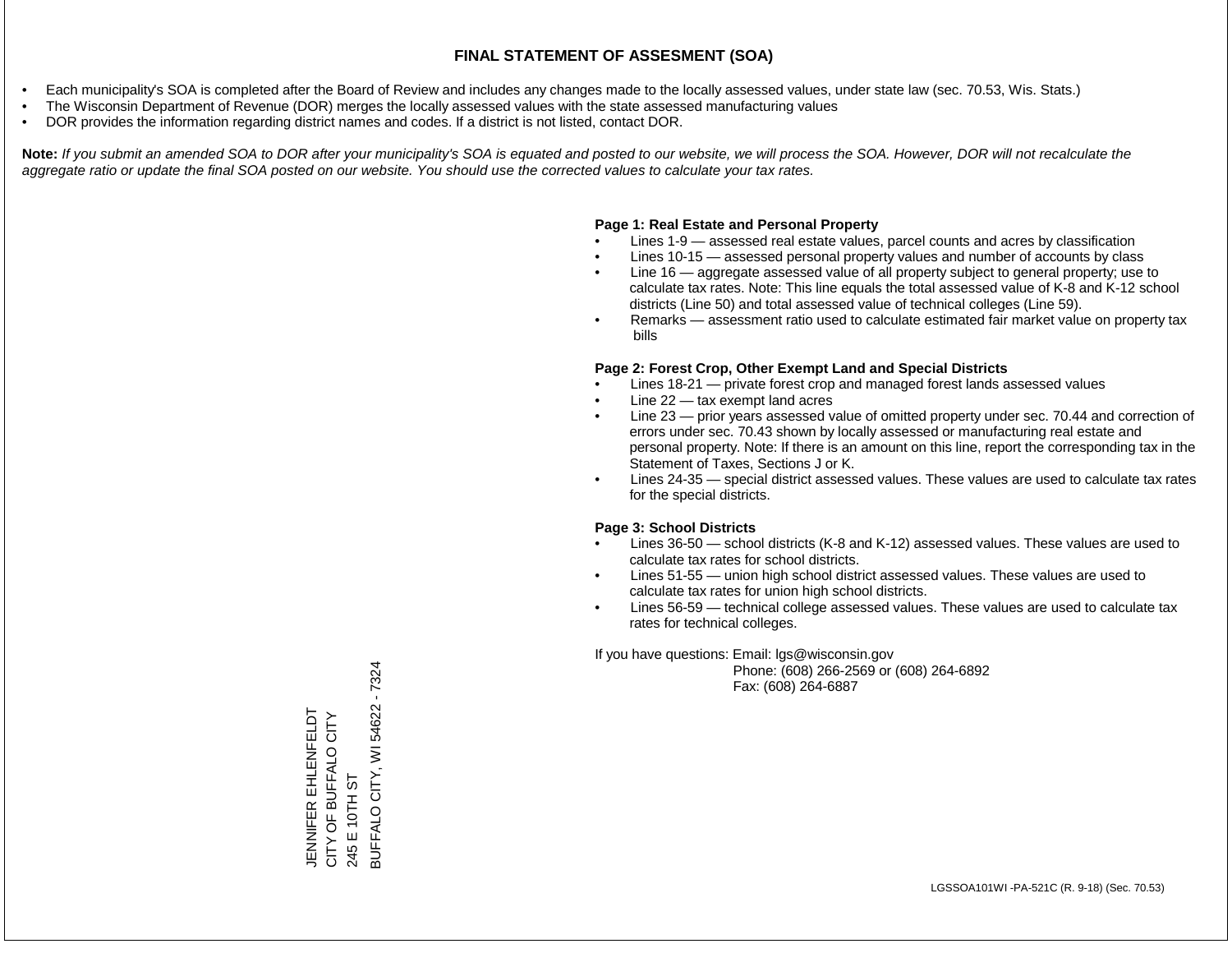# FINAL STATEMENT OF ASSESMENT (SOA)

- Each municipality's SOA is completed after the Board of Review and includes any changes made to the locally assessed values, under state law (sec. 70.53, Wis. Stats.)
- The Wisconsin Department of Revenue (DOR) merges the locally assessed values with the state assessed manufacturing values
- DOR provides the information regarding district names and codes. If a district is not listed, contact DOR.

**Note:** *If you submit an amended SOA to DOR after your municipality's SOA is equated and posted to our website, we will process the SOA. However, DOR will not recalculate the aggregate ratio or update the final SOA posted on our website. You should use the corrected values to calculate your tax rates.*

**Page 1: Real Estate and Personal Property**

- Lines 1-9 — assessed real estate values, parcel counts and acres by classification
- Lines 10-15 — assessed personal property values and number of accounts by class
- Line 16 — aggregate assessed value of all property subject to general property; use to calculate tax rates. Note: This line equals the total assessed value of K-8 and K-12 school districts (Line 50) and total assessed value of technical colleges (Line 59).
- Remarks — assessment ratio used to calculate estimated fair market value on property tax bills

**Page 2: Forest Crop, Other Exempt Land and Special Districts**

- Lines 18-21 — private forest crop and managed forest lands assessed values
- Line 22 — tax exempt land acres
- Line 23 — prior years assessed value of omitted property under sec. 70.44 and correction of errors under sec. 70.43 shown by locally assessed or manufacturing real estate and personal property. Note: If there is an amount on this line, report the corresponding tax in the Statement of Taxes, Sections J or K.
- Lines 24-35 — special district assessed values. These values are used to calculate tax rates for the special districts.

**Page 3: School Districts**

- Lines 36-50 — school districts (K-8 and K-12) assessed values. These values are used to calculate tax rates for school districts.
- Lines 51-55 — union high school district assessed values. These values are used to calculate tax rates for union high school districts.
- Lines 56-59 — technical college assessed values. These values are used to calculate tax rates for technical colleges.

If you have questions: Email: lgs@wisconsin.gov
Phone: (608) 266-2569 or (608) 264-6892
Fax: (608) 264-6887

JENNIFER EHLENFELDT
CITY OF BUFFALO CITY
245 E 10TH ST
BUFFALO CITY, WI 54622 - 7324

LGSSOA101WI -PA-521C (R. 9-18) (Sec. 70.53)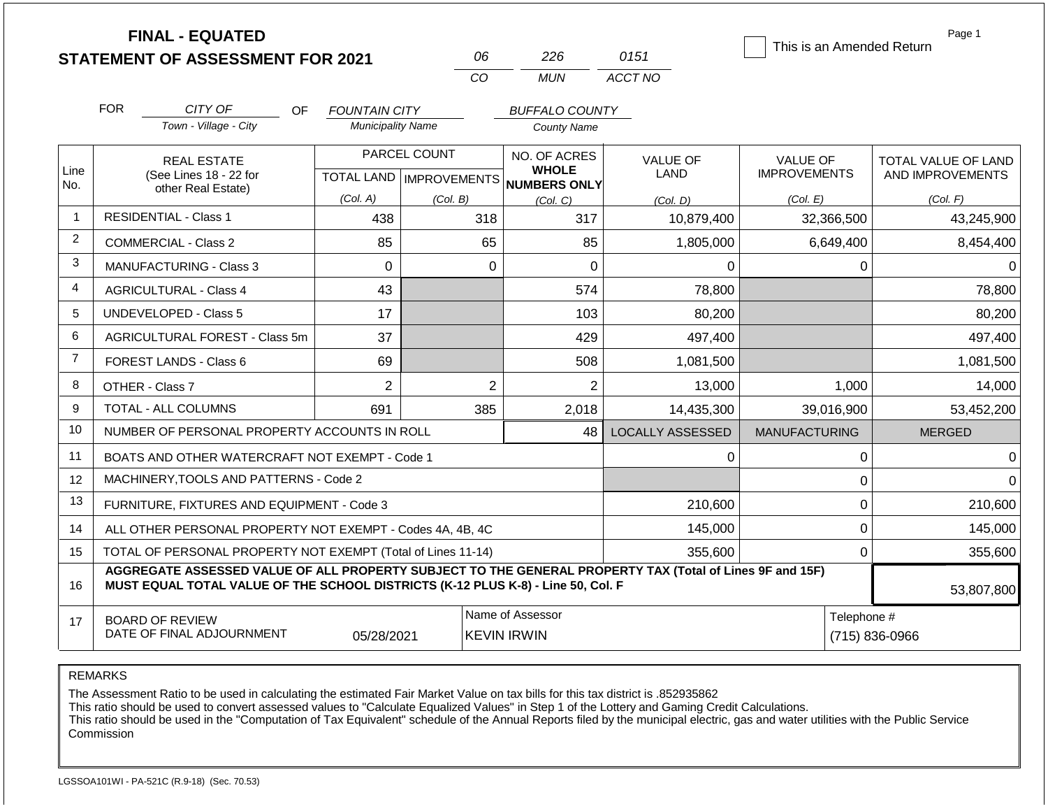# FINAL - EQUATED STATEMENT OF ASSESSMENT FOR 2021

| 06 | 226 | 0151 |
|---|---|---|
| CO | MUN | ACCT NO |

☐ This is an Amended Return

Page 1

FOR CITY OF (Town - Village - City) OF FOUNTAIN CITY (Municipality Name) BUFFALO COUNTY (County Name)

| Line No. | REAL ESTATE (See Lines 18 - 22 for other Real Estate) | PARCEL COUNT TOTAL LAND (Col. A) | IMPROVEMENTS (Col. B) | NO. OF ACRES WHOLE NUMBERS ONLY (Col. C) | VALUE OF LAND (Col. D) | VALUE OF IMPROVEMENTS (Col. E) | TOTAL VALUE OF LAND AND IMPROVEMENTS (Col. F) |
|---|---|---|---|---|---|---|---|
| 1 | RESIDENTIAL - Class 1 | 438 | 318 | 317 | 10,879,400 | 32,366,500 | 43,245,900 |
| 2 | COMMERCIAL - Class 2 | 85 | 65 | 85 | 1,805,000 | 6,649,400 | 8,454,400 |
| 3 | MANUFACTURING - Class 3 | 0 | 0 | 0 | 0 | 0 | 0 |
| 4 | AGRICULTURAL - Class 4 | 43 | | 574 | 78,800 | | 78,800 |
| 5 | UNDEVELOPED - Class 5 | 17 | | 103 | 80,200 | | 80,200 |
| 6 | AGRICULTURAL FOREST - Class 5m | 37 | | 429 | 497,400 | | 497,400 |
| 7 | FOREST LANDS - Class 6 | 69 | | 508 | 1,081,500 | | 1,081,500 |
| 8 | OTHER - Class 7 | 2 | 2 | 2 | 13,000 | 1,000 | 14,000 |
| 9 | TOTAL - ALL COLUMNS | 691 | 385 | 2,018 | 14,435,300 | 39,016,900 | 53,452,200 |
| 10 | NUMBER OF PERSONAL PROPERTY ACCOUNTS IN ROLL | | | 48 | LOCALLY ASSESSED | MANUFACTURING | MERGED |
| 11 | BOATS AND OTHER WATERCRAFT NOT EXEMPT - Code 1 | | | | 0 | 0 | 0 |
| 12 | MACHINERY,TOOLS AND PATTERNS - Code 2 | | | | | 0 | 0 |
| 13 | FURNITURE, FIXTURES AND EQUIPMENT - Code 3 | | | | 210,600 | 0 | 210,600 |
| 14 | ALL OTHER PERSONAL PROPERTY NOT EXEMPT - Codes 4A, 4B, 4C | | | | 145,000 | 0 | 145,000 |
| 15 | TOTAL OF PERSONAL PROPERTY NOT EXEMPT (Total of Lines 11-14) | | | | 355,600 | 0 | 355,600 |
| 16 | **AGGREGATE ASSESSED VALUE OF ALL PROPERTY SUBJECT TO THE GENERAL PROPERTY TAX (Total of Lines 9F and 15F) MUST EQUAL TOTAL VALUE OF THE SCHOOL DISTRICTS (K-12 PLUS K-8) - Line 50, Col. F** | | | | | | 53,807,800 |
| 17 | BOARD OF REVIEW DATE OF FINAL ADJOURNMENT | 05/28/2021 | Name of Assessor: KEVIN IRWIN | | | Telephone #: (715) 836-0966 | |

REMARKS

The Assessment Ratio to be used in calculating the estimated Fair Market Value on tax bills for this tax district is .852935862
This ratio should be used to convert assessed values to "Calculate Equalized Values" in Step 1 of the Lottery and Gaming Credit Calculations.
This ratio should be used in the "Computation of Tax Equivalent" schedule of the Annual Reports filed by the municipal electric, gas and water utilities with the Public Service Commission

LGSSOA101WI - PA-521C (R.9-18) (Sec. 70.53)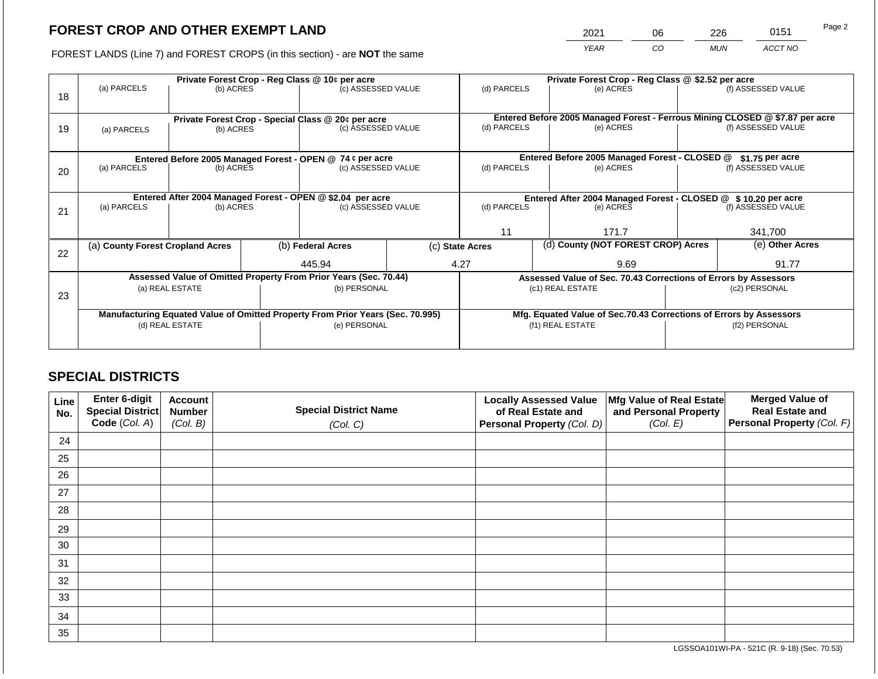## FOREST CROP AND OTHER EXEMPT LAND

FOREST LANDS (Line 7) and FOREST CROPS (in this section) - are **NOT** the same

| 2021 | 06 | 226 | 0151 |
|---|---|---|---|
| *YEAR* | *CO* | *MUN* | *ACCT NO* |

| Line | Private Forest Crop - Reg Class @ 10¢ per acre | | | Private Forest Crop - Reg Class @ $2.52 per acre | | |
|---|---|---|---|---|---|---|
| 18 | (a) PARCELS | (b) ACRES | (c) ASSESSED VALUE | (d) PARCELS | (e) ACRES | (f) ASSESSED VALUE |
| | | | | | | |
| | **Private Forest Crop - Special Class @ 20¢ per acre** | | | **Entered Before 2005 Managed Forest - Ferrous Mining CLOSED @ $7.87 per acre** | | |
| 19 | (a) PARCELS | (b) ACRES | (c) ASSESSED VALUE | (d) PARCELS | (e) ACRES | (f) ASSESSED VALUE |
| | | | | | | |
| | **Entered Before 2005 Managed Forest - OPEN @ 74 ¢ per acre** | | | **Entered Before 2005 Managed Forest - CLOSED @ $1.75 per acre** | | |
| 20 | (a) PARCELS | (b) ACRES | (c) ASSESSED VALUE | (d) PARCELS | (e) ACRES | (f) ASSESSED VALUE |
| | | | | | | |
| | **Entered After 2004 Managed Forest - OPEN @ $2.04 per acre** | | | **Entered After 2004 Managed Forest - CLOSED @ $ 10.20 per acre** | | |
| 21 | (a) PARCELS | (b) ACRES | (c) ASSESSED VALUE | (d) PARCELS | (e) ACRES | (f) ASSESSED VALUE |
| | | | | 11 | 171.7 | 341,700 |

| Line | (a) **County Forest Cropland Acres** | (b) **Federal Acres** | (c) **State Acres** | (d) **County (NOT FOREST CROP) Acres** | (e) **Other Acres** |
|---|---|---|---|---|---|
| 22 | | 445.94 | 4.27 | 9.69 | 91.77 |

| Line | Assessed Value of Omitted Property From Prior Years (Sec. 70.44) | | Assessed Value of Sec. 70.43 Corrections of Errors by Assessors | |
|---|---|---|---|---|
| 23 | (a) REAL ESTATE | (b) PERSONAL | (c1) REAL ESTATE | (c2) PERSONAL |
| | | | | |
| | **Manufacturing Equated Value of Omitted Property From Prior Years (Sec. 70.995)** | | **Mfg. Equated Value of Sec.70.43 Corrections of Errors by Assessors** | |
| | (d) REAL ESTATE | (e) PERSONAL | (f1) REAL ESTATE | (f2) PERSONAL |
| | | | | |

## SPECIAL DISTRICTS

| Line No. | Enter 6-digit Special District Code (*Col. A*) | Account Number (*Col. B*) | Special District Name (*Col. C*) | Locally Assessed Value of Real Estate and Personal Property (*Col. D*) | Mfg Value of Real Estate and Personal Property (*Col. E*) | Merged Value of Real Estate and Personal Property (*Col. F*) |
|---|---|---|---|---|---|---|
| 24 | | | | | | |
| 25 | | | | | | |
| 26 | | | | | | |
| 27 | | | | | | |
| 28 | | | | | | |
| 29 | | | | | | |
| 30 | | | | | | |
| 31 | | | | | | |
| 32 | | | | | | |
| 33 | | | | | | |
| 34 | | | | | | |
| 35 | | | | | | |

LGSSOA101WI-PA - 521C (R. 9-18) (Sec. 70.53)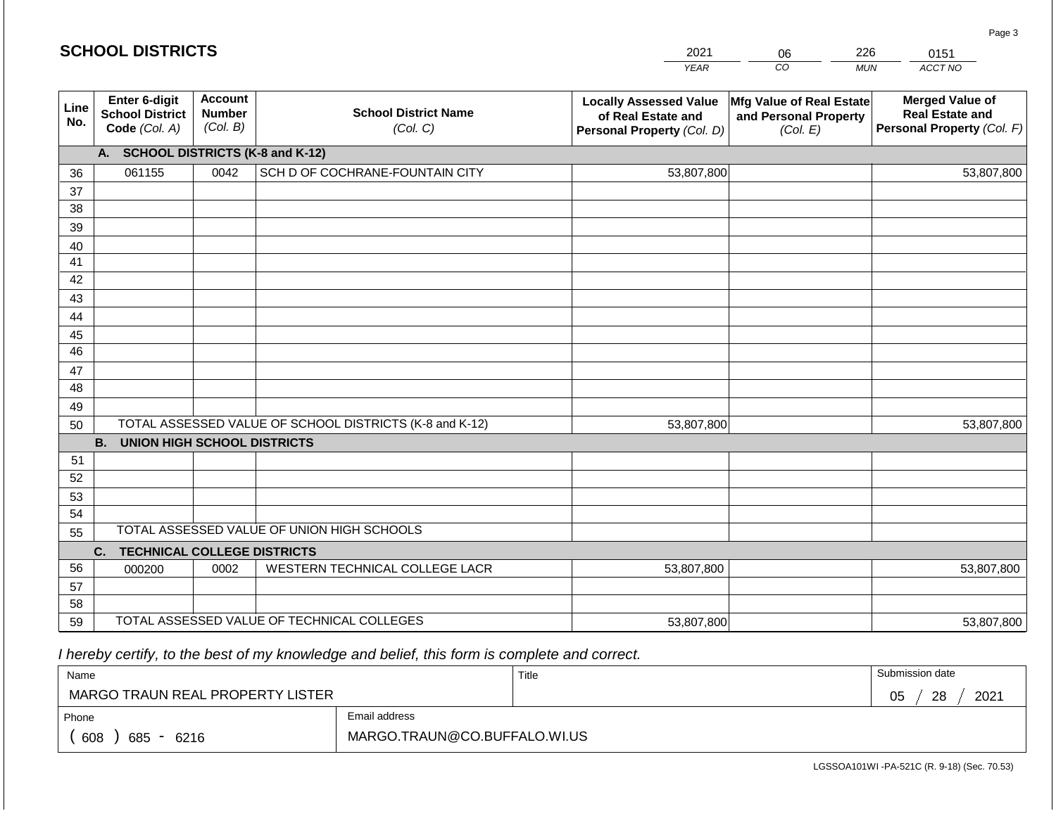## SCHOOL DISTRICTS

| 2021 | 06 | 226 | 0151 |
|---|---|---|---|
| YEAR | CO | MUN | ACCT NO |

| Line No. | Enter 6-digit School District Code (Col. A) | Account Number (Col. B) | School District Name (Col. C) | Locally Assessed Value of Real Estate and Personal Property (Col. D) | Mfg Value of Real Estate and Personal Property (Col. E) | Merged Value of Real Estate and Personal Property (Col. F) |
|---|---|---|---|---|---|---|
| | **A. SCHOOL DISTRICTS (K-8 and K-12)** | | | | | |
| 36 | 061155 | 0042 | SCH D OF COCHRANE-FOUNTAIN CITY | 53,807,800 | | 53,807,800 |
| 37 | | | | | | |
| 38 | | | | | | |
| 39 | | | | | | |
| 40 | | | | | | |
| 41 | | | | | | |
| 42 | | | | | | |
| 43 | | | | | | |
| 44 | | | | | | |
| 45 | | | | | | |
| 46 | | | | | | |
| 47 | | | | | | |
| 48 | | | | | | |
| 49 | | | | | | |
| 50 | | | TOTAL ASSESSED VALUE OF SCHOOL DISTRICTS (K-8 and K-12) | 53,807,800 | | 53,807,800 |
| | **B. UNION HIGH SCHOOL DISTRICTS** | | | | | |
| 51 | | | | | | |
| 52 | | | | | | |
| 53 | | | | | | |
| 54 | | | | | | |
| 55 | | | TOTAL ASSESSED VALUE OF UNION HIGH SCHOOLS | | | |
| | **C. TECHNICAL COLLEGE DISTRICTS** | | | | | |
| 56 | 000200 | 0002 | WESTERN TECHNICAL COLLEGE LACR | 53,807,800 | | 53,807,800 |
| 57 | | | | | | |
| 58 | | | | | | |
| 59 | | | TOTAL ASSESSED VALUE OF TECHNICAL COLLEGES | 53,807,800 | | 53,807,800 |

*I hereby certify, to the best of my knowledge and belief, this form is complete and correct.*

| Name | Title | Submission date |
|---|---|---|
| MARGO TRAUN REAL PROPERTY LISTER | | 05 / 28 / 2021 |

| Phone | Email address |
|---|---|
| ( 608 ) 685 - 6216 | MARGO.TRAUN@CO.BUFFALO.WI.US |

LGSSOA101WI -PA-521C (R. 9-18) (Sec. 70.53)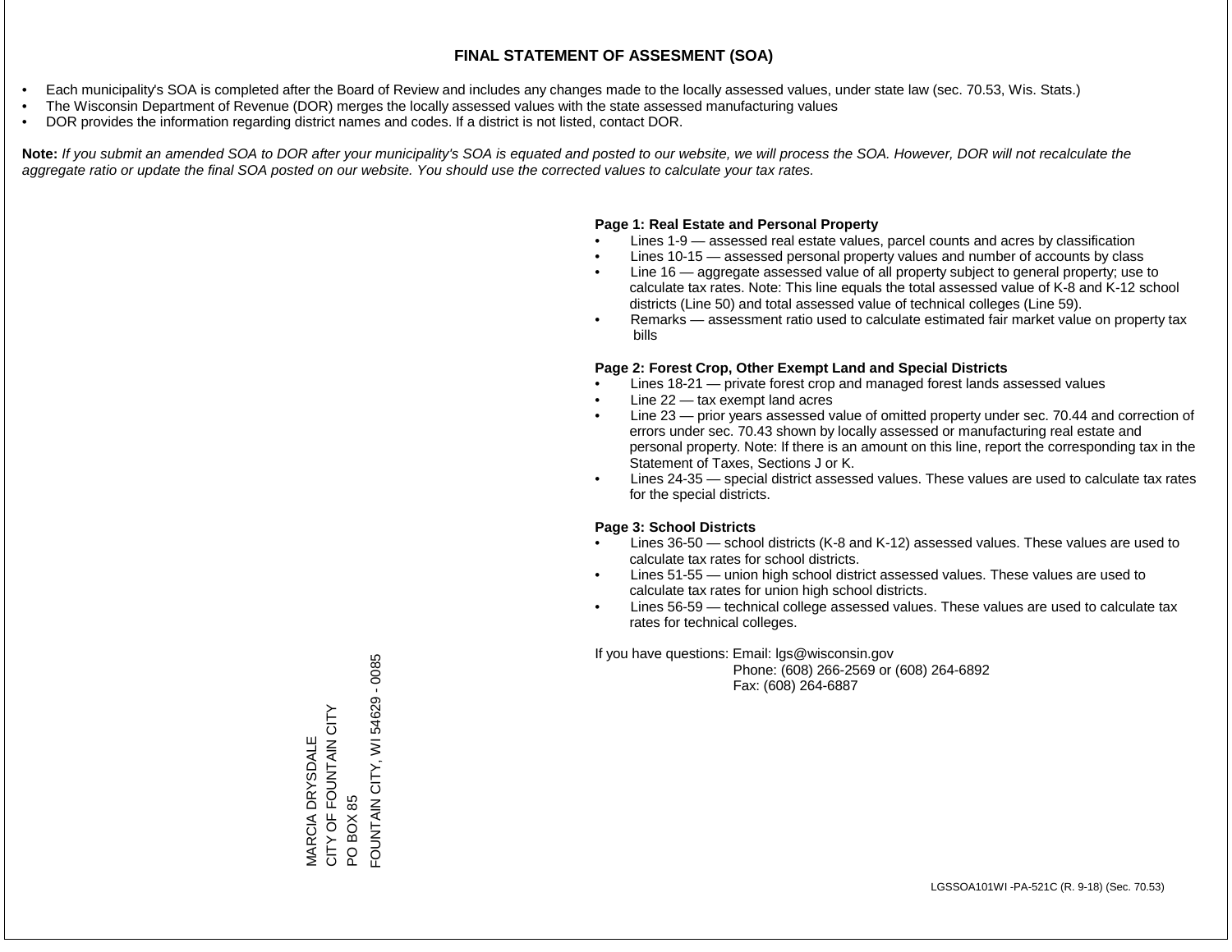## FINAL STATEMENT OF ASSESMENT (SOA)

- Each municipality's SOA is completed after the Board of Review and includes any changes made to the locally assessed values, under state law (sec. 70.53, Wis. Stats.)
- The Wisconsin Department of Revenue (DOR) merges the locally assessed values with the state assessed manufacturing values
- DOR provides the information regarding district names and codes. If a district is not listed, contact DOR.

**Note:** *If you submit an amended SOA to DOR after your municipality's SOA is equated and posted to our website, we will process the SOA. However, DOR will not recalculate the aggregate ratio or update the final SOA posted on our website. You should use the corrected values to calculate your tax rates.*

**Page 1: Real Estate and Personal Property**

- Lines 1-9 — assessed real estate values, parcel counts and acres by classification
- Lines 10-15 — assessed personal property values and number of accounts by class
- Line 16 — aggregate assessed value of all property subject to general property; use to calculate tax rates. Note: This line equals the total assessed value of K-8 and K-12 school districts (Line 50) and total assessed value of technical colleges (Line 59).
- Remarks — assessment ratio used to calculate estimated fair market value on property tax bills

**Page 2: Forest Crop, Other Exempt Land and Special Districts**

- Lines 18-21 — private forest crop and managed forest lands assessed values
- Line 22 — tax exempt land acres
- Line 23 — prior years assessed value of omitted property under sec. 70.44 and correction of errors under sec. 70.43 shown by locally assessed or manufacturing real estate and personal property. Note: If there is an amount on this line, report the corresponding tax in the Statement of Taxes, Sections J or K.
- Lines 24-35 — special district assessed values. These values are used to calculate tax rates for the special districts.

**Page 3: School Districts**

- Lines 36-50 — school districts (K-8 and K-12) assessed values. These values are used to calculate tax rates for school districts.
- Lines 51-55 — union high school district assessed values. These values are used to calculate tax rates for union high school districts.
- Lines 56-59 — technical college assessed values. These values are used to calculate tax rates for technical colleges.

If you have questions: Email: lgs@wisconsin.gov
Phone: (608) 266-2569 or (608) 264-6892
Fax: (608) 264-6887

MARCIA DRYSDALE
CITY OF FOUNTAIN CITY
PO BOX 85
FOUNTAIN CITY, WI 54629 - 0085

LGSSOA101WI -PA-521C (R. 9-18) (Sec. 70.53)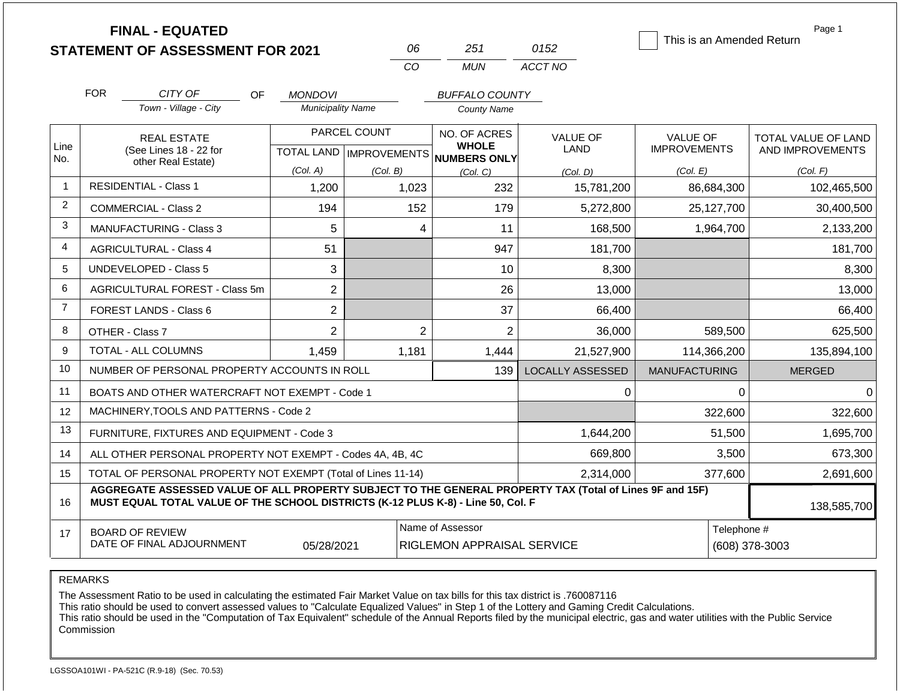# FINAL - EQUATED
## STATEMENT OF ASSESSMENT FOR 2021

| 06 | 251 | 0152 |
|---|---|---|
| CO | MUN | ACCT NO |

☐ This is an Amended Return

FOR *CITY OF* (Town - Village - City) OF *MONDOVI* (Municipality Name) *BUFFALO COUNTY* (County Name)

| Line No. | REAL ESTATE (See Lines 18 - 22 for other Real Estate) | PARCEL COUNT TOTAL LAND (Col. A) | PARCEL COUNT IMPROVEMENTS (Col. B) | NO. OF ACRES WHOLE NUMBERS ONLY (Col. C) | VALUE OF LAND (Col. D) | VALUE OF IMPROVEMENTS (Col. E) | TOTAL VALUE OF LAND AND IMPROVEMENTS (Col. F) |
|---|---|---|---|---|---|---|---|
| 1 | RESIDENTIAL - Class 1 | 1,200 | 1,023 | 232 | 15,781,200 | 86,684,300 | 102,465,500 |
| 2 | COMMERCIAL - Class 2 | 194 | 152 | 179 | 5,272,800 | 25,127,700 | 30,400,500 |
| 3 | MANUFACTURING - Class 3 | 5 | 4 | 11 | 168,500 | 1,964,700 | 2,133,200 |
| 4 | AGRICULTURAL - Class 4 | 51 | | 947 | 181,700 | | 181,700 |
| 5 | UNDEVELOPED - Class 5 | 3 | | 10 | 8,300 | | 8,300 |
| 6 | AGRICULTURAL FOREST - Class 5m | 2 | | 26 | 13,000 | | 13,000 |
| 7 | FOREST LANDS - Class 6 | 2 | | 37 | 66,400 | | 66,400 |
| 8 | OTHER - Class 7 | 2 | 2 | 2 | 36,000 | 589,500 | 625,500 |
| 9 | TOTAL - ALL COLUMNS | 1,459 | 1,181 | 1,444 | 21,527,900 | 114,366,200 | 135,894,100 |
| 10 | NUMBER OF PERSONAL PROPERTY ACCOUNTS IN ROLL | | | 139 | LOCALLY ASSESSED | MANUFACTURING | MERGED |
| 11 | BOATS AND OTHER WATERCRAFT NOT EXEMPT - Code 1 | | | | 0 | 0 | 0 |
| 12 | MACHINERY,TOOLS AND PATTERNS - Code 2 | | | | | 322,600 | 322,600 |
| 13 | FURNITURE, FIXTURES AND EQUIPMENT - Code 3 | | | | 1,644,200 | 51,500 | 1,695,700 |
| 14 | ALL OTHER PERSONAL PROPERTY NOT EXEMPT - Codes 4A, 4B, 4C | | | | 669,800 | 3,500 | 673,300 |
| 15 | TOTAL OF PERSONAL PROPERTY NOT EXEMPT (Total of Lines 11-14) | | | | 2,314,000 | 377,600 | 2,691,600 |
| 16 | **AGGREGATE ASSESSED VALUE OF ALL PROPERTY SUBJECT TO THE GENERAL PROPERTY TAX (Total of Lines 9F and 15F) MUST EQUAL TOTAL VALUE OF THE SCHOOL DISTRICTS (K-12 PLUS K-8) - Line 50, Col. F** | | | | | | 138,585,700 |
| 17 | BOARD OF REVIEW DATE OF FINAL ADJOURNMENT | 05/28/2021 | | Name of Assessor: RIGLEMON APPRAISAL SERVICE | | | Telephone #: (608) 378-3003 |

REMARKS

The Assessment Ratio to be used in calculating the estimated Fair Market Value on tax bills for this tax district is .760087116
This ratio should be used to convert assessed values to "Calculate Equalized Values" in Step 1 of the Lottery and Gaming Credit Calculations.
This ratio should be used in the "Computation of Tax Equivalent" schedule of the Annual Reports filed by the municipal electric, gas and water utilities with the Public Service Commission

LGSSOA101WI - PA-521C (R.9-18) (Sec. 70.53)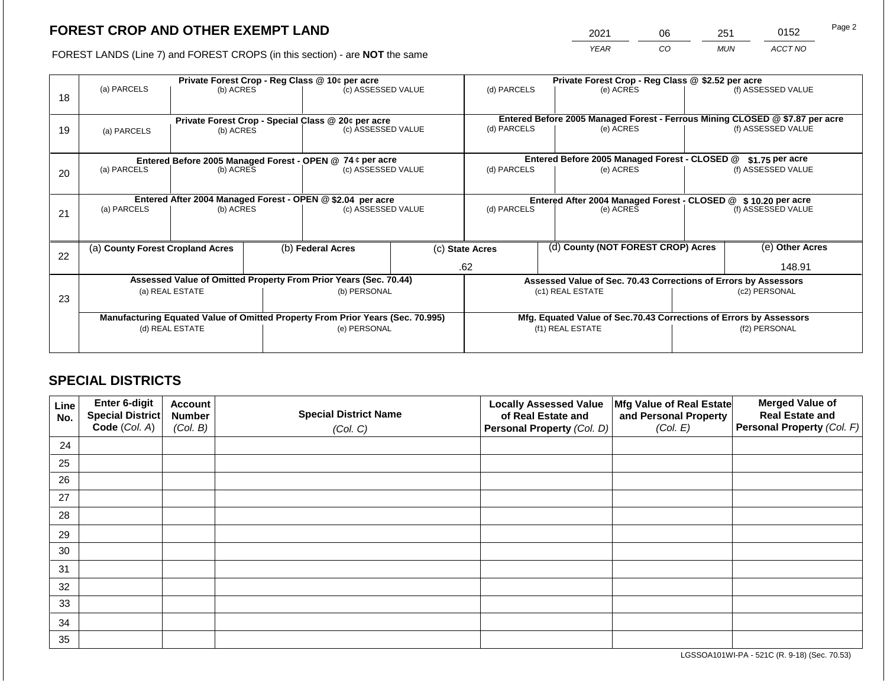## FOREST CROP AND OTHER EXEMPT LAND

FOREST LANDS (Line 7) and FOREST CROPS (in this section) - are **NOT** the same

| YEAR | CO | MUN | ACCT NO |
|---|---|---|---|
| 2021 | 06 | 251 | 0152 |

| Line | Private Forest Crop - Reg Class @ 10¢ per acre | | | Private Forest Crop - Reg Class @ $2.52 per acre | | |
|---|---|---|---|---|---|---|
| 18 | (a) PARCELS | (b) ACRES | (c) ASSESSED VALUE | (d) PARCELS | (e) ACRES | (f) ASSESSED VALUE |
| | | | | | | |
| | **Private Forest Crop - Special Class @ 20¢ per acre** | | | **Entered Before 2005 Managed Forest - Ferrous Mining CLOSED @ $7.87 per acre** | | |
| 19 | (a) PARCELS | (b) ACRES | (c) ASSESSED VALUE | (d) PARCELS | (e) ACRES | (f) ASSESSED VALUE |
| | | | | | | |
| | **Entered Before 2005 Managed Forest - OPEN @ 74 ¢ per acre** | | | **Entered Before 2005 Managed Forest - CLOSED @ $1.75 per acre** | | |
| 20 | (a) PARCELS | (b) ACRES | (c) ASSESSED VALUE | (d) PARCELS | (e) ACRES | (f) ASSESSED VALUE |
| | | | | | | |
| | **Entered After 2004 Managed Forest - OPEN @ $2.04 per acre** | | | **Entered After 2004 Managed Forest - CLOSED @ $ 10.20 per acre** | | |
| 21 | (a) PARCELS | (b) ACRES | (c) ASSESSED VALUE | (d) PARCELS | (e) ACRES | (f) ASSESSED VALUE |
| | | | | | | |

| Line | (a) County Forest Cropland Acres | (b) Federal Acres | (c) State Acres | (d) County (NOT FOREST CROP) Acres | (e) Other Acres |
|---|---|---|---|---|---|
| 22 | | | .62 | | 148.91 |

| Line | Assessed Value of Omitted Property From Prior Years (Sec. 70.44) | | Assessed Value of Sec. 70.43 Corrections of Errors by Assessors | |
|---|---|---|---|---|
| 23 | (a) REAL ESTATE | (b) PERSONAL | (c1) REAL ESTATE | (c2) PERSONAL |
| | | | | |
| | **Manufacturing Equated Value of Omitted Property From Prior Years (Sec. 70.995)** | | **Mfg. Equated Value of Sec.70.43 Corrections of Errors by Assessors** | |
| | (d) REAL ESTATE | (e) PERSONAL | (f1) REAL ESTATE | (f2) PERSONAL |
| | | | | |

## SPECIAL DISTRICTS

| Line No. | Enter 6-digit Special District Code (Col. A) | Account Number (Col. B) | Special District Name (Col. C) | Locally Assessed Value of Real Estate and Personal Property (Col. D) | Mfg Value of Real Estate and Personal Property (Col. E) | Merged Value of Real Estate and Personal Property (Col. F) |
|---|---|---|---|---|---|---|
| 24 | | | | | | |
| 25 | | | | | | |
| 26 | | | | | | |
| 27 | | | | | | |
| 28 | | | | | | |
| 29 | | | | | | |
| 30 | | | | | | |
| 31 | | | | | | |
| 32 | | | | | | |
| 33 | | | | | | |
| 34 | | | | | | |
| 35 | | | | | | |

LGSSOA101WI-PA - 521C (R. 9-18) (Sec. 70.53)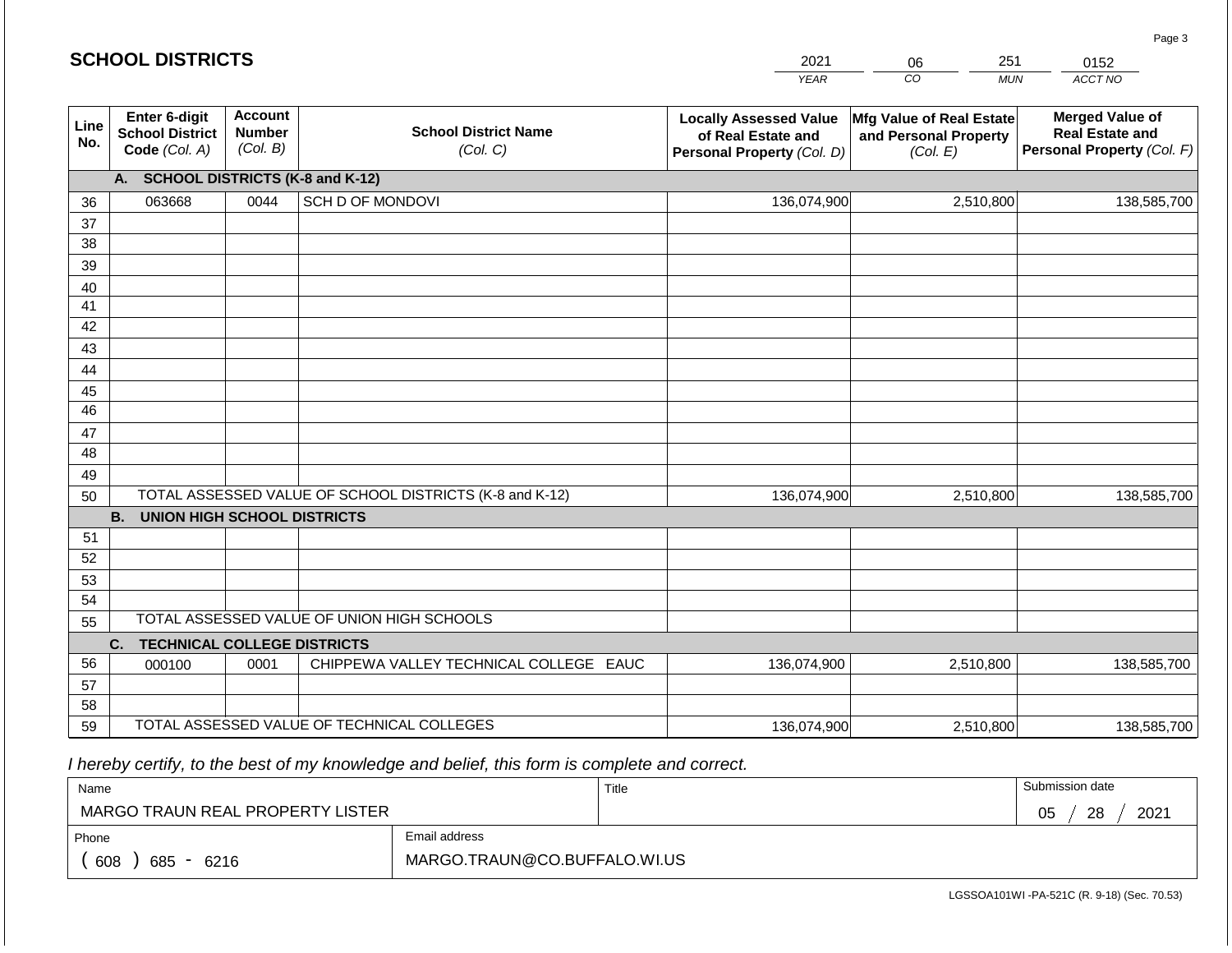## SCHOOL DISTRICTS

| 2021 | 06 | 251 | 0152 |
|---|---|---|---|
| *YEAR* | *CO* | *MUN* | *ACCT NO* |

| Line No. | Enter 6-digit School District Code *(Col. A)* | Account Number *(Col. B)* | School District Name *(Col. C)* | Locally Assessed Value of Real Estate and Personal Property *(Col. D)* | Mfg Value of Real Estate and Personal Property *(Col. E)* | Merged Value of Real Estate and Personal Property *(Col. F)* |
|---|---|---|---|---|---|---|
| | **A. SCHOOL DISTRICTS (K-8 and K-12)** | | | | | |
| 36 | 063668 | 0044 | SCH D OF MONDOVI | 136,074,900 | 2,510,800 | 138,585,700 |
| 37 | | | | | | |
| 38 | | | | | | |
| 39 | | | | | | |
| 40 | | | | | | |
| 41 | | | | | | |
| 42 | | | | | | |
| 43 | | | | | | |
| 44 | | | | | | |
| 45 | | | | | | |
| 46 | | | | | | |
| 47 | | | | | | |
| 48 | | | | | | |
| 49 | | | | | | |
| 50 | TOTAL ASSESSED VALUE OF SCHOOL DISTRICTS (K-8 and K-12) | | | 136,074,900 | 2,510,800 | 138,585,700 |
| | **B. UNION HIGH SCHOOL DISTRICTS** | | | | | |
| 51 | | | | | | |
| 52 | | | | | | |
| 53 | | | | | | |
| 54 | | | | | | |
| 55 | TOTAL ASSESSED VALUE OF UNION HIGH SCHOOLS | | | | | |
| | **C. TECHNICAL COLLEGE DISTRICTS** | | | | | |
| 56 | 000100 | 0001 | CHIPPEWA VALLEY TECHNICAL COLLEGE EAUC | 136,074,900 | 2,510,800 | 138,585,700 |
| 57 | | | | | | |
| 58 | | | | | | |
| 59 | TOTAL ASSESSED VALUE OF TECHNICAL COLLEGES | | | 136,074,900 | 2,510,800 | 138,585,700 |

*I hereby certify, to the best of my knowledge and belief, this form is complete and correct.*

| Name | Title | Submission date |
|---|---|---|
| MARGO TRAUN REAL PROPERTY LISTER | | 05 / 28 / 2021 |
| Phone | Email address | |
| ( 608 ) 685 - 6216 | MARGO.TRAUN@CO.BUFFALO.WI.US | |

LGSSOA101WI -PA-521C (R. 9-18) (Sec. 70.53)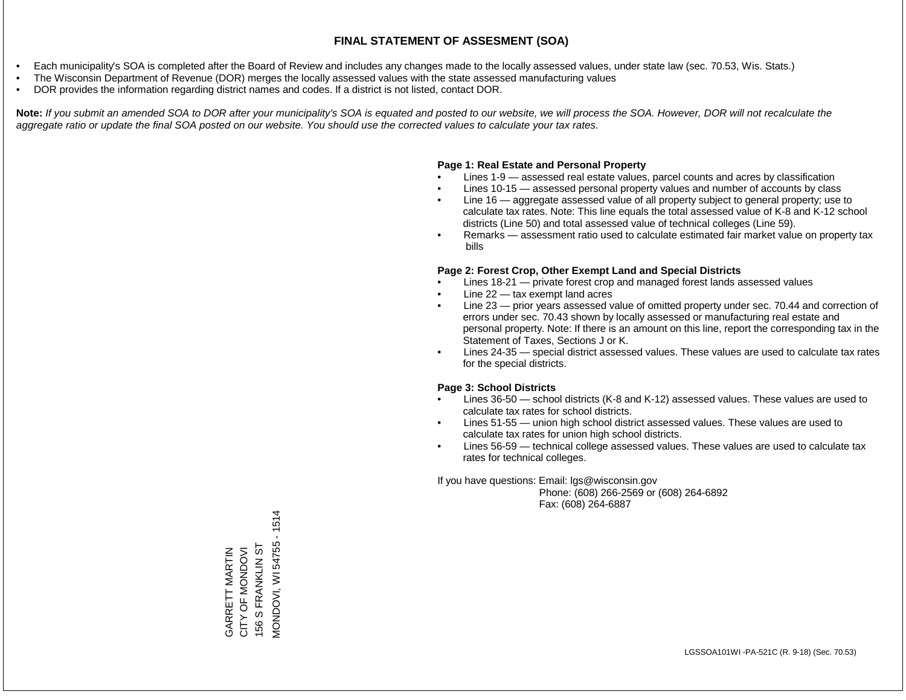# FINAL STATEMENT OF ASSESMENT (SOA)

- Each municipality's SOA is completed after the Board of Review and includes any changes made to the locally assessed values, under state law (sec. 70.53, Wis. Stats.)
- The Wisconsin Department of Revenue (DOR) merges the locally assessed values with the state assessed manufacturing values
- DOR provides the information regarding district names and codes. If a district is not listed, contact DOR.

**Note:** *If you submit an amended SOA to DOR after your municipality's SOA is equated and posted to our website, we will process the SOA. However, DOR will not recalculate the aggregate ratio or update the final SOA posted on our website. You should use the corrected values to calculate your tax rates.*

**Page 1: Real Estate and Personal Property**

- Lines 1-9 — assessed real estate values, parcel counts and acres by classification
- Lines 10-15 — assessed personal property values and number of accounts by class
- Line 16 — aggregate assessed value of all property subject to general property; use to calculate tax rates. Note: This line equals the total assessed value of K-8 and K-12 school districts (Line 50) and total assessed value of technical colleges (Line 59).
- Remarks — assessment ratio used to calculate estimated fair market value on property tax bills

**Page 2: Forest Crop, Other Exempt Land and Special Districts**

- Lines 18-21 — private forest crop and managed forest lands assessed values
- Line 22 — tax exempt land acres
- Line 23 — prior years assessed value of omitted property under sec. 70.44 and correction of errors under sec. 70.43 shown by locally assessed or manufacturing real estate and personal property. Note: If there is an amount on this line, report the corresponding tax in the Statement of Taxes, Sections J or K.
- Lines 24-35 — special district assessed values. These values are used to calculate tax rates for the special districts.

**Page 3: School Districts**

- Lines 36-50 — school districts (K-8 and K-12) assessed values. These values are used to calculate tax rates for school districts.
- Lines 51-55 — union high school district assessed values. These values are used to calculate tax rates for union high school districts.
- Lines 56-59 — technical college assessed values. These values are used to calculate tax rates for technical colleges.

If you have questions: Email: lgs@wisconsin.gov
Phone: (608) 266-2569 or (608) 264-6892
Fax: (608) 264-6887

GARRETT MARTIN
CITY OF MONDOVI
156 S FRANKLIN ST
MONDOVI, WI 54755 - 1514

LGSSOA101WI -PA-521C (R. 9-18) (Sec. 70.53)